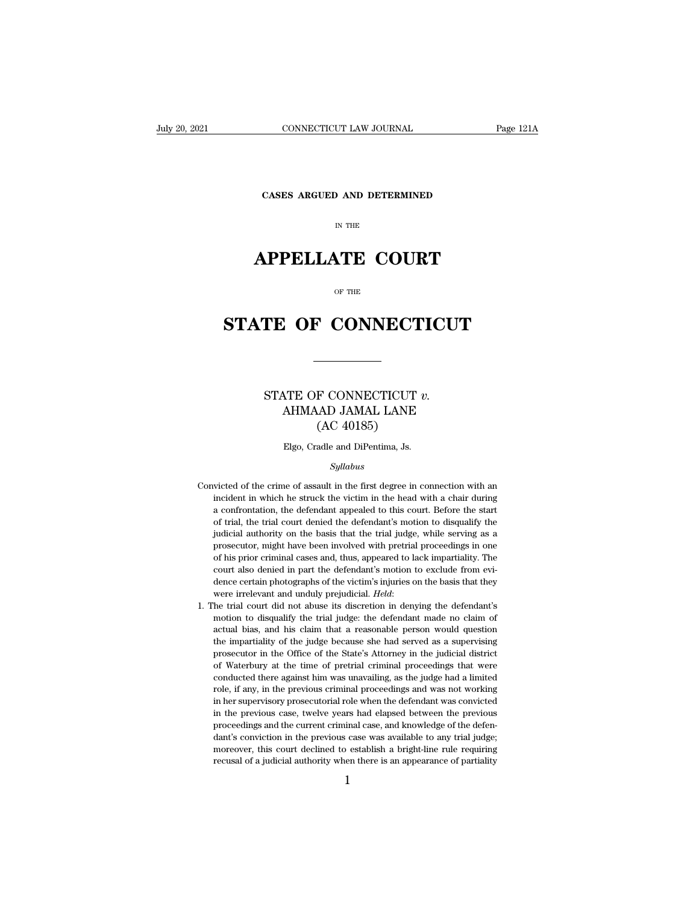**CASES ARGUED AND DETERMINED**

IN THE

# APPELLATE COURT

OF THE

# STATE OF CONNECTICUT

---

## STATE OF CONNECTICUT *v.* AHMAAD JAMAL LANE (AC 40185)

Elgo, Cradle and DiPentima, Js.

*Syllabus*

Convicted of the crime of assault in the first degree in connection with an incident in which he struck the victim in the head with a chair during a confrontation, the defendant appealed to this court. Before the start of trial, the trial court denied the defendant's motion to disqualify the judicial authority on the basis that the trial judge, while serving as a prosecutor, might have been involved with pretrial proceedings in one of his prior criminal cases and, thus, appeared to lack impartiality. The court also denied in part the defendant's motion to exclude from evidence certain photographs of the victim's injuries on the basis that they were irrelevant and unduly prejudicial. *Held*:

1. The trial court did not abuse its discretion in denying the defendant's motion to disqualify the trial judge: the defendant made no claim of actual bias, and his claim that a reasonable person would question the impartiality of the judge because she had served as a supervising prosecutor in the Office of the State's Attorney in the judicial district of Waterbury at the time of pretrial criminal proceedings that were conducted there against him was unavailing, as the judge had a limited role, if any, in the previous criminal proceedings and was not working in her supervisory prosecutorial role when the defendant was convicted in the previous case, twelve years had elapsed between the previous proceedings and the current criminal case, and knowledge of the defendant's conviction in the previous case was available to any trial judge; moreover, this court declined to establish a bright-line rule requiring recusal of a judicial authority when there is an appearance of partiality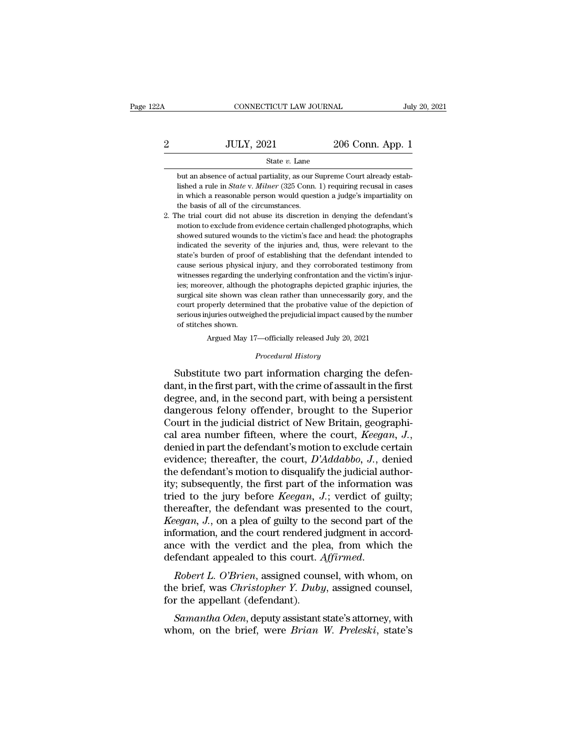but an absence of actual partiality, as our Supreme Court already established a rule in *State* v. *Milner* (325 Conn. 1) requiring recusal in cases in which a reasonable person would question a judge's impartiality on the basis of all of the circumstances.

2. The trial court did not abuse its discretion in denying the defendant's motion to exclude from evidence certain challenged photographs, which showed sutured wounds to the victim's face and head: the photographs indicated the severity of the injuries and, thus, were relevant to the state's burden of proof of establishing that the defendant intended to cause serious physical injury, and they corroborated testimony from witnesses regarding the underlying confrontation and the victim's injuries; moreover, although the photographs depicted graphic injuries, the surgical site shown was clean rather than unnecessarily gory, and the court properly determined that the probative value of the depiction of serious injuries outweighed the prejudicial impact caused by the number of stitches shown.

Argued May 17—officially released July 20, 2021

*Procedural History*

Substitute two part information charging the defendant, in the first part, with the crime of assault in the first degree, and, in the second part, with being a persistent dangerous felony offender, brought to the Superior Court in the judicial district of New Britain, geographical area number fifteen, where the court, *Keegan, J.*, denied in part the defendant's motion to exclude certain evidence; thereafter, the court, *D'Addabbo, J.*, denied the defendant's motion to disqualify the judicial authority; subsequently, the first part of the information was tried to the jury before *Keegan, J.*; verdict of guilty; thereafter, the defendant was presented to the court, *Keegan, J.*, on a plea of guilty to the second part of the information, and the court rendered judgment in accordance with the verdict and the plea, from which the defendant appealed to this court. *Affirmed.*

*Robert L. O'Brien*, assigned counsel, with whom, on the brief, was *Christopher Y. Duby*, assigned counsel, for the appellant (defendant).

*Samantha Oden*, deputy assistant state's attorney, with whom, on the brief, were *Brian W. Preleski*, state's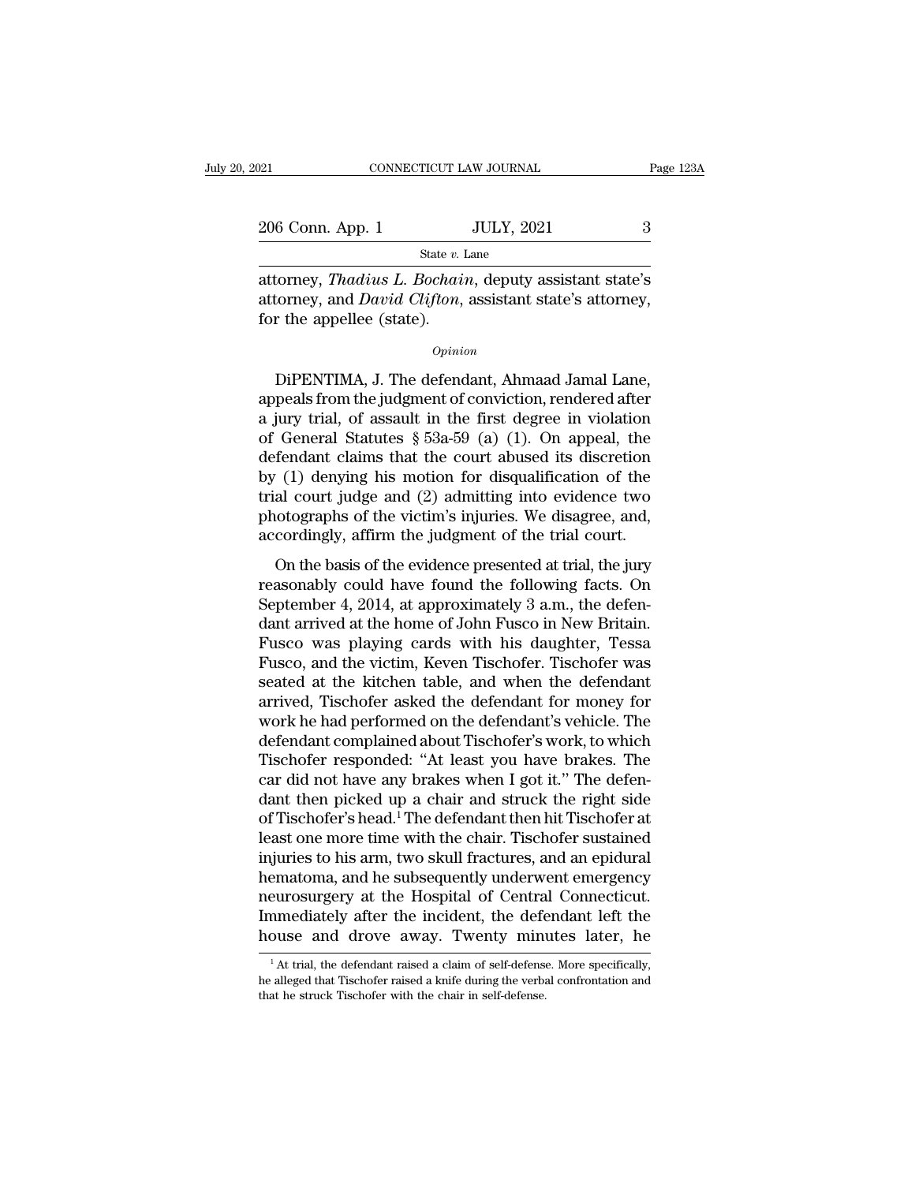attorney, *Thadius L. Bochain*, deputy assistant state's attorney, and *David Clifton*, assistant state's attorney, for the appellee (state).

*Opinion*

DiPENTIMA, J. The defendant, Ahmaad Jamal Lane, appeals from the judgment of conviction, rendered after a jury trial, of assault in the first degree in violation of General Statutes § 53a-59 (a) (1). On appeal, the defendant claims that the court abused its discretion by (1) denying his motion for disqualification of the trial court judge and (2) admitting into evidence two photographs of the victim's injuries. We disagree, and, accordingly, affirm the judgment of the trial court.

On the basis of the evidence presented at trial, the jury reasonably could have found the following facts. On September 4, 2014, at approximately 3 a.m., the defendant arrived at the home of John Fusco in New Britain. Fusco was playing cards with his daughter, Tessa Fusco, and the victim, Keven Tischofer. Tischofer was seated at the kitchen table, and when the defendant arrived, Tischofer asked the defendant for money for work he had performed on the defendant's vehicle. The defendant complained about Tischofer's work, to which Tischofer responded: "At least you have brakes. The car did not have any brakes when I got it." The defendant then picked up a chair and struck the right side of Tischofer's head.[1] The defendant then hit Tischofer at least one more time with the chair. Tischofer sustained injuries to his arm, two skull fractures, and an epidural hematoma, and he subsequently underwent emergency neurosurgery at the Hospital of Central Connecticut. Immediately after the incident, the defendant left the house and drove away. Twenty minutes later, he

[1] At trial, the defendant raised a claim of self-defense. More specifically, he alleged that Tischofer raised a knife during the verbal confrontation and that he struck Tischofer with the chair in self-defense.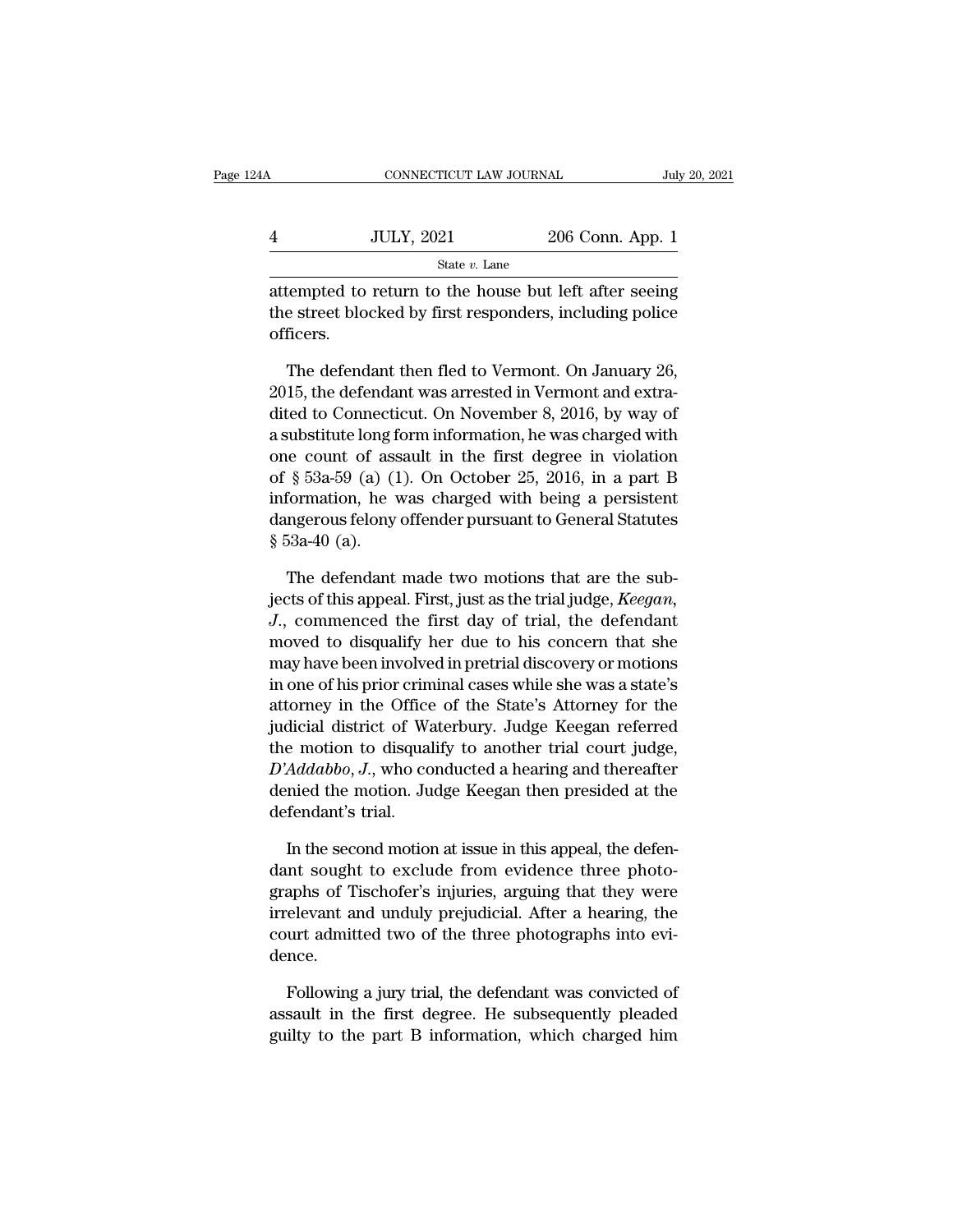attempted to return to the house but left after seeing the street blocked by first responders, including police officers.

The defendant then fled to Vermont. On January 26, 2015, the defendant was arrested in Vermont and extradited to Connecticut. On November 8, 2016, by way of a substitute long form information, he was charged with one count of assault in the first degree in violation of § 53a-59 (a) (1). On October 25, 2016, in a part B information, he was charged with being a persistent dangerous felony offender pursuant to General Statutes § 53a-40 (a).

The defendant made two motions that are the subjects of this appeal. First, just as the trial judge, *Keegan, J.*, commenced the first day of trial, the defendant moved to disqualify her due to his concern that she may have been involved in pretrial discovery or motions in one of his prior criminal cases while she was a state's attorney in the Office of the State's Attorney for the judicial district of Waterbury. Judge Keegan referred the motion to disqualify to another trial court judge, *D'Addabbo, J.*, who conducted a hearing and thereafter denied the motion. Judge Keegan then presided at the defendant's trial.

In the second motion at issue in this appeal, the defendant sought to exclude from evidence three photographs of Tischofer's injuries, arguing that they were irrelevant and unduly prejudicial. After a hearing, the court admitted two of the three photographs into evidence.

Following a jury trial, the defendant was convicted of assault in the first degree. He subsequently pleaded guilty to the part B information, which charged him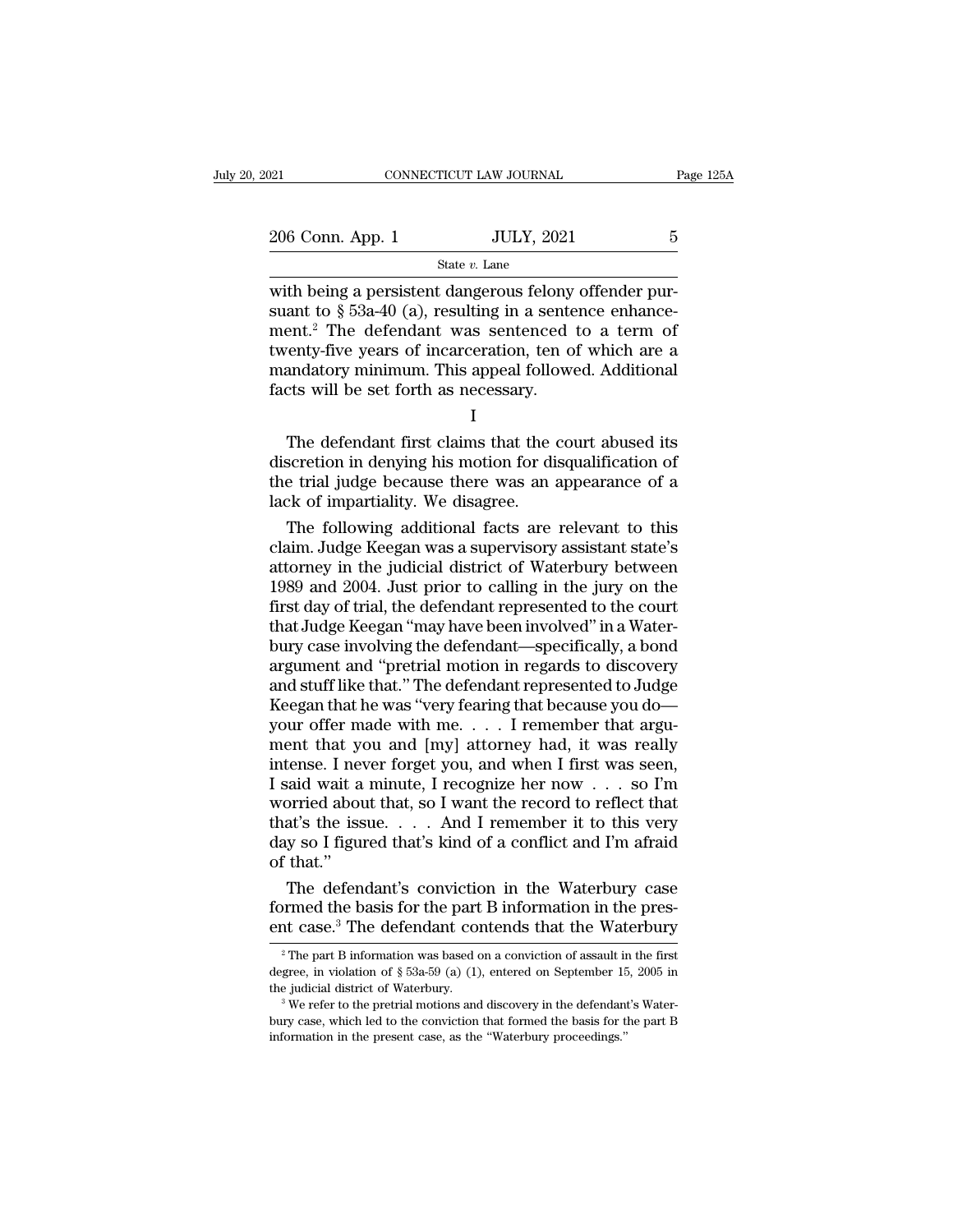with being a persistent dangerous felony offender pursuant to § 53a-40 (a), resulting in a sentence enhancement.[2] The defendant was sentenced to a term of twenty-five years of incarceration, ten of which are a mandatory minimum. This appeal followed. Additional facts will be set forth as necessary.

I

The defendant first claims that the court abused its discretion in denying his motion for disqualification of the trial judge because there was an appearance of a lack of impartiality. We disagree.

The following additional facts are relevant to this claim. Judge Keegan was a supervisory assistant state's attorney in the judicial district of Waterbury between 1989 and 2004. Just prior to calling in the jury on the first day of trial, the defendant represented to the court that Judge Keegan "may have been involved" in a Waterbury case involving the defendant—specifically, a bond argument and "pretrial motion in regards to discovery and stuff like that." The defendant represented to Judge Keegan that he was "very fearing that because you do—your offer made with me. . . . I remember that argument that you and [my] attorney had, it was really intense. I never forget you, and when I first was seen, I said wait a minute, I recognize her now . . . so I'm worried about that, so I want the record to reflect that that's the issue. . . . And I remember it to this very day so I figured that's kind of a conflict and I'm afraid of that."

The defendant's conviction in the Waterbury case formed the basis for the part B information in the present case.[3] The defendant contends that the Waterbury

[2] The part B information was based on a conviction of assault in the first degree, in violation of § 53a-59 (a) (1), entered on September 15, 2005 in the judicial district of Waterbury.

[3] We refer to the pretrial motions and discovery in the defendant's Waterbury case, which led to the conviction that formed the basis for the part B information in the present case, as the "Waterbury proceedings."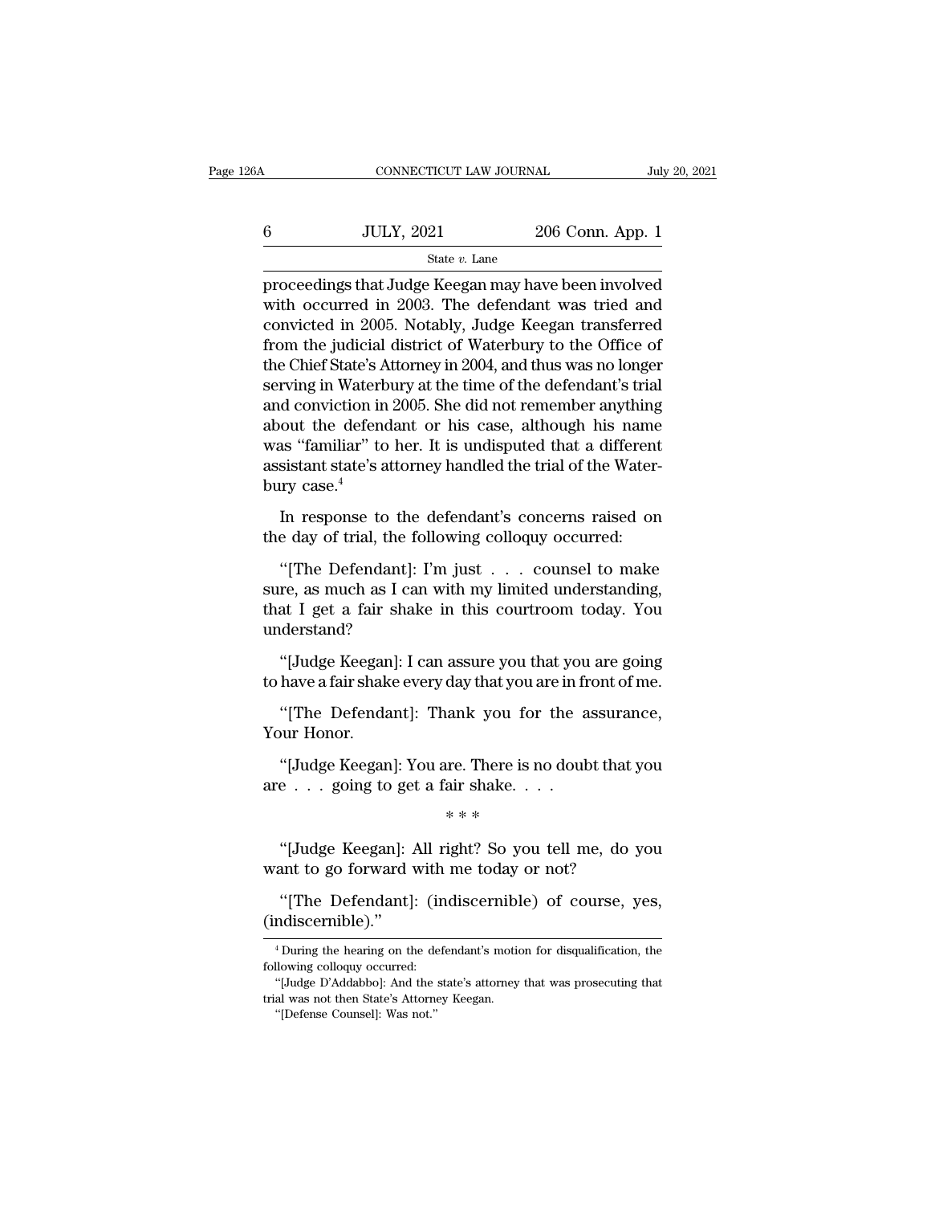proceedings that Judge Keegan may have been involved with occurred in 2003. The defendant was tried and convicted in 2005. Notably, Judge Keegan transferred from the judicial district of Waterbury to the Office of the Chief State's Attorney in 2004, and thus was no longer serving in Waterbury at the time of the defendant's trial and conviction in 2005. She did not remember anything about the defendant or his case, although his name was "familiar" to her. It is undisputed that a different assistant state's attorney handled the trial of the Waterbury case.[4]

In response to the defendant's concerns raised on the day of trial, the following colloquy occurred:

"[The Defendant]: I'm just . . . counsel to make sure, as much as I can with my limited understanding, that I get a fair shake in this courtroom today. You understand?

"[Judge Keegan]: I can assure you that you are going to have a fair shake every day that you are in front of me.

"[The Defendant]: Thank you for the assurance, Your Honor.

"[Judge Keegan]: You are. There is no doubt that you are . . . going to get a fair shake. . . .

\* \* \*

"[Judge Keegan]: All right? So you tell me, do you want to go forward with me today or not?

"[The Defendant]: (indiscernible) of course, yes, (indiscernible)."

---

[4] During the hearing on the defendant's motion for disqualification, the following colloquy occurred:

"[Judge D'Addabbo]: And the state's attorney that was prosecuting that trial was not then State's Attorney Keegan.

"[Defense Counsel]: Was not."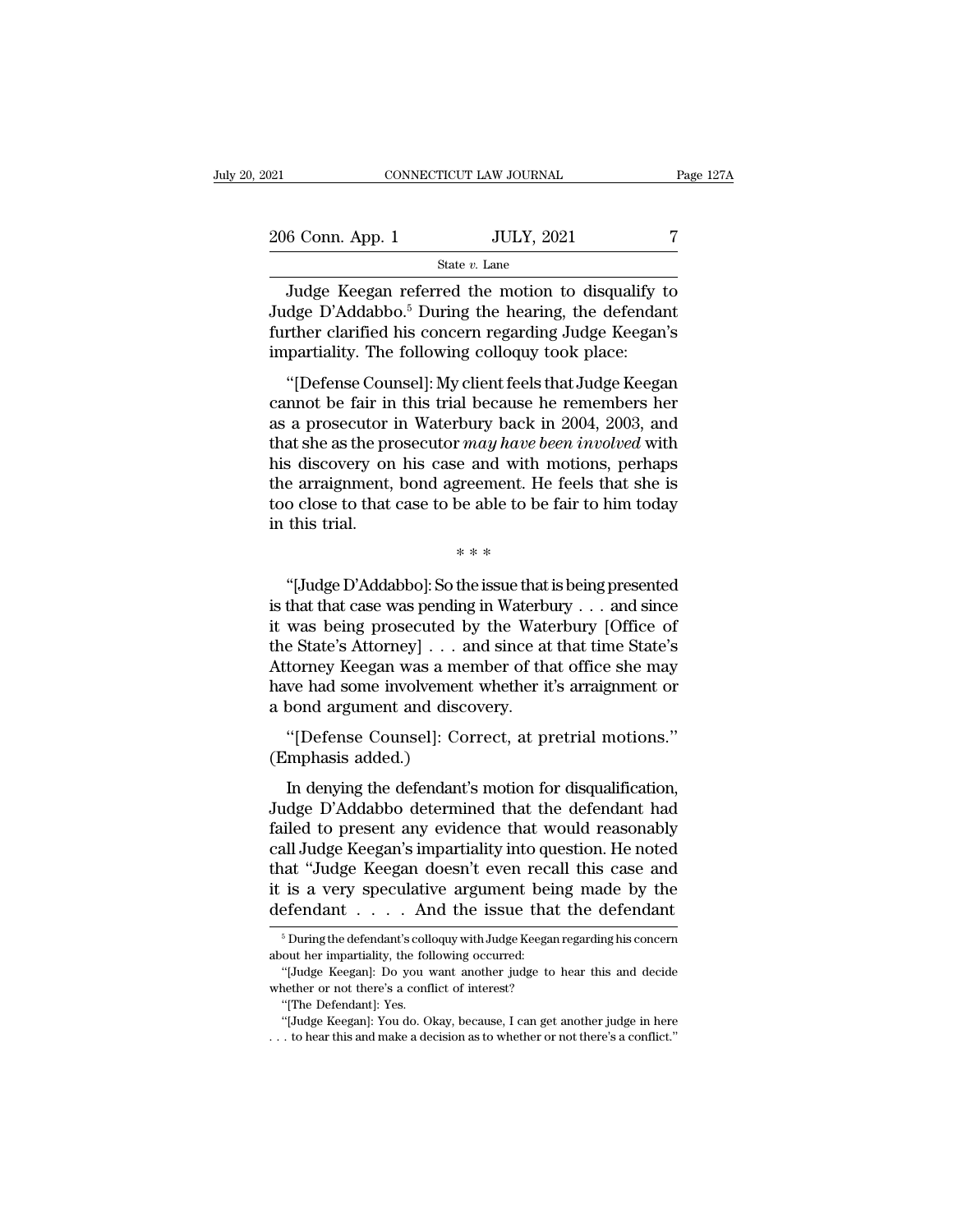Judge Keegan referred the motion to disqualify to Judge D'Addabbo.[5] During the hearing, the defendant further clarified his concern regarding Judge Keegan's impartiality. The following colloquy took place:

"[Defense Counsel]: My client feels that Judge Keegan cannot be fair in this trial because he remembers her as a prosecutor in Waterbury back in 2004, 2003, and that she as the prosecutor *may have been involved* with his discovery on his case and with motions, perhaps the arraignment, bond agreement. He feels that she is too close to that case to be able to be fair to him today in this trial.

\* \* \*

"[Judge D'Addabbo]: So the issue that is being presented is that that case was pending in Waterbury . . . and since it was being prosecuted by the Waterbury [Office of the State's Attorney] . . . and since at that time State's Attorney Keegan was a member of that office she may have had some involvement whether it's arraignment or a bond argument and discovery.

"[Defense Counsel]: Correct, at pretrial motions." (Emphasis added.)

In denying the defendant's motion for disqualification, Judge D'Addabbo determined that the defendant had failed to present any evidence that would reasonably call Judge Keegan's impartiality into question. He noted that "Judge Keegan doesn't even recall this case and it is a very speculative argument being made by the defendant . . . . And the issue that the defendant

[5] During the defendant's colloquy with Judge Keegan regarding his concern about her impartiality, the following occurred:

"[Judge Keegan]: Do you want another judge to hear this and decide whether or not there's a conflict of interest?

"[The Defendant]: Yes.

"[Judge Keegan]: You do. Okay, because, I can get another judge in here . . . to hear this and make a decision as to whether or not there's a conflict."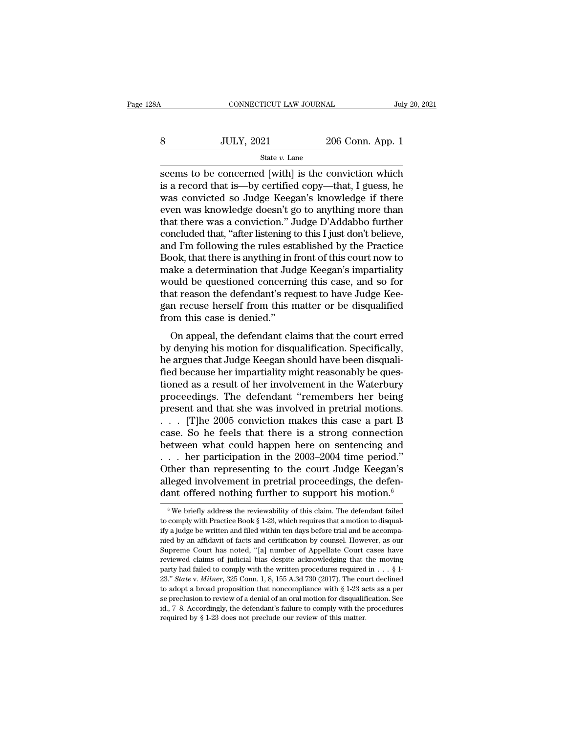seems to be concerned [with] is the conviction which is a record that is—by certified copy—that, I guess, he was convicted so Judge Keegan's knowledge if there even was knowledge doesn't go to anything more than that there was a conviction.'' Judge D'Addabbo further concluded that, ''after listening to this I just don't believe, and I'm following the rules established by the Practice Book, that there is anything in front of this court now to make a determination that Judge Keegan's impartiality would be questioned concerning this case, and so for that reason the defendant's request to have Judge Keegan recuse herself from this matter or be disqualified from this case is denied.''

On appeal, the defendant claims that the court erred by denying his motion for disqualification. Specifically, he argues that Judge Keegan should have been disqualified because her impartiality might reasonably be questioned as a result of her involvement in the Waterbury proceedings. The defendant ''remembers her being present and that she was involved in pretrial motions. . . . [T]he 2005 conviction makes this case a part B case. So he feels that there is a strong connection between what could happen here on sentencing and . . . her participation in the 2003–2004 time period.'' Other than representing to the court Judge Keegan's alleged involvement in pretrial proceedings, the defendant offered nothing further to support his motion.[6]

[6] We briefly address the reviewability of this claim. The defendant failed to comply with Practice Book § 1-23, which requires that a motion to disqualify a judge be written and filed within ten days before trial and be accompanied by an affidavit of facts and certification by counsel. However, as our Supreme Court has noted, ''[a] number of Appellate Court cases have reviewed claims of judicial bias despite acknowledging that the moving party had failed to comply with the written procedures required in . . . § 1-23.'' *State* v. *Milner*, 325 Conn. 1, 8, 155 A.3d 730 (2017). The court declined to adopt a broad proposition that noncompliance with § 1-23 acts as a per se preclusion to review of a denial of an oral motion for disqualification. See id., 7–8. Accordingly, the defendant's failure to comply with the procedures required by § 1-23 does not preclude our review of this matter.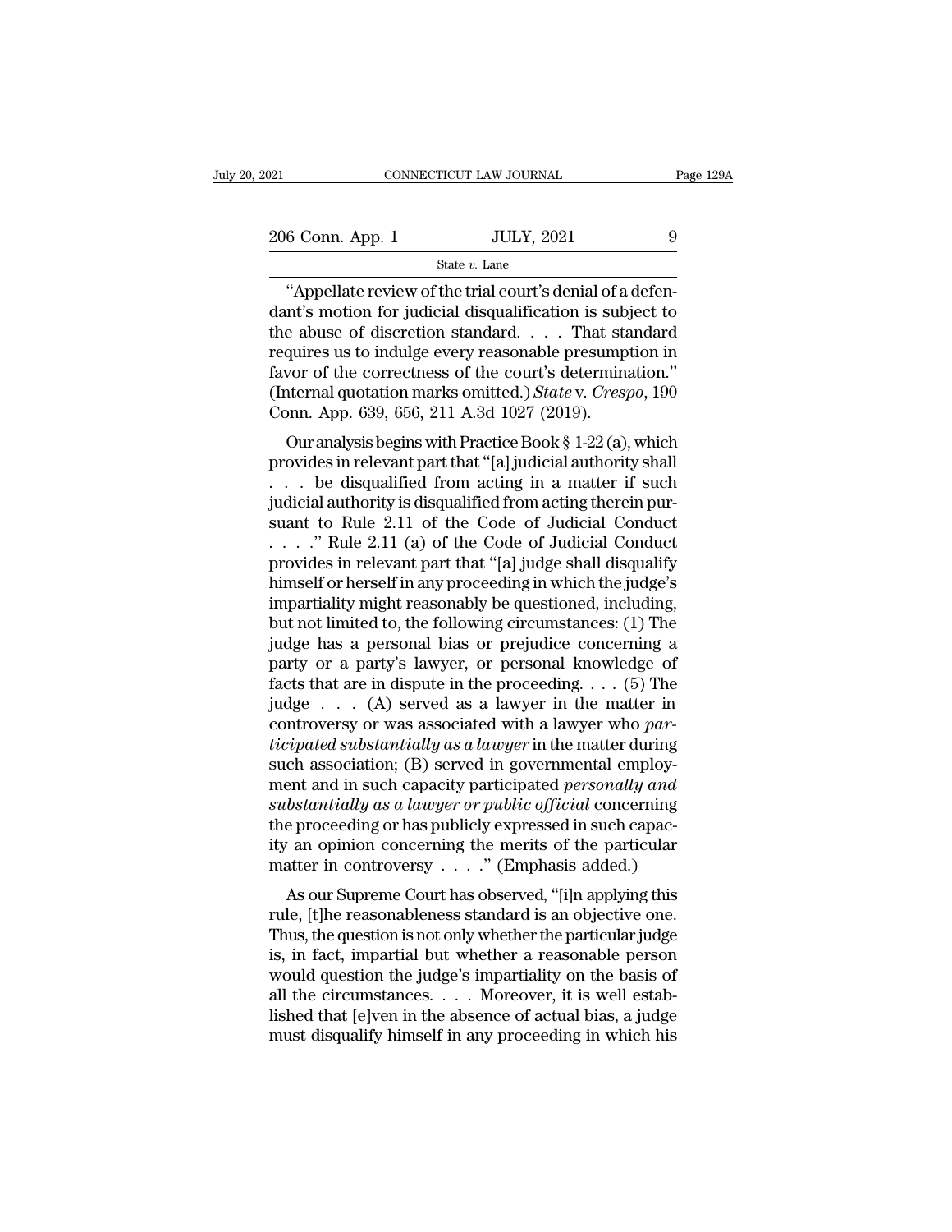"Appellate review of the trial court's denial of a defendant's motion for judicial disqualification is subject to the abuse of discretion standard. . . . That standard requires us to indulge every reasonable presumption in favor of the correctness of the court's determination." (Internal quotation marks omitted.) *State* v. *Crespo*, 190 Conn. App. 639, 656, 211 A.3d 1027 (2019).

Our analysis begins with Practice Book § 1-22 (a), which provides in relevant part that "[a] judicial authority shall . . . be disqualified from acting in a matter if such judicial authority is disqualified from acting therein pursuant to Rule 2.11 of the Code of Judicial Conduct . . . ." Rule 2.11 (a) of the Code of Judicial Conduct provides in relevant part that "[a] judge shall disqualify himself or herself in any proceeding in which the judge's impartiality might reasonably be questioned, including, but not limited to, the following circumstances: (1) The judge has a personal bias or prejudice concerning a party or a party's lawyer, or personal knowledge of facts that are in dispute in the proceeding. . . . (5) The judge . . . (A) served as a lawyer in the matter in controversy or was associated with a lawyer who *participated substantially as a lawyer* in the matter during such association; (B) served in governmental employment and in such capacity participated *personally and substantially as a lawyer or public official* concerning the proceeding or has publicly expressed in such capacity an opinion concerning the merits of the particular matter in controversy . . . ." (Emphasis added.)

As our Supreme Court has observed, "[i]n applying this rule, [t]he reasonableness standard is an objective one. Thus, the question is not only whether the particular judge is, in fact, impartial but whether a reasonable person would question the judge's impartiality on the basis of all the circumstances. . . . Moreover, it is well established that [e]ven in the absence of actual bias, a judge must disqualify himself in any proceeding in which his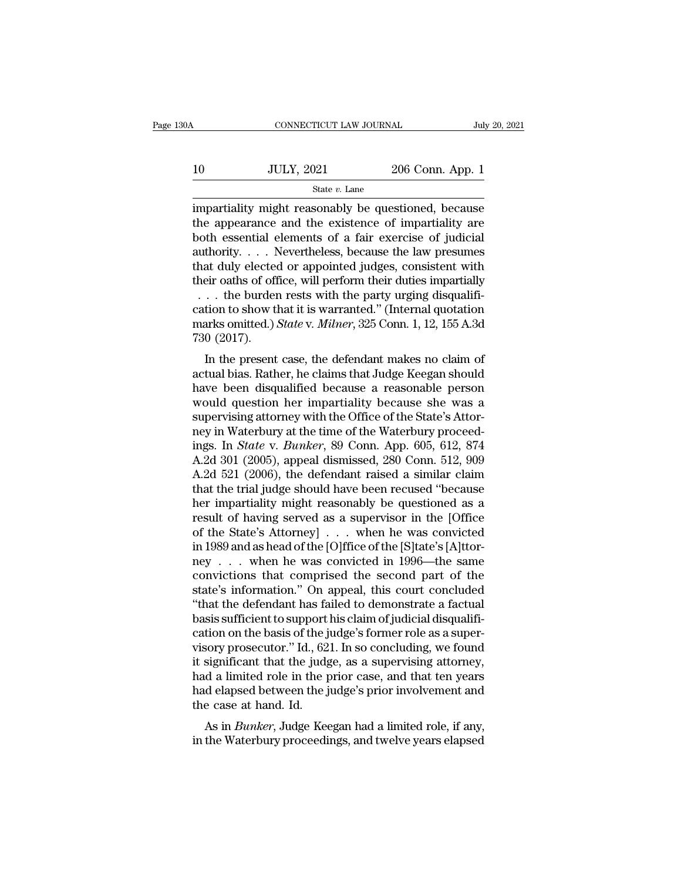impartiality might reasonably be questioned, because the appearance and the existence of impartiality are both essential elements of a fair exercise of judicial authority. . . . Nevertheless, because the law presumes that duly elected or appointed judges, consistent with their oaths of office, will perform their duties impartially . . . the burden rests with the party urging disqualification to show that it is warranted." (Internal quotation marks omitted.) *State* v. *Milner*, 325 Conn. 1, 12, 155 A.3d 730 (2017).

In the present case, the defendant makes no claim of actual bias. Rather, he claims that Judge Keegan should have been disqualified because a reasonable person would question her impartiality because she was a supervising attorney with the Office of the State's Attorney in Waterbury at the time of the Waterbury proceedings. In *State* v. *Bunker*, 89 Conn. App. 605, 612, 874 A.2d 301 (2005), appeal dismissed, 280 Conn. 512, 909 A.2d 521 (2006), the defendant raised a similar claim that the trial judge should have been recused "because her impartiality might reasonably be questioned as a result of having served as a supervisor in the [Office of the State's Attorney] . . . when he was convicted in 1989 and as head of the [O]ffice of the [S]tate's [A]ttorney . . . when he was convicted in 1996—the same convictions that comprised the second part of the state's information." On appeal, this court concluded "that the defendant has failed to demonstrate a factual basis sufficient to support his claim of judicial disqualification on the basis of the judge's former role as a supervisory prosecutor." Id., 621. In so concluding, we found it significant that the judge, as a supervising attorney, had a limited role in the prior case, and that ten years had elapsed between the judge's prior involvement and the case at hand. Id.

As in *Bunker*, Judge Keegan had a limited role, if any, in the Waterbury proceedings, and twelve years elapsed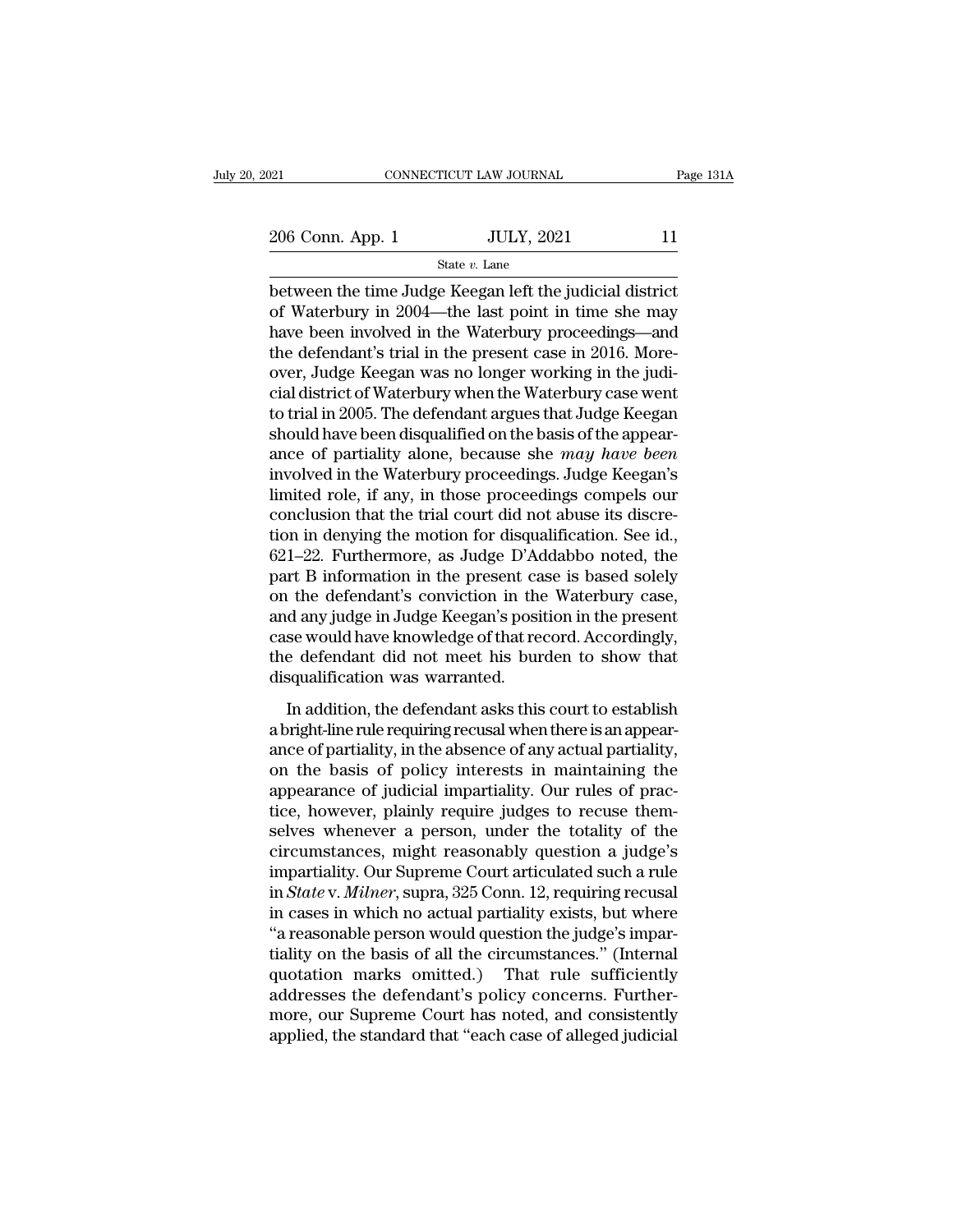between the time Judge Keegan left the judicial district of Waterbury in 2004—the last point in time she may have been involved in the Waterbury proceedings—and the defendant's trial in the present case in 2016. Moreover, Judge Keegan was no longer working in the judicial district of Waterbury when the Waterbury case went to trial in 2005. The defendant argues that Judge Keegan should have been disqualified on the basis of the appearance of partiality alone, because she *may have been* involved in the Waterbury proceedings. Judge Keegan's limited role, if any, in those proceedings compels our conclusion that the trial court did not abuse its discretion in denying the motion for disqualification. See id., 621–22. Furthermore, as Judge D'Addabbo noted, the part B information in the present case is based solely on the defendant's conviction in the Waterbury case, and any judge in Judge Keegan's position in the present case would have knowledge of that record. Accordingly, the defendant did not meet his burden to show that disqualification was warranted.

In addition, the defendant asks this court to establish a bright-line rule requiring recusal when there is an appearance of partiality, in the absence of any actual partiality, on the basis of policy interests in maintaining the appearance of judicial impartiality. Our rules of practice, however, plainly require judges to recuse themselves whenever a person, under the totality of the circumstances, might reasonably question a judge's impartiality. Our Supreme Court articulated such a rule in *State* v. *Milner*, supra, 325 Conn. 12, requiring recusal in cases in which no actual partiality exists, but where "a reasonable person would question the judge's impartiality on the basis of all the circumstances." (Internal quotation marks omitted.) That rule sufficiently addresses the defendant's policy concerns. Furthermore, our Supreme Court has noted, and consistently applied, the standard that "each case of alleged judicial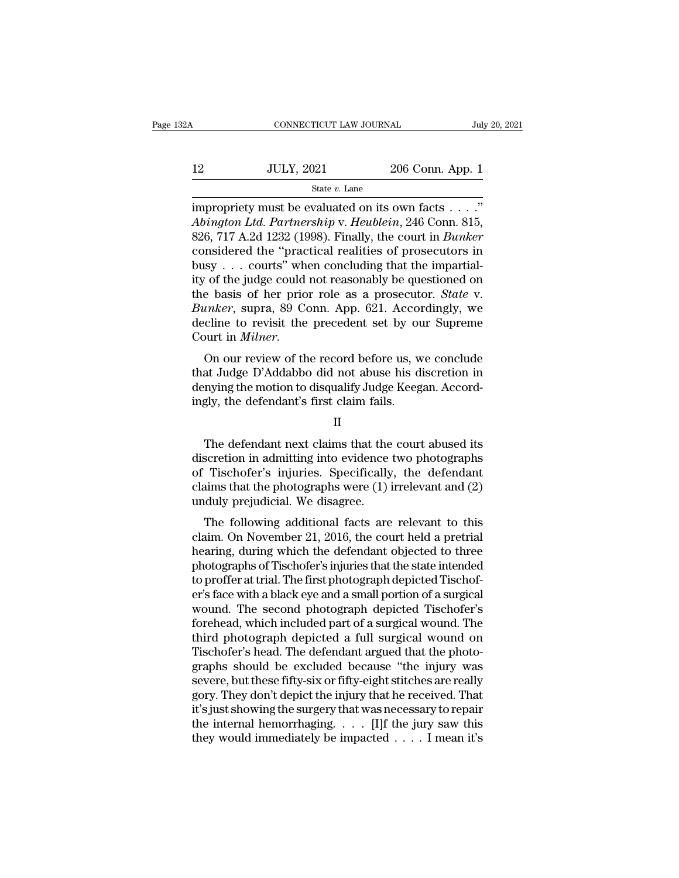impropriety must be evaluated on its own facts . . . ." *Abington Ltd. Partnership* v. *Heublein*, 246 Conn. 815, 826, 717 A.2d 1232 (1998). Finally, the court in *Bunker* considered the "practical realities of prosecutors in busy . . . courts" when concluding that the impartiality of the judge could not reasonably be questioned on the basis of her prior role as a prosecutor. *State* v. *Bunker*, supra, 89 Conn. App. 621. Accordingly, we decline to revisit the precedent set by our Supreme Court in *Milner*.

On our review of the record before us, we conclude that Judge D'Addabbo did not abuse his discretion in denying the motion to disqualify Judge Keegan. Accordingly, the defendant's first claim fails.

II

The defendant next claims that the court abused its discretion in admitting into evidence two photographs of Tischofer's injuries. Specifically, the defendant claims that the photographs were (1) irrelevant and (2) unduly prejudicial. We disagree.

The following additional facts are relevant to this claim. On November 21, 2016, the court held a pretrial hearing, during which the defendant objected to three photographs of Tischofer's injuries that the state intended to proffer at trial. The first photograph depicted Tischofer's face with a black eye and a small portion of a surgical wound. The second photograph depicted Tischofer's forehead, which included part of a surgical wound. The third photograph depicted a full surgical wound on Tischofer's head. The defendant argued that the photographs should be excluded because "the injury was severe, but these fifty-six or fifty-eight stitches are really gory. They don't depict the injury that he received. That it's just showing the surgery that was necessary to repair the internal hemorrhaging. . . . [I]f the jury saw this they would immediately be impacted . . . . I mean it's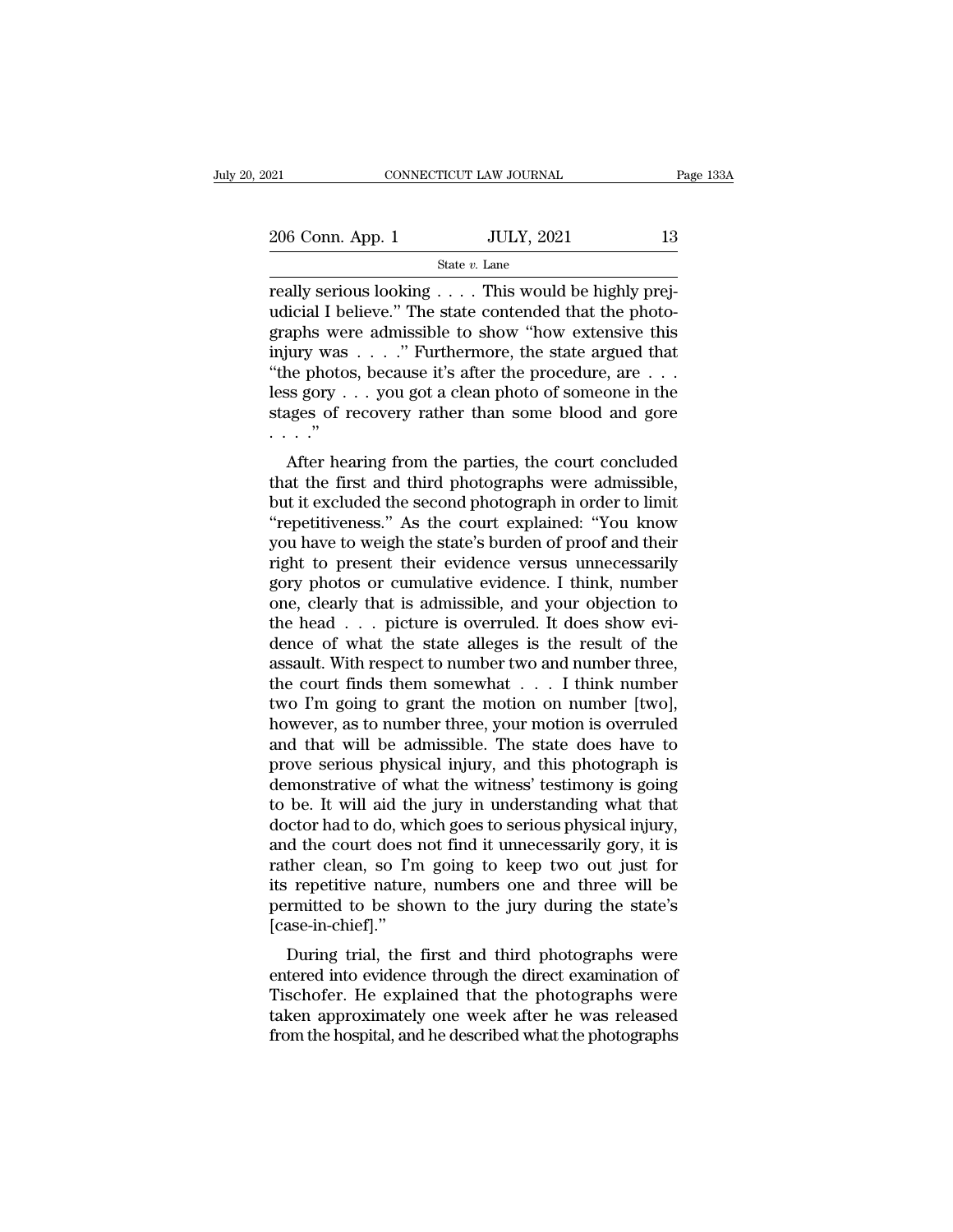really serious looking . . . . This would be highly prejudicial I believe." The state contended that the photographs were admissible to show "how extensive this injury was . . . ." Furthermore, the state argued that "the photos, because it's after the procedure, are . . . less gory . . . you got a clean photo of someone in the stages of recovery rather than some blood and gore . . . ."

After hearing from the parties, the court concluded that the first and third photographs were admissible, but it excluded the second photograph in order to limit "repetitiveness." As the court explained: "You know you have to weigh the state's burden of proof and their right to present their evidence versus unnecessarily gory photos or cumulative evidence. I think, number one, clearly that is admissible, and your objection to the head . . . picture is overruled. It does show evidence of what the state alleges is the result of the assault. With respect to number two and number three, the court finds them somewhat . . . I think number two I'm going to grant the motion on number [two], however, as to number three, your motion is overruled and that will be admissible. The state does have to prove serious physical injury, and this photograph is demonstrative of what the witness' testimony is going to be. It will aid the jury in understanding what that doctor had to do, which goes to serious physical injury, and the court does not find it unnecessarily gory, it is rather clean, so I'm going to keep two out just for its repetitive nature, numbers one and three will be permitted to be shown to the jury during the state's [case-in-chief]."

During trial, the first and third photographs were entered into evidence through the direct examination of Tischofer. He explained that the photographs were taken approximately one week after he was released from the hospital, and he described what the photographs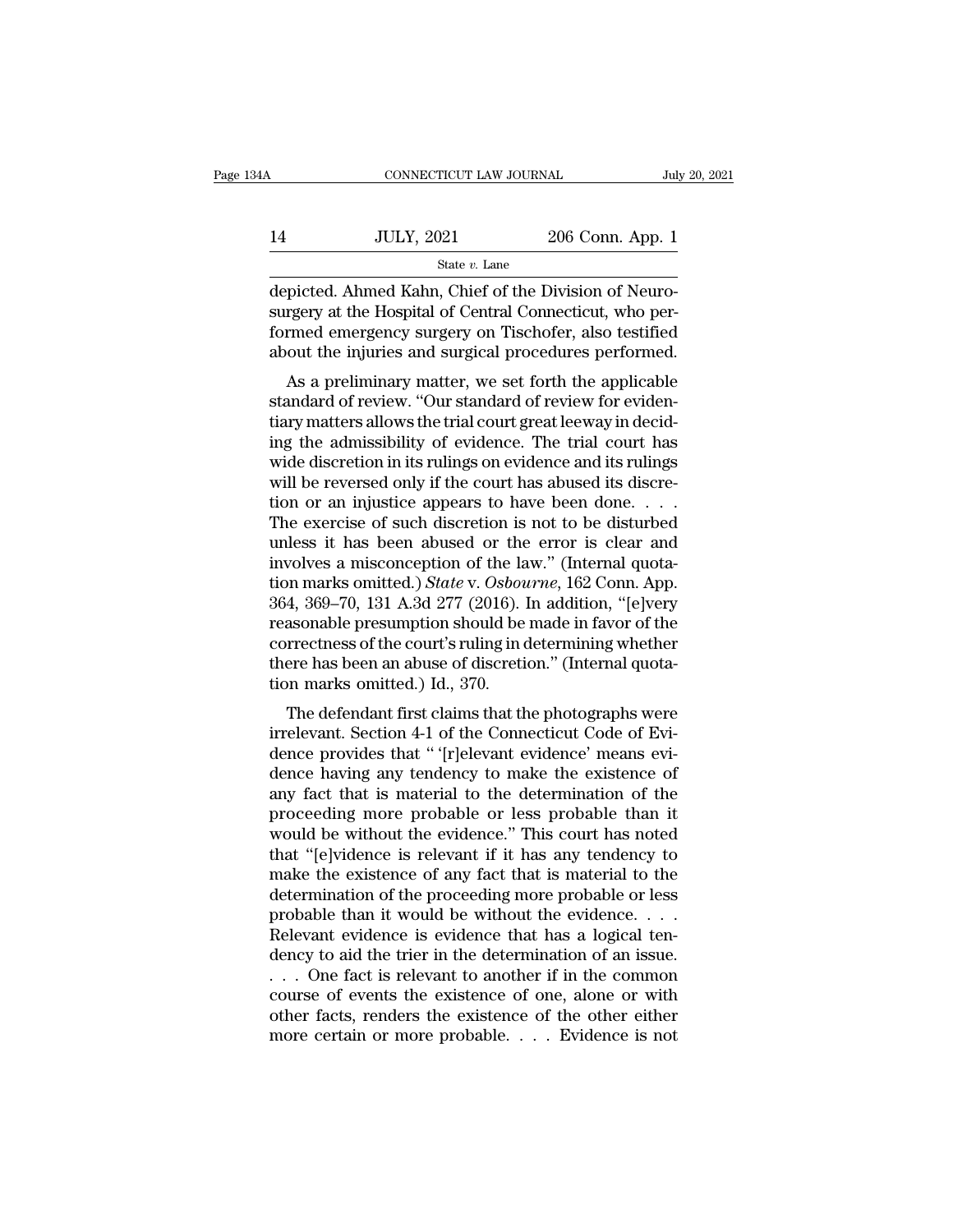depicted. Ahmed Kahn, Chief of the Division of Neurosurgery at the Hospital of Central Connecticut, who performed emergency surgery on Tischofer, also testified about the injuries and surgical procedures performed.

As a preliminary matter, we set forth the applicable standard of review. "Our standard of review for evidentiary matters allows the trial court great leeway in deciding the admissibility of evidence. The trial court has wide discretion in its rulings on evidence and its rulings will be reversed only if the court has abused its discretion or an injustice appears to have been done. . . . The exercise of such discretion is not to be disturbed unless it has been abused or the error is clear and involves a misconception of the law." (Internal quotation marks omitted.) *State* v. *Osbourne*, 162 Conn. App. 364, 369–70, 131 A.3d 277 (2016). In addition, "[e]very reasonable presumption should be made in favor of the correctness of the court's ruling in determining whether there has been an abuse of discretion." (Internal quotation marks omitted.) Id., 370.

The defendant first claims that the photographs were irrelevant. Section 4-1 of the Connecticut Code of Evidence provides that " '[r]elevant evidence' means evidence having any tendency to make the existence of any fact that is material to the determination of the proceeding more probable or less probable than it would be without the evidence." This court has noted that "[e]vidence is relevant if it has any tendency to make the existence of any fact that is material to the determination of the proceeding more probable or less probable than it would be without the evidence. . . . Relevant evidence is evidence that has a logical tendency to aid the trier in the determination of an issue. . . . One fact is relevant to another if in the common course of events the existence of one, alone or with other facts, renders the existence of the other either more certain or more probable. . . . Evidence is not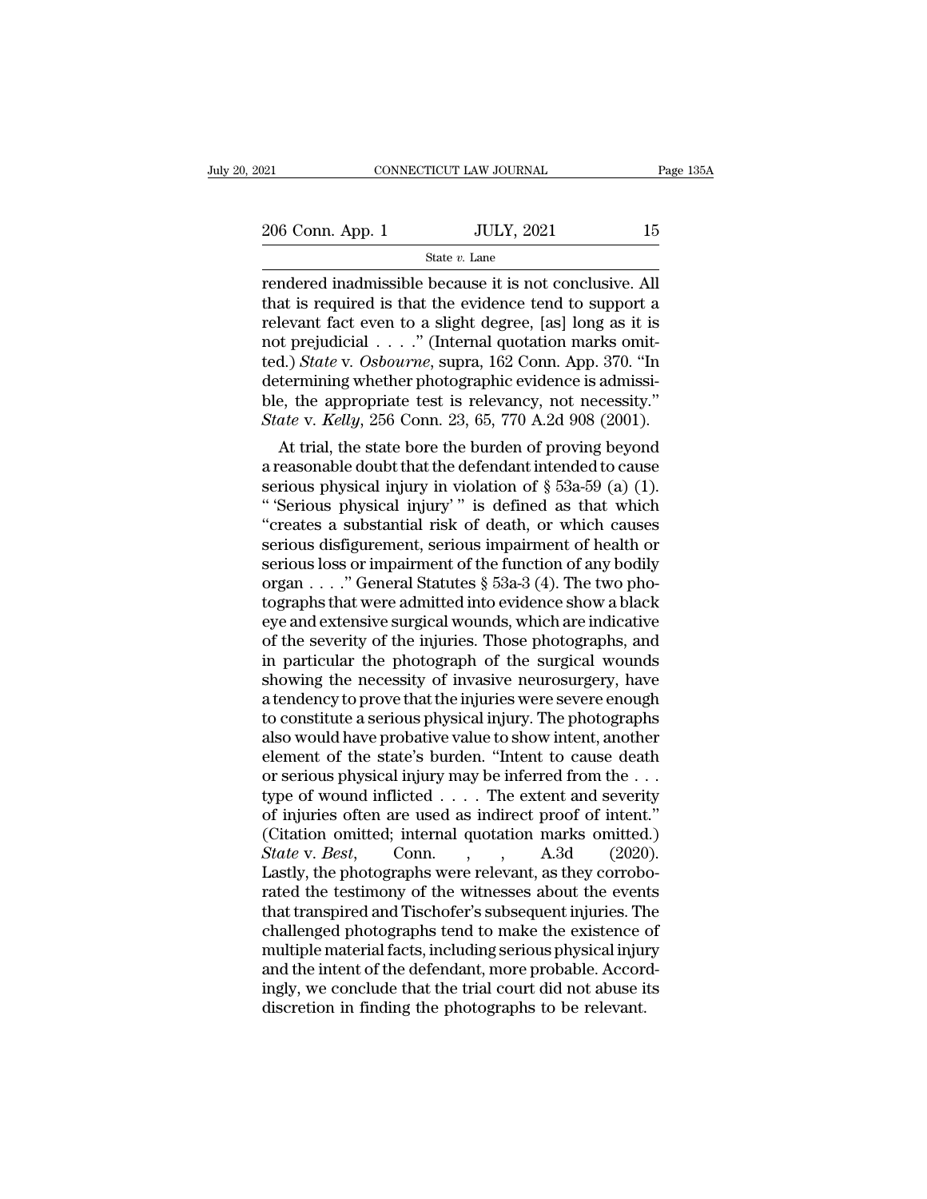rendered inadmissible because it is not conclusive. All that is required is that the evidence tend to support a relevant fact even to a slight degree, [as] long as it is not prejudicial . . . ." (Internal quotation marks omitted.) *State* v. *Osbourne*, supra, 162 Conn. App. 370. "In determining whether photographic evidence is admissible, the appropriate test is relevancy, not necessity." *State* v. *Kelly*, 256 Conn. 23, 65, 770 A.2d 908 (2001).

At trial, the state bore the burden of proving beyond a reasonable doubt that the defendant intended to cause serious physical injury in violation of § 53a-59 (a) (1). " 'Serious physical injury' " is defined as that which "creates a substantial risk of death, or which causes serious disfigurement, serious impairment of health or serious loss or impairment of the function of any bodily organ . . . ." General Statutes § 53a-3 (4). The two photographs that were admitted into evidence show a black eye and extensive surgical wounds, which are indicative of the severity of the injuries. Those photographs, and in particular the photograph of the surgical wounds showing the necessity of invasive neurosurgery, have a tendency to prove that the injuries were severe enough to constitute a serious physical injury. The photographs also would have probative value to show intent, another element of the state's burden. "Intent to cause death or serious physical injury may be inferred from the . . . type of wound inflicted . . . . The extent and severity of injuries often are used as indirect proof of intent." (Citation omitted; internal quotation marks omitted.) *State* v. *Best*, Conn. , , A.3d (2020). Lastly, the photographs were relevant, as they corroborated the testimony of the witnesses about the events that transpired and Tischofer's subsequent injuries. The challenged photographs tend to make the existence of multiple material facts, including serious physical injury and the intent of the defendant, more probable. Accordingly, we conclude that the trial court did not abuse its discretion in finding the photographs to be relevant.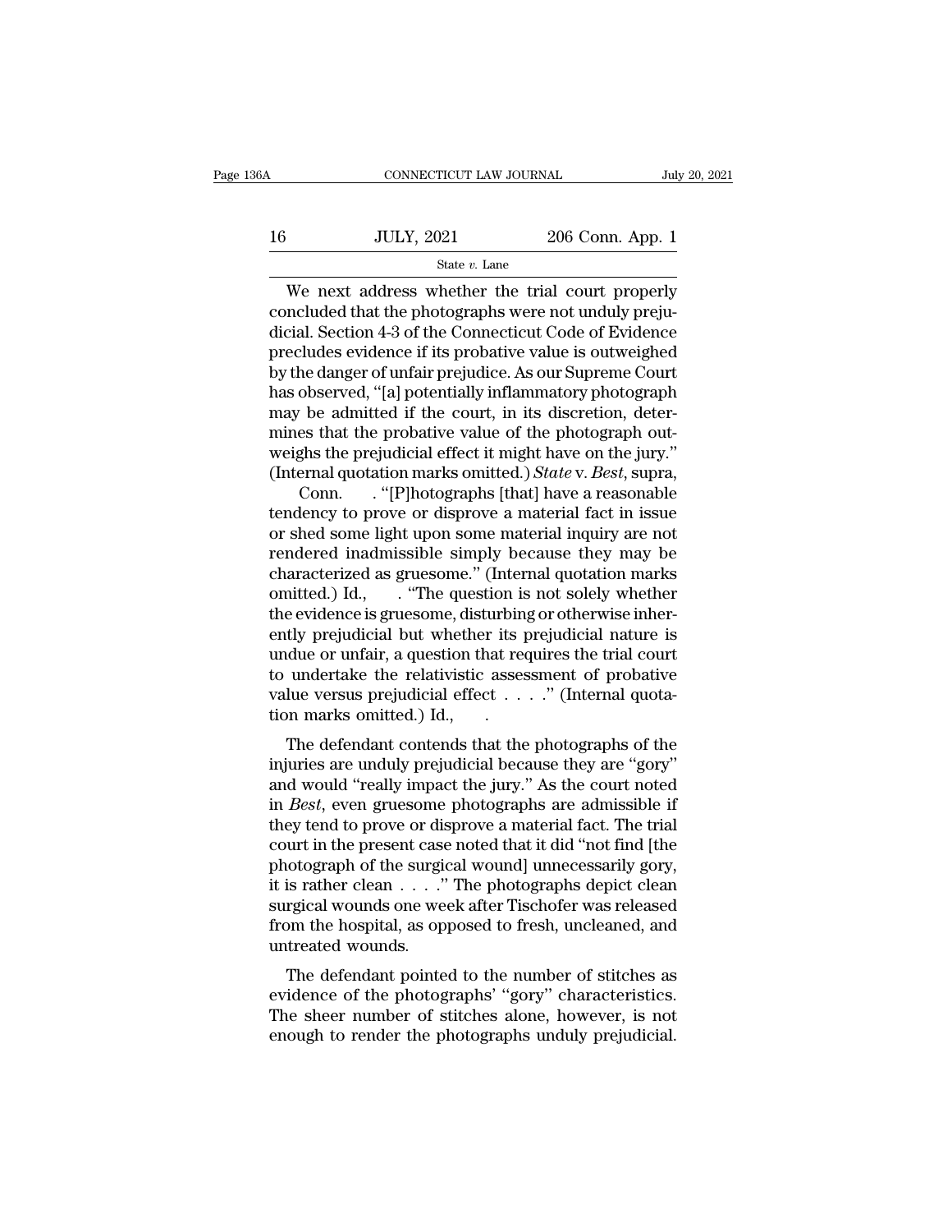We next address whether the trial court properly concluded that the photographs were not unduly prejudicial. Section 4-3 of the Connecticut Code of Evidence precludes evidence if its probative value is outweighed by the danger of unfair prejudice. As our Supreme Court has observed, "[a] potentially inflammatory photograph may be admitted if the court, in its discretion, determines that the probative value of the photograph outweighs the prejudicial effect it might have on the jury." (Internal quotation marks omitted.) *State* v. *Best*, supra, Conn. . "[P]hotographs [that] have a reasonable tendency to prove or disprove a material fact in issue or shed some light upon some material inquiry are not rendered inadmissible simply because they may be characterized as gruesome." (Internal quotation marks omitted.) Id., . "The question is not solely whether the evidence is gruesome, disturbing or otherwise inherently prejudicial but whether its prejudicial nature is undue or unfair, a question that requires the trial court to undertake the relativistic assessment of probative value versus prejudicial effect . . . ." (Internal quotation marks omitted.) Id., .

The defendant contends that the photographs of the injuries are unduly prejudicial because they are "gory" and would "really impact the jury." As the court noted in *Best*, even gruesome photographs are admissible if they tend to prove or disprove a material fact. The trial court in the present case noted that it did "not find [the photograph of the surgical wound] unnecessarily gory, it is rather clean . . . ." The photographs depict clean surgical wounds one week after Tischofer was released from the hospital, as opposed to fresh, uncleaned, and untreated wounds.

The defendant pointed to the number of stitches as evidence of the photographs' "gory" characteristics. The sheer number of stitches alone, however, is not enough to render the photographs unduly prejudicial.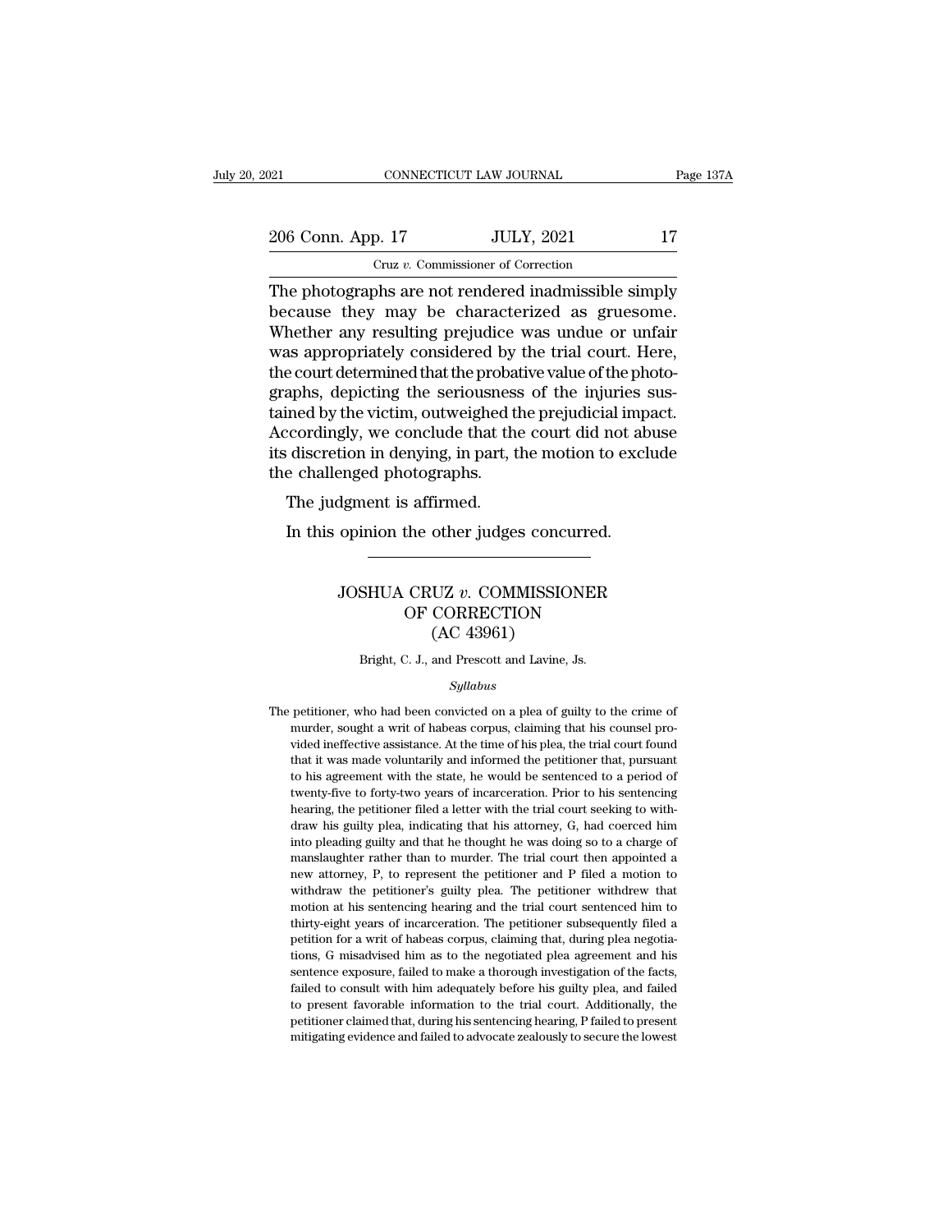The photographs are not rendered inadmissible simply because they may be characterized as gruesome. Whether any resulting prejudice was undue or unfair was appropriately considered by the trial court. Here, the court determined that the probative value of the photographs, depicting the seriousness of the injuries sustained by the victim, outweighed the prejudicial impact. Accordingly, we conclude that the court did not abuse its discretion in denying, in part, the motion to exclude the challenged photographs.

The judgment is affirmed.

In this opinion the other judges concurred.

---

## JOSHUA CRUZ *v.* COMMISSIONER OF CORRECTION (AC 43961)

Bright, C. J., and Prescott and Lavine, Js.

*Syllabus*

The petitioner, who had been convicted on a plea of guilty to the crime of murder, sought a writ of habeas corpus, claiming that his counsel provided ineffective assistance. At the time of his plea, the trial court found that it was made voluntarily and informed the petitioner that, pursuant to his agreement with the state, he would be sentenced to a period of twenty-five to forty-two years of incarceration. Prior to his sentencing hearing, the petitioner filed a letter with the trial court seeking to withdraw his guilty plea, indicating that his attorney, G, had coerced him into pleading guilty and that he thought he was doing so to a charge of manslaughter rather than to murder. The trial court then appointed a new attorney, P, to represent the petitioner and P filed a motion to withdraw the petitioner's guilty plea. The petitioner withdrew that motion at his sentencing hearing and the trial court sentenced him to thirty-eight years of incarceration. The petitioner subsequently filed a petition for a writ of habeas corpus, claiming that, during plea negotiations, G misadvised him as to the negotiated plea agreement and his sentence exposure, failed to make a thorough investigation of the facts, failed to consult with him adequately before his guilty plea, and failed to present favorable information to the trial court. Additionally, the petitioner claimed that, during his sentencing hearing, P failed to present mitigating evidence and failed to advocate zealously to secure the lowest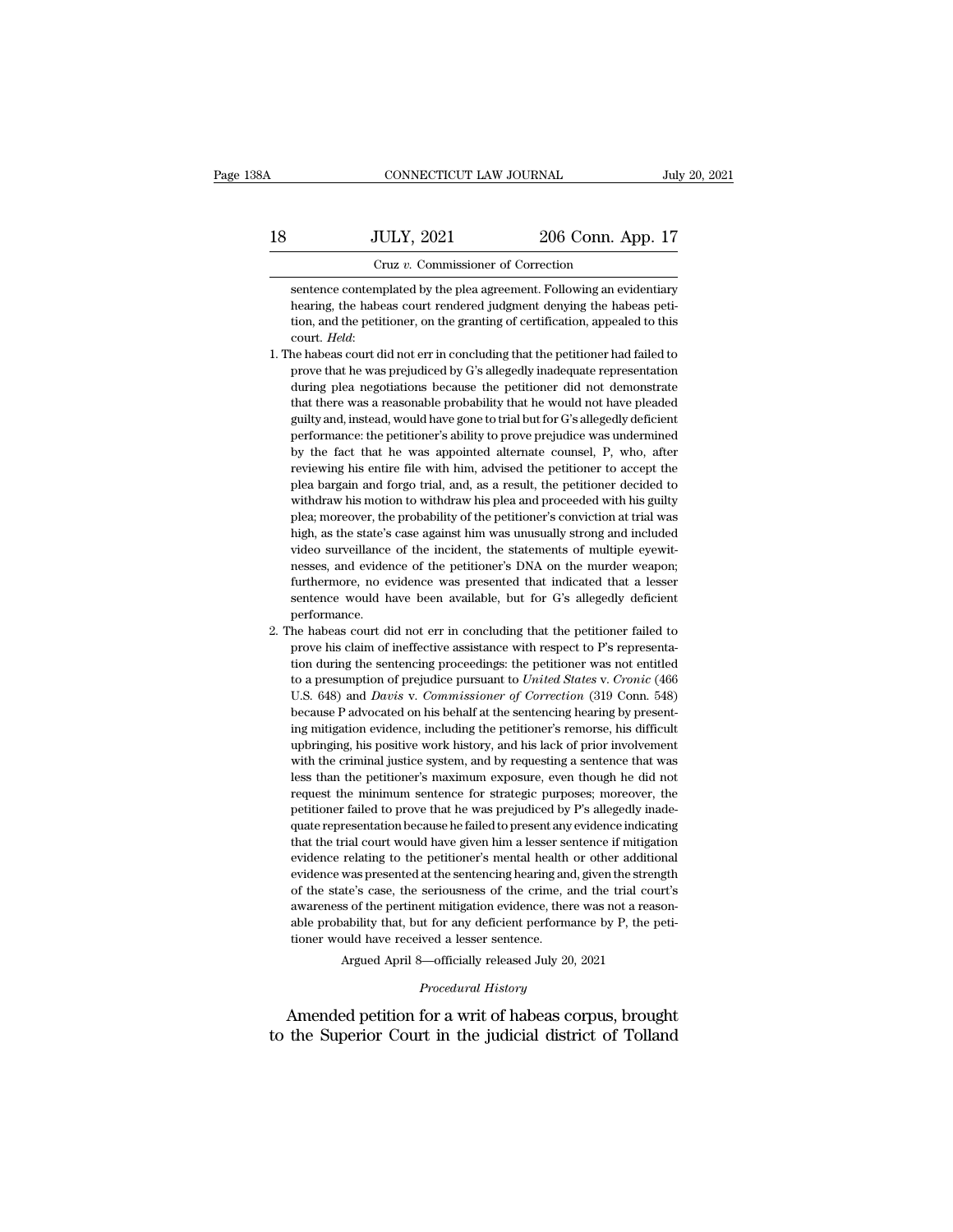sentence contemplated by the plea agreement. Following an evidentiary hearing, the habeas court rendered judgment denying the habeas petition, and the petitioner, on the granting of certification, appealed to this court. *Held*:

1. The habeas court did not err in concluding that the petitioner had failed to prove that he was prejudiced by G's allegedly inadequate representation during plea negotiations because the petitioner did not demonstrate that there was a reasonable probability that he would not have pleaded guilty and, instead, would have gone to trial but for G's allegedly deficient performance: the petitioner's ability to prove prejudice was undermined by the fact that he was appointed alternate counsel, P, who, after reviewing his entire file with him, advised the petitioner to accept the plea bargain and forgo trial, and, as a result, the petitioner decided to withdraw his motion to withdraw his plea and proceeded with his guilty plea; moreover, the probability of the petitioner's conviction at trial was high, as the state's case against him was unusually strong and included video surveillance of the incident, the statements of multiple eyewitnesses, and evidence of the petitioner's DNA on the murder weapon; furthermore, no evidence was presented that indicated that a lesser sentence would have been available, but for G's allegedly deficient performance.

2. The habeas court did not err in concluding that the petitioner failed to prove his claim of ineffective assistance with respect to P's representation during the sentencing proceedings: the petitioner was not entitled to a presumption of prejudice pursuant to *United States* v. *Cronic* (466 U.S. 648) and *Davis* v. *Commissioner of Correction* (319 Conn. 548) because P advocated on his behalf at the sentencing hearing by presenting mitigation evidence, including the petitioner's remorse, his difficult upbringing, his positive work history, and his lack of prior involvement with the criminal justice system, and by requesting a sentence that was less than the petitioner's maximum exposure, even though he did not request the minimum sentence for strategic purposes; moreover, the petitioner failed to prove that he was prejudiced by P's allegedly inadequate representation because he failed to present any evidence indicating that the trial court would have given him a lesser sentence if mitigation evidence relating to the petitioner's mental health or other additional evidence was presented at the sentencing hearing and, given the strength of the state's case, the seriousness of the crime, and the trial court's awareness of the pertinent mitigation evidence, there was not a reasonable probability that, but for any deficient performance by P, the petitioner would have received a lesser sentence.

Argued April 8—officially released July 20, 2021

*Procedural History*

Amended petition for a writ of habeas corpus, brought to the Superior Court in the judicial district of Tolland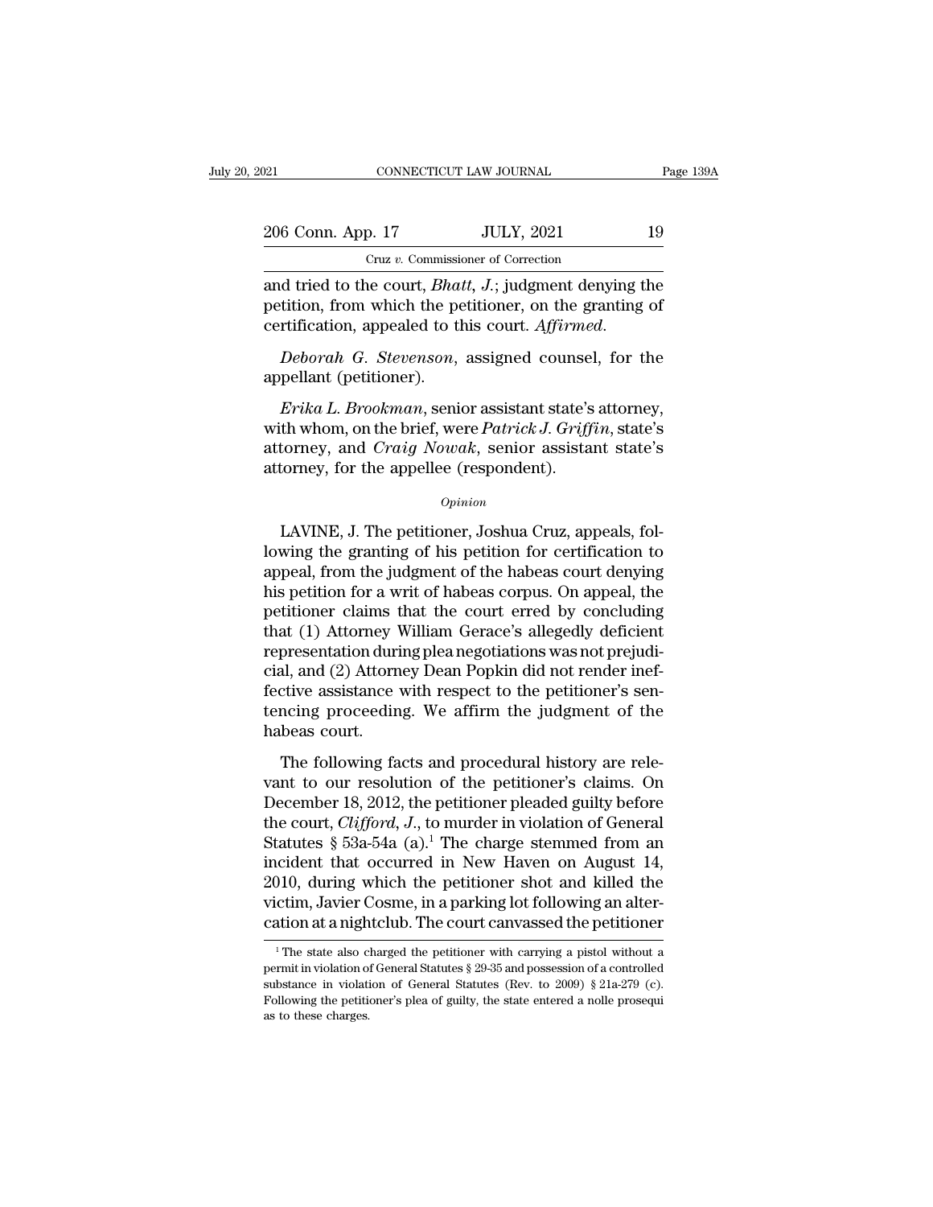and tried to the court, *Bhatt*, *J.*; judgment denying the petition, from which the petitioner, on the granting of certification, appealed to this court. *Affirmed*.

*Deborah G. Stevenson*, assigned counsel, for the appellant (petitioner).

*Erika L. Brookman*, senior assistant state's attorney, with whom, on the brief, were *Patrick J. Griffin*, state's attorney, and *Craig Nowak*, senior assistant state's attorney, for the appellee (respondent).

*Opinion*

LAVINE, J. The petitioner, Joshua Cruz, appeals, following the granting of his petition for certification to appeal, from the judgment of the habeas court denying his petition for a writ of habeas corpus. On appeal, the petitioner claims that the court erred by concluding that (1) Attorney William Gerace's allegedly deficient representation during plea negotiations was not prejudicial, and (2) Attorney Dean Popkin did not render ineffective assistance with respect to the petitioner's sentencing proceeding. We affirm the judgment of the habeas court.

The following facts and procedural history are relevant to our resolution of the petitioner's claims. On December 18, 2012, the petitioner pleaded guilty before the court, *Clifford*, *J.*, to murder in violation of General Statutes § 53a-54a (a).[1] The charge stemmed from an incident that occurred in New Haven on August 14, 2010, during which the petitioner shot and killed the victim, Javier Cosme, in a parking lot following an altercation at a nightclub. The court canvassed the petitioner

[1] The state also charged the petitioner with carrying a pistol without a permit in violation of General Statutes § 29-35 and possession of a controlled substance in violation of General Statutes (Rev. to 2009) § 21a-279 (c). Following the petitioner's plea of guilty, the state entered a nolle prosequi as to these charges.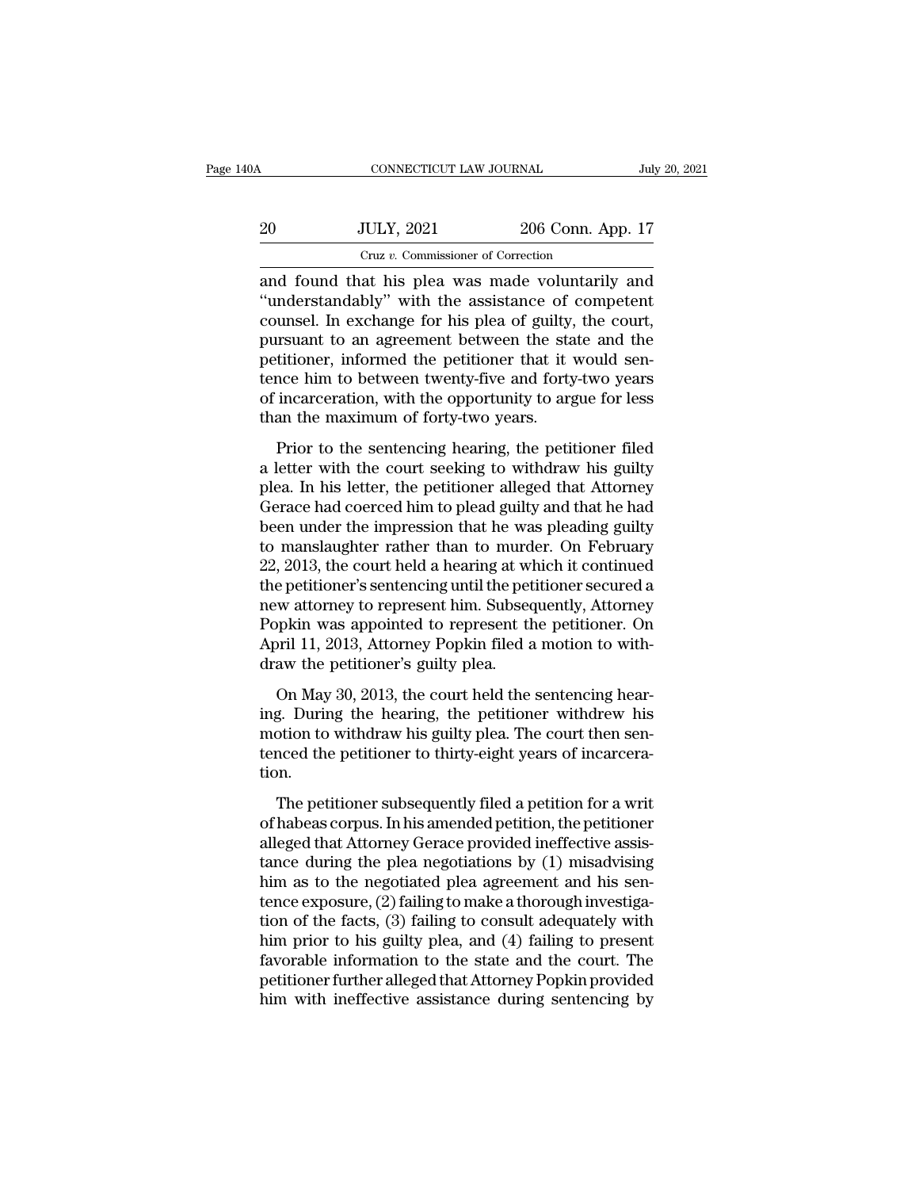and found that his plea was made voluntarily and "understandably" with the assistance of competent counsel. In exchange for his plea of guilty, the court, pursuant to an agreement between the state and the petitioner, informed the petitioner that it would sentence him to between twenty-five and forty-two years of incarceration, with the opportunity to argue for less than the maximum of forty-two years.

Prior to the sentencing hearing, the petitioner filed a letter with the court seeking to withdraw his guilty plea. In his letter, the petitioner alleged that Attorney Gerace had coerced him to plead guilty and that he had been under the impression that he was pleading guilty to manslaughter rather than to murder. On February 22, 2013, the court held a hearing at which it continued the petitioner's sentencing until the petitioner secured a new attorney to represent him. Subsequently, Attorney Popkin was appointed to represent the petitioner. On April 11, 2013, Attorney Popkin filed a motion to withdraw the petitioner's guilty plea.

On May 30, 2013, the court held the sentencing hearing. During the hearing, the petitioner withdrew his motion to withdraw his guilty plea. The court then sentenced the petitioner to thirty-eight years of incarceration.

The petitioner subsequently filed a petition for a writ of habeas corpus. In his amended petition, the petitioner alleged that Attorney Gerace provided ineffective assistance during the plea negotiations by (1) misadvising him as to the negotiated plea agreement and his sentence exposure, (2) failing to make a thorough investigation of the facts, (3) failing to consult adequately with him prior to his guilty plea, and (4) failing to present favorable information to the state and the court. The petitioner further alleged that Attorney Popkin provided him with ineffective assistance during sentencing by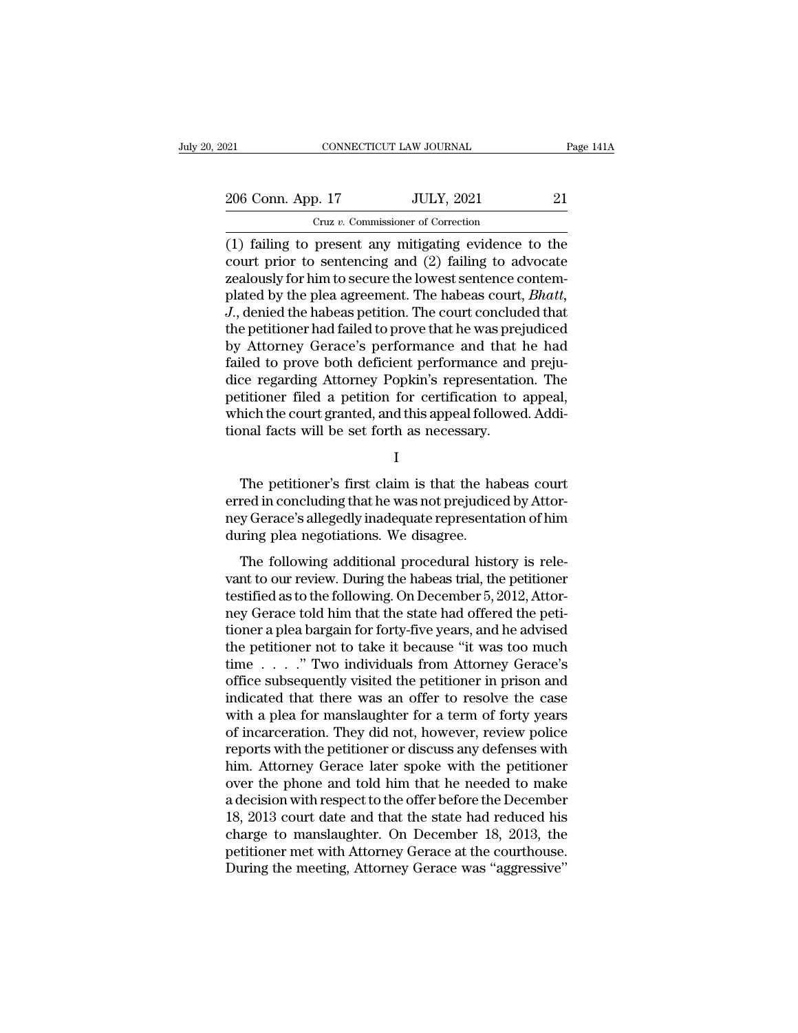(1) failing to present any mitigating evidence to the court prior to sentencing and (2) failing to advocate zealously for him to secure the lowest sentence contemplated by the plea agreement. The habeas court, *Bhatt, J.*, denied the habeas petition. The court concluded that the petitioner had failed to prove that he was prejudiced by Attorney Gerace's performance and that he had failed to prove both deficient performance and prejudice regarding Attorney Popkin's representation. The petitioner filed a petition for certification to appeal, which the court granted, and this appeal followed. Additional facts will be set forth as necessary.

I

The petitioner's first claim is that the habeas court erred in concluding that he was not prejudiced by Attorney Gerace's allegedly inadequate representation of him during plea negotiations. We disagree.

The following additional procedural history is relevant to our review. During the habeas trial, the petitioner testified as to the following. On December 5, 2012, Attorney Gerace told him that the state had offered the petitioner a plea bargain for forty-five years, and he advised the petitioner not to take it because "it was too much time . . . ." Two individuals from Attorney Gerace's office subsequently visited the petitioner in prison and indicated that there was an offer to resolve the case with a plea for manslaughter for a term of forty years of incarceration. They did not, however, review police reports with the petitioner or discuss any defenses with him. Attorney Gerace later spoke with the petitioner over the phone and told him that he needed to make a decision with respect to the offer before the December 18, 2013 court date and that the state had reduced his charge to manslaughter. On December 18, 2013, the petitioner met with Attorney Gerace at the courthouse. During the meeting, Attorney Gerace was "aggressive"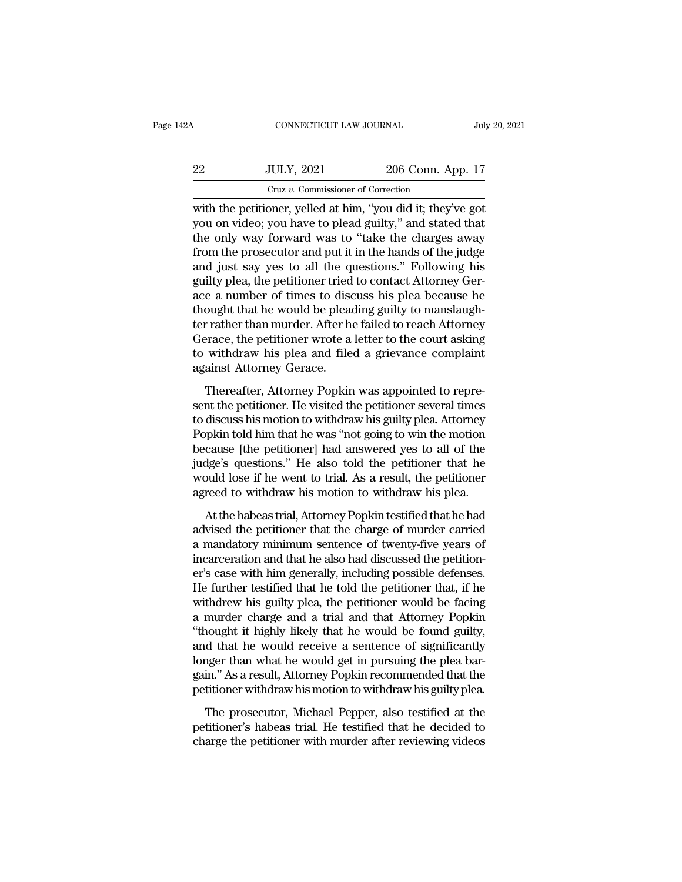with the petitioner, yelled at him, "you did it; they've got you on video; you have to plead guilty," and stated that the only way forward was to "take the charges away from the prosecutor and put it in the hands of the judge and just say yes to all the questions." Following his guilty plea, the petitioner tried to contact Attorney Gerace a number of times to discuss his plea because he thought that he would be pleading guilty to manslaughter rather than murder. After he failed to reach Attorney Gerace, the petitioner wrote a letter to the court asking to withdraw his plea and filed a grievance complaint against Attorney Gerace.

Thereafter, Attorney Popkin was appointed to represent the petitioner. He visited the petitioner several times to discuss his motion to withdraw his guilty plea. Attorney Popkin told him that he was "not going to win the motion because [the petitioner] had answered yes to all of the judge's questions." He also told the petitioner that he would lose if he went to trial. As a result, the petitioner agreed to withdraw his motion to withdraw his plea.

At the habeas trial, Attorney Popkin testified that he had advised the petitioner that the charge of murder carried a mandatory minimum sentence of twenty-five years of incarceration and that he also had discussed the petitioner's case with him generally, including possible defenses. He further testified that he told the petitioner that, if he withdrew his guilty plea, the petitioner would be facing a murder charge and a trial and that Attorney Popkin "thought it highly likely that he would be found guilty, and that he would receive a sentence of significantly longer than what he would get in pursuing the plea bargain." As a result, Attorney Popkin recommended that the petitioner withdraw his motion to withdraw his guilty plea.

The prosecutor, Michael Pepper, also testified at the petitioner's habeas trial. He testified that he decided to charge the petitioner with murder after reviewing videos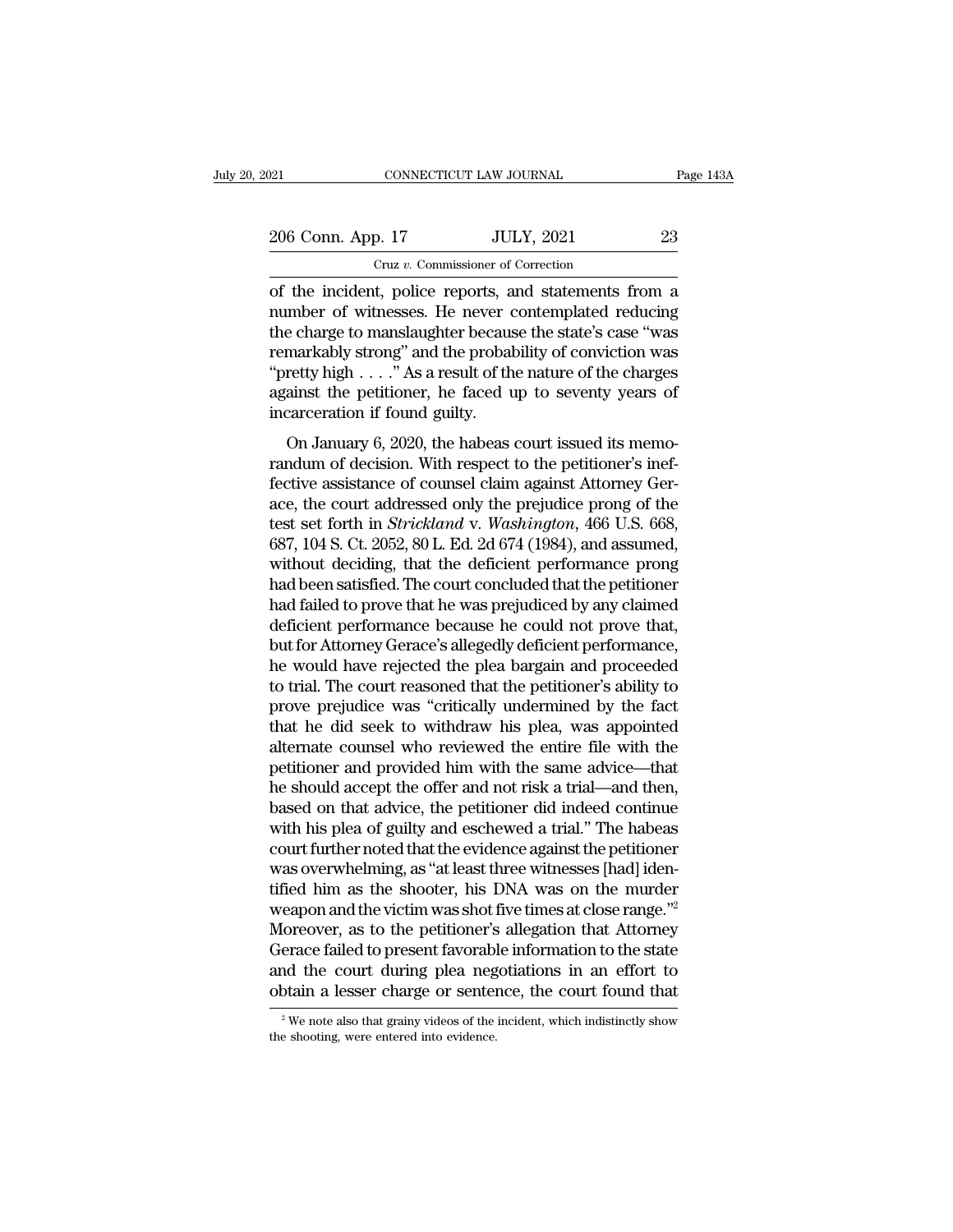of the incident, police reports, and statements from a number of witnesses. He never contemplated reducing the charge to manslaughter because the state's case "was remarkably strong" and the probability of conviction was "pretty high . . . ." As a result of the nature of the charges against the petitioner, he faced up to seventy years of incarceration if found guilty.

On January 6, 2020, the habeas court issued its memorandum of decision. With respect to the petitioner's ineffective assistance of counsel claim against Attorney Gerace, the court addressed only the prejudice prong of the test set forth in *Strickland* v. *Washington*, 466 U.S. 668, 687, 104 S. Ct. 2052, 80 L. Ed. 2d 674 (1984), and assumed, without deciding, that the deficient performance prong had been satisfied. The court concluded that the petitioner had failed to prove that he was prejudiced by any claimed deficient performance because he could not prove that, but for Attorney Gerace's allegedly deficient performance, he would have rejected the plea bargain and proceeded to trial. The court reasoned that the petitioner's ability to prove prejudice was "critically undermined by the fact that he did seek to withdraw his plea, was appointed alternate counsel who reviewed the entire file with the petitioner and provided him with the same advice—that he should accept the offer and not risk a trial—and then, based on that advice, the petitioner did indeed continue with his plea of guilty and eschewed a trial." The habeas court further noted that the evidence against the petitioner was overwhelming, as "at least three witnesses [had] identified him as the shooter, his DNA was on the murder weapon and the victim was shot five times at close range."[2] Moreover, as to the petitioner's allegation that Attorney Gerace failed to present favorable information to the state and the court during plea negotiations in an effort to obtain a lesser charge or sentence, the court found that

[2] We note also that grainy videos of the incident, which indistinctly show the shooting, were entered into evidence.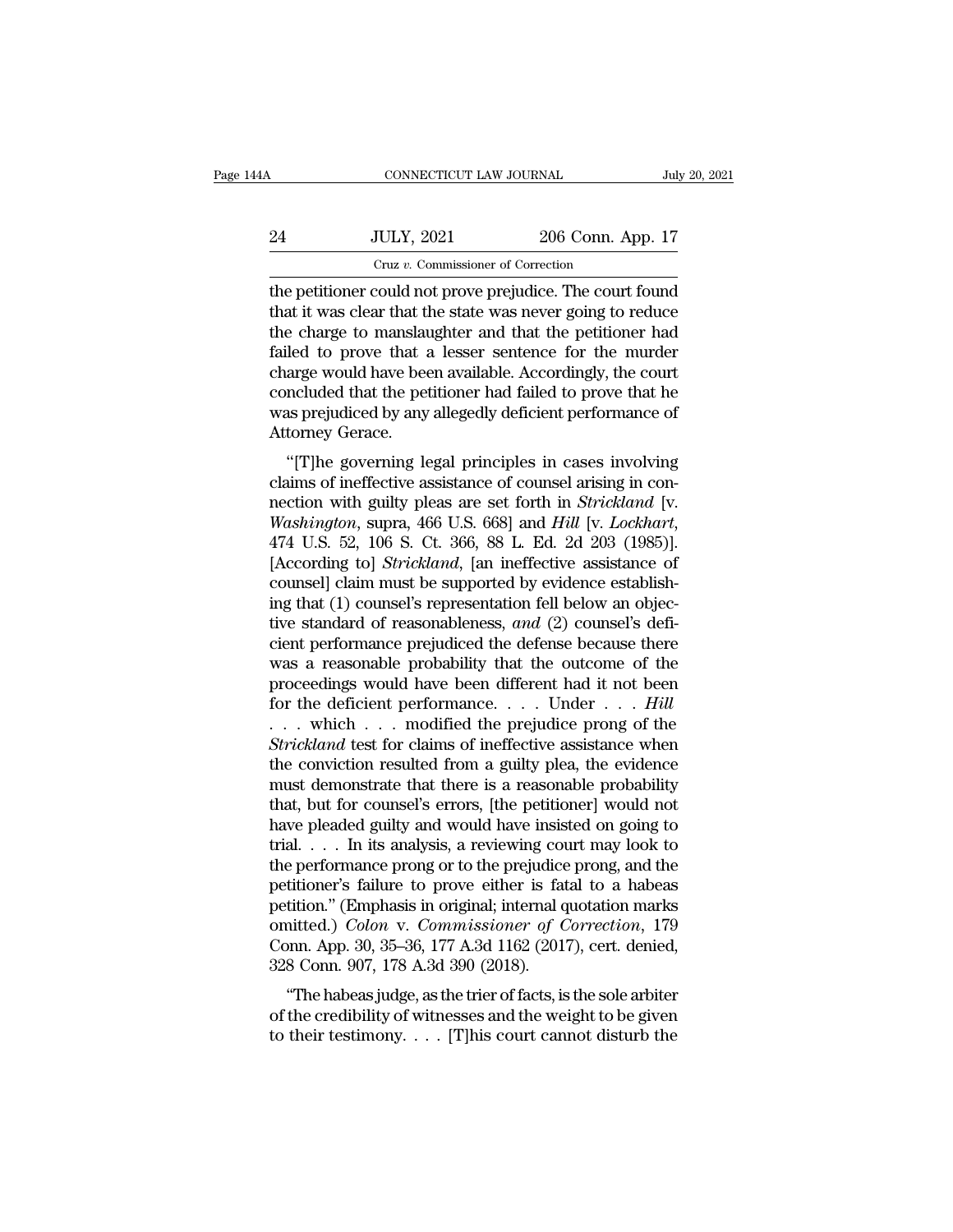the petitioner could not prove prejudice. The court found that it was clear that the state was never going to reduce the charge to manslaughter and that the petitioner had failed to prove that a lesser sentence for the murder charge would have been available. Accordingly, the court concluded that the petitioner had failed to prove that he was prejudiced by any allegedly deficient performance of Attorney Gerace.

"[T]he governing legal principles in cases involving claims of ineffective assistance of counsel arising in connection with guilty pleas are set forth in *Strickland* [v. *Washington*, supra, 466 U.S. 668] and *Hill* [v. *Lockhart*, 474 U.S. 52, 106 S. Ct. 366, 88 L. Ed. 2d 203 (1985)]. [According to] *Strickland*, [an ineffective assistance of counsel] claim must be supported by evidence establishing that (1) counsel's representation fell below an objective standard of reasonableness, *and* (2) counsel's deficient performance prejudiced the defense because there was a reasonable probability that the outcome of the proceedings would have been different had it not been for the deficient performance. . . . Under . . . *Hill* . . . which . . . modified the prejudice prong of the *Strickland* test for claims of ineffective assistance when the conviction resulted from a guilty plea, the evidence must demonstrate that there is a reasonable probability that, but for counsel's errors, [the petitioner] would not have pleaded guilty and would have insisted on going to trial. . . . In its analysis, a reviewing court may look to the performance prong or to the prejudice prong, and the petitioner's failure to prove either is fatal to a habeas petition." (Emphasis in original; internal quotation marks omitted.) *Colon* v. *Commissioner of Correction*, 179 Conn. App. 30, 35–36, 177 A.3d 1162 (2017), cert. denied, 328 Conn. 907, 178 A.3d 390 (2018).

"The habeas judge, as the trier of facts, is the sole arbiter of the credibility of witnesses and the weight to be given to their testimony. . . . [T]his court cannot disturb the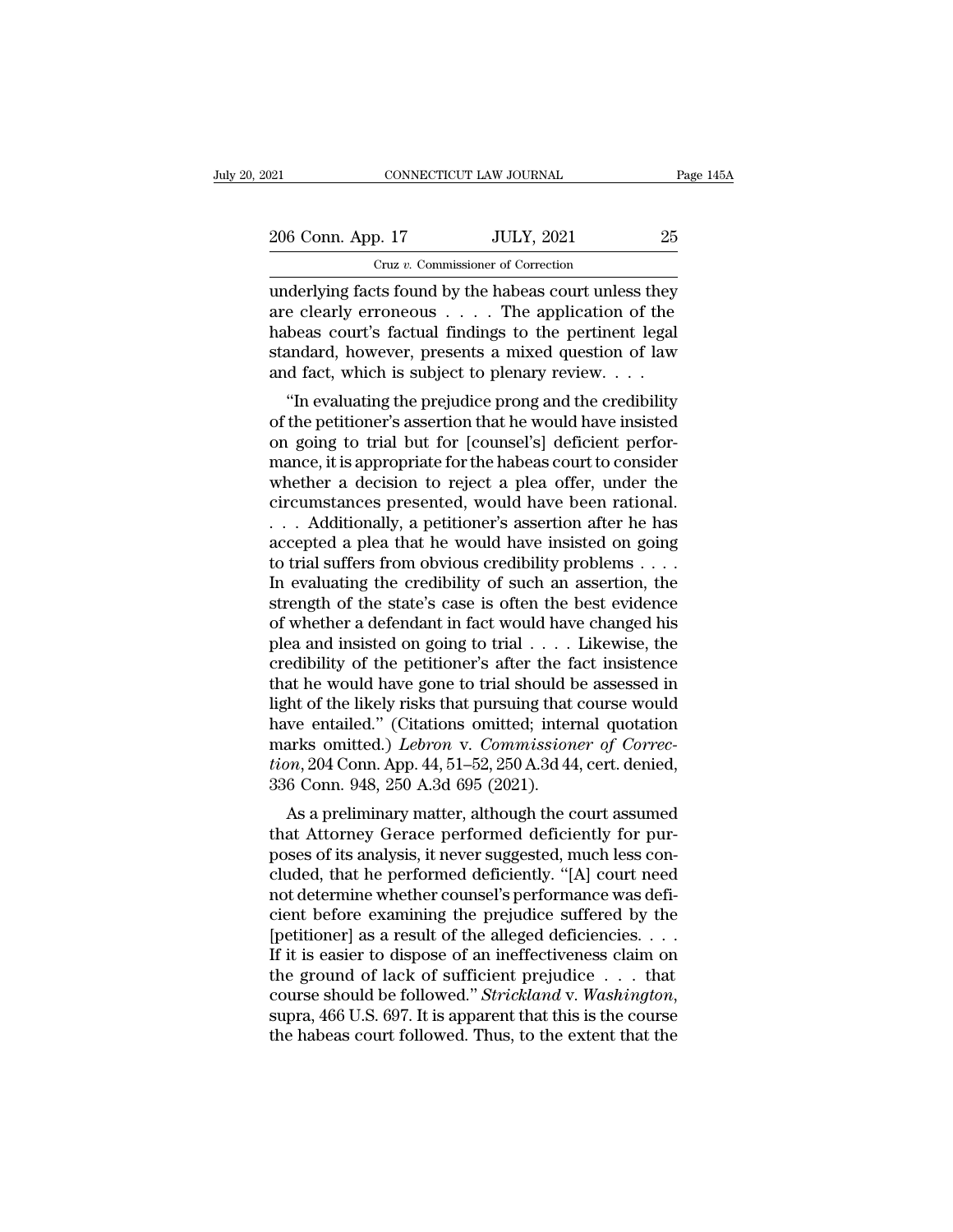underlying facts found by the habeas court unless they are clearly erroneous . . . . The application of the habeas court's factual findings to the pertinent legal standard, however, presents a mixed question of law and fact, which is subject to plenary review. . . .

"In evaluating the prejudice prong and the credibility of the petitioner's assertion that he would have insisted on going to trial but for [counsel's] deficient performance, it is appropriate for the habeas court to consider whether a decision to reject a plea offer, under the circumstances presented, would have been rational. . . . Additionally, a petitioner's assertion after he has accepted a plea that he would have insisted on going to trial suffers from obvious credibility problems . . . . In evaluating the credibility of such an assertion, the strength of the state's case is often the best evidence of whether a defendant in fact would have changed his plea and insisted on going to trial . . . . Likewise, the credibility of the petitioner's after the fact insistence that he would have gone to trial should be assessed in light of the likely risks that pursuing that course would have entailed." (Citations omitted; internal quotation marks omitted.) *Lebron* v. *Commissioner of Correction*, 204 Conn. App. 44, 51–52, 250 A.3d 44, cert. denied, 336 Conn. 948, 250 A.3d 695 (2021).

As a preliminary matter, although the court assumed that Attorney Gerace performed deficiently for purposes of its analysis, it never suggested, much less concluded, that he performed deficiently. "[A] court need not determine whether counsel's performance was deficient before examining the prejudice suffered by the [petitioner] as a result of the alleged deficiencies. . . . If it is easier to dispose of an ineffectiveness claim on the ground of lack of sufficient prejudice . . . that course should be followed." *Strickland* v. *Washington*, supra, 466 U.S. 697. It is apparent that this is the course the habeas court followed. Thus, to the extent that the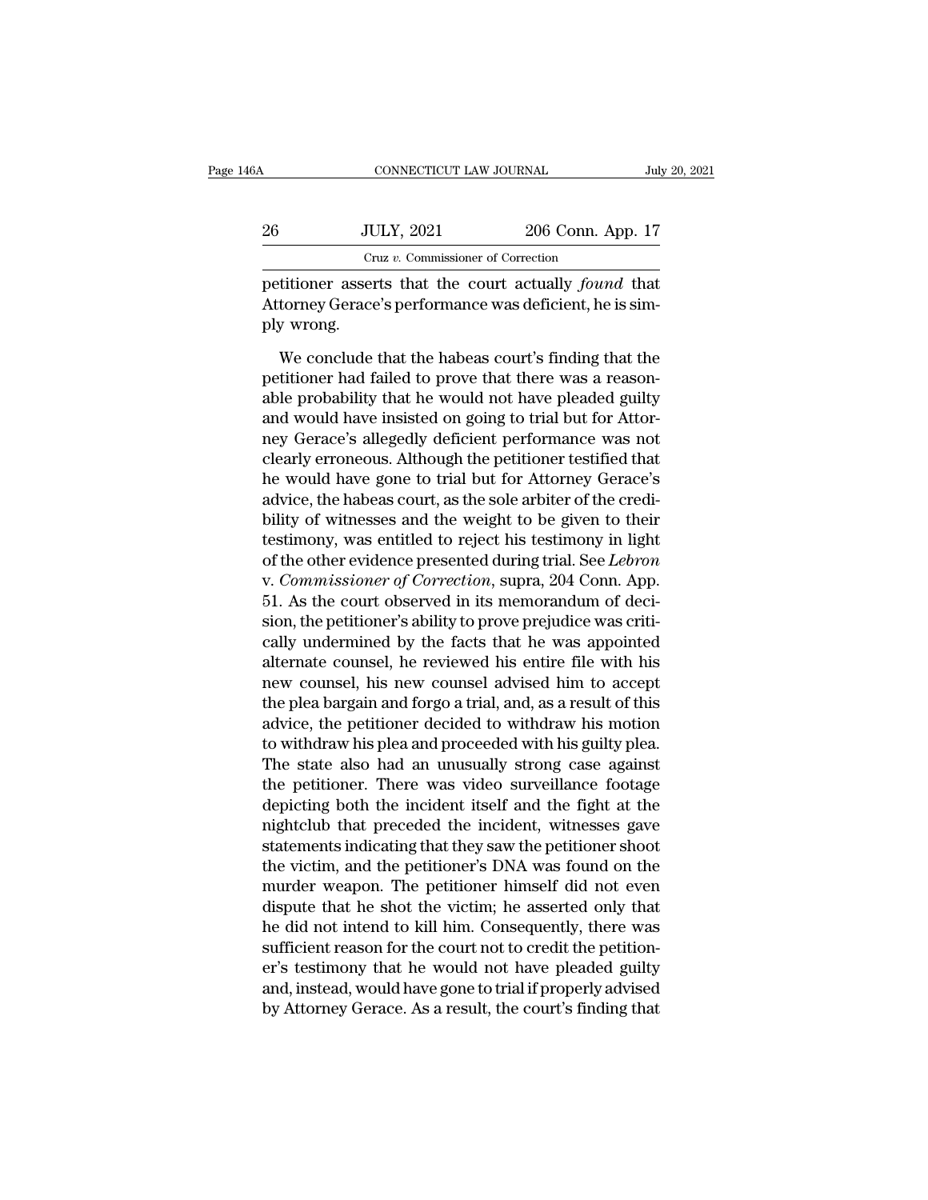petitioner asserts that the court actually *found* that Attorney Gerace's performance was deficient, he is simply wrong.

We conclude that the habeas court's finding that the petitioner had failed to prove that there was a reasonable probability that he would not have pleaded guilty and would have insisted on going to trial but for Attorney Gerace's allegedly deficient performance was not clearly erroneous. Although the petitioner testified that he would have gone to trial but for Attorney Gerace's advice, the habeas court, as the sole arbiter of the credibility of witnesses and the weight to be given to their testimony, was entitled to reject his testimony in light of the other evidence presented during trial. See *Lebron* v. *Commissioner of Correction*, supra, 204 Conn. App. 51. As the court observed in its memorandum of decision, the petitioner's ability to prove prejudice was critically undermined by the facts that he was appointed alternate counsel, he reviewed his entire file with his new counsel, his new counsel advised him to accept the plea bargain and forgo a trial, and, as a result of this advice, the petitioner decided to withdraw his motion to withdraw his plea and proceeded with his guilty plea. The state also had an unusually strong case against the petitioner. There was video surveillance footage depicting both the incident itself and the fight at the nightclub that preceded the incident, witnesses gave statements indicating that they saw the petitioner shoot the victim, and the petitioner's DNA was found on the murder weapon. The petitioner himself did not even dispute that he shot the victim; he asserted only that he did not intend to kill him. Consequently, there was sufficient reason for the court not to credit the petitioner's testimony that he would not have pleaded guilty and, instead, would have gone to trial if properly advised by Attorney Gerace. As a result, the court's finding that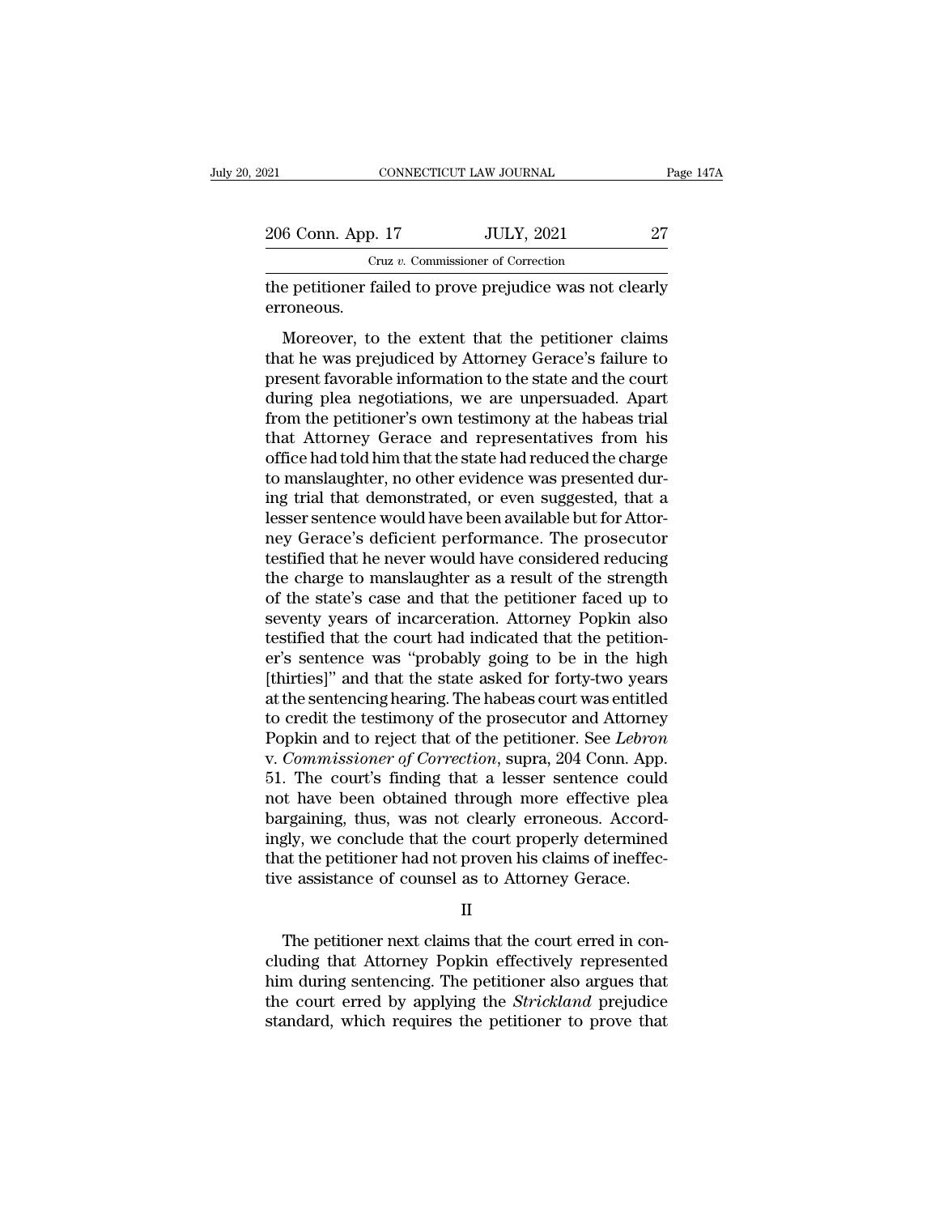the petitioner failed to prove prejudice was not clearly erroneous.

Moreover, to the extent that the petitioner claims that he was prejudiced by Attorney Gerace's failure to present favorable information to the state and the court during plea negotiations, we are unpersuaded. Apart from the petitioner's own testimony at the habeas trial that Attorney Gerace and representatives from his office had told him that the state had reduced the charge to manslaughter, no other evidence was presented during trial that demonstrated, or even suggested, that a lesser sentence would have been available but for Attorney Gerace's deficient performance. The prosecutor testified that he never would have considered reducing the charge to manslaughter as a result of the strength of the state's case and that the petitioner faced up to seventy years of incarceration. Attorney Popkin also testified that the court had indicated that the petitioner's sentence was "probably going to be in the high [thirties]" and that the state asked for forty-two years at the sentencing hearing. The habeas court was entitled to credit the testimony of the prosecutor and Attorney Popkin and to reject that of the petitioner. See *Lebron* v. *Commissioner of Correction*, supra, 204 Conn. App. 51. The court's finding that a lesser sentence could not have been obtained through more effective plea bargaining, thus, was not clearly erroneous. Accordingly, we conclude that the court properly determined that the petitioner had not proven his claims of ineffective assistance of counsel as to Attorney Gerace.

II

The petitioner next claims that the court erred in concluding that Attorney Popkin effectively represented him during sentencing. The petitioner also argues that the court erred by applying the *Strickland* prejudice standard, which requires the petitioner to prove that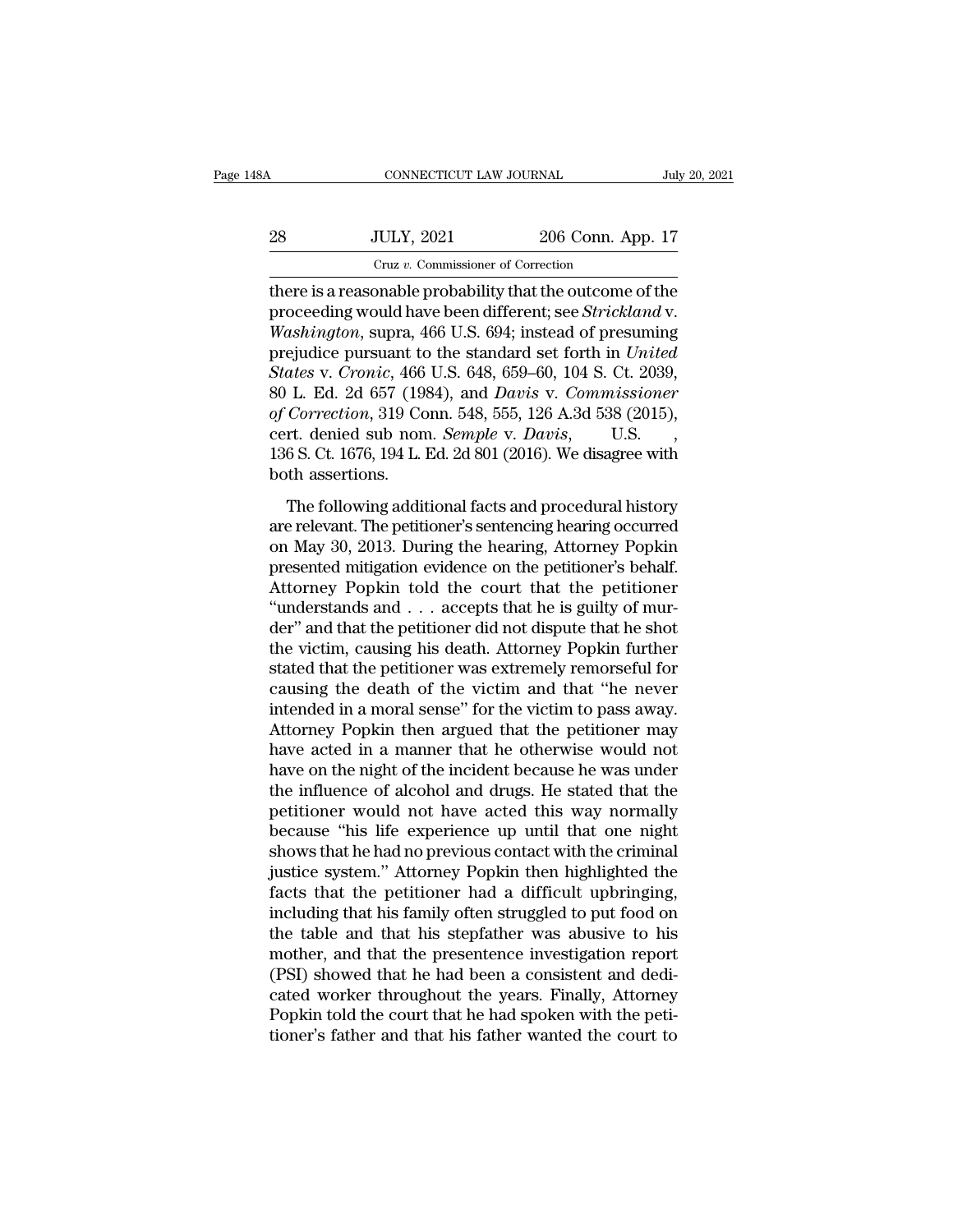there is a reasonable probability that the outcome of the proceeding would have been different; see *Strickland* v. *Washington*, supra, 466 U.S. 694; instead of presuming prejudice pursuant to the standard set forth in *United States* v. *Cronic*, 466 U.S. 648, 659–60, 104 S. Ct. 2039, 80 L. Ed. 2d 657 (1984), and *Davis* v. *Commissioner of Correction*, 319 Conn. 548, 555, 126 A.3d 538 (2015), cert. denied sub nom. *Semple* v. *Davis*, U.S. , 136 S. Ct. 1676, 194 L. Ed. 2d 801 (2016). We disagree with both assertions.

The following additional facts and procedural history are relevant. The petitioner's sentencing hearing occurred on May 30, 2013. During the hearing, Attorney Popkin presented mitigation evidence on the petitioner's behalf. Attorney Popkin told the court that the petitioner "understands and . . . accepts that he is guilty of murder" and that the petitioner did not dispute that he shot the victim, causing his death. Attorney Popkin further stated that the petitioner was extremely remorseful for causing the death of the victim and that "he never intended in a moral sense" for the victim to pass away. Attorney Popkin then argued that the petitioner may have acted in a manner that he otherwise would not have on the night of the incident because he was under the influence of alcohol and drugs. He stated that the petitioner would not have acted this way normally because "his life experience up until that one night shows that he had no previous contact with the criminal justice system." Attorney Popkin then highlighted the facts that the petitioner had a difficult upbringing, including that his family often struggled to put food on the table and that his stepfather was abusive to his mother, and that the presentence investigation report (PSI) showed that he had been a consistent and dedicated worker throughout the years. Finally, Attorney Popkin told the court that he had spoken with the petitioner's father and that his father wanted the court to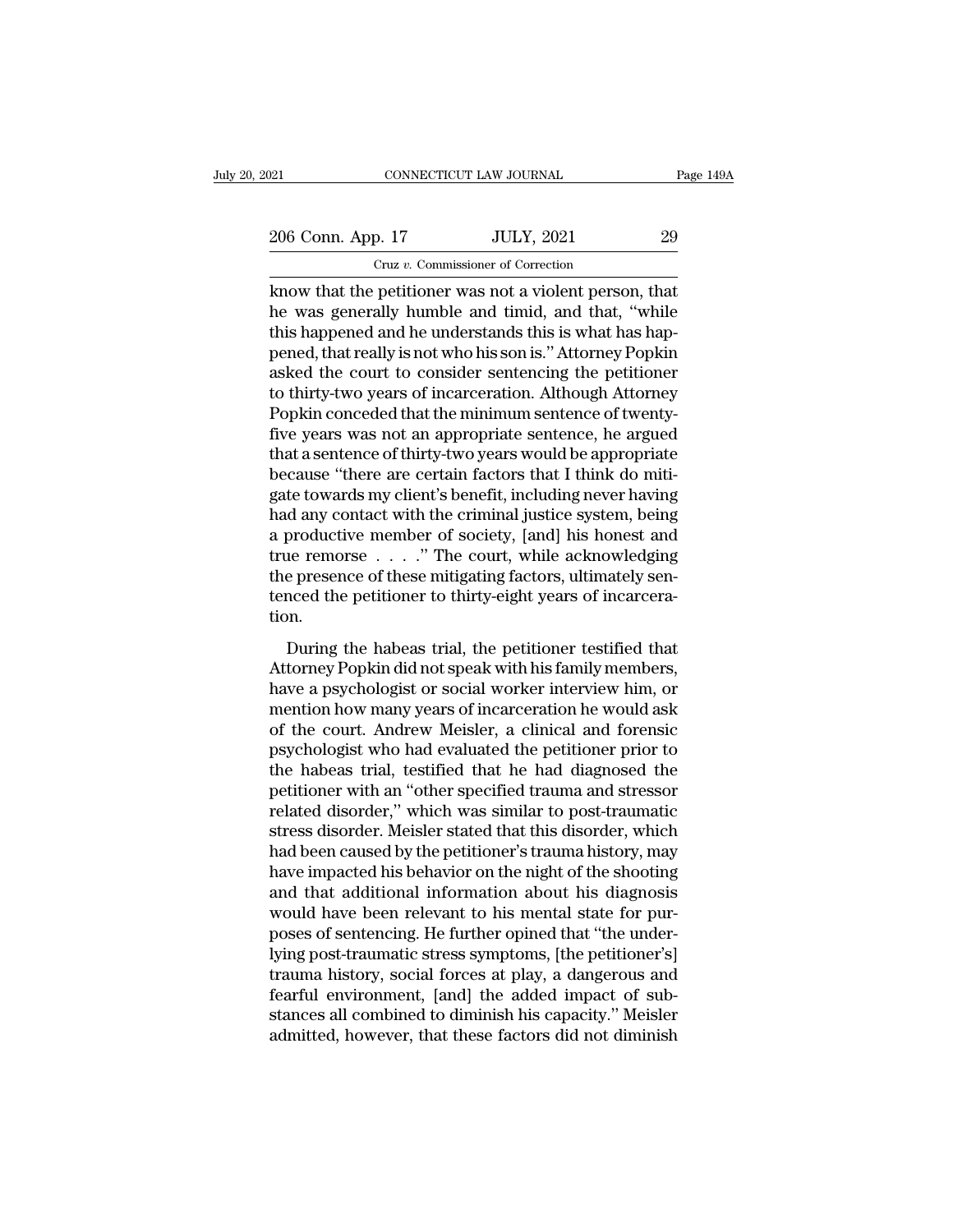know that the petitioner was not a violent person, that he was generally humble and timid, and that, "while this happened and he understands this is what has happened, that really is not who his son is." Attorney Popkin asked the court to consider sentencing the petitioner to thirty-two years of incarceration. Although Attorney Popkin conceded that the minimum sentence of twenty-five years was not an appropriate sentence, he argued that a sentence of thirty-two years would be appropriate because "there are certain factors that I think do mitigate towards my client's benefit, including never having had any contact with the criminal justice system, being a productive member of society, [and] his honest and true remorse . . . ." The court, while acknowledging the presence of these mitigating factors, ultimately sentenced the petitioner to thirty-eight years of incarceration.

During the habeas trial, the petitioner testified that Attorney Popkin did not speak with his family members, have a psychologist or social worker interview him, or mention how many years of incarceration he would ask of the court. Andrew Meisler, a clinical and forensic psychologist who had evaluated the petitioner prior to the habeas trial, testified that he had diagnosed the petitioner with an "other specified trauma and stressor related disorder," which was similar to post-traumatic stress disorder. Meisler stated that this disorder, which had been caused by the petitioner's trauma history, may have impacted his behavior on the night of the shooting and that additional information about his diagnosis would have been relevant to his mental state for purposes of sentencing. He further opined that "the underlying post-traumatic stress symptoms, [the petitioner's] trauma history, social forces at play, a dangerous and fearful environment, [and] the added impact of substances all combined to diminish his capacity." Meisler admitted, however, that these factors did not diminish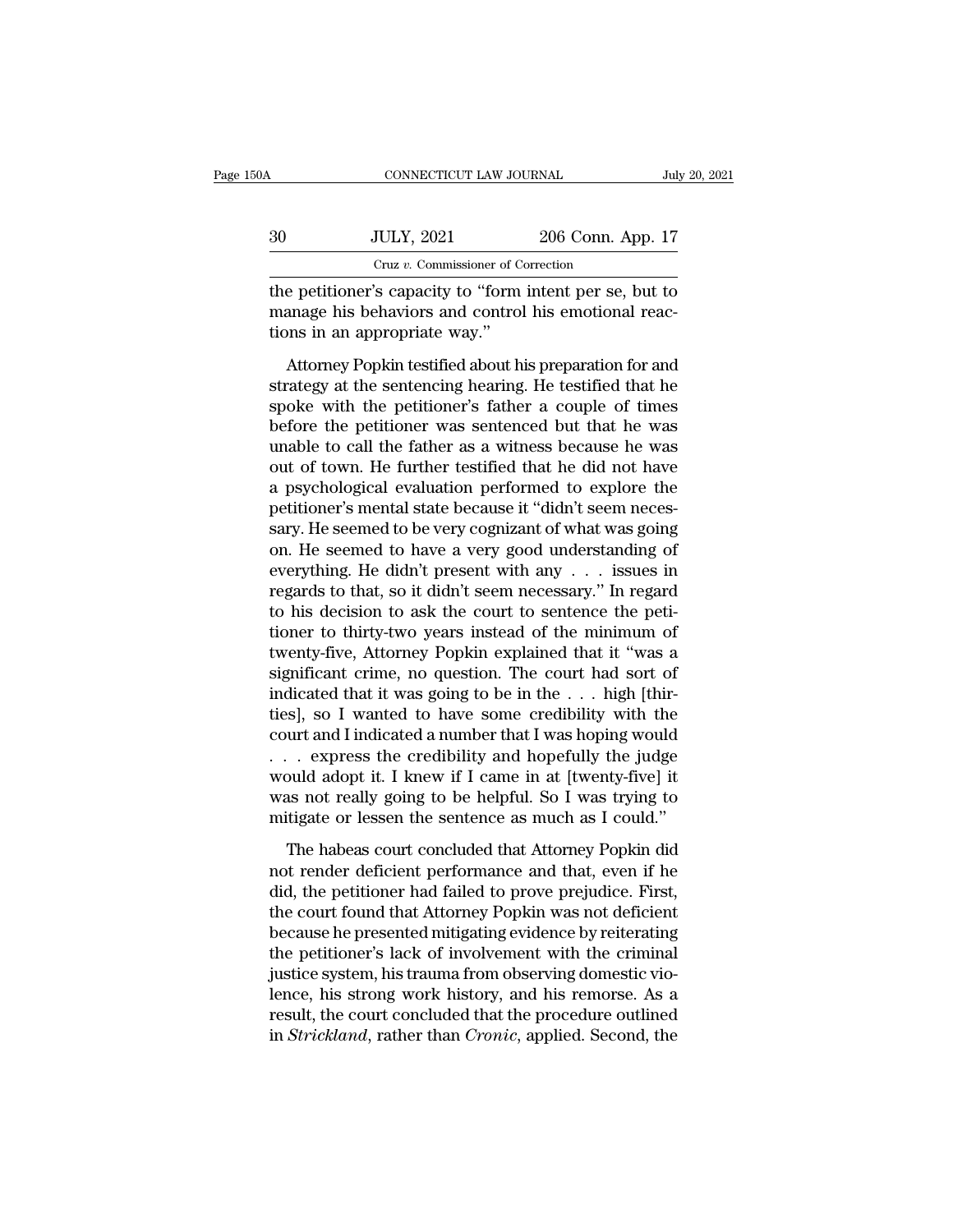the petitioner's capacity to "form intent per se, but to manage his behaviors and control his emotional reactions in an appropriate way."

Attorney Popkin testified about his preparation for and strategy at the sentencing hearing. He testified that he spoke with the petitioner's father a couple of times before the petitioner was sentenced but that he was unable to call the father as a witness because he was out of town. He further testified that he did not have a psychological evaluation performed to explore the petitioner's mental state because it "didn't seem necessary. He seemed to be very cognizant of what was going on. He seemed to have a very good understanding of everything. He didn't present with any . . . issues in regards to that, so it didn't seem necessary." In regard to his decision to ask the court to sentence the petitioner to thirty-two years instead of the minimum of twenty-five, Attorney Popkin explained that it "was a significant crime, no question. The court had sort of indicated that it was going to be in the . . . high [thirties], so I wanted to have some credibility with the court and I indicated a number that I was hoping would . . . express the credibility and hopefully the judge would adopt it. I knew if I came in at [twenty-five] it was not really going to be helpful. So I was trying to mitigate or lessen the sentence as much as I could."

The habeas court concluded that Attorney Popkin did not render deficient performance and that, even if he did, the petitioner had failed to prove prejudice. First, the court found that Attorney Popkin was not deficient because he presented mitigating evidence by reiterating the petitioner's lack of involvement with the criminal justice system, his trauma from observing domestic violence, his strong work history, and his remorse. As a result, the court concluded that the procedure outlined in *Strickland*, rather than *Cronic*, applied. Second, the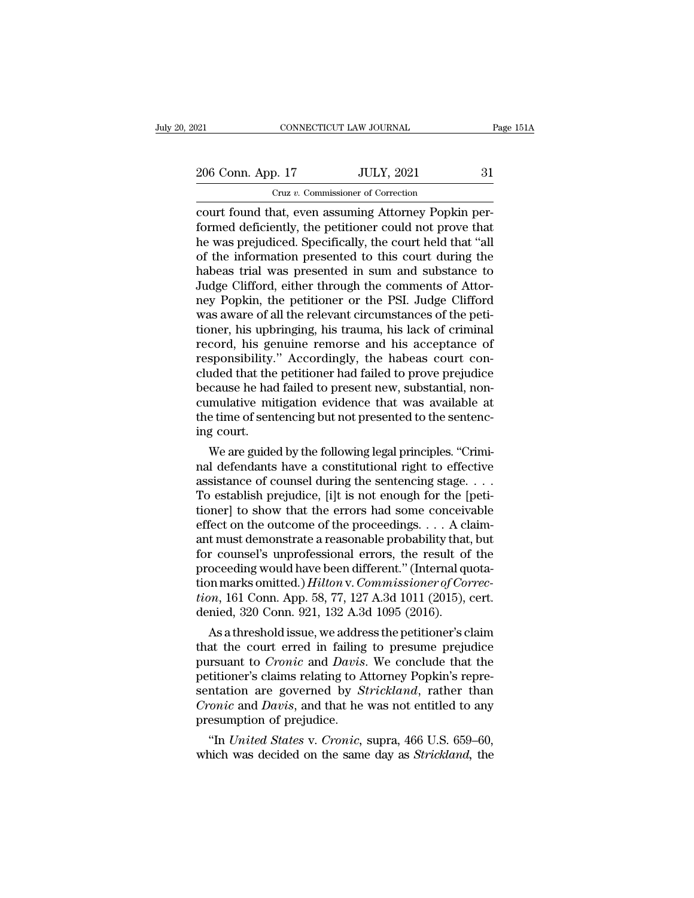court found that, even assuming Attorney Popkin performed deficiently, the petitioner could not prove that he was prejudiced. Specifically, the court held that "all of the information presented to this court during the habeas trial was presented in sum and substance to Judge Clifford, either through the comments of Attorney Popkin, the petitioner or the PSI. Judge Clifford was aware of all the relevant circumstances of the petitioner, his upbringing, his trauma, his lack of criminal record, his genuine remorse and his acceptance of responsibility." Accordingly, the habeas court concluded that the petitioner had failed to prove prejudice because he had failed to present new, substantial, noncumulative mitigation evidence that was available at the time of sentencing but not presented to the sentencing court.

We are guided by the following legal principles. "Criminal defendants have a constitutional right to effective assistance of counsel during the sentencing stage. . . . To establish prejudice, [i]t is not enough for the [petitioner] to show that the errors had some conceivable effect on the outcome of the proceedings. . . . A claimant must demonstrate a reasonable probability that, but for counsel's unprofessional errors, the result of the proceeding would have been different." (Internal quotation marks omitted.) *Hilton* v. *Commissioner of Correction*, 161 Conn. App. 58, 77, 127 A.3d 1011 (2015), cert. denied, 320 Conn. 921, 132 A.3d 1095 (2016).

As a threshold issue, we address the petitioner's claim that the court erred in failing to presume prejudice pursuant to *Cronic* and *Davis*. We conclude that the petitioner's claims relating to Attorney Popkin's representation are governed by *Strickland*, rather than *Cronic* and *Davis*, and that he was not entitled to any presumption of prejudice.

"In *United States* v. *Cronic*, supra, 466 U.S. 659–60, which was decided on the same day as *Strickland*, the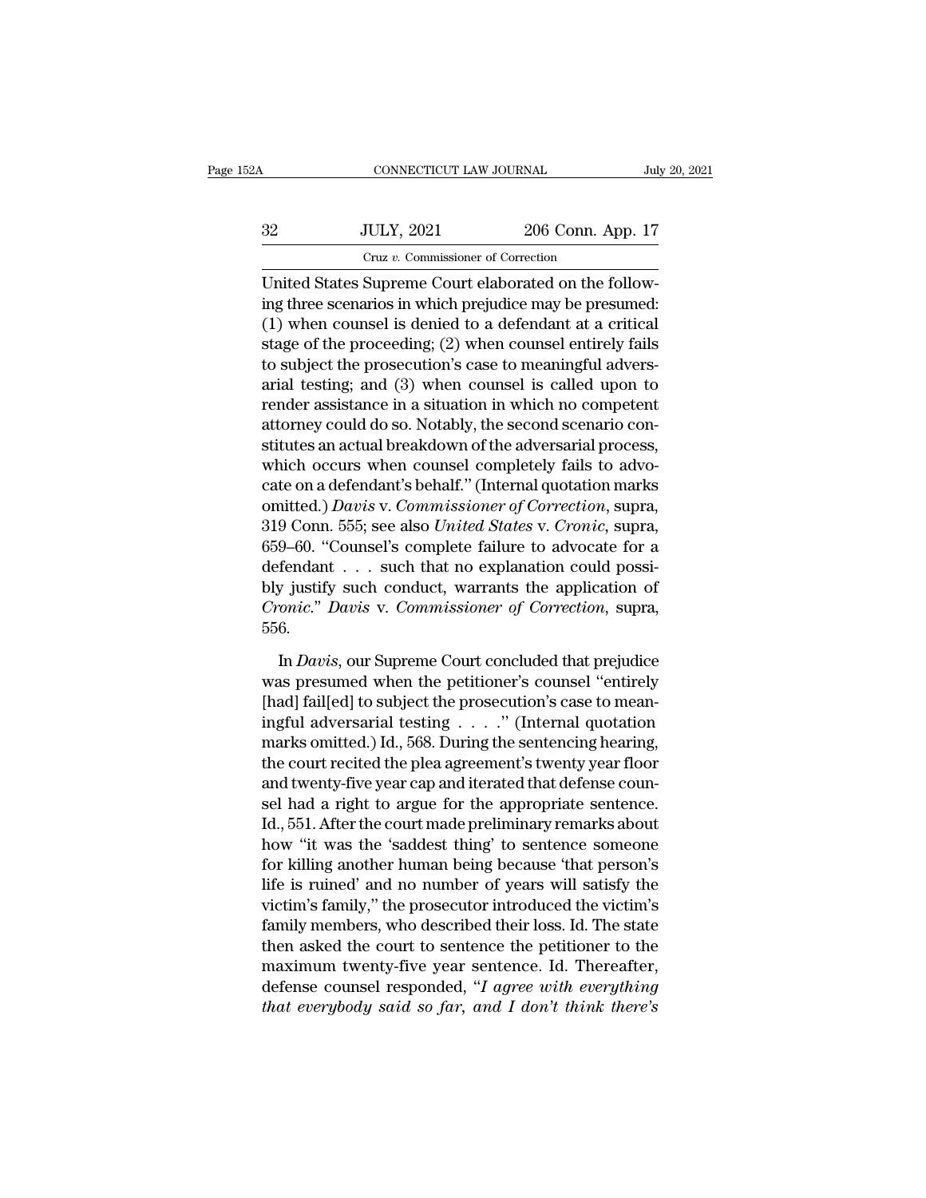United States Supreme Court elaborated on the following three scenarios in which prejudice may be presumed: (1) when counsel is denied to a defendant at a critical stage of the proceeding; (2) when counsel entirely fails to subject the prosecution's case to meaningful adversarial testing; and (3) when counsel is called upon to render assistance in a situation in which no competent attorney could do so. Notably, the second scenario constitutes an actual breakdown of the adversarial process, which occurs when counsel completely fails to advocate on a defendant's behalf." (Internal quotation marks omitted.) *Davis* v. *Commissioner of Correction*, supra, 319 Conn. 555; see also *United States* v. *Cronic*, supra, 659–60. "Counsel's complete failure to advocate for a defendant . . . such that no explanation could possibly justify such conduct, warrants the application of *Cronic*." *Davis* v. *Commissioner of Correction*, supra, 556.

In *Davis*, our Supreme Court concluded that prejudice was presumed when the petitioner's counsel "entirely [had] fail[ed] to subject the prosecution's case to meaningful adversarial testing . . . ." (Internal quotation marks omitted.) Id., 568. During the sentencing hearing, the court recited the plea agreement's twenty year floor and twenty-five year cap and iterated that defense counsel had a right to argue for the appropriate sentence. Id., 551. After the court made preliminary remarks about how "it was the 'saddest thing' to sentence someone for killing another human being because 'that person's life is ruined' and no number of years will satisfy the victim's family," the prosecutor introduced the victim's family members, who described their loss. Id. The state then asked the court to sentence the petitioner to the maximum twenty-five year sentence. Id. Thereafter, defense counsel responded, "*I agree with everything that everybody said so far, and I don't think there's*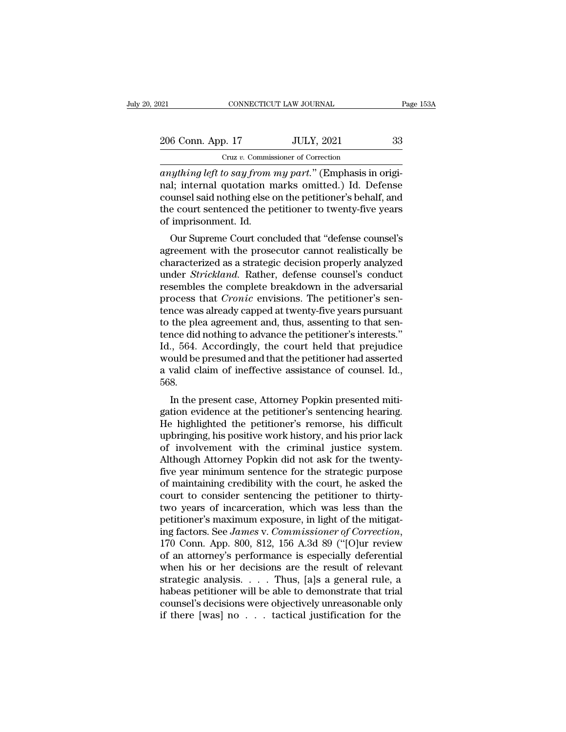*anything left to say from my part.*" (Emphasis in original; internal quotation marks omitted.) Id. Defense counsel said nothing else on the petitioner's behalf, and the court sentenced the petitioner to twenty-five years of imprisonment. Id.

Our Supreme Court concluded that "defense counsel's agreement with the prosecutor cannot realistically be characterized as a strategic decision properly analyzed under *Strickland*. Rather, defense counsel's conduct resembles the complete breakdown in the adversarial process that *Cronic* envisions. The petitioner's sentence was already capped at twenty-five years pursuant to the plea agreement and, thus, assenting to that sentence did nothing to advance the petitioner's interests." Id., 564. Accordingly, the court held that prejudice would be presumed and that the petitioner had asserted a valid claim of ineffective assistance of counsel. Id., 568.

In the present case, Attorney Popkin presented mitigation evidence at the petitioner's sentencing hearing. He highlighted the petitioner's remorse, his difficult upbringing, his positive work history, and his prior lack of involvement with the criminal justice system. Although Attorney Popkin did not ask for the twenty-five year minimum sentence for the strategic purpose of maintaining credibility with the court, he asked the court to consider sentencing the petitioner to thirty-two years of incarceration, which was less than the petitioner's maximum exposure, in light of the mitigating factors. See *James* v. *Commissioner of Correction*, 170 Conn. App. 800, 812, 156 A.3d 89 ("[O]ur review of an attorney's performance is especially deferential when his or her decisions are the result of relevant strategic analysis. . . . Thus, [a]s a general rule, a habeas petitioner will be able to demonstrate that trial counsel's decisions were objectively unreasonable only if there [was] no . . . tactical justification for the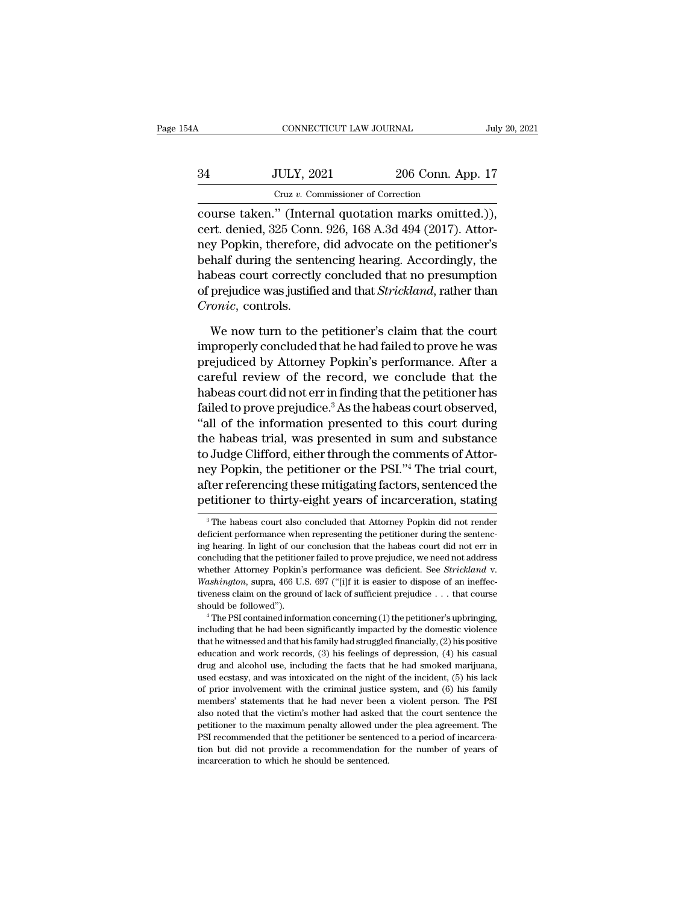course taken." (Internal quotation marks omitted.)), cert. denied, 325 Conn. 926, 168 A.3d 494 (2017). Attorney Popkin, therefore, did advocate on the petitioner's behalf during the sentencing hearing. Accordingly, the habeas court correctly concluded that no presumption of prejudice was justified and that *Strickland*, rather than *Cronic*, controls.

We now turn to the petitioner's claim that the court improperly concluded that he had failed to prove he was prejudiced by Attorney Popkin's performance. After a careful review of the record, we conclude that the habeas court did not err in finding that the petitioner has failed to prove prejudice.[3] As the habeas court observed, "all of the information presented to this court during the habeas trial, was presented in sum and substance to Judge Clifford, either through the comments of Attorney Popkin, the petitioner or the PSI."[4] The trial court, after referencing these mitigating factors, sentenced the petitioner to thirty-eight years of incarceration, stating

[3] The habeas court also concluded that Attorney Popkin did not render deficient performance when representing the petitioner during the sentencing hearing. In light of our conclusion that the habeas court did not err in concluding that the petitioner failed to prove prejudice, we need not address whether Attorney Popkin's performance was deficient. See *Strickland* v. *Washington*, supra, 466 U.S. 697 ("[i]f it is easier to dispose of an ineffectiveness claim on the ground of lack of sufficient prejudice . . . that course should be followed").

[4] The PSI contained information concerning (1) the petitioner's upbringing, including that he had been significantly impacted by the domestic violence that he witnessed and that his family had struggled financially, (2) his positive education and work records, (3) his feelings of depression, (4) his casual drug and alcohol use, including the facts that he had smoked marijuana, used ecstasy, and was intoxicated on the night of the incident, (5) his lack of prior involvement with the criminal justice system, and (6) his family members' statements that he had never been a violent person. The PSI also noted that the victim's mother had asked that the court sentence the petitioner to the maximum penalty allowed under the plea agreement. The PSI recommended that the petitioner be sentenced to a period of incarceration but did not provide a recommendation for the number of years of incarceration to which he should be sentenced.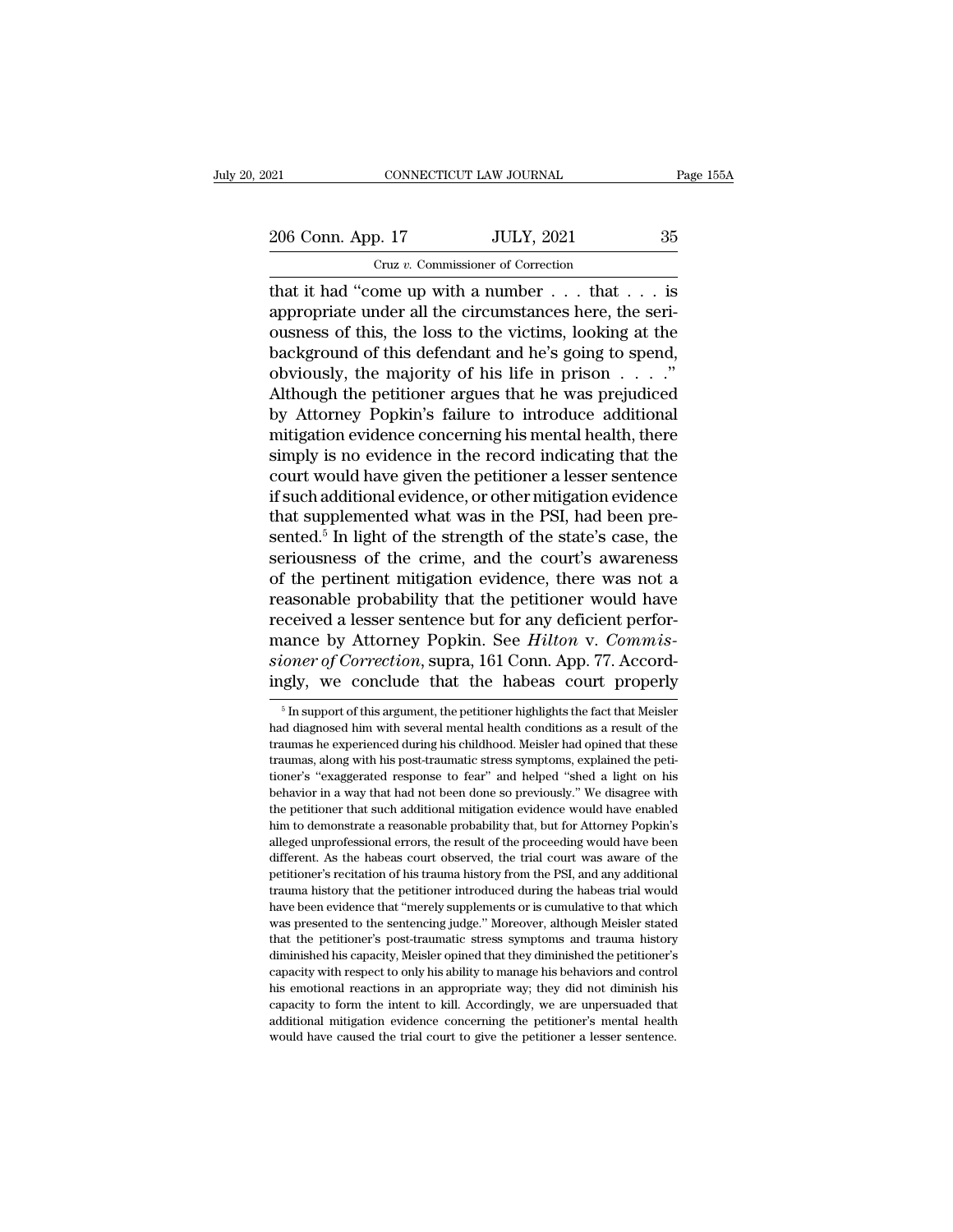that it had "come up with a number . . . that . . . is appropriate under all the circumstances here, the seriousness of this, the loss to the victims, looking at the background of this defendant and he's going to spend, obviously, the majority of his life in prison . . . ." Although the petitioner argues that he was prejudiced by Attorney Popkin's failure to introduce additional mitigation evidence concerning his mental health, there simply is no evidence in the record indicating that the court would have given the petitioner a lesser sentence if such additional evidence, or other mitigation evidence that supplemented what was in the PSI, had been presented.[5] In light of the strength of the state's case, the seriousness of the crime, and the court's awareness of the pertinent mitigation evidence, there was not a reasonable probability that the petitioner would have received a lesser sentence but for any deficient performance by Attorney Popkin. See *Hilton* v. *Commissioner of Correction*, supra, 161 Conn. App. 77. Accordingly, we conclude that the habeas court properly

[5] In support of this argument, the petitioner highlights the fact that Meisler had diagnosed him with several mental health conditions as a result of the traumas he experienced during his childhood. Meisler had opined that these traumas, along with his post-traumatic stress symptoms, explained the petitioner's "exaggerated response to fear" and helped "shed a light on his behavior in a way that had not been done so previously." We disagree with the petitioner that such additional mitigation evidence would have enabled him to demonstrate a reasonable probability that, but for Attorney Popkin's alleged unprofessional errors, the result of the proceeding would have been different. As the habeas court observed, the trial court was aware of the petitioner's recitation of his trauma history from the PSI, and any additional trauma history that the petitioner introduced during the habeas trial would have been evidence that "merely supplements or is cumulative to that which was presented to the sentencing judge." Moreover, although Meisler stated that the petitioner's post-traumatic stress symptoms and trauma history diminished his capacity, Meisler opined that they diminished the petitioner's capacity with respect to only his ability to manage his behaviors and control his emotional reactions in an appropriate way; they did not diminish his capacity to form the intent to kill. Accordingly, we are unpersuaded that additional mitigation evidence concerning the petitioner's mental health would have caused the trial court to give the petitioner a lesser sentence.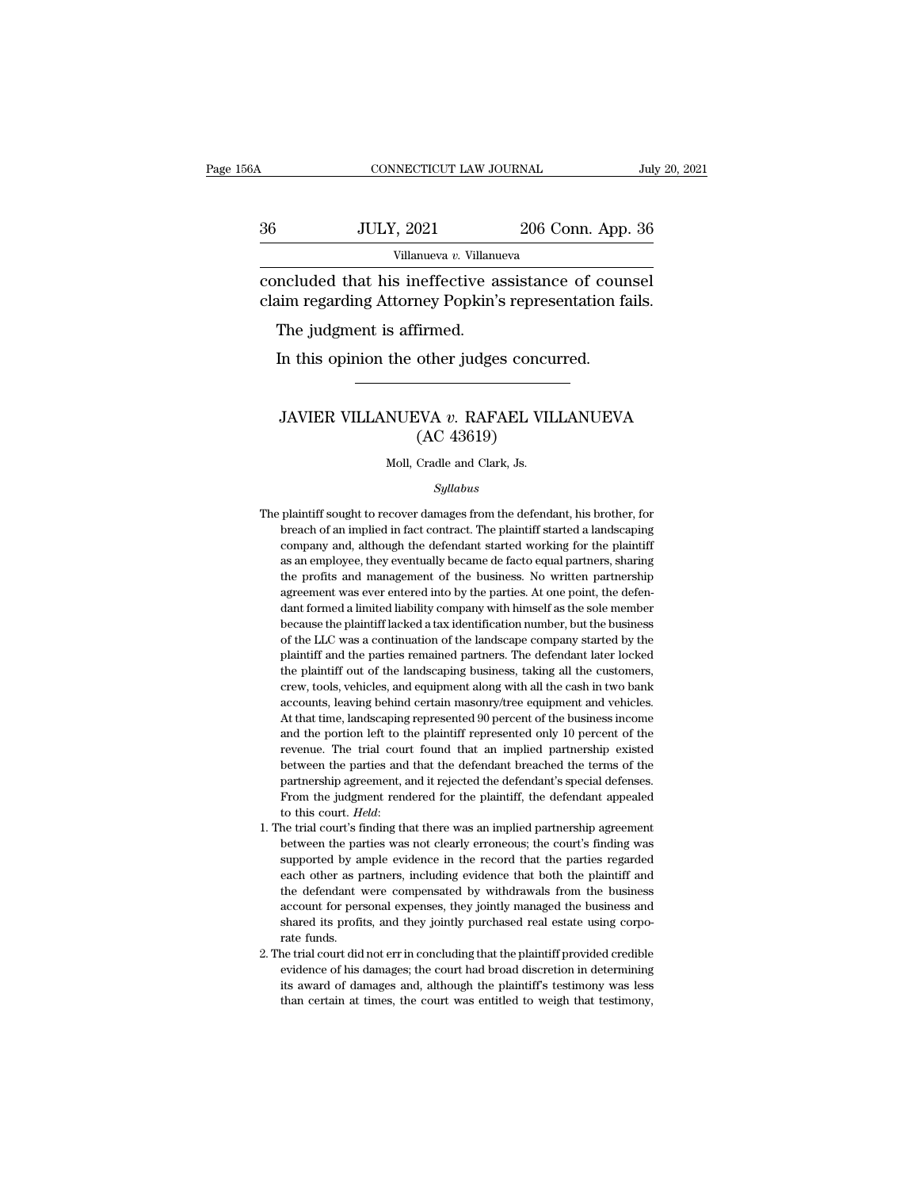concluded that his ineffective assistance of counsel claim regarding Attorney Popkin's representation fails.

The judgment is affirmed.

In this opinion the other judges concurred.

---

# JAVIER VILLANUEVA *v.* RAFAEL VILLANUEVA (AC 43619)

Moll, Cradle and Clark, Js.

*Syllabus*

The plaintiff sought to recover damages from the defendant, his brother, for breach of an implied in fact contract. The plaintiff started a landscaping company and, although the defendant started working for the plaintiff as an employee, they eventually became de facto equal partners, sharing the profits and management of the business. No written partnership agreement was ever entered into by the parties. At one point, the defendant formed a limited liability company with himself as the sole member because the plaintiff lacked a tax identification number, but the business of the LLC was a continuation of the landscape company started by the plaintiff and the parties remained partners. The defendant later locked the plaintiff out of the landscaping business, taking all the customers, crew, tools, vehicles, and equipment along with all the cash in two bank accounts, leaving behind certain masonry/tree equipment and vehicles. At that time, landscaping represented 90 percent of the business income and the portion left to the plaintiff represented only 10 percent of the revenue. The trial court found that an implied partnership existed between the parties and that the defendant breached the terms of the partnership agreement, and it rejected the defendant's special defenses. From the judgment rendered for the plaintiff, the defendant appealed to this court. *Held*:

1. The trial court's finding that there was an implied partnership agreement between the parties was not clearly erroneous; the court's finding was supported by ample evidence in the record that the parties regarded each other as partners, including evidence that both the plaintiff and the defendant were compensated by withdrawals from the business account for personal expenses, they jointly managed the business and shared its profits, and they jointly purchased real estate using corporate funds.
2. The trial court did not err in concluding that the plaintiff provided credible evidence of his damages; the court had broad discretion in determining its award of damages and, although the plaintiff's testimony was less than certain at times, the court was entitled to weigh that testimony,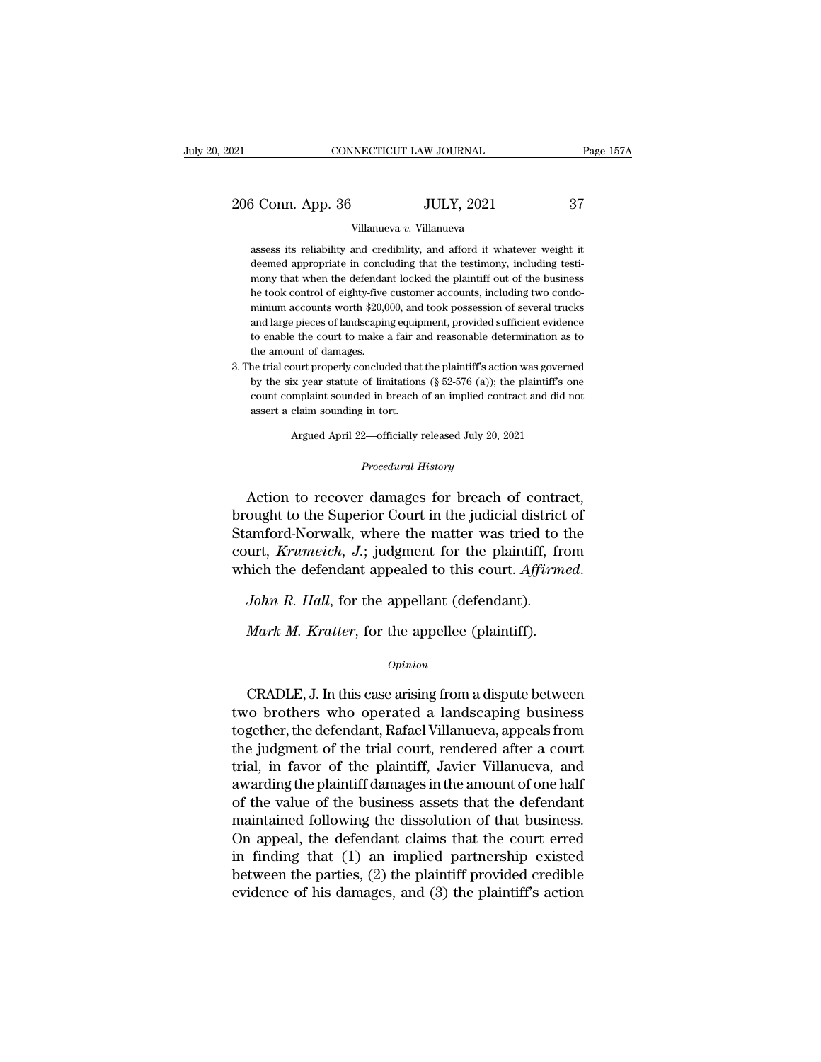assess its reliability and credibility, and afford it whatever weight it deemed appropriate in concluding that the testimony, including testimony that when the defendant locked the plaintiff out of the business he took control of eighty-five customer accounts, including two condominium accounts worth $20,000, and took possession of several trucks and large pieces of landscaping equipment, provided sufficient evidence to enable the court to make a fair and reasonable determination as to the amount of damages.

3. The trial court properly concluded that the plaintiff's action was governed by the six year statute of limitations (§ 52-576 (a)); the plaintiff's one count complaint sounded in breach of an implied contract and did not assert a claim sounding in tort.

Argued April 22—officially released July 20, 2021

*Procedural History*

Action to recover damages for breach of contract, brought to the Superior Court in the judicial district of Stamford-Norwalk, where the matter was tried to the court, *Krumeich, J.*; judgment for the plaintiff, from which the defendant appealed to this court. *Affirmed.*

*John R. Hall*, for the appellant (defendant).

*Mark M. Kratter*, for the appellee (plaintiff).

*Opinion*

CRADLE, J. In this case arising from a dispute between two brothers who operated a landscaping business together, the defendant, Rafael Villanueva, appeals from the judgment of the trial court, rendered after a court trial, in favor of the plaintiff, Javier Villanueva, and awarding the plaintiff damages in the amount of one half of the value of the business assets that the defendant maintained following the dissolution of that business. On appeal, the defendant claims that the court erred in finding that (1) an implied partnership existed between the parties, (2) the plaintiff provided credible evidence of his damages, and (3) the plaintiff's action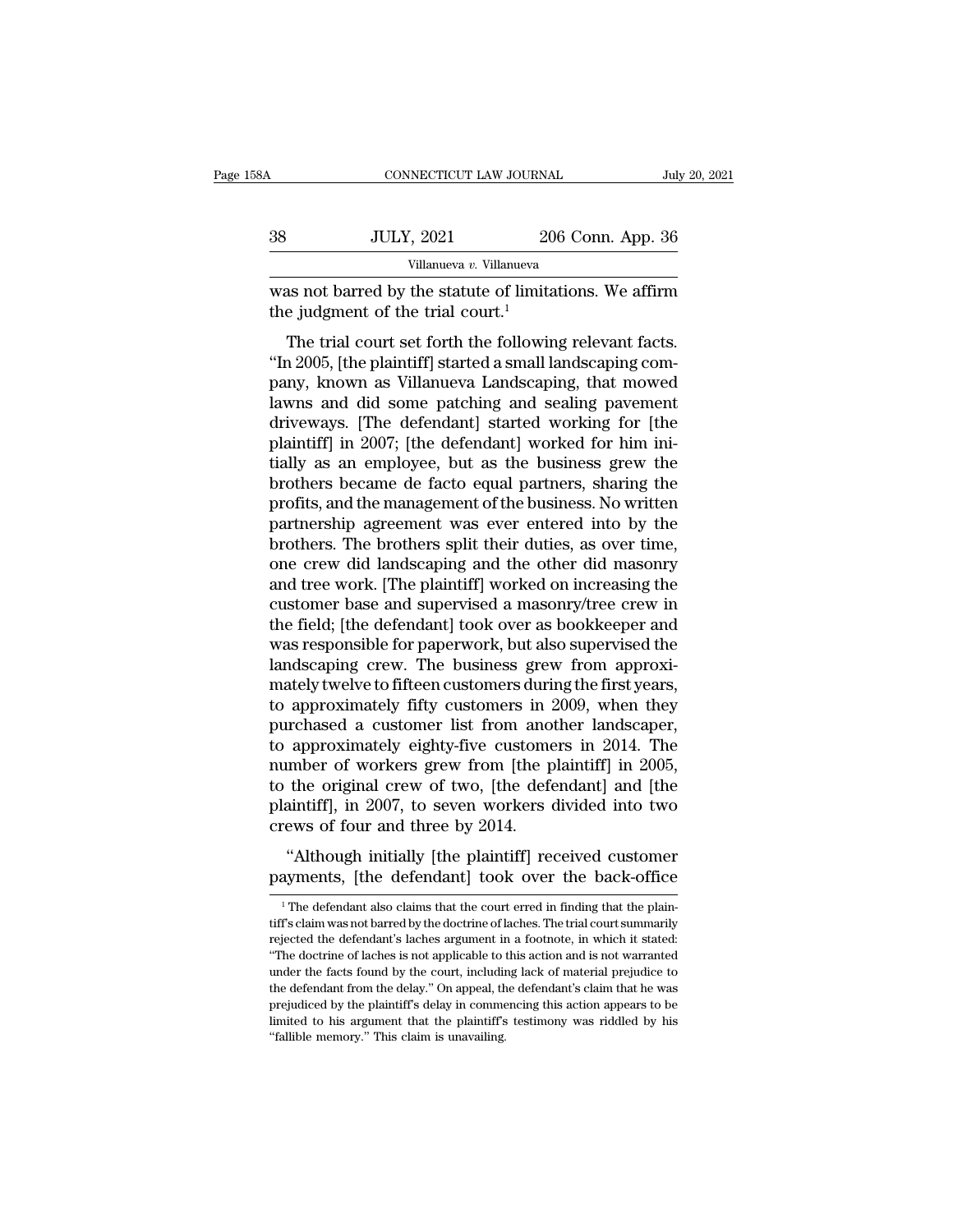was not barred by the statute of limitations. We affirm the judgment of the trial court.[1]

The trial court set forth the following relevant facts. "In 2005, [the plaintiff] started a small landscaping company, known as Villanueva Landscaping, that mowed lawns and did some patching and sealing pavement driveways. [The defendant] started working for [the plaintiff] in 2007; [the defendant] worked for him initially as an employee, but as the business grew the brothers became de facto equal partners, sharing the profits, and the management of the business. No written partnership agreement was ever entered into by the brothers. The brothers split their duties, as over time, one crew did landscaping and the other did masonry and tree work. [The plaintiff] worked on increasing the customer base and supervised a masonry/tree crew in the field; [the defendant] took over as bookkeeper and was responsible for paperwork, but also supervised the landscaping crew. The business grew from approximately twelve to fifteen customers during the first years, to approximately fifty customers in 2009, when they purchased a customer list from another landscaper, to approximately eighty-five customers in 2014. The number of workers grew from [the plaintiff] in 2005, to the original crew of two, [the defendant] and [the plaintiff], in 2007, to seven workers divided into two crews of four and three by 2014.

"Although initially [the plaintiff] received customer payments, [the defendant] took over the back-office

---

[1] The defendant also claims that the court erred in finding that the plaintiff's claim was not barred by the doctrine of laches. The trial court summarily rejected the defendant's laches argument in a footnote, in which it stated: "The doctrine of laches is not applicable to this action and is not warranted under the facts found by the court, including lack of material prejudice to the defendant from the delay." On appeal, the defendant's claim that he was prejudiced by the plaintiff's delay in commencing this action appears to be limited to his argument that the plaintiff's testimony was riddled by his "fallible memory." This claim is unavailing.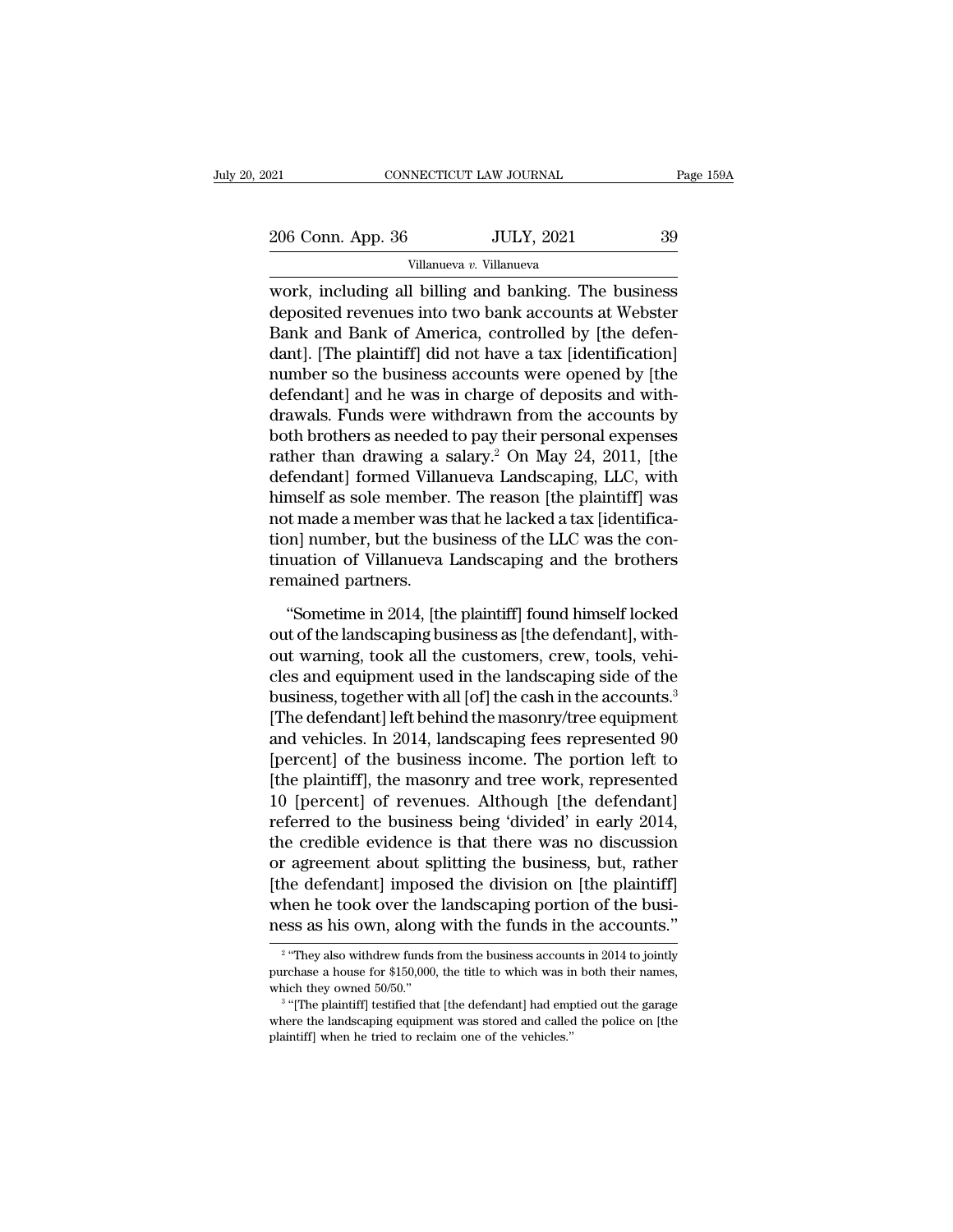work, including all billing and banking. The business deposited revenues into two bank accounts at Webster Bank and Bank of America, controlled by [the defendant]. [The plaintiff] did not have a tax [identification] number so the business accounts were opened by [the defendant] and he was in charge of deposits and withdrawals. Funds were withdrawn from the accounts by both brothers as needed to pay their personal expenses rather than drawing a salary.[2] On May 24, 2011, [the defendant] formed Villanueva Landscaping, LLC, with himself as sole member. The reason [the plaintiff] was not made a member was that he lacked a tax [identification] number, but the business of the LLC was the continuation of Villanueva Landscaping and the brothers remained partners.

"Sometime in 2014, [the plaintiff] found himself locked out of the landscaping business as [the defendant], without warning, took all the customers, crew, tools, vehicles and equipment used in the landscaping side of the business, together with all [of] the cash in the accounts.[3] [The defendant] left behind the masonry/tree equipment and vehicles. In 2014, landscaping fees represented 90 [percent] of the business income. The portion left to [the plaintiff], the masonry and tree work, represented 10 [percent] of revenues. Although [the defendant] referred to the business being 'divided' in early 2014, the credible evidence is that there was no discussion or agreement about splitting the business, but, rather [the defendant] imposed the division on [the plaintiff] when he took over the landscaping portion of the business as his own, along with the funds in the accounts."

---

[2] "They also withdrew funds from the business accounts in 2014 to jointly purchase a house for $150,000, the title to which was in both their names, which they owned 50/50."

[3] "[The plaintiff] testified that [the defendant] had emptied out the garage where the landscaping equipment was stored and called the police on [the plaintiff] when he tried to reclaim one of the vehicles."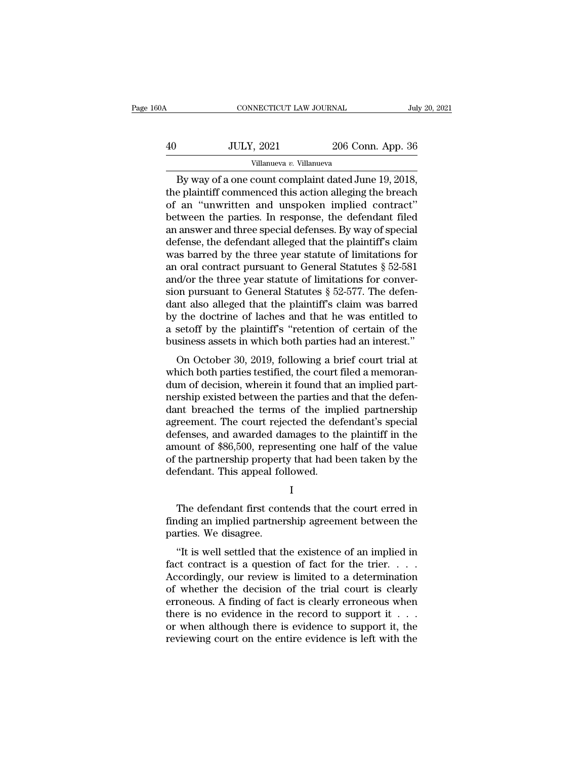By way of a one count complaint dated June 19, 2018, the plaintiff commenced this action alleging the breach of an "unwritten and unspoken implied contract" between the parties. In response, the defendant filed an answer and three special defenses. By way of special defense, the defendant alleged that the plaintiff's claim was barred by the three year statute of limitations for an oral contract pursuant to General Statutes § 52-581 and/or the three year statute of limitations for conversion pursuant to General Statutes § 52-577. The defendant also alleged that the plaintiff's claim was barred by the doctrine of laches and that he was entitled to a setoff by the plaintiff's "retention of certain of the business assets in which both parties had an interest."

On October 30, 2019, following a brief court trial at which both parties testified, the court filed a memorandum of decision, wherein it found that an implied partnership existed between the parties and that the defendant breached the terms of the implied partnership agreement. The court rejected the defendant's special defenses, and awarded damages to the plaintiff in the amount of $86,500, representing one half of the value of the partnership property that had been taken by the defendant. This appeal followed.

I

The defendant first contends that the court erred in finding an implied partnership agreement between the parties. We disagree.

"It is well settled that the existence of an implied in fact contract is a question of fact for the trier. . . . Accordingly, our review is limited to a determination of whether the decision of the trial court is clearly erroneous. A finding of fact is clearly erroneous when there is no evidence in the record to support it . . . or when although there is evidence to support it, the reviewing court on the entire evidence is left with the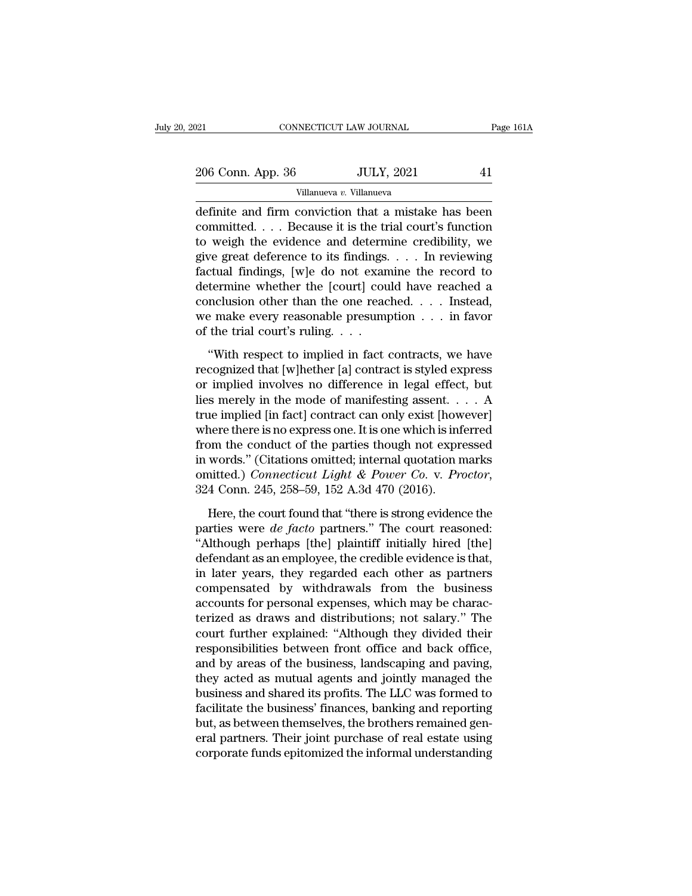definite and firm conviction that a mistake has been committed. . . . Because it is the trial court's function to weigh the evidence and determine credibility, we give great deference to its findings. . . . In reviewing factual findings, [w]e do not examine the record to determine whether the [court] could have reached a conclusion other than the one reached. . . . Instead, we make every reasonable presumption . . . in favor of the trial court's ruling. . . .

"With respect to implied in fact contracts, we have recognized that [w]hether [a] contract is styled express or implied involves no difference in legal effect, but lies merely in the mode of manifesting assent. . . . A true implied [in fact] contract can only exist [however] where there is no express one. It is one which is inferred from the conduct of the parties though not expressed in words." (Citations omitted; internal quotation marks omitted.) *Connecticut Light & Power Co.* v. *Proctor*, 324 Conn. 245, 258–59, 152 A.3d 470 (2016).

Here, the court found that "there is strong evidence the parties were *de facto* partners." The court reasoned: "Although perhaps [the] plaintiff initially hired [the] defendant as an employee, the credible evidence is that, in later years, they regarded each other as partners compensated by withdrawals from the business accounts for personal expenses, which may be characterized as draws and distributions; not salary." The court further explained: "Although they divided their responsibilities between front office and back office, and by areas of the business, landscaping and paving, they acted as mutual agents and jointly managed the business and shared its profits. The LLC was formed to facilitate the business' finances, banking and reporting but, as between themselves, the brothers remained general partners. Their joint purchase of real estate using corporate funds epitomized the informal understanding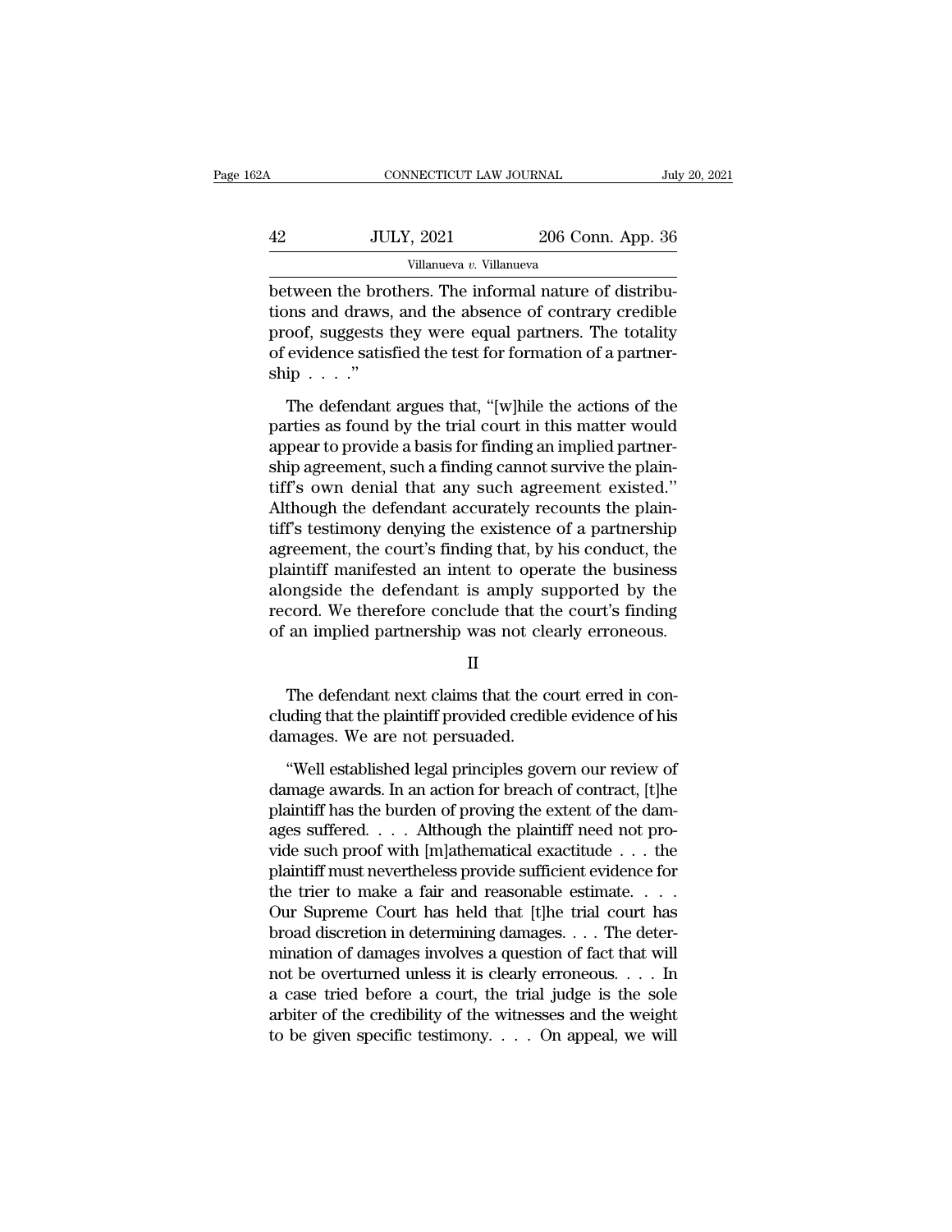between the brothers. The informal nature of distributions and draws, and the absence of contrary credible proof, suggests they were equal partners. The totality of evidence satisfied the test for formation of a partnership . . . ."

The defendant argues that, "[w]hile the actions of the parties as found by the trial court in this matter would appear to provide a basis for finding an implied partnership agreement, such a finding cannot survive the plaintiff's own denial that any such agreement existed." Although the defendant accurately recounts the plaintiff's testimony denying the existence of a partnership agreement, the court's finding that, by his conduct, the plaintiff manifested an intent to operate the business alongside the defendant is amply supported by the record. We therefore conclude that the court's finding of an implied partnership was not clearly erroneous.

II

The defendant next claims that the court erred in concluding that the plaintiff provided credible evidence of his damages. We are not persuaded.

"Well established legal principles govern our review of damage awards. In an action for breach of contract, [t]he plaintiff has the burden of proving the extent of the damages suffered. . . . Although the plaintiff need not provide such proof with [m]athematical exactitude . . . the plaintiff must nevertheless provide sufficient evidence for the trier to make a fair and reasonable estimate. . . . Our Supreme Court has held that [t]he trial court has broad discretion in determining damages. . . . The determination of damages involves a question of fact that will not be overturned unless it is clearly erroneous. . . . In a case tried before a court, the trial judge is the sole arbiter of the credibility of the witnesses and the weight to be given specific testimony. . . . On appeal, we will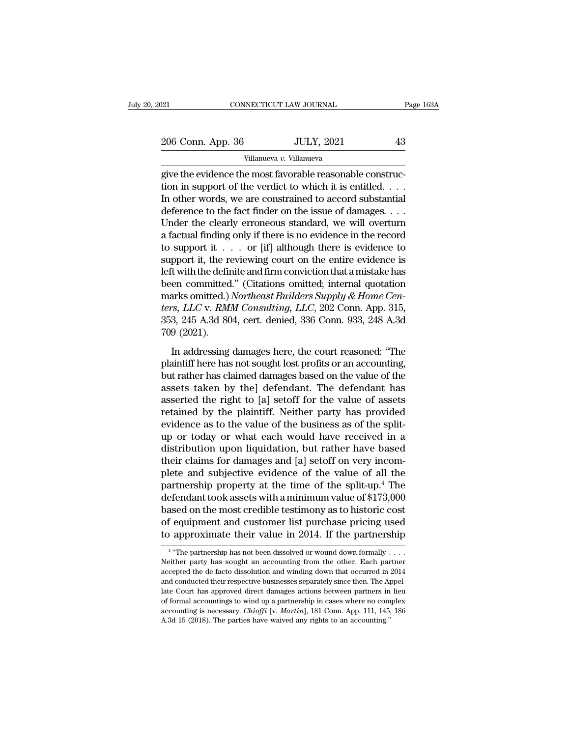give the evidence the most favorable reasonable construction in support of the verdict to which it is entitled. . . . In other words, we are constrained to accord substantial deference to the fact finder on the issue of damages. . . . Under the clearly erroneous standard, we will overturn a factual finding only if there is no evidence in the record to support it . . . or [if] although there is evidence to support it, the reviewing court on the entire evidence is left with the definite and firm conviction that a mistake has been committed." (Citations omitted; internal quotation marks omitted.) *Northeast Builders Supply & Home Centers, LLC* v. *RMM Consulting, LLC*, 202 Conn. App. 315, 353, 245 A.3d 804, cert. denied, 336 Conn. 933, 248 A.3d 709 (2021).

In addressing damages here, the court reasoned: "The plaintiff here has not sought lost profits or an accounting, but rather has claimed damages based on the value of the assets taken by the] defendant. The defendant has asserted the right to [a] setoff for the value of assets retained by the plaintiff. Neither party has provided evidence as to the value of the business as of the split-up or today or what each would have received in a distribution upon liquidation, but rather have based their claims for damages and [a] setoff on very incomplete and subjective evidence of the value of all the partnership property at the time of the split-up.[4] The defendant took assets with a minimum value of $173,000 based on the most credible testimony as to historic cost of equipment and customer list purchase pricing used to approximate their value in 2014. If the partnership

[4] "The partnership has not been dissolved or wound down formally . . . . Neither party has sought an accounting from the other. Each partner accepted the de facto dissolution and winding down that occurred in 2014 and conducted their respective businesses separately since then. The Appellate Court has approved direct damages actions between partners in lieu of formal accountings to wind up a partnership in cases where no complex accounting is necessary. *Chioffi* [v. *Martin*], 181 Conn. App. 111, 145, 186 A.3d 15 (2018). The parties have waived any rights to an accounting."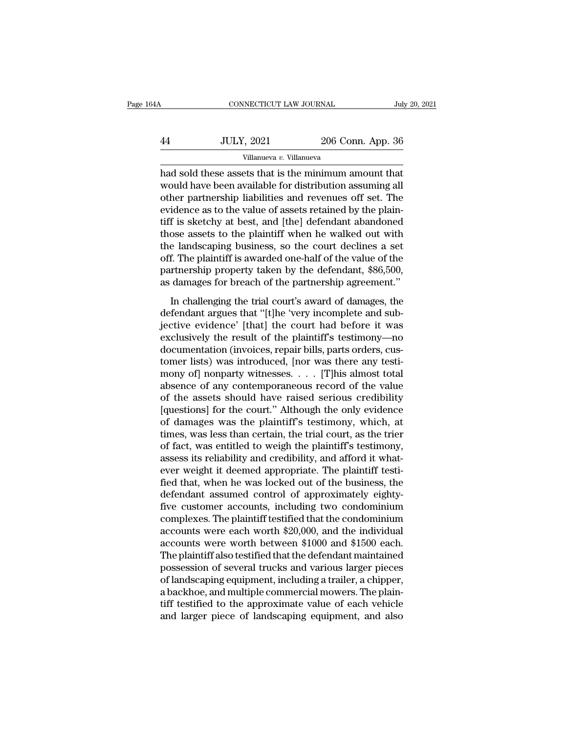had sold these assets that is the minimum amount that would have been available for distribution assuming all other partnership liabilities and revenues off set. The evidence as to the value of assets retained by the plaintiff is sketchy at best, and [the] defendant abandoned those assets to the plaintiff when he walked out with the landscaping business, so the court declines a set off. The plaintiff is awarded one-half of the value of the partnership property taken by the defendant, $86,500, as damages for breach of the partnership agreement.''

In challenging the trial court's award of damages, the defendant argues that ''[t]he 'very incomplete and subjective evidence' [that] the court had before it was exclusively the result of the plaintiff's testimony—no documentation (invoices, repair bills, parts orders, customer lists) was introduced, [nor was there any testimony of] nonparty witnesses. . . . [T]his almost total absence of any contemporaneous record of the value of the assets should have raised serious credibility [questions] for the court.'' Although the only evidence of damages was the plaintiff's testimony, which, at times, was less than certain, the trial court, as the trier of fact, was entitled to weigh the plaintiff's testimony, assess its reliability and credibility, and afford it whatever weight it deemed appropriate. The plaintiff testified that, when he was locked out of the business, the defendant assumed control of approximately eighty-five customer accounts, including two condominium complexes. The plaintiff testified that the condominium accounts were each worth $20,000, and the individual accounts were worth between $1000 and $1500 each. The plaintiff also testified that the defendant maintained possession of several trucks and various larger pieces of landscaping equipment, including a trailer, a chipper, a backhoe, and multiple commercial mowers. The plaintiff testified to the approximate value of each vehicle and larger piece of landscaping equipment, and also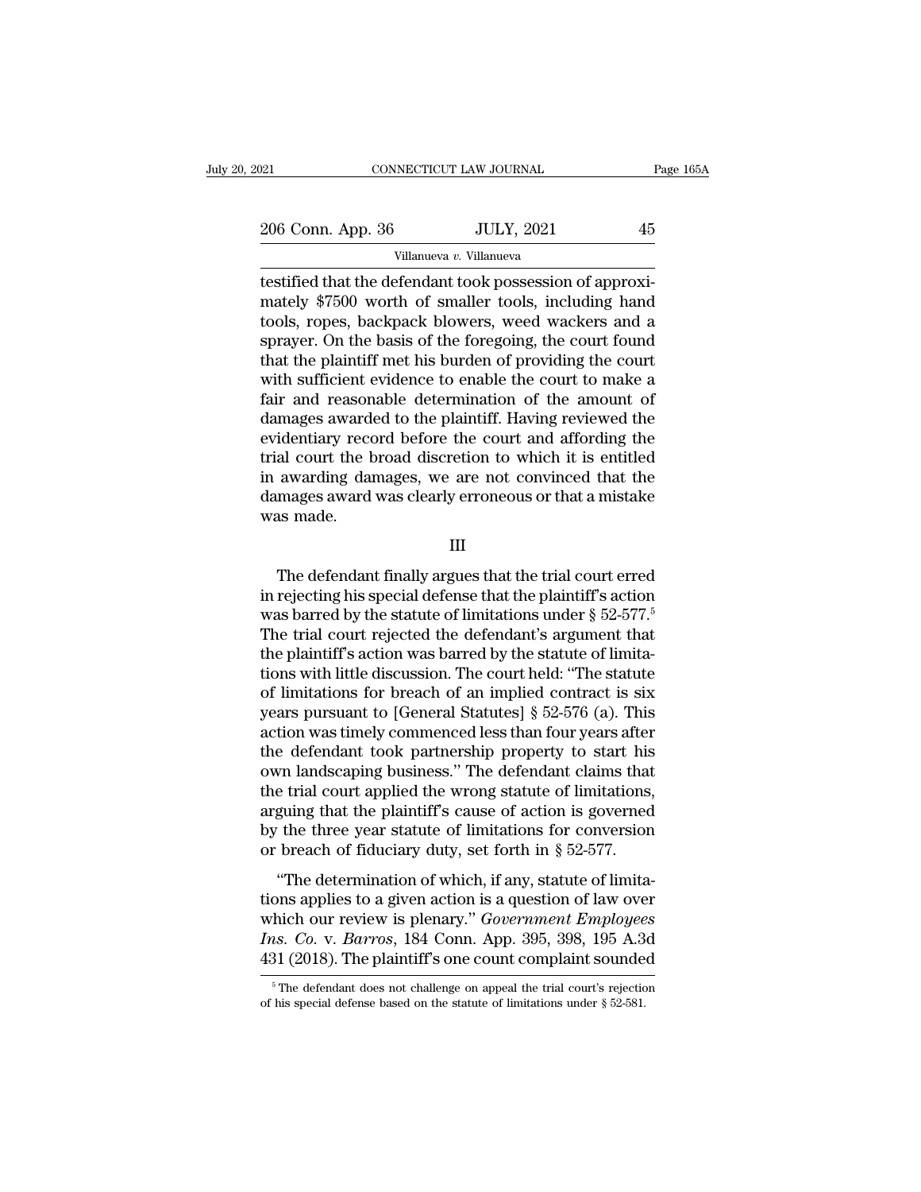testified that the defendant took possession of approximately $7500 worth of smaller tools, including hand tools, ropes, backpack blowers, weed wackers and a sprayer. On the basis of the foregoing, the court found that the plaintiff met his burden of providing the court with sufficient evidence to enable the court to make a fair and reasonable determination of the amount of damages awarded to the plaintiff. Having reviewed the evidentiary record before the court and affording the trial court the broad discretion to which it is entitled in awarding damages, we are not convinced that the damages award was clearly erroneous or that a mistake was made.

III

The defendant finally argues that the trial court erred in rejecting his special defense that the plaintiff's action was barred by the statute of limitations under § 52-577.[5] The trial court rejected the defendant's argument that the plaintiff's action was barred by the statute of limitations with little discussion. The court held: "The statute of limitations for breach of an implied contract is six years pursuant to [General Statutes] § 52-576 (a). This action was timely commenced less than four years after the defendant took partnership property to start his own landscaping business." The defendant claims that the trial court applied the wrong statute of limitations, arguing that the plaintiff's cause of action is governed by the three year statute of limitations for conversion or breach of fiduciary duty, set forth in § 52-577.

"The determination of which, if any, statute of limitations applies to a given action is a question of law over which our review is plenary." *Government Employees Ins. Co.* v. *Barros*, 184 Conn. App. 395, 398, 195 A.3d 431 (2018). The plaintiff's one count complaint sounded

[5] The defendant does not challenge on appeal the trial court's rejection of his special defense based on the statute of limitations under § 52-581.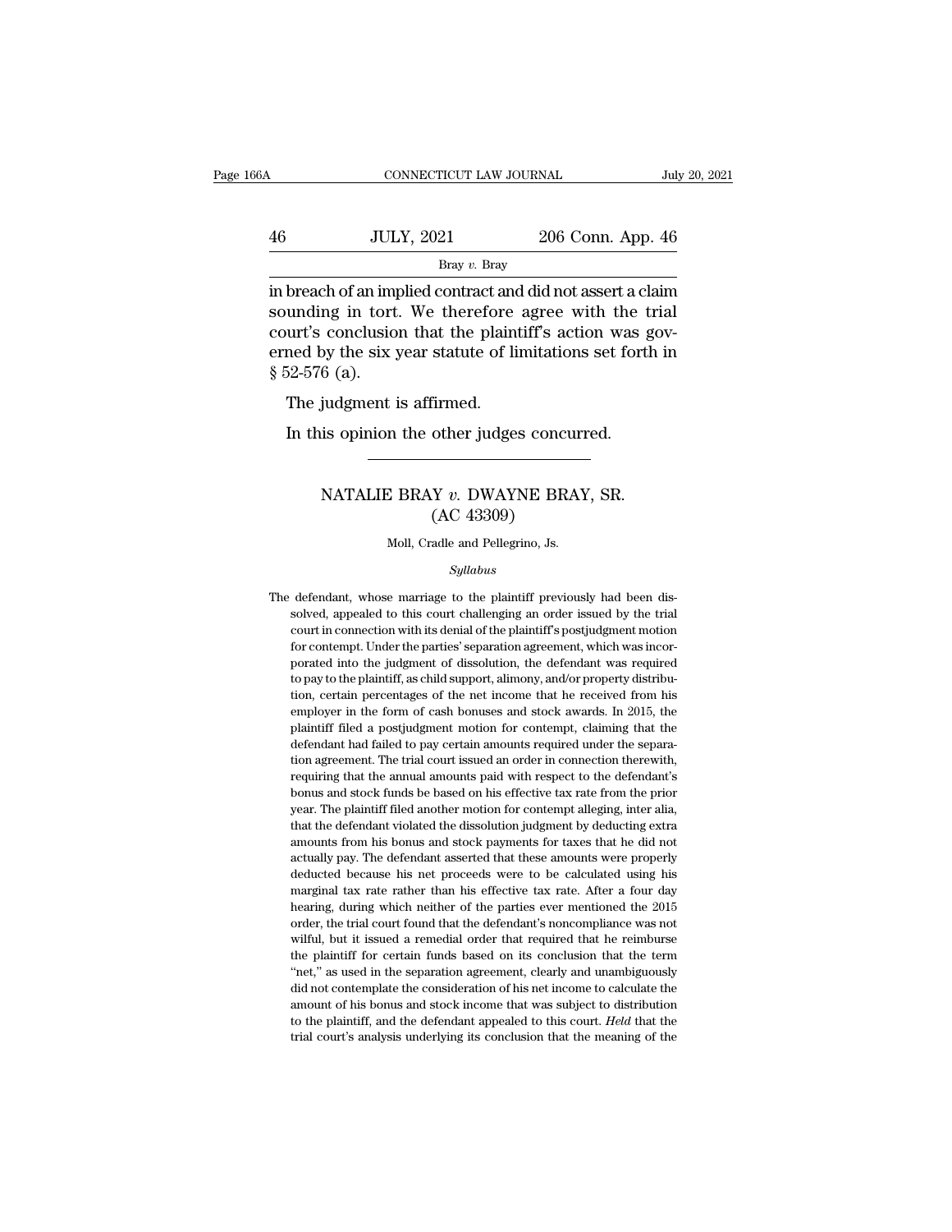in breach of an implied contract and did not assert a claim sounding in tort. We therefore agree with the trial court's conclusion that the plaintiff's action was governed by the six year statute of limitations set forth in § 52-576 (a).

The judgment is affirmed.

In this opinion the other judges concurred.

---

## NATALIE BRAY *v.* DWAYNE BRAY, SR. (AC 43309)

Moll, Cradle and Pellegrino, Js.

*Syllabus*

The defendant, whose marriage to the plaintiff previously had been dissolved, appealed to this court challenging an order issued by the trial court in connection with its denial of the plaintiff's postjudgment motion for contempt. Under the parties' separation agreement, which was incorporated into the judgment of dissolution, the defendant was required to pay to the plaintiff, as child support, alimony, and/or property distribution, certain percentages of the net income that he received from his employer in the form of cash bonuses and stock awards. In 2015, the plaintiff filed a postjudgment motion for contempt, claiming that the defendant had failed to pay certain amounts required under the separation agreement. The trial court issued an order in connection therewith, requiring that the annual amounts paid with respect to the defendant's bonus and stock funds be based on his effective tax rate from the prior year. The plaintiff filed another motion for contempt alleging, inter alia, that the defendant violated the dissolution judgment by deducting extra amounts from his bonus and stock payments for taxes that he did not actually pay. The defendant asserted that these amounts were properly deducted because his net proceeds were to be calculated using his marginal tax rate rather than his effective tax rate. After a four day hearing, during which neither of the parties ever mentioned the 2015 order, the trial court found that the defendant's noncompliance was not wilful, but it issued a remedial order that required that he reimburse the plaintiff for certain funds based on its conclusion that the term "net," as used in the separation agreement, clearly and unambiguously did not contemplate the consideration of his net income to calculate the amount of his bonus and stock income that was subject to distribution to the plaintiff, and the defendant appealed to this court. *Held* that the trial court's analysis underlying its conclusion that the meaning of the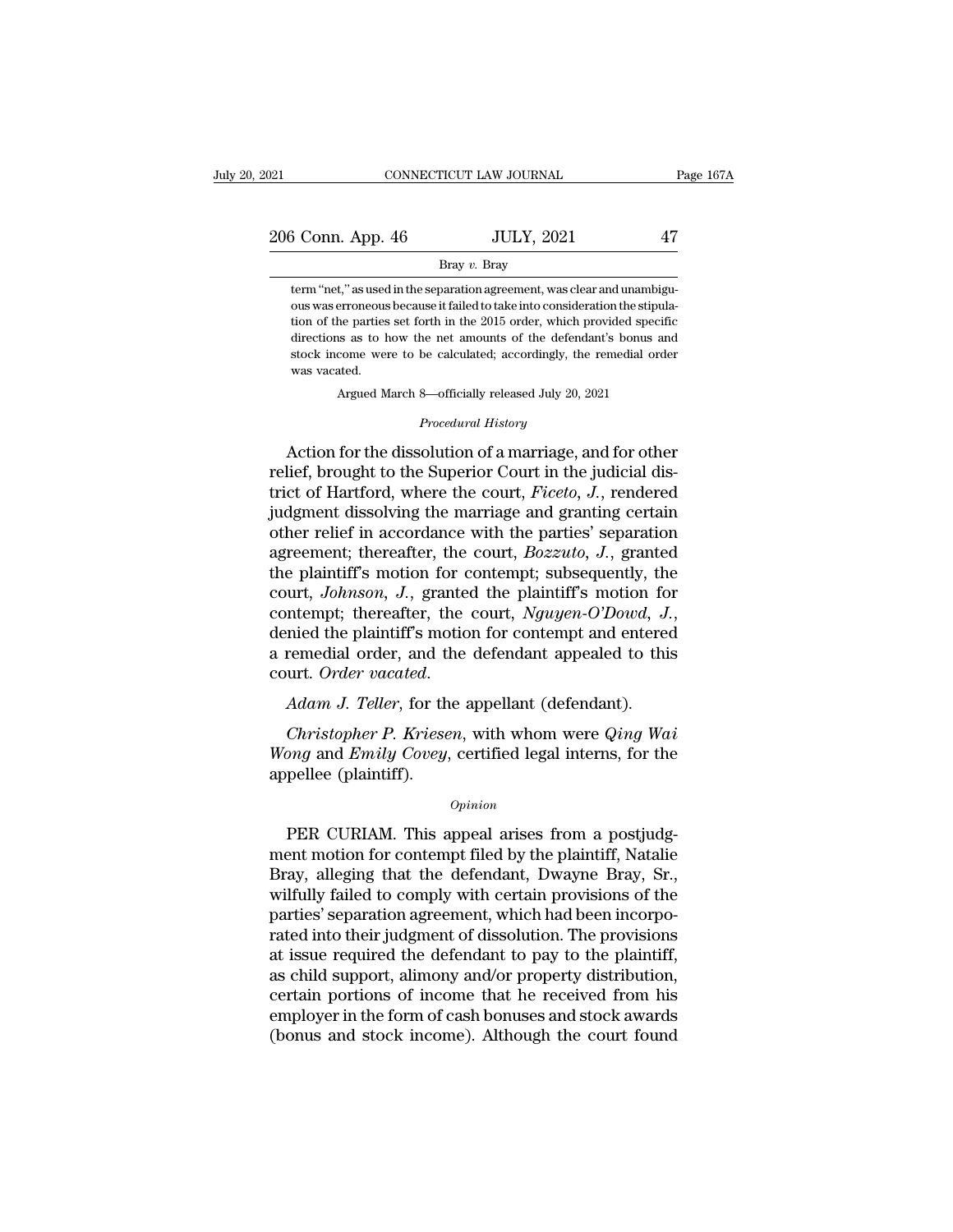term "net," as used in the separation agreement, was clear and unambiguous was erroneous because it failed to take into consideration the stipulation of the parties set forth in the 2015 order, which provided specific directions as to how the net amounts of the defendant's bonus and stock income were to be calculated; accordingly, the remedial order was vacated.

Argued March 8—officially released July 20, 2021

*Procedural History*

Action for the dissolution of a marriage, and for other relief, brought to the Superior Court in the judicial district of Hartford, where the court, *Ficeto*, *J.*, rendered judgment dissolving the marriage and granting certain other relief in accordance with the parties' separation agreement; thereafter, the court, *Bozzuto*, *J.*, granted the plaintiff's motion for contempt; subsequently, the court, *Johnson*, *J.*, granted the plaintiff's motion for contempt; thereafter, the court, *Nguyen-O'Dowd*, *J.*, denied the plaintiff's motion for contempt and entered a remedial order, and the defendant appealed to this court. *Order vacated.*

*Adam J. Teller*, for the appellant (defendant).

*Christopher P. Kriesen*, with whom were *Qing Wai Wong* and *Emily Covey*, certified legal interns, for the appellee (plaintiff).

*Opinion*

PER CURIAM. This appeal arises from a postjudgment motion for contempt filed by the plaintiff, Natalie Bray, alleging that the defendant, Dwayne Bray, Sr., wilfully failed to comply with certain provisions of the parties' separation agreement, which had been incorporated into their judgment of dissolution. The provisions at issue required the defendant to pay to the plaintiff, as child support, alimony and/or property distribution, certain portions of income that he received from his employer in the form of cash bonuses and stock awards (bonus and stock income). Although the court found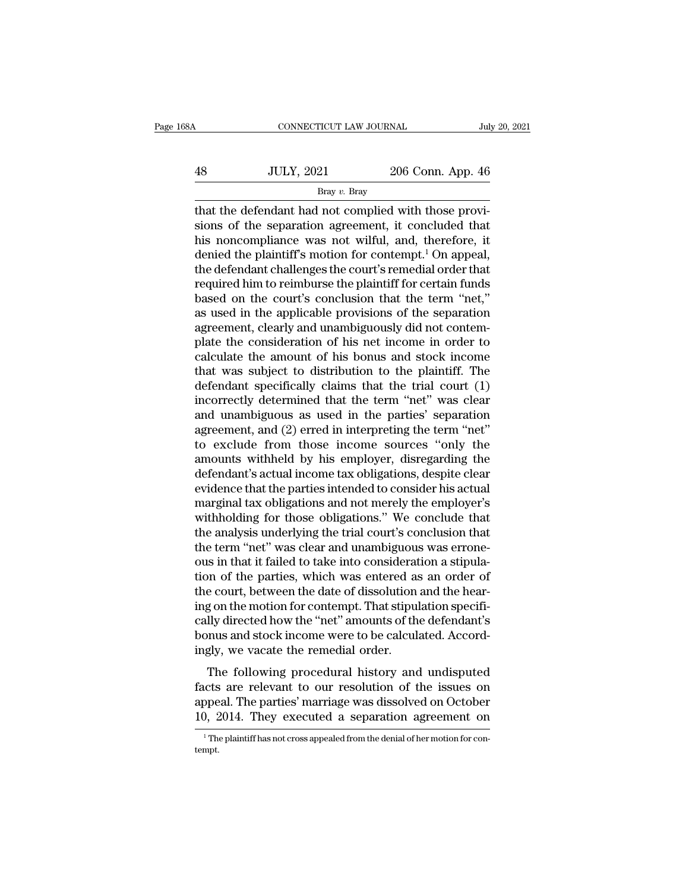that the defendant had not complied with those provisions of the separation agreement, it concluded that his noncompliance was not wilful, and, therefore, it denied the plaintiff's motion for contempt.[1] On appeal, the defendant challenges the court's remedial order that required him to reimburse the plaintiff for certain funds based on the court's conclusion that the term "net," as used in the applicable provisions of the separation agreement, clearly and unambiguously did not contemplate the consideration of his net income in order to calculate the amount of his bonus and stock income that was subject to distribution to the plaintiff. The defendant specifically claims that the trial court (1) incorrectly determined that the term "net" was clear and unambiguous as used in the parties' separation agreement, and (2) erred in interpreting the term "net" to exclude from those income sources "only the amounts withheld by his employer, disregarding the defendant's actual income tax obligations, despite clear evidence that the parties intended to consider his actual marginal tax obligations and not merely the employer's withholding for those obligations." We conclude that the analysis underlying the trial court's conclusion that the term "net" was clear and unambiguous was erroneous in that it failed to take into consideration a stipulation of the parties, which was entered as an order of the court, between the date of dissolution and the hearing on the motion for contempt. That stipulation specifically directed how the "net" amounts of the defendant's bonus and stock income were to be calculated. Accordingly, we vacate the remedial order.

The following procedural history and undisputed facts are relevant to our resolution of the issues on appeal. The parties' marriage was dissolved on October 10, 2014. They executed a separation agreement on

[1] The plaintiff has not cross appealed from the denial of her motion for contempt.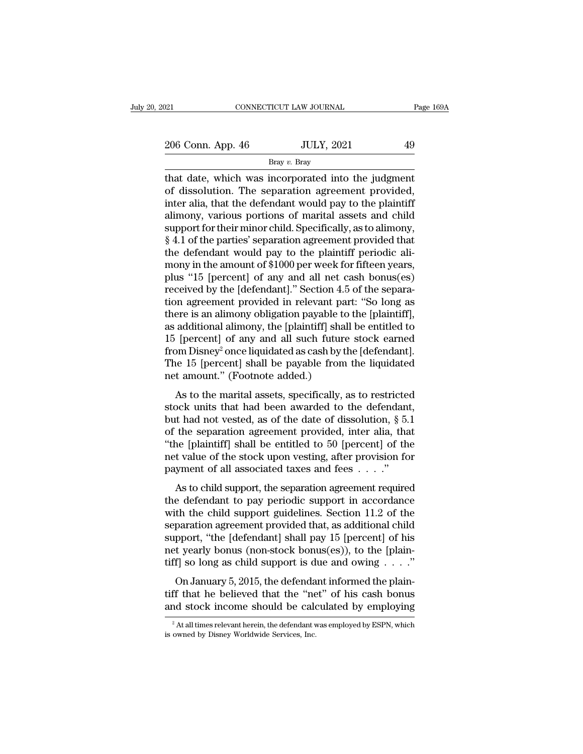that date, which was incorporated into the judgment of dissolution. The separation agreement provided, inter alia, that the defendant would pay to the plaintiff alimony, various portions of marital assets and child support for their minor child. Specifically, as to alimony, § 4.1 of the parties' separation agreement provided that the defendant would pay to the plaintiff periodic alimony in the amount of $1000 per week for fifteen years, plus "15 [percent] of any and all net cash bonus(es) received by the [defendant]." Section 4.5 of the separation agreement provided in relevant part: "So long as there is an alimony obligation payable to the [plaintiff], as additional alimony, the [plaintiff] shall be entitled to 15 [percent] of any and all such future stock earned from Disney[2] once liquidated as cash by the [defendant]. The 15 [percent] shall be payable from the liquidated net amount." (Footnote added.)

As to the marital assets, specifically, as to restricted stock units that had been awarded to the defendant, but had not vested, as of the date of dissolution, § 5.1 of the separation agreement provided, inter alia, that "the [plaintiff] shall be entitled to 50 [percent] of the net value of the stock upon vesting, after provision for payment of all associated taxes and fees . . . ."

As to child support, the separation agreement required the defendant to pay periodic support in accordance with the child support guidelines. Section 11.2 of the separation agreement provided that, as additional child support, "the [defendant] shall pay 15 [percent] of his net yearly bonus (non-stock bonus(es)), to the [plaintiff] so long as child support is due and owing . . . ."

On January 5, 2015, the defendant informed the plaintiff that he believed that the "net" of his cash bonus and stock income should be calculated by employing

[2] At all times relevant herein, the defendant was employed by ESPN, which is owned by Disney Worldwide Services, Inc.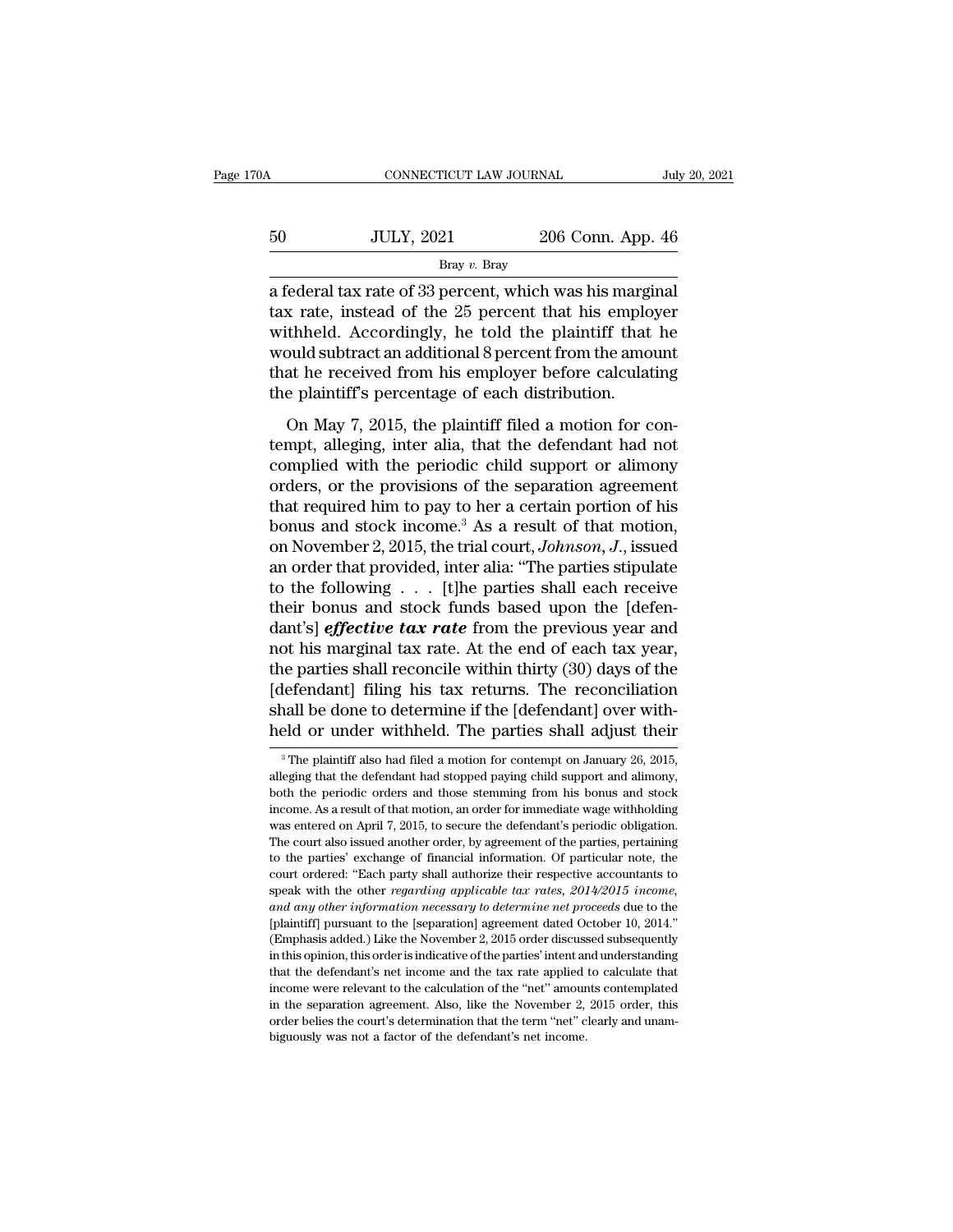a federal tax rate of 33 percent, which was his marginal tax rate, instead of the 25 percent that his employer withheld. Accordingly, he told the plaintiff that he would subtract an additional 8 percent from the amount that he received from his employer before calculating the plaintiff's percentage of each distribution.

On May 7, 2015, the plaintiff filed a motion for contempt, alleging, inter alia, that the defendant had not complied with the periodic child support or alimony orders, or the provisions of the separation agreement that required him to pay to her a certain portion of his bonus and stock income.[3] As a result of that motion, on November 2, 2015, the trial court, *Johnson, J.*, issued an order that provided, inter alia: "The parties stipulate to the following . . . [t]he parties shall each receive their bonus and stock funds based upon the [defendant's] ***effective tax rate*** from the previous year and not his marginal tax rate. At the end of each tax year, the parties shall reconcile within thirty (30) days of the [defendant] filing his tax returns. The reconciliation shall be done to determine if the [defendant] over withheld or under withheld. The parties shall adjust their

---

[3] The plaintiff also had filed a motion for contempt on January 26, 2015, alleging that the defendant had stopped paying child support and alimony, both the periodic orders and those stemming from his bonus and stock income. As a result of that motion, an order for immediate wage withholding was entered on April 7, 2015, to secure the defendant's periodic obligation. The court also issued another order, by agreement of the parties, pertaining to the parties' exchange of financial information. Of particular note, the court ordered: "Each party shall authorize their respective accountants to speak with the other *regarding applicable tax rates, 2014/2015 income, and any other information necessary to determine net proceeds* due to the [plaintiff] pursuant to the [separation] agreement dated October 10, 2014." (Emphasis added.) Like the November 2, 2015 order discussed subsequently in this opinion, this order is indicative of the parties' intent and understanding that the defendant's net income and the tax rate applied to calculate that income were relevant to the calculation of the "net" amounts contemplated in the separation agreement. Also, like the November 2, 2015 order, this order belies the court's determination that the term "net" clearly and unambiguously was not a factor of the defendant's net income.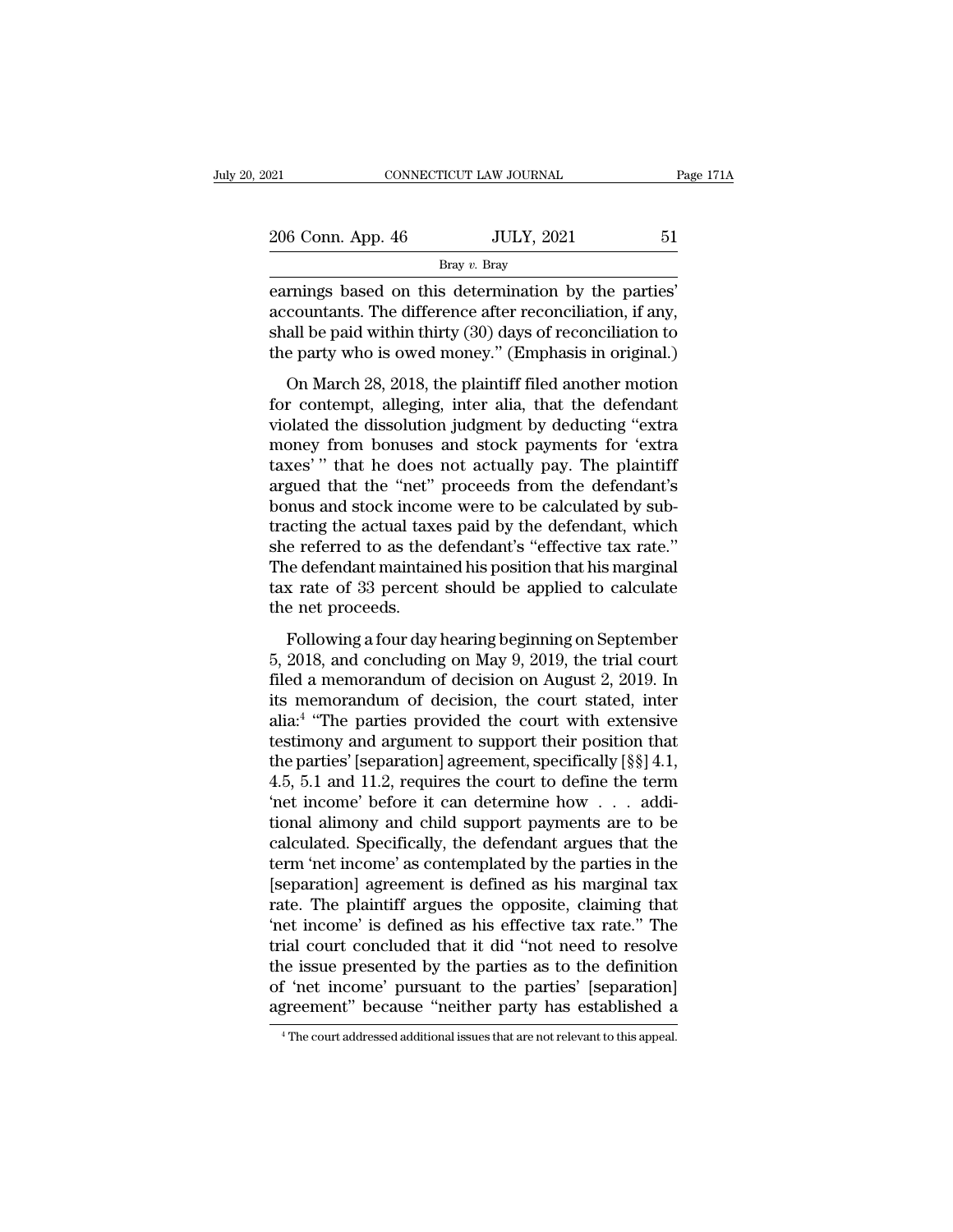earnings based on this determination by the parties' accountants. The difference after reconciliation, if any, shall be paid within thirty (30) days of reconciliation to the party who is owed money." (Emphasis in original.)

On March 28, 2018, the plaintiff filed another motion for contempt, alleging, inter alia, that the defendant violated the dissolution judgment by deducting "extra money from bonuses and stock payments for 'extra taxes' " that he does not actually pay. The plaintiff argued that the "net" proceeds from the defendant's bonus and stock income were to be calculated by subtracting the actual taxes paid by the defendant, which she referred to as the defendant's "effective tax rate." The defendant maintained his position that his marginal tax rate of 33 percent should be applied to calculate the net proceeds.

Following a four day hearing beginning on September 5, 2018, and concluding on May 9, 2019, the trial court filed a memorandum of decision on August 2, 2019. In its memorandum of decision, the court stated, inter alia:[4] "The parties provided the court with extensive testimony and argument to support their position that the parties' [separation] agreement, specifically [§§] 4.1, 4.5, 5.1 and 11.2, requires the court to define the term 'net income' before it can determine how . . . additional alimony and child support payments are to be calculated. Specifically, the defendant argues that the term 'net income' as contemplated by the parties in the [separation] agreement is defined as his marginal tax rate. The plaintiff argues the opposite, claiming that 'net income' is defined as his effective tax rate." The trial court concluded that it did "not need to resolve the issue presented by the parties as to the definition of 'net income' pursuant to the parties' [separation] agreement" because "neither party has established a

[4] The court addressed additional issues that are not relevant to this appeal.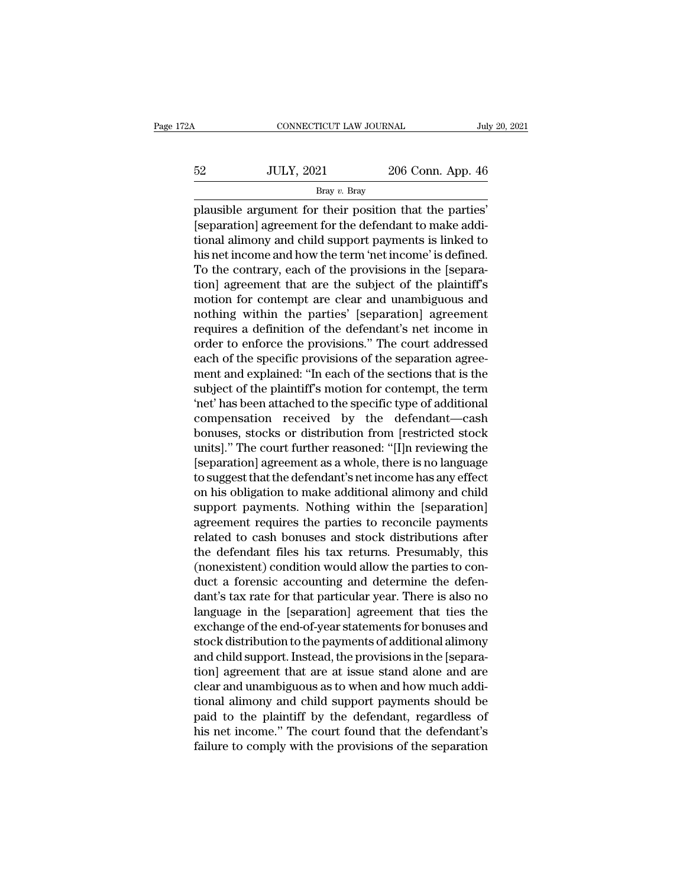plausible argument for their position that the parties' [separation] agreement for the defendant to make additional alimony and child support payments is linked to his net income and how the term 'net income' is defined. To the contrary, each of the provisions in the [separation] agreement that are the subject of the plaintiff's motion for contempt are clear and unambiguous and nothing within the parties' [separation] agreement requires a definition of the defendant's net income in order to enforce the provisions." The court addressed each of the specific provisions of the separation agreement and explained: "In each of the sections that is the subject of the plaintiff's motion for contempt, the term 'net' has been attached to the specific type of additional compensation received by the defendant—cash bonuses, stocks or distribution from [restricted stock units]." The court further reasoned: "[I]n reviewing the [separation] agreement as a whole, there is no language to suggest that the defendant's net income has any effect on his obligation to make additional alimony and child support payments. Nothing within the [separation] agreement requires the parties to reconcile payments related to cash bonuses and stock distributions after the defendant files his tax returns. Presumably, this (nonexistent) condition would allow the parties to conduct a forensic accounting and determine the defendant's tax rate for that particular year. There is also no language in the [separation] agreement that ties the exchange of the end-of-year statements for bonuses and stock distribution to the payments of additional alimony and child support. Instead, the provisions in the [separation] agreement that are at issue stand alone and are clear and unambiguous as to when and how much additional alimony and child support payments should be paid to the plaintiff by the defendant, regardless of his net income." The court found that the defendant's failure to comply with the provisions of the separation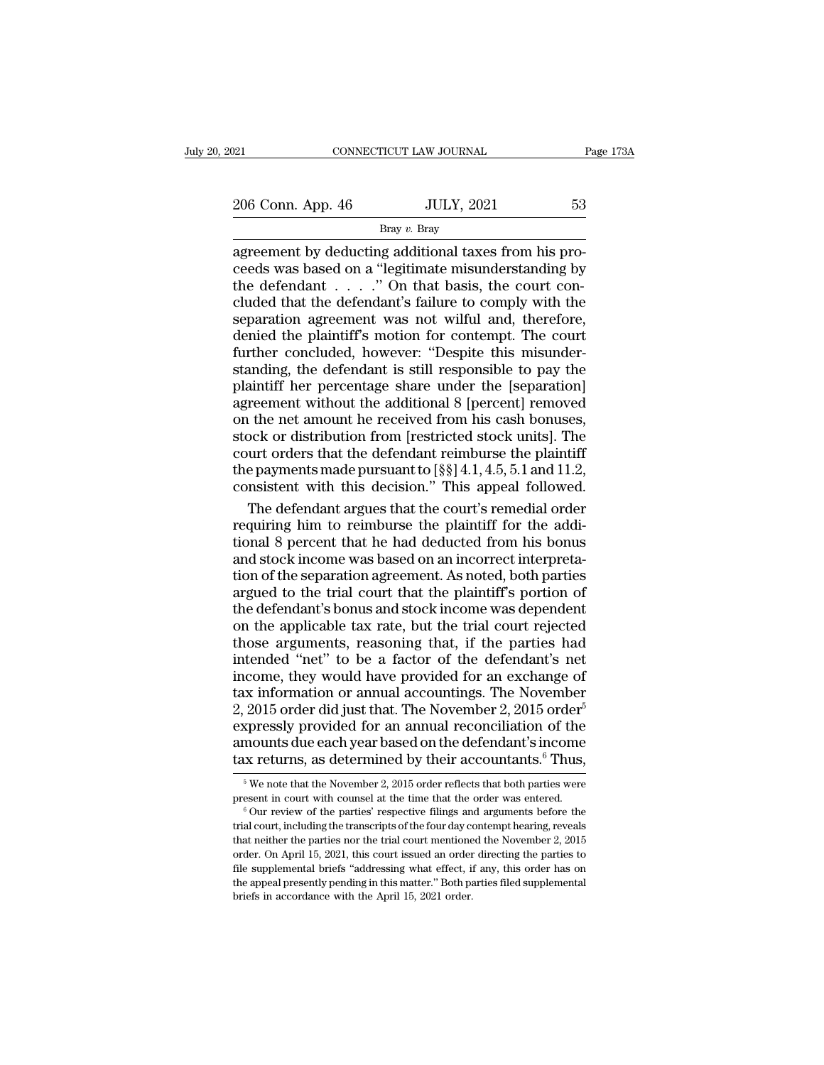agreement by deducting additional taxes from his proceeds was based on a "legitimate misunderstanding by the defendant . . . ." On that basis, the court concluded that the defendant's failure to comply with the separation agreement was not wilful and, therefore, denied the plaintiff's motion for contempt. The court further concluded, however: "Despite this misunderstanding, the defendant is still responsible to pay the plaintiff her percentage share under the [separation] agreement without the additional 8 [percent] removed on the net amount he received from his cash bonuses, stock or distribution from [restricted stock units]. The court orders that the defendant reimburse the plaintiff the payments made pursuant to [§§] 4.1, 4.5, 5.1 and 11.2, consistent with this decision." This appeal followed.

The defendant argues that the court's remedial order requiring him to reimburse the plaintiff for the additional 8 percent that he had deducted from his bonus and stock income was based on an incorrect interpretation of the separation agreement. As noted, both parties argued to the trial court that the plaintiff's portion of the defendant's bonus and stock income was dependent on the applicable tax rate, but the trial court rejected those arguments, reasoning that, if the parties had intended "net" to be a factor of the defendant's net income, they would have provided for an exchange of tax information or annual accountings. The November 2, 2015 order did just that. The November 2, 2015 order[5] expressly provided for an annual reconciliation of the amounts due each year based on the defendant's income tax returns, as determined by their accountants.[6] Thus,

[5] We note that the November 2, 2015 order reflects that both parties were present in court with counsel at the time that the order was entered.

[6] Our review of the parties' respective filings and arguments before the trial court, including the transcripts of the four day contempt hearing, reveals that neither the parties nor the trial court mentioned the November 2, 2015 order. On April 15, 2021, this court issued an order directing the parties to file supplemental briefs "addressing what effect, if any, this order has on the appeal presently pending in this matter." Both parties filed supplemental briefs in accordance with the April 15, 2021 order.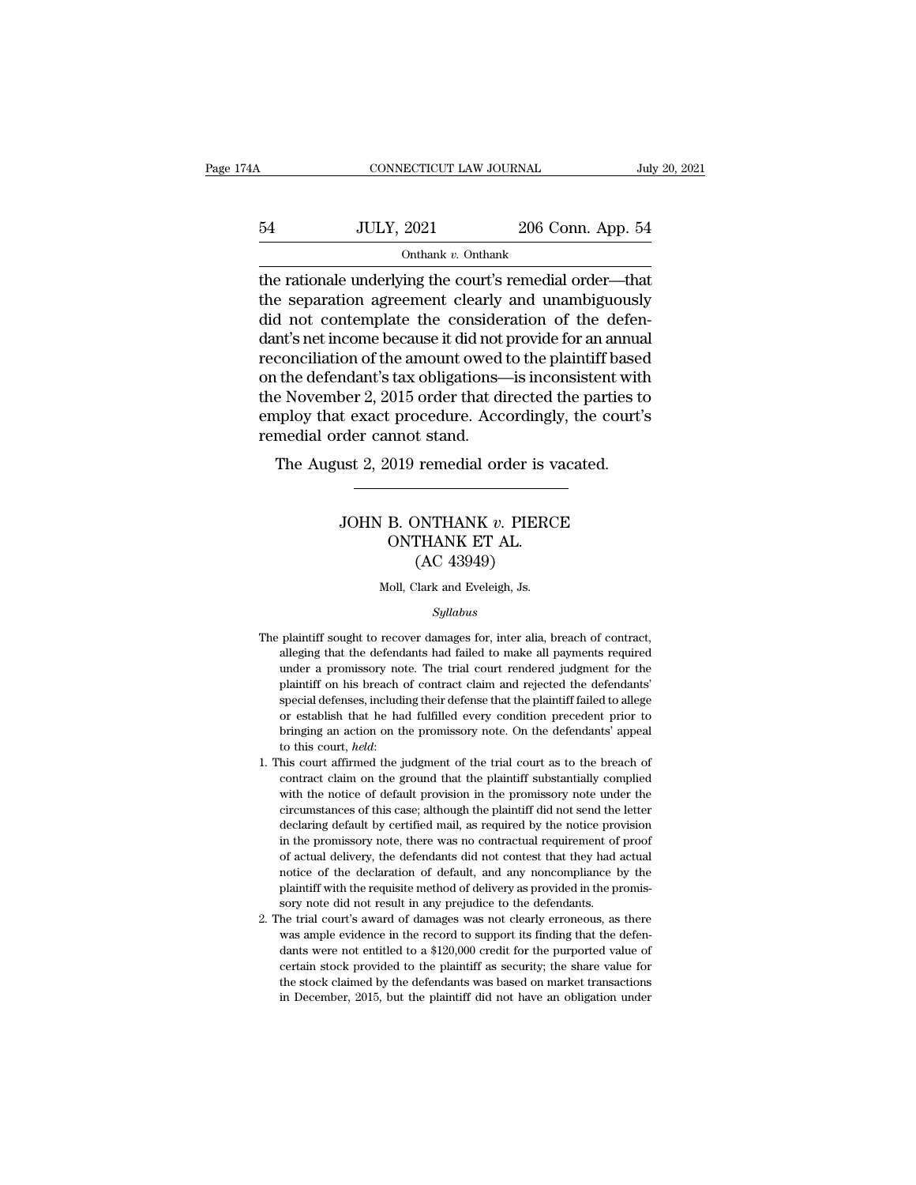the rationale underlying the court's remedial order—that the separation agreement clearly and unambiguously did not contemplate the consideration of the defendant's net income because it did not provide for an annual reconciliation of the amount owed to the plaintiff based on the defendant's tax obligations—is inconsistent with the November 2, 2015 order that directed the parties to employ that exact procedure. Accordingly, the court's remedial order cannot stand.

The August 2, 2019 remedial order is vacated.

---

## JOHN B. ONTHANK *v.* PIERCE ONTHANK ET AL. (AC 43949)

Moll, Clark and Eveleigh, Js.

*Syllabus*

The plaintiff sought to recover damages for, inter alia, breach of contract, alleging that the defendants had failed to make all payments required under a promissory note. The trial court rendered judgment for the plaintiff on his breach of contract claim and rejected the defendants' special defenses, including their defense that the plaintiff failed to allege or establish that he had fulfilled every condition precedent prior to bringing an action on the promissory note. On the defendants' appeal to this court, *held*:

1. This court affirmed the judgment of the trial court as to the breach of contract claim on the ground that the plaintiff substantially complied with the notice of default provision in the promissory note under the circumstances of this case; although the plaintiff did not send the letter declaring default by certified mail, as required by the notice provision in the promissory note, there was no contractual requirement of proof of actual delivery, the defendants did not contest that they had actual notice of the declaration of default, and any noncompliance by the plaintiff with the requisite method of delivery as provided in the promissory note did not result in any prejudice to the defendants.
2. The trial court's award of damages was not clearly erroneous, as there was ample evidence in the record to support its finding that the defendants were not entitled to a $120,000 credit for the purported value of certain stock provided to the plaintiff as security; the share value for the stock claimed by the defendants was based on market transactions in December, 2015, but the plaintiff did not have an obligation under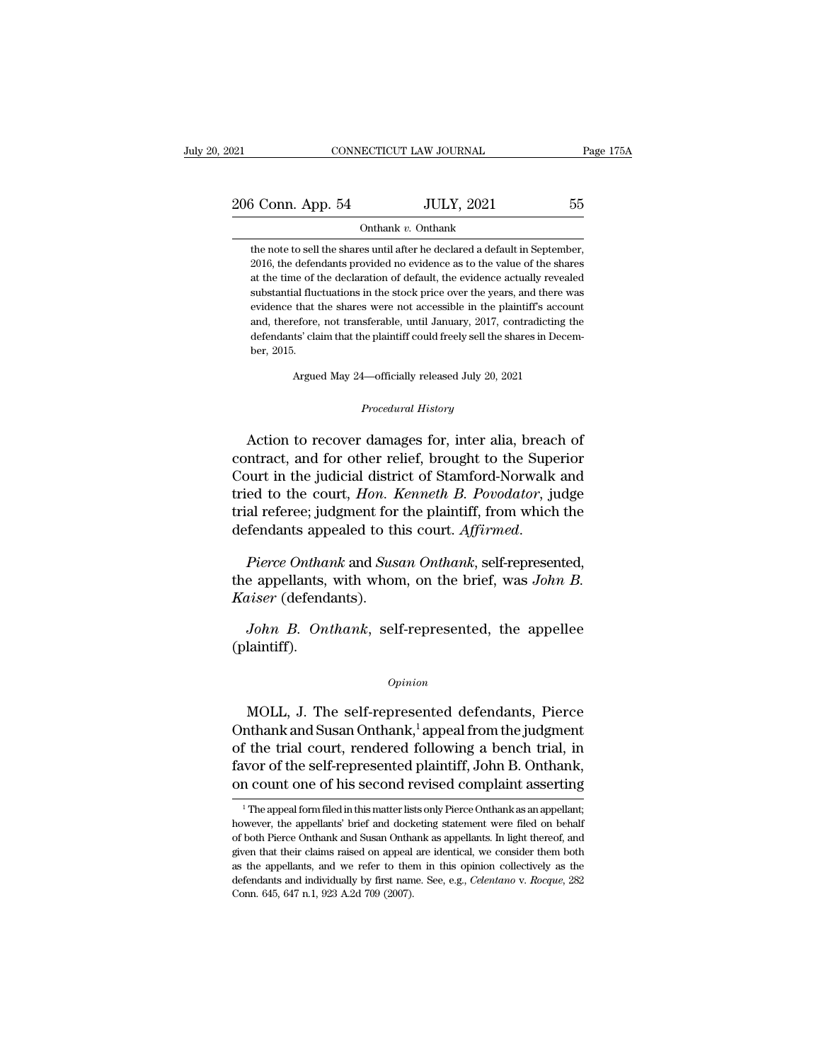the note to sell the shares until after he declared a default in September, 2016, the defendants provided no evidence as to the value of the shares at the time of the declaration of default, the evidence actually revealed substantial fluctuations in the stock price over the years, and there was evidence that the shares were not accessible in the plaintiff's account and, therefore, not transferable, until January, 2017, contradicting the defendants' claim that the plaintiff could freely sell the shares in December, 2015.

Argued May 24—officially released July 20, 2021

*Procedural History*

Action to recover damages for, inter alia, breach of contract, and for other relief, brought to the Superior Court in the judicial district of Stamford-Norwalk and tried to the court, *Hon. Kenneth B. Povodator*, judge trial referee; judgment for the plaintiff, from which the defendants appealed to this court. *Affirmed*.

*Pierce Onthank* and *Susan Onthank*, self-represented, the appellants, with whom, on the brief, was *John B. Kaiser* (defendants).

*John B. Onthank*, self-represented, the appellee (plaintiff).

*Opinion*

MOLL, J. The self-represented defendants, Pierce Onthank and Susan Onthank,[1] appeal from the judgment of the trial court, rendered following a bench trial, in favor of the self-represented plaintiff, John B. Onthank, on count one of his second revised complaint asserting

[1] The appeal form filed in this matter lists only Pierce Onthank as an appellant; however, the appellants' brief and docketing statement were filed on behalf of both Pierce Onthank and Susan Onthank as appellants. In light thereof, and given that their claims raised on appeal are identical, we consider them both as the appellants, and we refer to them in this opinion collectively as the defendants and individually by first name. See, e.g., *Celentano* v. *Rocque*, 282 Conn. 645, 647 n.1, 923 A.2d 709 (2007).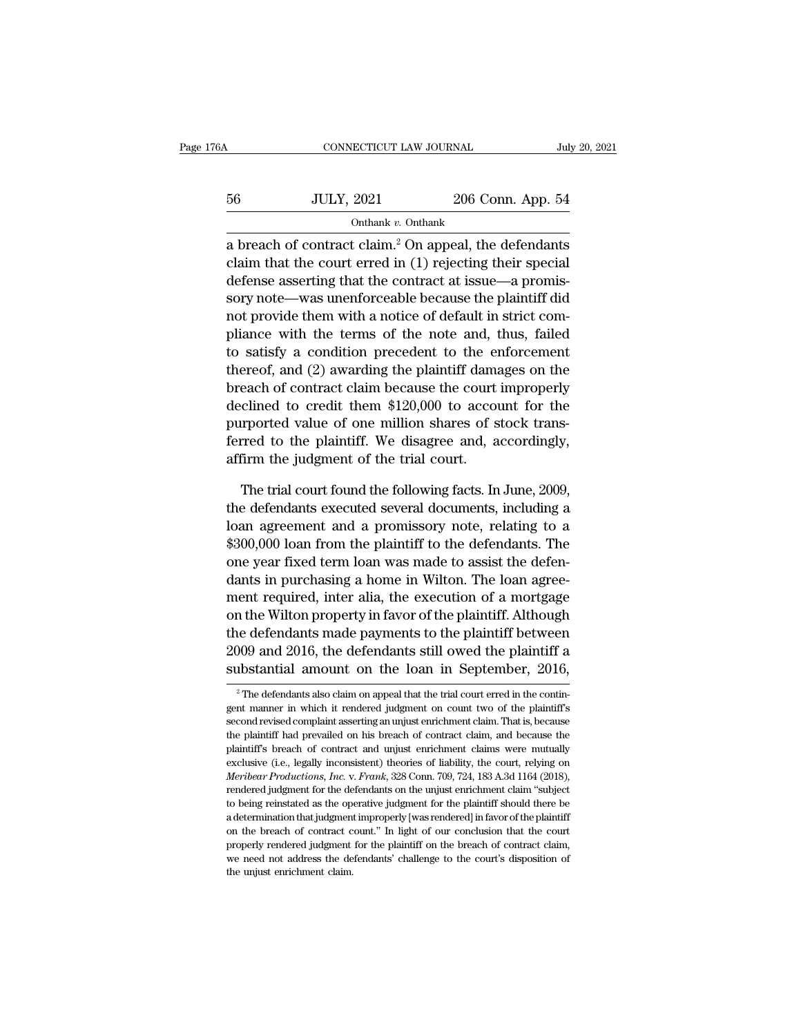a breach of contract claim.[2] On appeal, the defendants claim that the court erred in (1) rejecting their special defense asserting that the contract at issue—a promissory note—was unenforceable because the plaintiff did not provide them with a notice of default in strict compliance with the terms of the note and, thus, failed to satisfy a condition precedent to the enforcement thereof, and (2) awarding the plaintiff damages on the breach of contract claim because the court improperly declined to credit them $120,000 to account for the purported value of one million shares of stock transferred to the plaintiff. We disagree and, accordingly, affirm the judgment of the trial court.

The trial court found the following facts. In June, 2009, the defendants executed several documents, including a loan agreement and a promissory note, relating to a $300,000 loan from the plaintiff to the defendants. The one year fixed term loan was made to assist the defendants in purchasing a home in Wilton. The loan agreement required, inter alia, the execution of a mortgage on the Wilton property in favor of the plaintiff. Although the defendants made payments to the plaintiff between 2009 and 2016, the defendants still owed the plaintiff a substantial amount on the loan in September, 2016,

---

[2] The defendants also claim on appeal that the trial court erred in the contingent manner in which it rendered judgment on count two of the plaintiff's second revised complaint asserting an unjust enrichment claim. That is, because the plaintiff had prevailed on his breach of contract claim, and because the plaintiff's breach of contract and unjust enrichment claims were mutually exclusive (i.e., legally inconsistent) theories of liability, the court, relying on *Meribear Productions, Inc.* v. *Frank*, 328 Conn. 709, 724, 183 A.3d 1164 (2018), rendered judgment for the defendants on the unjust enrichment claim "subject to being reinstated as the operative judgment for the plaintiff should there be a determination that judgment improperly [was rendered] in favor of the plaintiff on the breach of contract count." In light of our conclusion that the court properly rendered judgment for the plaintiff on the breach of contract claim, we need not address the defendants' challenge to the court's disposition of the unjust enrichment claim.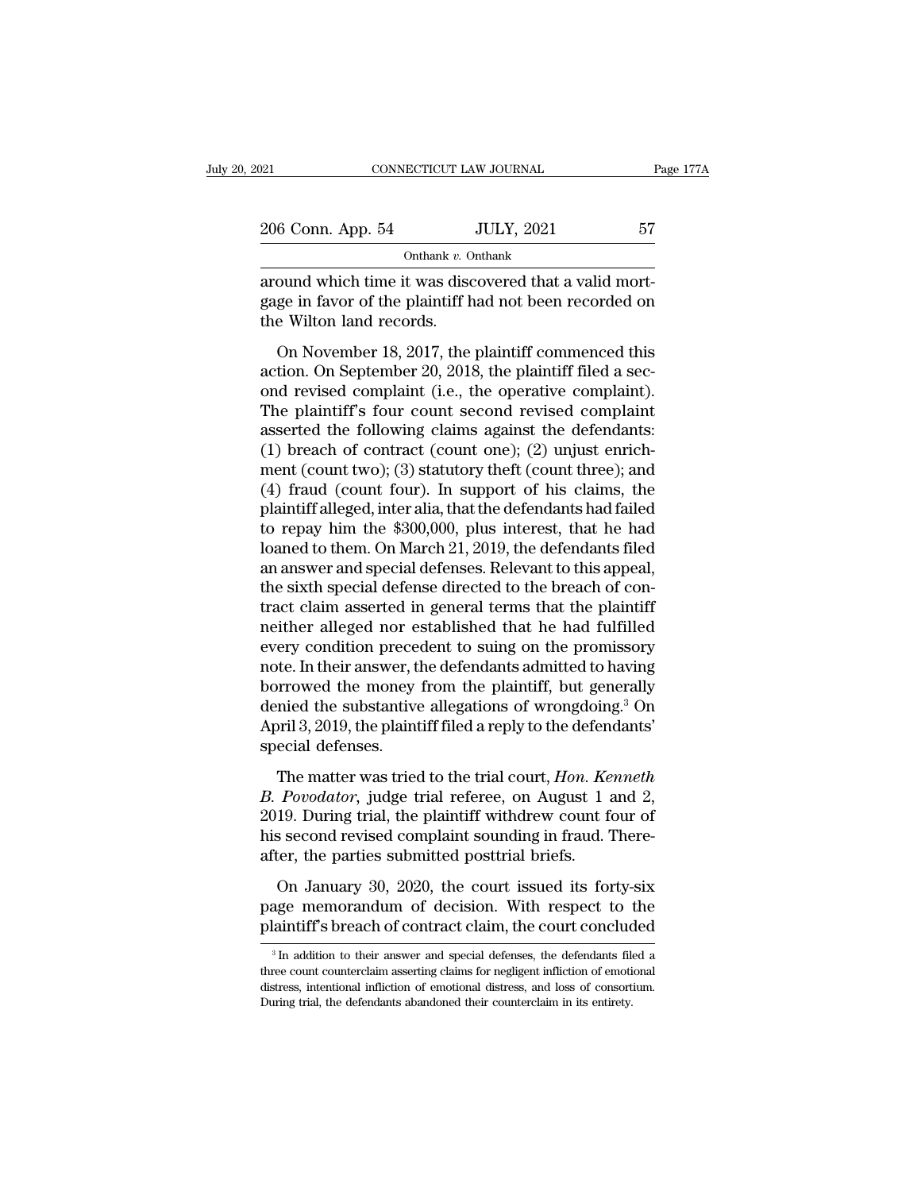around which time it was discovered that a valid mortgage in favor of the plaintiff had not been recorded on the Wilton land records.

On November 18, 2017, the plaintiff commenced this action. On September 20, 2018, the plaintiff filed a second revised complaint (i.e., the operative complaint). The plaintiff's four count second revised complaint asserted the following claims against the defendants: (1) breach of contract (count one); (2) unjust enrichment (count two); (3) statutory theft (count three); and (4) fraud (count four). In support of his claims, the plaintiff alleged, inter alia, that the defendants had failed to repay him the $300,000, plus interest, that he had loaned to them. On March 21, 2019, the defendants filed an answer and special defenses. Relevant to this appeal, the sixth special defense directed to the breach of contract claim asserted in general terms that the plaintiff neither alleged nor established that he had fulfilled every condition precedent to suing on the promissory note. In their answer, the defendants admitted to having borrowed the money from the plaintiff, but generally denied the substantive allegations of wrongdoing.[3] On April 3, 2019, the plaintiff filed a reply to the defendants' special defenses.

The matter was tried to the trial court, *Hon. Kenneth B. Povodator*, judge trial referee, on August 1 and 2, 2019. During trial, the plaintiff withdrew count four of his second revised complaint sounding in fraud. Thereafter, the parties submitted posttrial briefs.

On January 30, 2020, the court issued its forty-six page memorandum of decision. With respect to the plaintiff's breach of contract claim, the court concluded

[3] In addition to their answer and special defenses, the defendants filed a three count counterclaim asserting claims for negligent infliction of emotional distress, intentional infliction of emotional distress, and loss of consortium. During trial, the defendants abandoned their counterclaim in its entirety.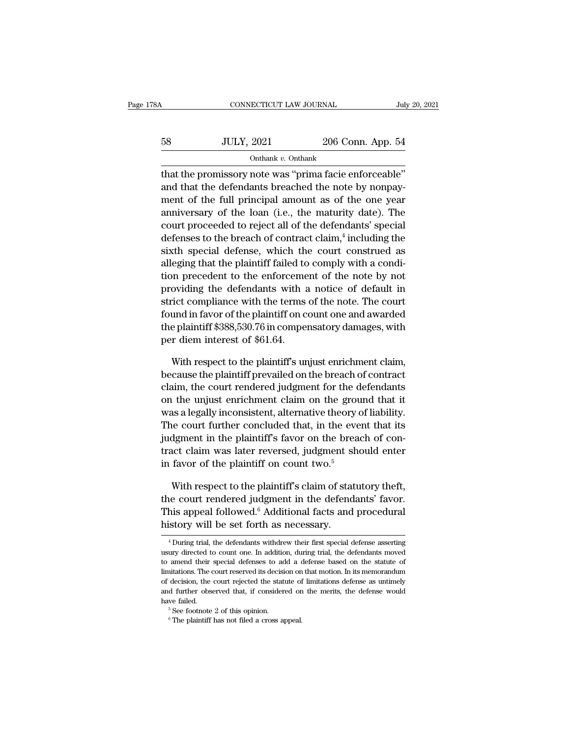that the promissory note was "prima facie enforceable" and that the defendants breached the note by nonpayment of the full principal amount as of the one year anniversary of the loan (i.e., the maturity date). The court proceeded to reject all of the defendants' special defenses to the breach of contract claim,[4] including the sixth special defense, which the court construed as alleging that the plaintiff failed to comply with a condition precedent to the enforcement of the note by not providing the defendants with a notice of default in strict compliance with the terms of the note. The court found in favor of the plaintiff on count one and awarded the plaintiff $388,530.76 in compensatory damages, with per diem interest of $61.64.

With respect to the plaintiff's unjust enrichment claim, because the plaintiff prevailed on the breach of contract claim, the court rendered judgment for the defendants on the unjust enrichment claim on the ground that it was a legally inconsistent, alternative theory of liability. The court further concluded that, in the event that its judgment in the plaintiff's favor on the breach of contract claim was later reversed, judgment should enter in favor of the plaintiff on count two.[5]

With respect to the plaintiff's claim of statutory theft, the court rendered judgment in the defendants' favor. This appeal followed.[6] Additional facts and procedural history will be set forth as necessary.

---

[4] During trial, the defendants withdrew their first special defense asserting usury directed to count one. In addition, during trial, the defendants moved to amend their special defenses to add a defense based on the statute of limitations. The court reserved its decision on that motion. In its memorandum of decision, the court rejected the statute of limitations defense as untimely and further observed that, if considered on the merits, the defense would have failed.

[5] See footnote 2 of this opinion.

[6] The plaintiff has not filed a cross appeal.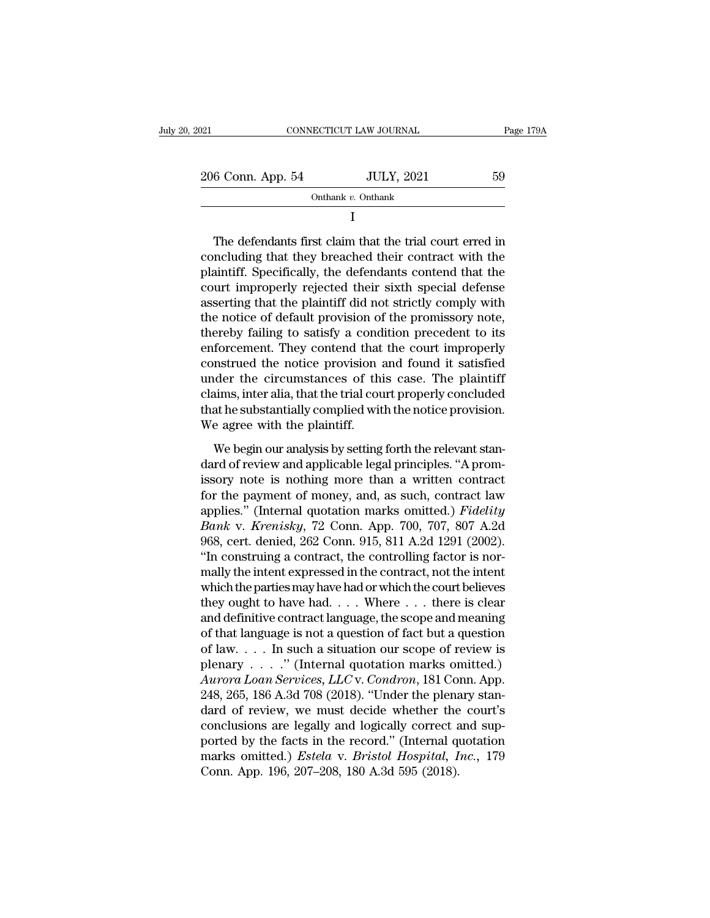I

The defendants first claim that the trial court erred in concluding that they breached their contract with the plaintiff. Specifically, the defendants contend that the court improperly rejected their sixth special defense asserting that the plaintiff did not strictly comply with the notice of default provision of the promissory note, thereby failing to satisfy a condition precedent to its enforcement. They contend that the court improperly construed the notice provision and found it satisfied under the circumstances of this case. The plaintiff claims, inter alia, that the trial court properly concluded that he substantially complied with the notice provision. We agree with the plaintiff.

We begin our analysis by setting forth the relevant standard of review and applicable legal principles. "A promissory note is nothing more than a written contract for the payment of money, and, as such, contract law applies." (Internal quotation marks omitted.) *Fidelity Bank* v. *Krenisky*, 72 Conn. App. 700, 707, 807 A.2d 968, cert. denied, 262 Conn. 915, 811 A.2d 1291 (2002). "In construing a contract, the controlling factor is normally the intent expressed in the contract, not the intent which the parties may have had or which the court believes they ought to have had. . . . Where . . . there is clear and definitive contract language, the scope and meaning of that language is not a question of fact but a question of law. . . . In such a situation our scope of review is plenary . . . ." (Internal quotation marks omitted.) *Aurora Loan Services, LLC* v. *Condron*, 181 Conn. App. 248, 265, 186 A.3d 708 (2018). "Under the plenary standard of review, we must decide whether the court's conclusions are legally and logically correct and supported by the facts in the record." (Internal quotation marks omitted.) *Estela* v. *Bristol Hospital, Inc.*, 179 Conn. App. 196, 207–208, 180 A.3d 595 (2018).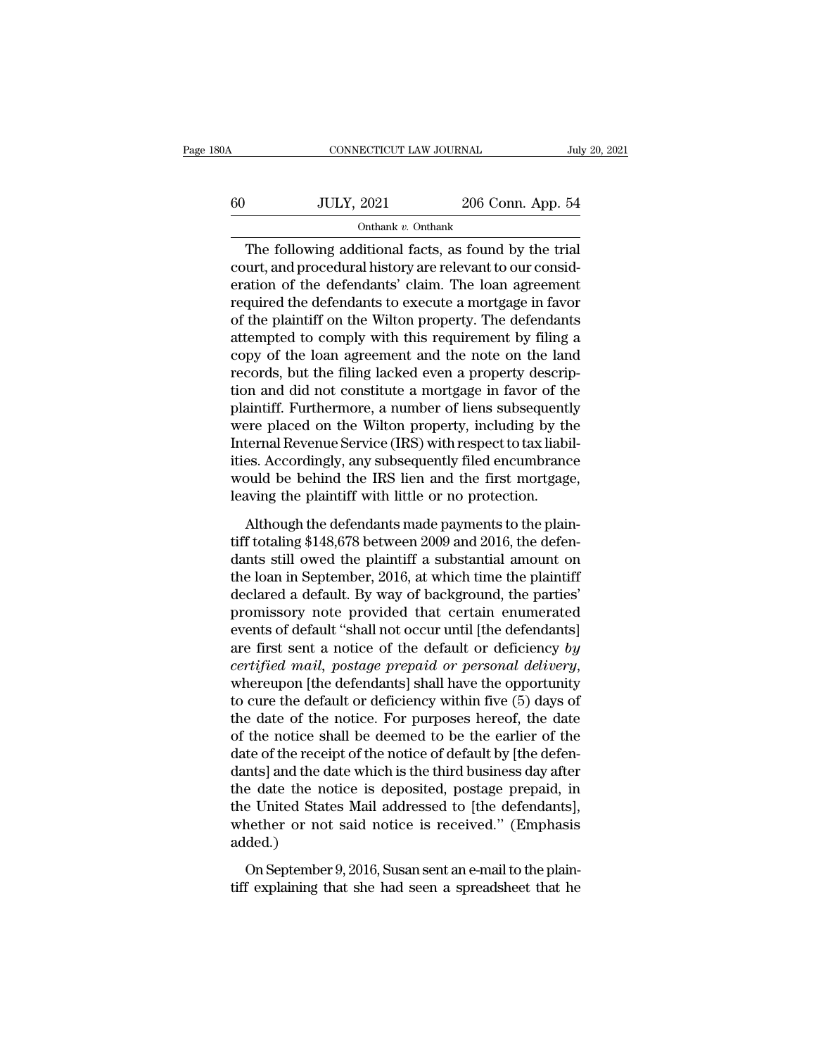The following additional facts, as found by the trial court, and procedural history are relevant to our consideration of the defendants' claim. The loan agreement required the defendants to execute a mortgage in favor of the plaintiff on the Wilton property. The defendants attempted to comply with this requirement by filing a copy of the loan agreement and the note on the land records, but the filing lacked even a property description and did not constitute a mortgage in favor of the plaintiff. Furthermore, a number of liens subsequently were placed on the Wilton property, including by the Internal Revenue Service (IRS) with respect to tax liabilities. Accordingly, any subsequently filed encumbrance would be behind the IRS lien and the first mortgage, leaving the plaintiff with little or no protection.

Although the defendants made payments to the plaintiff totaling $148,678 between 2009 and 2016, the defendants still owed the plaintiff a substantial amount on the loan in September, 2016, at which time the plaintiff declared a default. By way of background, the parties' promissory note provided that certain enumerated events of default "shall not occur until [the defendants] are first sent a notice of the default or deficiency *by certified mail, postage prepaid or personal delivery*, whereupon [the defendants] shall have the opportunity to cure the default or deficiency within five (5) days of the date of the notice. For purposes hereof, the date of the notice shall be deemed to be the earlier of the date of the receipt of the notice of default by [the defendants] and the date which is the third business day after the date the notice is deposited, postage prepaid, in the United States Mail addressed to [the defendants], whether or not said notice is received." (Emphasis added.)

On September 9, 2016, Susan sent an e-mail to the plaintiff explaining that she had seen a spreadsheet that he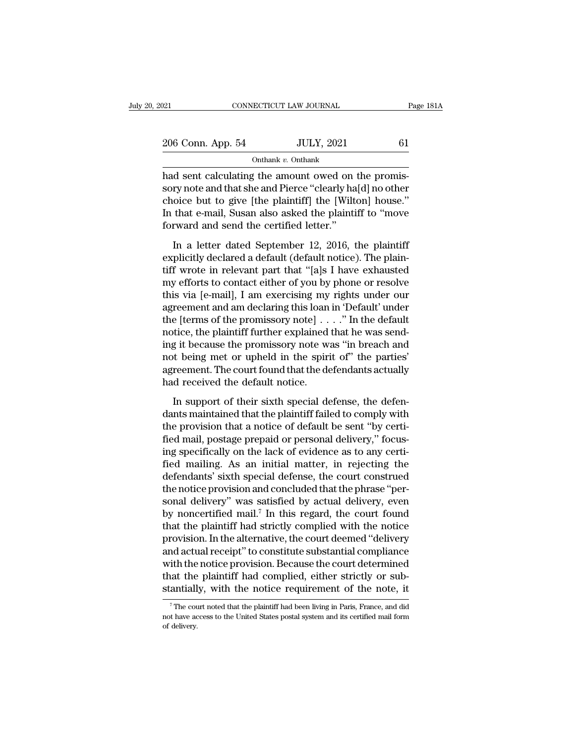had sent calculating the amount owed on the promissory note and that she and Pierce "clearly ha[d] no other choice but to give [the plaintiff] the [Wilton] house." In that e-mail, Susan also asked the plaintiff to "move forward and send the certified letter."

In a letter dated September 12, 2016, the plaintiff explicitly declared a default (default notice). The plaintiff wrote in relevant part that "[a]s I have exhausted my efforts to contact either of you by phone or resolve this via [e-mail], I am exercising my rights under our agreement and am declaring this loan in 'Default' under the [terms of the promissory note] . . . ." In the default notice, the plaintiff further explained that he was sending it because the promissory note was "in breach and not being met or upheld in the spirit of" the parties' agreement. The court found that the defendants actually had received the default notice.

In support of their sixth special defense, the defendants maintained that the plaintiff failed to comply with the provision that a notice of default be sent "by certified mail, postage prepaid or personal delivery," focusing specifically on the lack of evidence as to any certified mailing. As an initial matter, in rejecting the defendants' sixth special defense, the court construed the notice provision and concluded that the phrase "personal delivery" was satisfied by actual delivery, even by noncertified mail.[7] In this regard, the court found that the plaintiff had strictly complied with the notice provision. In the alternative, the court deemed "delivery and actual receipt" to constitute substantial compliance with the notice provision. Because the court determined that the plaintiff had complied, either strictly or substantially, with the notice requirement of the note, it

[7] The court noted that the plaintiff had been living in Paris, France, and did not have access to the United States postal system and its certified mail form of delivery.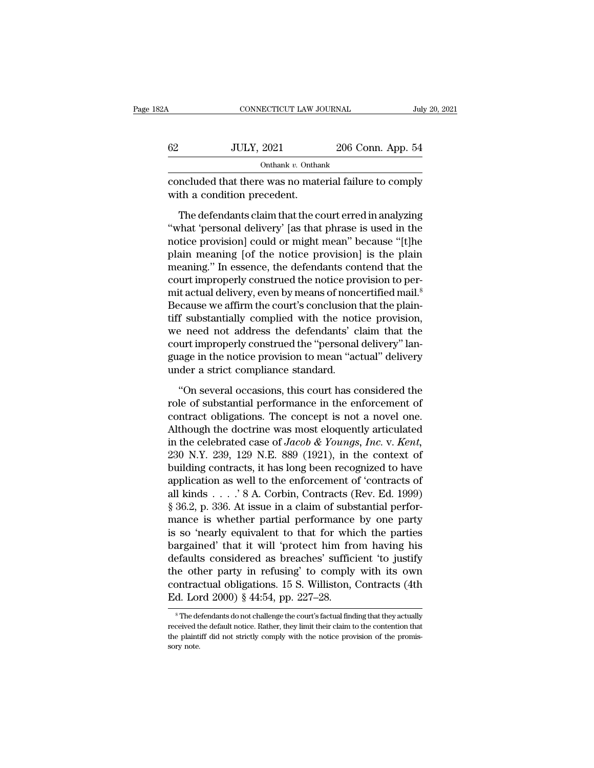concluded that there was no material failure to comply with a condition precedent.

The defendants claim that the court erred in analyzing "what 'personal delivery' [as that phrase is used in the notice provision] could or might mean" because "[t]he plain meaning [of the notice provision] is the plain meaning." In essence, the defendants contend that the court improperly construed the notice provision to permit actual delivery, even by means of noncertified mail.[8] Because we affirm the court's conclusion that the plaintiff substantially complied with the notice provision, we need not address the defendants' claim that the court improperly construed the "personal delivery" language in the notice provision to mean "actual" delivery under a strict compliance standard.

"On several occasions, this court has considered the role of substantial performance in the enforcement of contract obligations. The concept is not a novel one. Although the doctrine was most eloquently articulated in the celebrated case of *Jacob & Youngs, Inc.* v. *Kent*, 230 N.Y. 239, 129 N.E. 889 (1921), in the context of building contracts, it has long been recognized to have application as well to the enforcement of 'contracts of all kinds . . . .' 8 A. Corbin, Contracts (Rev. Ed. 1999) § 36.2, p. 336. At issue in a claim of substantial performance is whether partial performance by one party is so 'nearly equivalent to that for which the parties bargained' that it will 'protect him from having his defaults considered as breaches' sufficient 'to justify the other party in refusing' to comply with its own contractual obligations. 15 S. Williston, Contracts (4th Ed. Lord 2000) § 44:54, pp. 227–28.

---

[8] The defendants do not challenge the court's factual finding that they actually received the default notice. Rather, they limit their claim to the contention that the plaintiff did not strictly comply with the notice provision of the promissory note.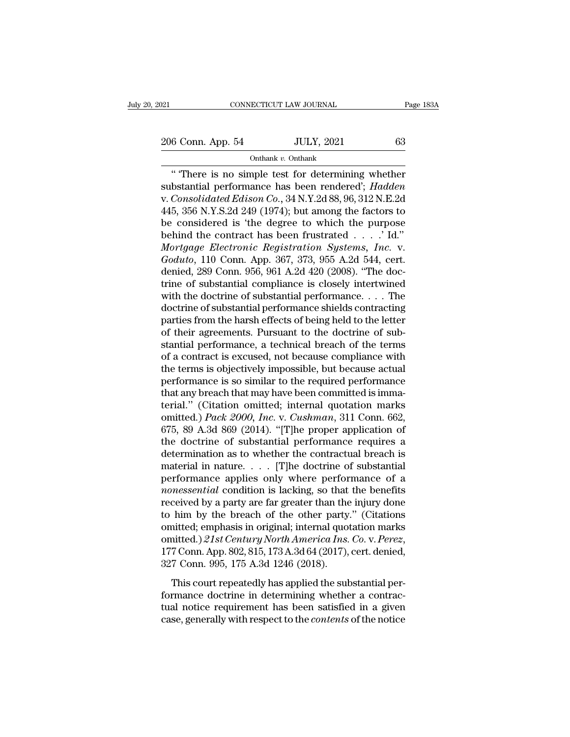" 'There is no simple test for determining whether substantial performance has been rendered'; *Hadden* v. *Consolidated Edison Co.*, 34 N.Y.2d 88, 96, 312 N.E.2d 445, 356 N.Y.S.2d 249 (1974); but among the factors to be considered is 'the degree to which the purpose behind the contract has been frustrated . . . .' Id." *Mortgage Electronic Registration Systems, Inc.* v. *Goduto*, 110 Conn. App. 367, 373, 955 A.2d 544, cert. denied, 289 Conn. 956, 961 A.2d 420 (2008). "The doctrine of substantial compliance is closely intertwined with the doctrine of substantial performance. . . . The doctrine of substantial performance shields contracting parties from the harsh effects of being held to the letter of their agreements. Pursuant to the doctrine of substantial performance, a technical breach of the terms of a contract is excused, not because compliance with the terms is objectively impossible, but because actual performance is so similar to the required performance that any breach that may have been committed is immaterial." (Citation omitted; internal quotation marks omitted.) *Pack 2000, Inc.* v. *Cushman*, 311 Conn. 662, 675, 89 A.3d 869 (2014). "[T]he proper application of the doctrine of substantial performance requires a determination as to whether the contractual breach is material in nature. . . . [T]he doctrine of substantial performance applies only where performance of a *nonessential* condition is lacking, so that the benefits received by a party are far greater than the injury done to him by the breach of the other party." (Citations omitted; emphasis in original; internal quotation marks omitted.) *21st Century North America Ins. Co.* v. *Perez*, 177 Conn. App. 802, 815, 173 A.3d 64 (2017), cert. denied, 327 Conn. 995, 175 A.3d 1246 (2018).

This court repeatedly has applied the substantial performance doctrine in determining whether a contractual notice requirement has been satisfied in a given case, generally with respect to the *contents* of the notice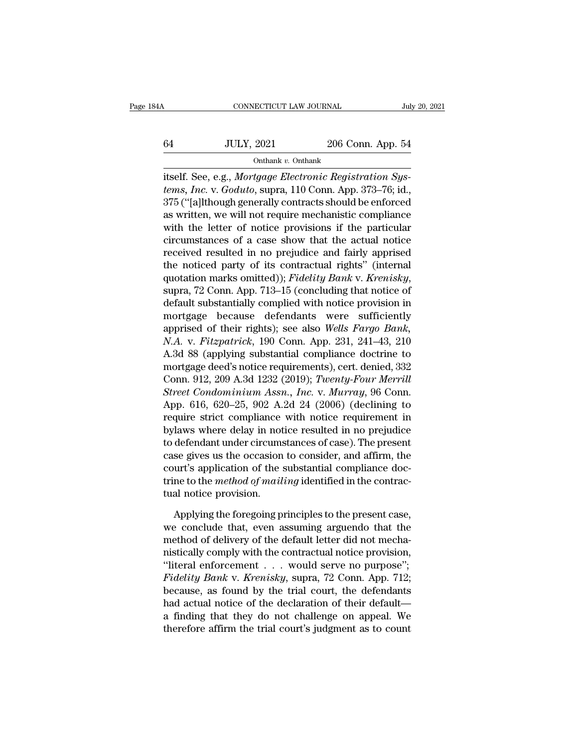itself. See, e.g., *Mortgage Electronic Registration Systems, Inc.* v. *Goduto*, supra, 110 Conn. App. 373–76; id., 375 ("[a]lthough generally contracts should be enforced as written, we will not require mechanistic compliance with the letter of notice provisions if the particular circumstances of a case show that the actual notice received resulted in no prejudice and fairly apprised the noticed party of its contractual rights" (internal quotation marks omitted)); *Fidelity Bank* v. *Krenisky*, supra, 72 Conn. App. 713–15 (concluding that notice of default substantially complied with notice provision in mortgage because defendants were sufficiently apprised of their rights); see also *Wells Fargo Bank, N.A.* v. *Fitzpatrick*, 190 Conn. App. 231, 241–43, 210 A.3d 88 (applying substantial compliance doctrine to mortgage deed's notice requirements), cert. denied, 332 Conn. 912, 209 A.3d 1232 (2019); *Twenty-Four Merrill Street Condominium Assn., Inc.* v. *Murray*, 96 Conn. App. 616, 620–25, 902 A.2d 24 (2006) (declining to require strict compliance with notice requirement in bylaws where delay in notice resulted in no prejudice to defendant under circumstances of case). The present case gives us the occasion to consider, and affirm, the court's application of the substantial compliance doctrine to the *method of mailing* identified in the contractual notice provision.

Applying the foregoing principles to the present case, we conclude that, even assuming arguendo that the method of delivery of the default letter did not mechanistically comply with the contractual notice provision, "literal enforcement . . . would serve no purpose"; *Fidelity Bank* v. *Krenisky*, supra, 72 Conn. App. 712; because, as found by the trial court, the defendants had actual notice of the declaration of their default—a finding that they do not challenge on appeal. We therefore affirm the trial court's judgment as to count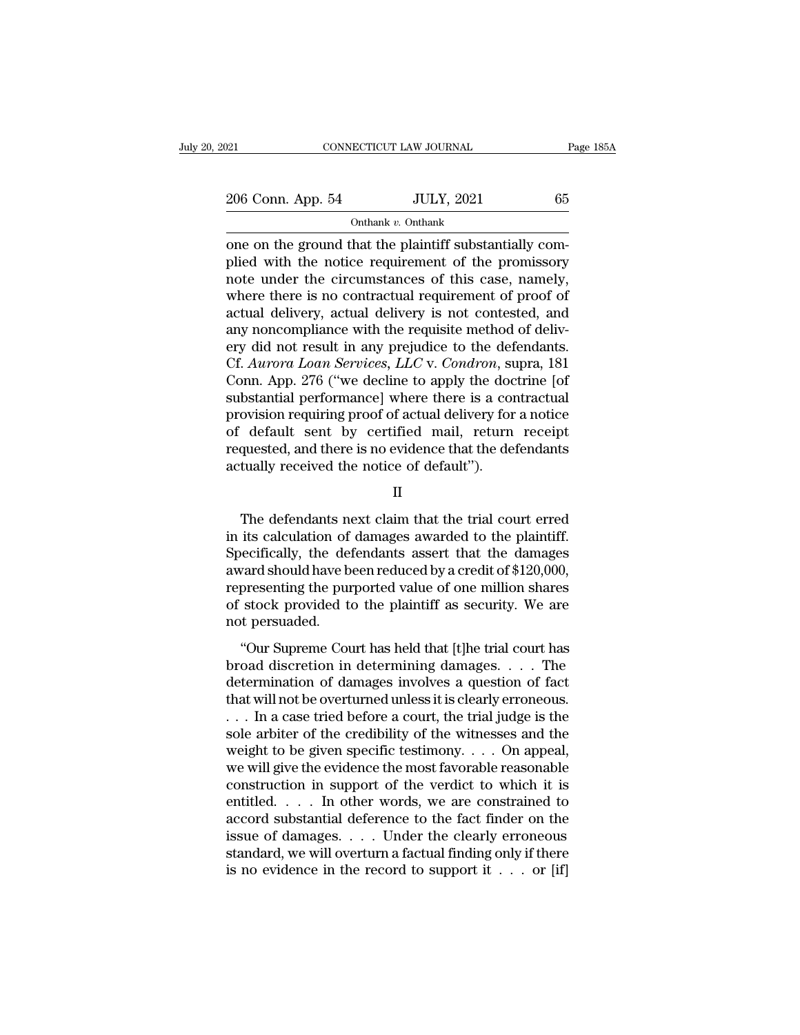one on the ground that the plaintiff substantially complied with the notice requirement of the promissory note under the circumstances of this case, namely, where there is no contractual requirement of proof of actual delivery, actual delivery is not contested, and any noncompliance with the requisite method of delivery did not result in any prejudice to the defendants. Cf. *Aurora Loan Services, LLC* v. *Condron*, supra, 181 Conn. App. 276 ("we decline to apply the doctrine [of substantial performance] where there is a contractual provision requiring proof of actual delivery for a notice of default sent by certified mail, return receipt requested, and there is no evidence that the defendants actually received the notice of default").

II

The defendants next claim that the trial court erred in its calculation of damages awarded to the plaintiff. Specifically, the defendants assert that the damages award should have been reduced by a credit of $120,000, representing the purported value of one million shares of stock provided to the plaintiff as security. We are not persuaded.

"Our Supreme Court has held that [t]he trial court has broad discretion in determining damages. . . . The determination of damages involves a question of fact that will not be overturned unless it is clearly erroneous. . . . In a case tried before a court, the trial judge is the sole arbiter of the credibility of the witnesses and the weight to be given specific testimony. . . . On appeal, we will give the evidence the most favorable reasonable construction in support of the verdict to which it is entitled. . . . In other words, we are constrained to accord substantial deference to the fact finder on the issue of damages. . . . Under the clearly erroneous standard, we will overturn a factual finding only if there is no evidence in the record to support it . . . or [if]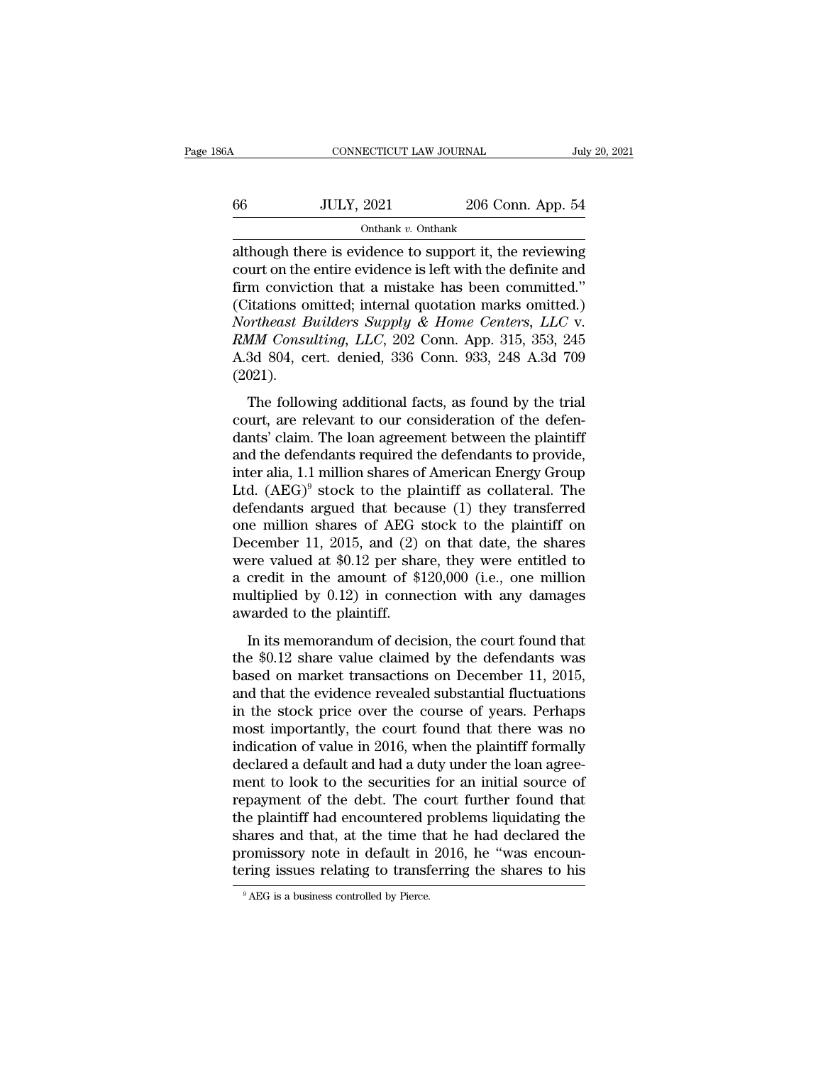although there is evidence to support it, the reviewing court on the entire evidence is left with the definite and firm conviction that a mistake has been committed." (Citations omitted; internal quotation marks omitted.) *Northeast Builders Supply & Home Centers, LLC* v. *RMM Consulting, LLC*, 202 Conn. App. 315, 353, 245 A.3d 804, cert. denied, 336 Conn. 933, 248 A.3d 709 (2021).

The following additional facts, as found by the trial court, are relevant to our consideration of the defendants' claim. The loan agreement between the plaintiff and the defendants required the defendants to provide, inter alia, 1.1 million shares of American Energy Group Ltd. (AEG)[9] stock to the plaintiff as collateral. The defendants argued that because (1) they transferred one million shares of AEG stock to the plaintiff on December 11, 2015, and (2) on that date, the shares were valued at $0.12 per share, they were entitled to a credit in the amount of $120,000 (i.e., one million multiplied by 0.12) in connection with any damages awarded to the plaintiff.

In its memorandum of decision, the court found that the $0.12 share value claimed by the defendants was based on market transactions on December 11, 2015, and that the evidence revealed substantial fluctuations in the stock price over the course of years. Perhaps most importantly, the court found that there was no indication of value in 2016, when the plaintiff formally declared a default and had a duty under the loan agreement to look to the securities for an initial source of repayment of the debt. The court further found that the plaintiff had encountered problems liquidating the shares and that, at the time that he had declared the promissory note in default in 2016, he "was encountering issues relating to transferring the shares to his

[9] AEG is a business controlled by Pierce.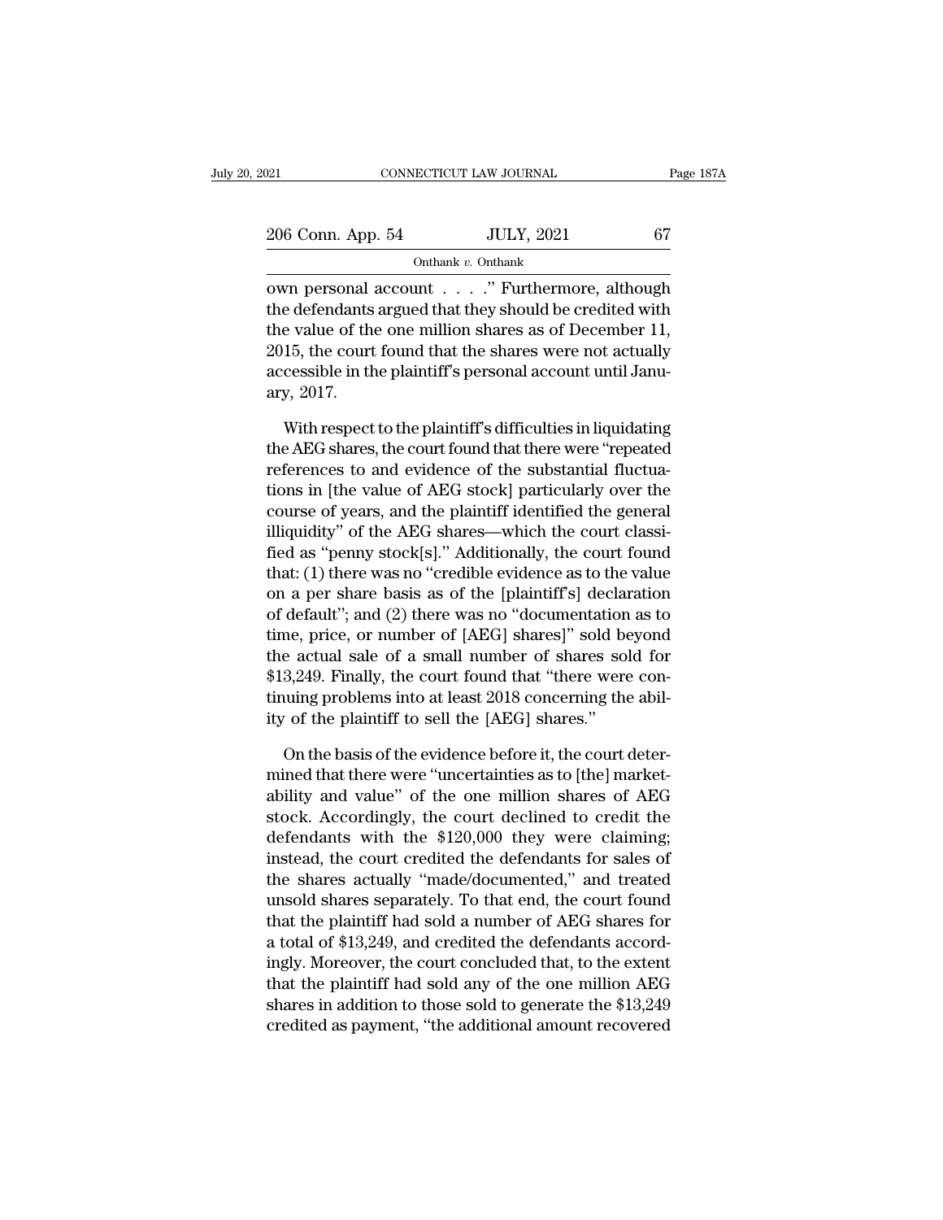own personal account . . . ." Furthermore, although the defendants argued that they should be credited with the value of the one million shares as of December 11, 2015, the court found that the shares were not actually accessible in the plaintiff's personal account until January, 2017.

With respect to the plaintiff's difficulties in liquidating the AEG shares, the court found that there were "repeated references to and evidence of the substantial fluctuations in [the value of AEG stock] particularly over the course of years, and the plaintiff identified the general illiquidity" of the AEG shares—which the court classified as "penny stock[s]." Additionally, the court found that: (1) there was no "credible evidence as to the value on a per share basis as of the [plaintiff's] declaration of default"; and (2) there was no "documentation as to time, price, or number of [AEG] shares]" sold beyond the actual sale of a small number of shares sold for $13,249. Finally, the court found that "there were continuing problems into at least 2018 concerning the ability of the plaintiff to sell the [AEG] shares."

On the basis of the evidence before it, the court determined that there were "uncertainties as to [the] marketability and value" of the one million shares of AEG stock. Accordingly, the court declined to credit the defendants with the $120,000 they were claiming; instead, the court credited the defendants for sales of the shares actually "made/documented," and treated unsold shares separately. To that end, the court found that the plaintiff had sold a number of AEG shares for a total of $13,249, and credited the defendants accordingly. Moreover, the court concluded that, to the extent that the plaintiff had sold any of the one million AEG shares in addition to those sold to generate the $13,249 credited as payment, "the additional amount recovered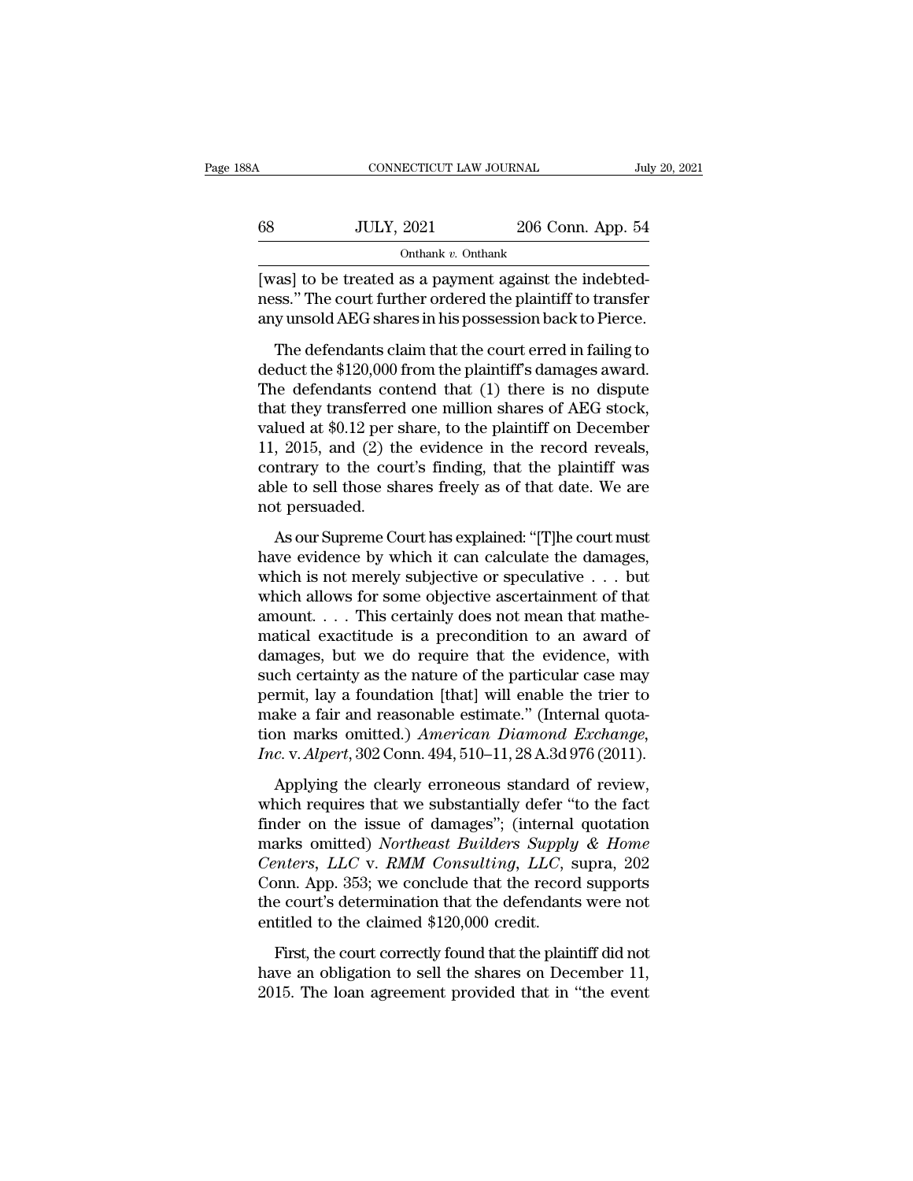[was] to be treated as a payment against the indebtedness." The court further ordered the plaintiff to transfer any unsold AEG shares in his possession back to Pierce.

The defendants claim that the court erred in failing to deduct the $120,000 from the plaintiff's damages award. The defendants contend that (1) there is no dispute that they transferred one million shares of AEG stock, valued at $0.12 per share, to the plaintiff on December 11, 2015, and (2) the evidence in the record reveals, contrary to the court's finding, that the plaintiff was able to sell those shares freely as of that date. We are not persuaded.

As our Supreme Court has explained: "[T]he court must have evidence by which it can calculate the damages, which is not merely subjective or speculative . . . but which allows for some objective ascertainment of that amount. . . . This certainly does not mean that mathematical exactitude is a precondition to an award of damages, but we do require that the evidence, with such certainty as the nature of the particular case may permit, lay a foundation [that] will enable the trier to make a fair and reasonable estimate." (Internal quotation marks omitted.) *American Diamond Exchange, Inc.* v. *Alpert*, 302 Conn. 494, 510–11, 28 A.3d 976 (2011).

Applying the clearly erroneous standard of review, which requires that we substantially defer "to the fact finder on the issue of damages"; (internal quotation marks omitted) *Northeast Builders Supply & Home Centers, LLC* v. *RMM Consulting, LLC*, supra, 202 Conn. App. 353; we conclude that the record supports the court's determination that the defendants were not entitled to the claimed $120,000 credit.

First, the court correctly found that the plaintiff did not have an obligation to sell the shares on December 11, 2015. The loan agreement provided that in "the event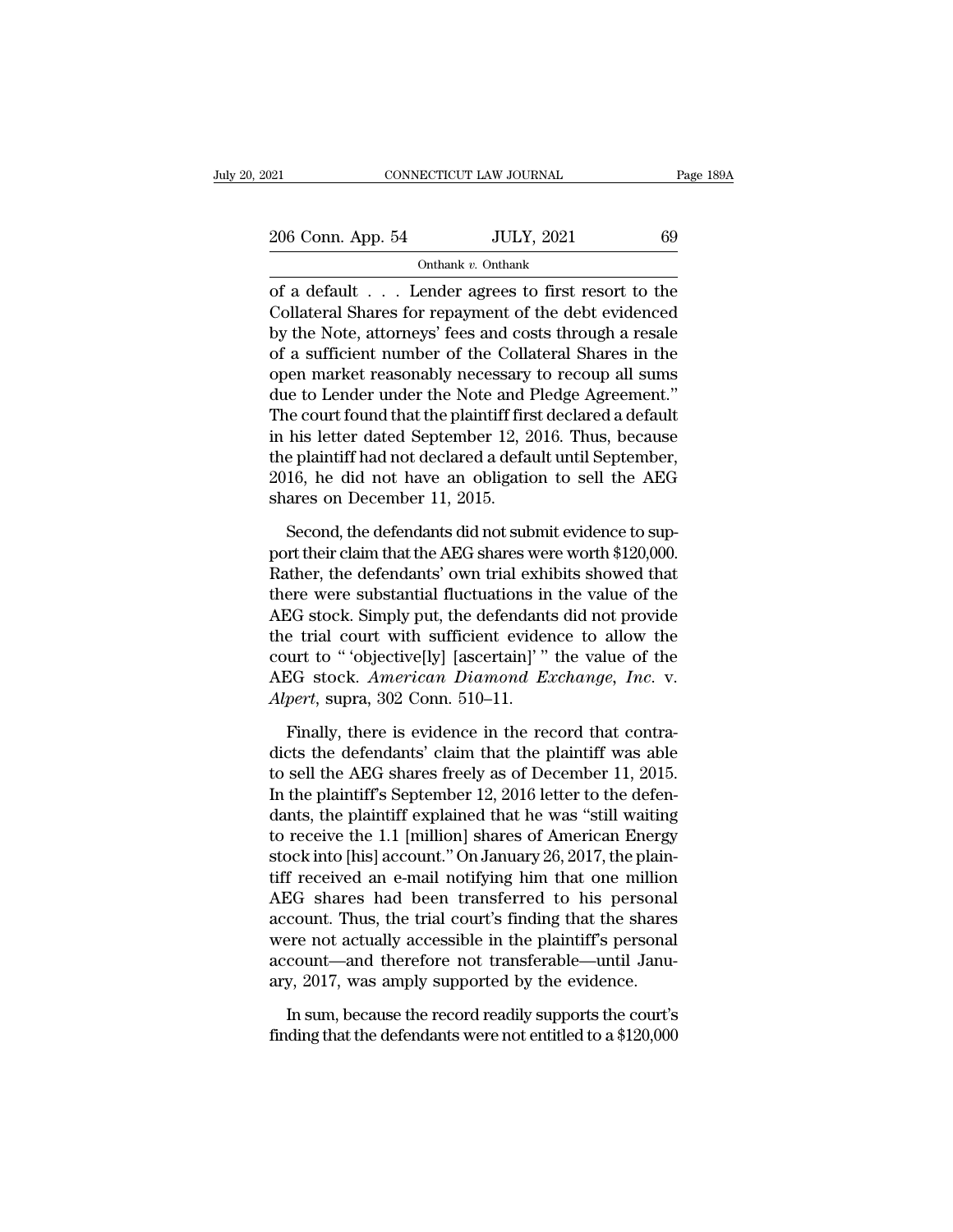of a default . . . Lender agrees to first resort to the Collateral Shares for repayment of the debt evidenced by the Note, attorneys' fees and costs through a resale of a sufficient number of the Collateral Shares in the open market reasonably necessary to recoup all sums due to Lender under the Note and Pledge Agreement." The court found that the plaintiff first declared a default in his letter dated September 12, 2016. Thus, because the plaintiff had not declared a default until September, 2016, he did not have an obligation to sell the AEG shares on December 11, 2015.

Second, the defendants did not submit evidence to support their claim that the AEG shares were worth $120,000. Rather, the defendants' own trial exhibits showed that there were substantial fluctuations in the value of the AEG stock. Simply put, the defendants did not provide the trial court with sufficient evidence to allow the court to " 'objective[ly] [ascertain]' " the value of the AEG stock. *American Diamond Exchange, Inc.* v. *Alpert*, supra, 302 Conn. 510–11.

Finally, there is evidence in the record that contradicts the defendants' claim that the plaintiff was able to sell the AEG shares freely as of December 11, 2015. In the plaintiff's September 12, 2016 letter to the defendants, the plaintiff explained that he was "still waiting to receive the 1.1 [million] shares of American Energy stock into [his] account." On January 26, 2017, the plaintiff received an e-mail notifying him that one million AEG shares had been transferred to his personal account. Thus, the trial court's finding that the shares were not actually accessible in the plaintiff's personal account—and therefore not transferable—until January, 2017, was amply supported by the evidence.

In sum, because the record readily supports the court's finding that the defendants were not entitled to a $120,000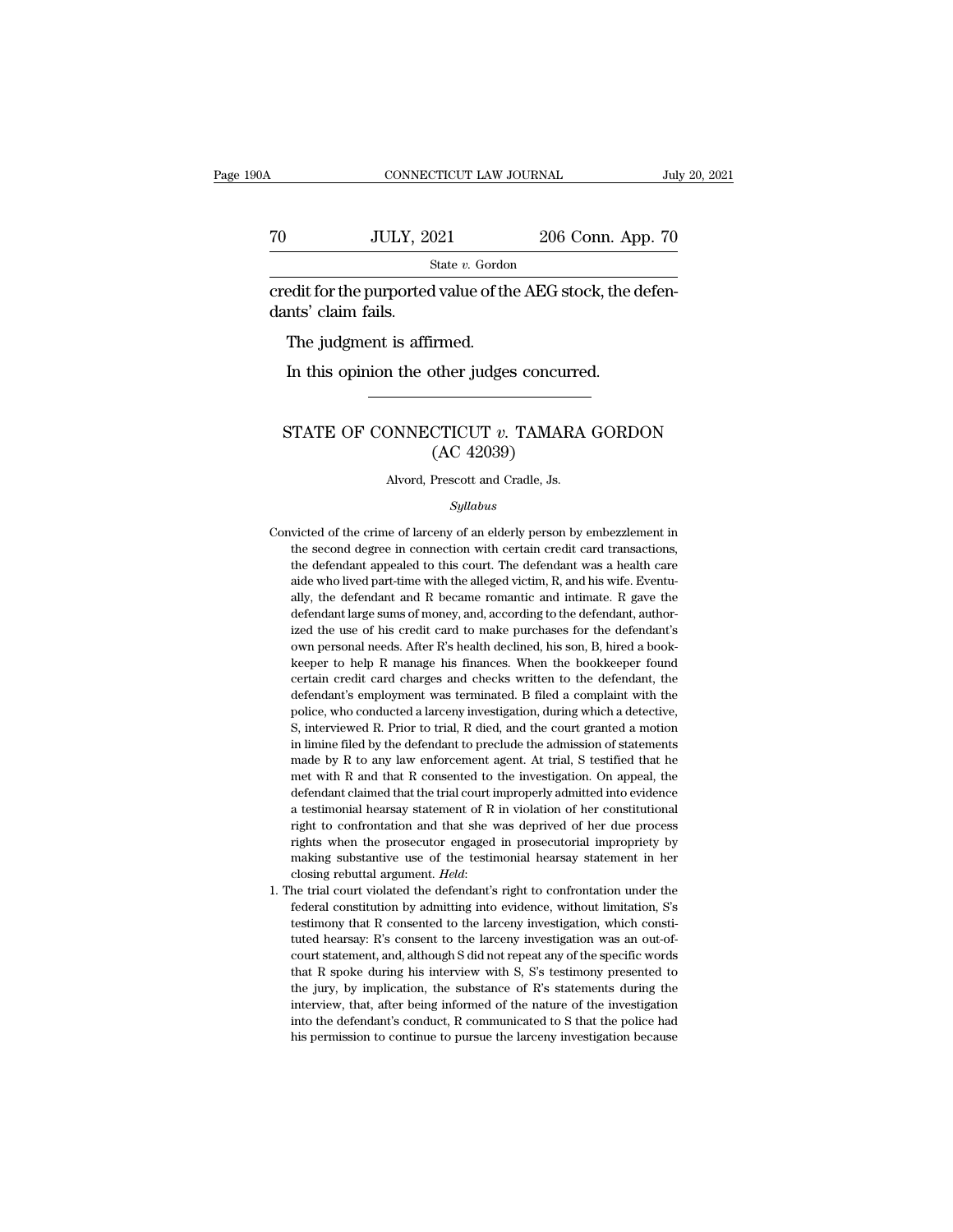credit for the purported value of the AEG stock, the defendants' claim fails.

The judgment is affirmed.

In this opinion the other judges concurred.

---

## STATE OF CONNECTICUT *v.* TAMARA GORDON (AC 42039)

Alvord, Prescott and Cradle, Js.

*Syllabus*

Convicted of the crime of larceny of an elderly person by embezzlement in the second degree in connection with certain credit card transactions, the defendant appealed to this court. The defendant was a health care aide who lived part-time with the alleged victim, R, and his wife. Eventually, the defendant and R became romantic and intimate. R gave the defendant large sums of money, and, according to the defendant, authorized the use of his credit card to make purchases for the defendant's own personal needs. After R's health declined, his son, B, hired a bookkeeper to help R manage his finances. When the bookkeeper found certain credit card charges and checks written to the defendant, the defendant's employment was terminated. B filed a complaint with the police, who conducted a larceny investigation, during which a detective, S, interviewed R. Prior to trial, R died, and the court granted a motion in limine filed by the defendant to preclude the admission of statements made by R to any law enforcement agent. At trial, S testified that he met with R and that R consented to the investigation. On appeal, the defendant claimed that the trial court improperly admitted into evidence a testimonial hearsay statement of R in violation of her constitutional right to confrontation and that she was deprived of her due process rights when the prosecutor engaged in prosecutorial impropriety by making substantive use of the testimonial hearsay statement in her closing rebuttal argument. *Held*:

1. The trial court violated the defendant's right to confrontation under the federal constitution by admitting into evidence, without limitation, S's testimony that R consented to the larceny investigation, which constituted hearsay: R's consent to the larceny investigation was an out-of-court statement, and, although S did not repeat any of the specific words that R spoke during his interview with S, S's testimony presented to the jury, by implication, the substance of R's statements during the interview, that, after being informed of the nature of the investigation into the defendant's conduct, R communicated to S that the police had his permission to continue to pursue the larceny investigation because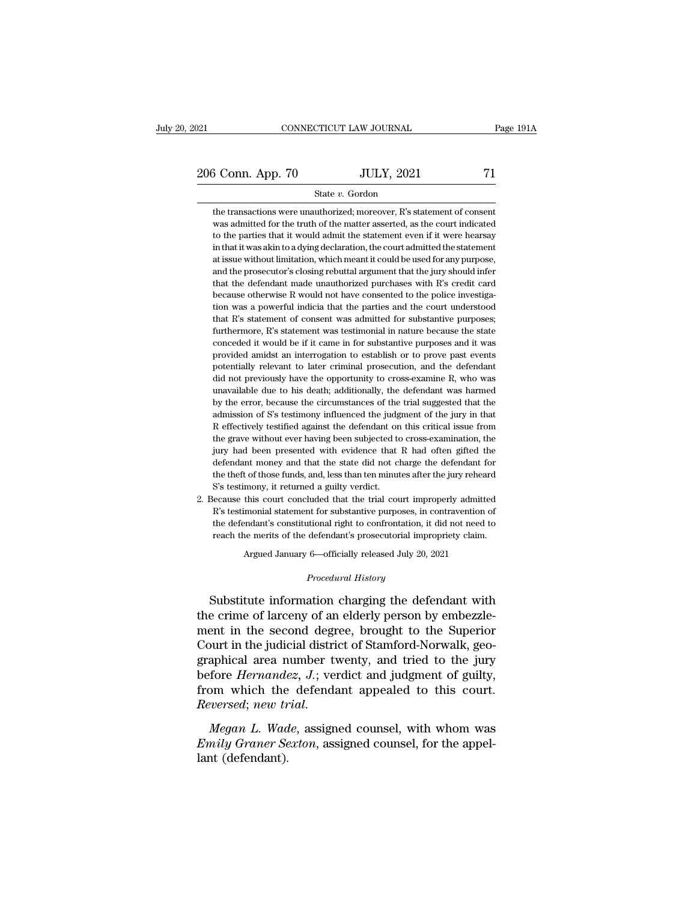the transactions were unauthorized; moreover, R's statement of consent was admitted for the truth of the matter asserted, as the court indicated to the parties that it would admit the statement even if it were hearsay in that it was akin to a dying declaration, the court admitted the statement at issue without limitation, which meant it could be used for any purpose, and the prosecutor's closing rebuttal argument that the jury should infer that the defendant made unauthorized purchases with R's credit card because otherwise R would not have consented to the police investigation was a powerful indicia that the parties and the court understood that R's statement of consent was admitted for substantive purposes; furthermore, R's statement was testimonial in nature because the state conceded it would be if it came in for substantive purposes and it was provided amidst an interrogation to establish or to prove past events potentially relevant to later criminal prosecution, and the defendant did not previously have the opportunity to cross-examine R, who was unavailable due to his death; additionally, the defendant was harmed by the error, because the circumstances of the trial suggested that the admission of S's testimony influenced the judgment of the jury in that R effectively testified against the defendant on this critical issue from the grave without ever having been subjected to cross-examination, the jury had been presented with evidence that R had often gifted the defendant money and that the state did not charge the defendant for the theft of those funds, and, less than ten minutes after the jury reheard S's testimony, it returned a guilty verdict.

2. Because this court concluded that the trial court improperly admitted R's testimonial statement for substantive purposes, in contravention of the defendant's constitutional right to confrontation, it did not need to reach the merits of the defendant's prosecutorial impropriety claim.

Argued January 6—officially released July 20, 2021

*Procedural History*

Substitute information charging the defendant with the crime of larceny of an elderly person by embezzlement in the second degree, brought to the Superior Court in the judicial district of Stamford-Norwalk, geographical area number twenty, and tried to the jury before *Hernandez, J.*; verdict and judgment of guilty, from which the defendant appealed to this court. *Reversed*; *new trial*.

*Megan L. Wade*, assigned counsel, with whom was *Emily Graner Sexton*, assigned counsel, for the appellant (defendant).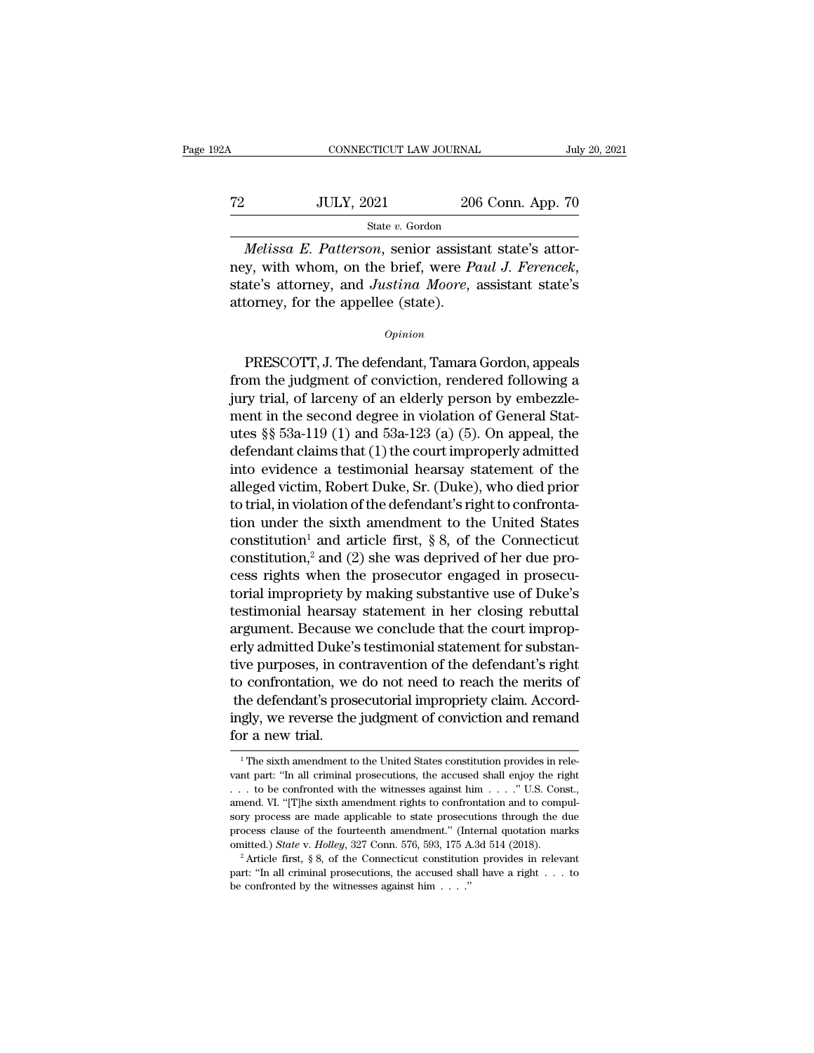*Melissa E. Patterson*, senior assistant state's attorney, with whom, on the brief, were *Paul J. Ferencek*, state's attorney, and *Justina Moore*, assistant state's attorney, for the appellee (state).

*Opinion*

PRESCOTT, J. The defendant, Tamara Gordon, appeals from the judgment of conviction, rendered following a jury trial, of larceny of an elderly person by embezzlement in the second degree in violation of General Statutes §§ 53a-119 (1) and 53a-123 (a) (5). On appeal, the defendant claims that (1) the court improperly admitted into evidence a testimonial hearsay statement of the alleged victim, Robert Duke, Sr. (Duke), who died prior to trial, in violation of the defendant's right to confrontation under the sixth amendment to the United States constitution[1] and article first, § 8, of the Connecticut constitution,[2] and (2) she was deprived of her due process rights when the prosecutor engaged in prosecutorial impropriety by making substantive use of Duke's testimonial hearsay statement in her closing rebuttal argument. Because we conclude that the court improperly admitted Duke's testimonial statement for substantive purposes, in contravention of the defendant's right to confrontation, we do not need to reach the merits of the defendant's prosecutorial impropriety claim. Accordingly, we reverse the judgment of conviction and remand for a new trial.

[1] The sixth amendment to the United States constitution provides in relevant part: "In all criminal prosecutions, the accused shall enjoy the right . . . to be confronted with the witnesses against him . . . ." U.S. Const., amend. VI. "[T]he sixth amendment rights to confrontation and to compulsory process are made applicable to state prosecutions through the due process clause of the fourteenth amendment." (Internal quotation marks omitted.) *State* v. *Holley*, 327 Conn. 576, 593, 175 A.3d 514 (2018).

[2] Article first, § 8, of the Connecticut constitution provides in relevant part: "In all criminal prosecutions, the accused shall have a right . . . to be confronted by the witnesses against him . . . ."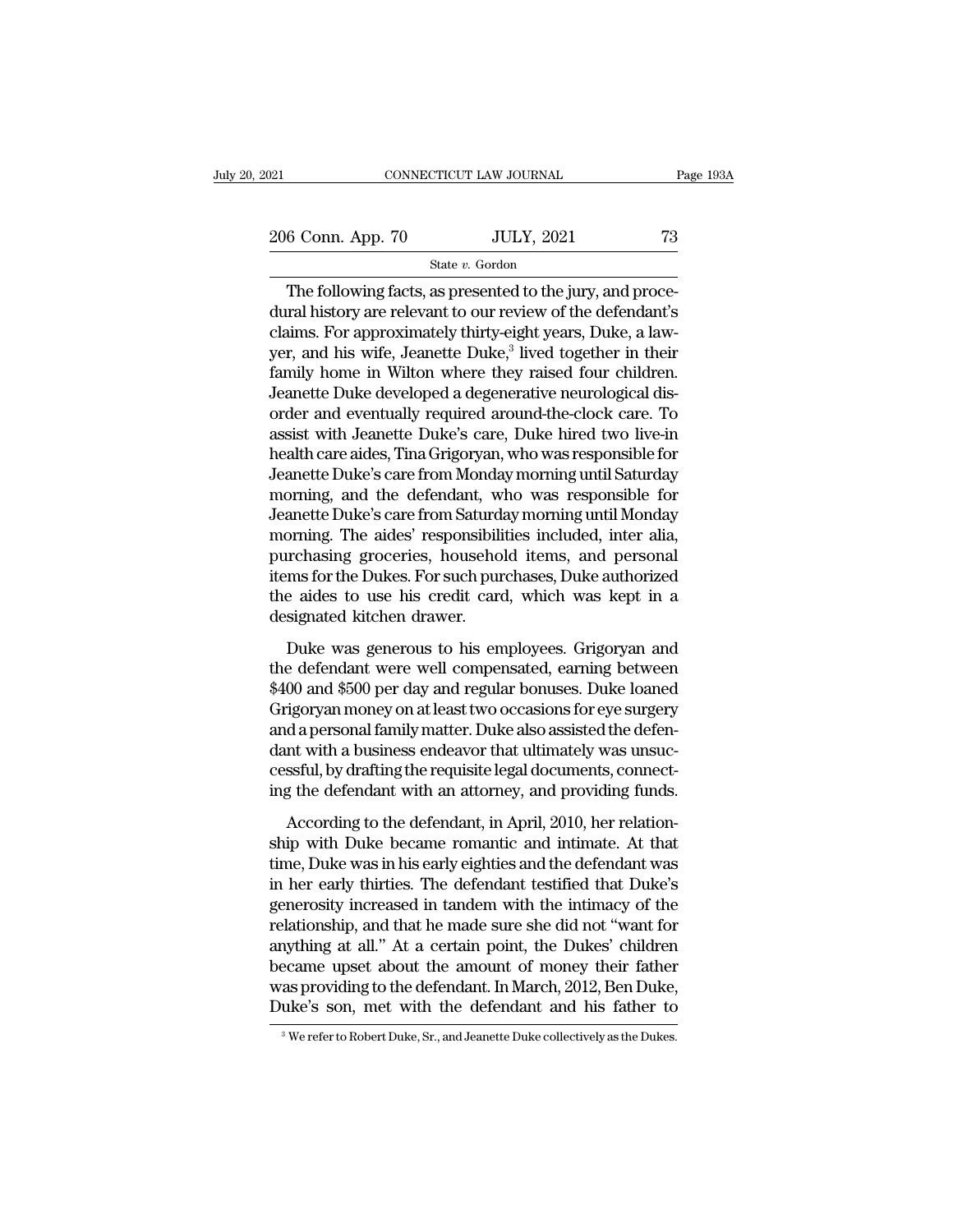The following facts, as presented to the jury, and procedural history are relevant to our review of the defendant's claims. For approximately thirty-eight years, Duke, a lawyer, and his wife, Jeanette Duke,[3] lived together in their family home in Wilton where they raised four children. Jeanette Duke developed a degenerative neurological disorder and eventually required around-the-clock care. To assist with Jeanette Duke's care, Duke hired two live-in health care aides, Tina Grigoryan, who was responsible for Jeanette Duke's care from Monday morning until Saturday morning, and the defendant, who was responsible for Jeanette Duke's care from Saturday morning until Monday morning. The aides' responsibilities included, inter alia, purchasing groceries, household items, and personal items for the Dukes. For such purchases, Duke authorized the aides to use his credit card, which was kept in a designated kitchen drawer.

Duke was generous to his employees. Grigoryan and the defendant were well compensated, earning between $400 and $500 per day and regular bonuses. Duke loaned Grigoryan money on at least two occasions for eye surgery and a personal family matter. Duke also assisted the defendant with a business endeavor that ultimately was unsuccessful, by drafting the requisite legal documents, connecting the defendant with an attorney, and providing funds.

According to the defendant, in April, 2010, her relationship with Duke became romantic and intimate. At that time, Duke was in his early eighties and the defendant was in her early thirties. The defendant testified that Duke's generosity increased in tandem with the intimacy of the relationship, and that he made sure she did not "want for anything at all." At a certain point, the Dukes' children became upset about the amount of money their father was providing to the defendant. In March, 2012, Ben Duke, Duke's son, met with the defendant and his father to

[3] We refer to Robert Duke, Sr., and Jeanette Duke collectively as the Dukes.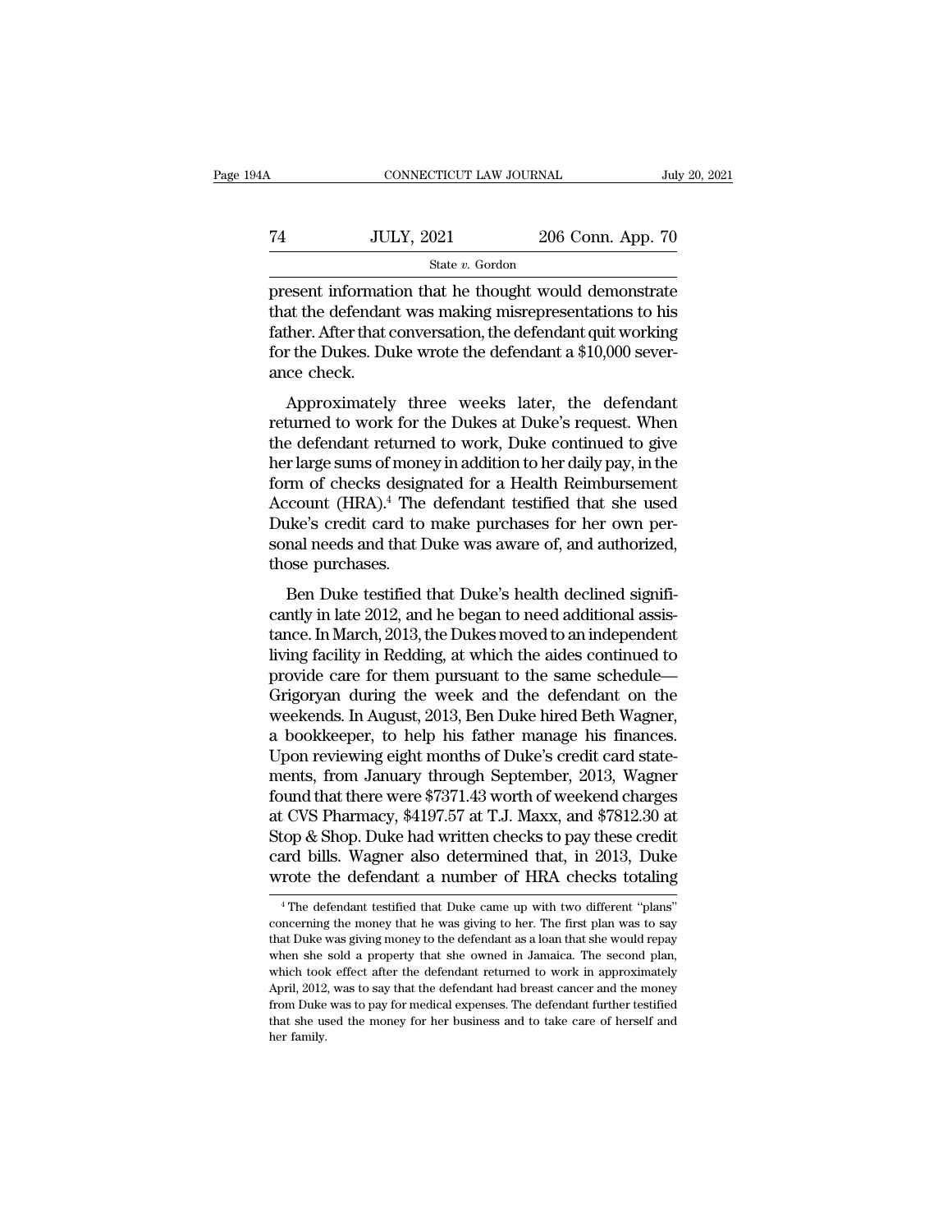present information that he thought would demonstrate that the defendant was making misrepresentations to his father. After that conversation, the defendant quit working for the Dukes. Duke wrote the defendant a $10,000 severance check.

Approximately three weeks later, the defendant returned to work for the Dukes at Duke's request. When the defendant returned to work, Duke continued to give her large sums of money in addition to her daily pay, in the form of checks designated for a Health Reimbursement Account (HRA).[4] The defendant testified that she used Duke's credit card to make purchases for her own personal needs and that Duke was aware of, and authorized, those purchases.

Ben Duke testified that Duke's health declined significantly in late 2012, and he began to need additional assistance. In March, 2013, the Dukes moved to an independent living facility in Redding, at which the aides continued to provide care for them pursuant to the same schedule—Grigoryan during the week and the defendant on the weekends. In August, 2013, Ben Duke hired Beth Wagner, a bookkeeper, to help his father manage his finances. Upon reviewing eight months of Duke's credit card statements, from January through September, 2013, Wagner found that there were $7371.43 worth of weekend charges at CVS Pharmacy, $4197.57 at T.J. Maxx, and $7812.30 at Stop & Shop. Duke had written checks to pay these credit card bills. Wagner also determined that, in 2013, Duke wrote the defendant a number of HRA checks totaling

[4] The defendant testified that Duke came up with two different "plans" concerning the money that he was giving to her. The first plan was to say that Duke was giving money to the defendant as a loan that she would repay when she sold a property that she owned in Jamaica. The second plan, which took effect after the defendant returned to work in approximately April, 2012, was to say that the defendant had breast cancer and the money from Duke was to pay for medical expenses. The defendant further testified that she used the money for her business and to take care of herself and her family.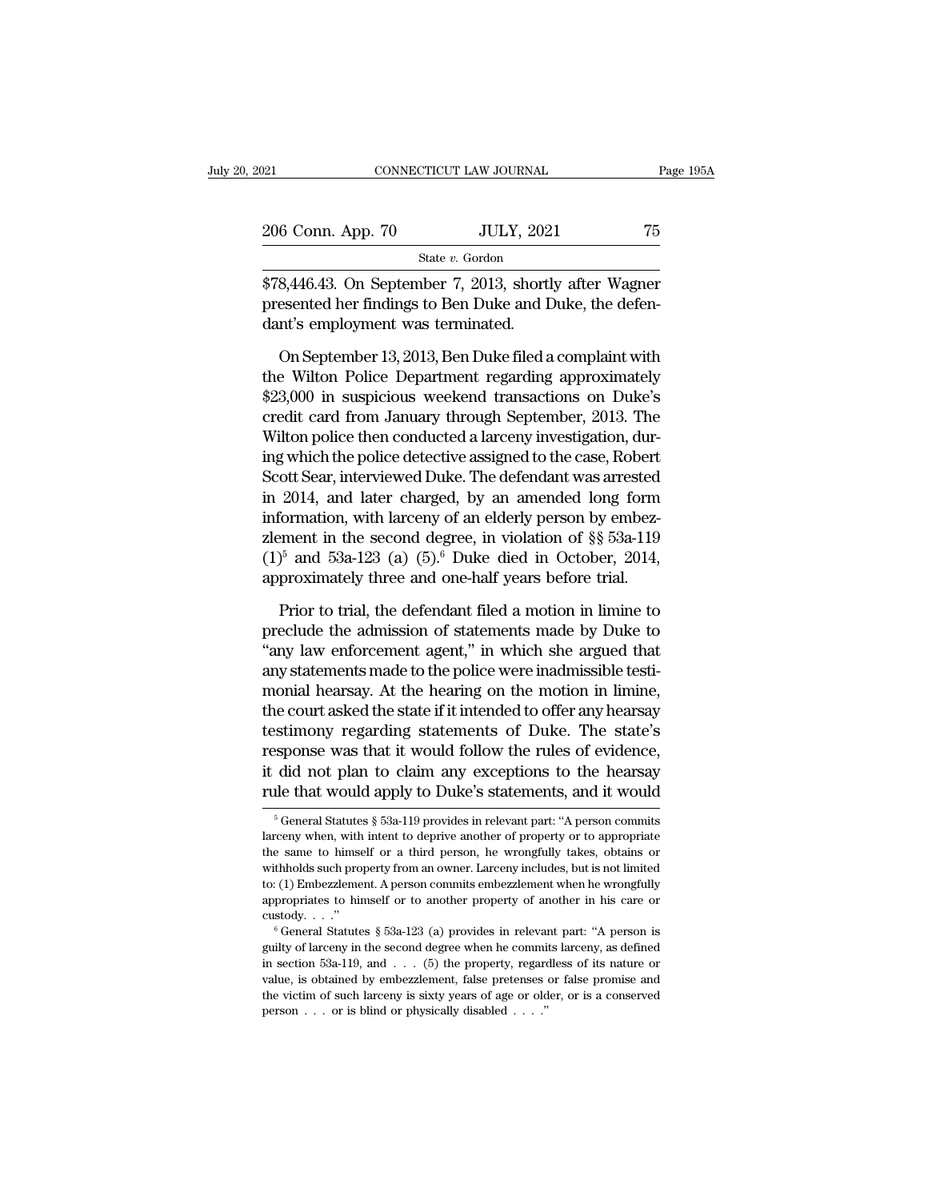$78,446.43. On September 7, 2013, shortly after Wagner presented her findings to Ben Duke and Duke, the defendant's employment was terminated.

On September 13, 2013, Ben Duke filed a complaint with the Wilton Police Department regarding approximately $23,000 in suspicious weekend transactions on Duke's credit card from January through September, 2013. The Wilton police then conducted a larceny investigation, during which the police detective assigned to the case, Robert Scott Sear, interviewed Duke. The defendant was arrested in 2014, and later charged, by an amended long form information, with larceny of an elderly person by embezzlement in the second degree, in violation of §§ 53a-119 (1)[5] and 53a-123 (a) (5).[6] Duke died in October, 2014, approximately three and one-half years before trial.

Prior to trial, the defendant filed a motion in limine to preclude the admission of statements made by Duke to "any law enforcement agent," in which she argued that any statements made to the police were inadmissible testimonial hearsay. At the hearing on the motion in limine, the court asked the state if it intended to offer any hearsay testimony regarding statements of Duke. The state's response was that it would follow the rules of evidence, it did not plan to claim any exceptions to the hearsay rule that would apply to Duke's statements, and it would

[5] General Statutes § 53a-119 provides in relevant part: "A person commits larceny when, with intent to deprive another of property or to appropriate the same to himself or a third person, he wrongfully takes, obtains or withholds such property from an owner. Larceny includes, but is not limited to: (1) Embezzlement. A person commits embezzlement when he wrongfully appropriates to himself or to another property of another in his care or custody. . . ."

[6] General Statutes § 53a-123 (a) provides in relevant part: "A person is guilty of larceny in the second degree when he commits larceny, as defined in section 53a-119, and . . . (5) the property, regardless of its nature or value, is obtained by embezzlement, false pretenses or false promise and the victim of such larceny is sixty years of age or older, or is a conserved person . . . or is blind or physically disabled . . . ."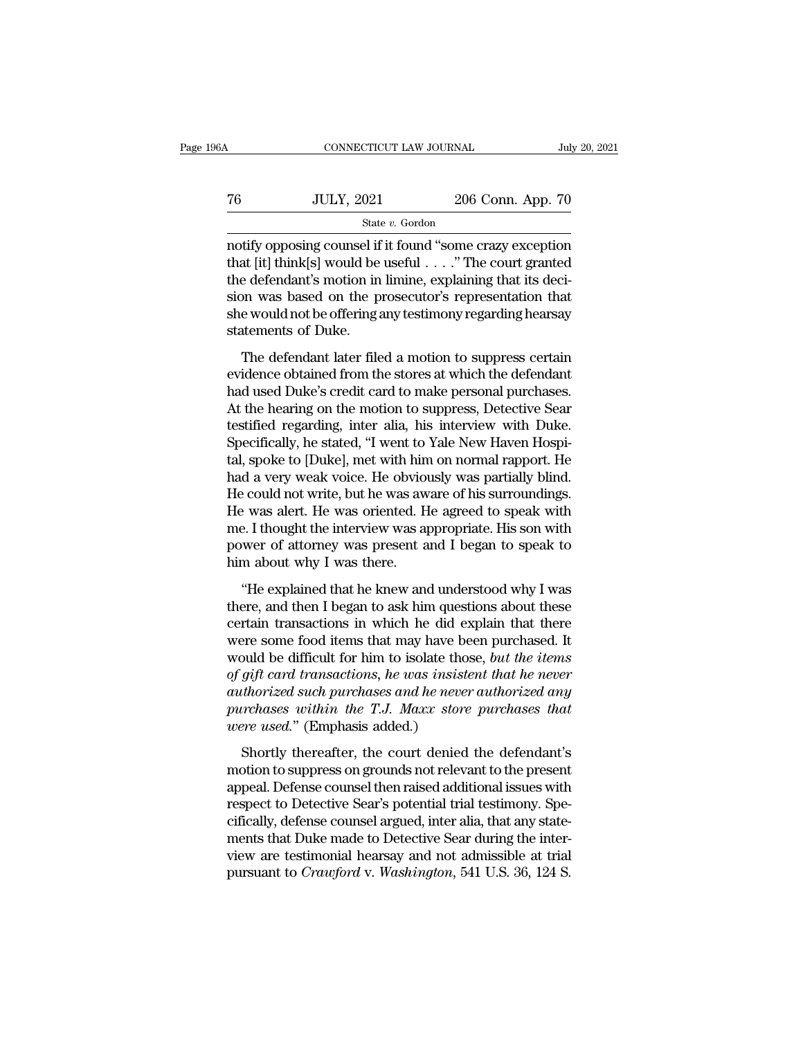notify opposing counsel if it found "some crazy exception that [it] think[s] would be useful . . . ." The court granted the defendant's motion in limine, explaining that its decision was based on the prosecutor's representation that she would not be offering any testimony regarding hearsay statements of Duke.

The defendant later filed a motion to suppress certain evidence obtained from the stores at which the defendant had used Duke's credit card to make personal purchases. At the hearing on the motion to suppress, Detective Sear testified regarding, inter alia, his interview with Duke. Specifically, he stated, "I went to Yale New Haven Hospital, spoke to [Duke], met with him on normal rapport. He had a very weak voice. He obviously was partially blind. He could not write, but he was aware of his surroundings. He was alert. He was oriented. He agreed to speak with me. I thought the interview was appropriate. His son with power of attorney was present and I began to speak to him about why I was there.

"He explained that he knew and understood why I was there, and then I began to ask him questions about these certain transactions in which he did explain that there were some food items that may have been purchased. It would be difficult for him to isolate those, *but the items of gift card transactions, he was insistent that he never authorized such purchases and he never authorized any purchases within the T.J. Maxx store purchases that were used.*" (Emphasis added.)

Shortly thereafter, the court denied the defendant's motion to suppress on grounds not relevant to the present appeal. Defense counsel then raised additional issues with respect to Detective Sear's potential trial testimony. Specifically, defense counsel argued, inter alia, that any statements that Duke made to Detective Sear during the interview are testimonial hearsay and not admissible at trial pursuant to *Crawford* v. *Washington*, 541 U.S. 36, 124 S.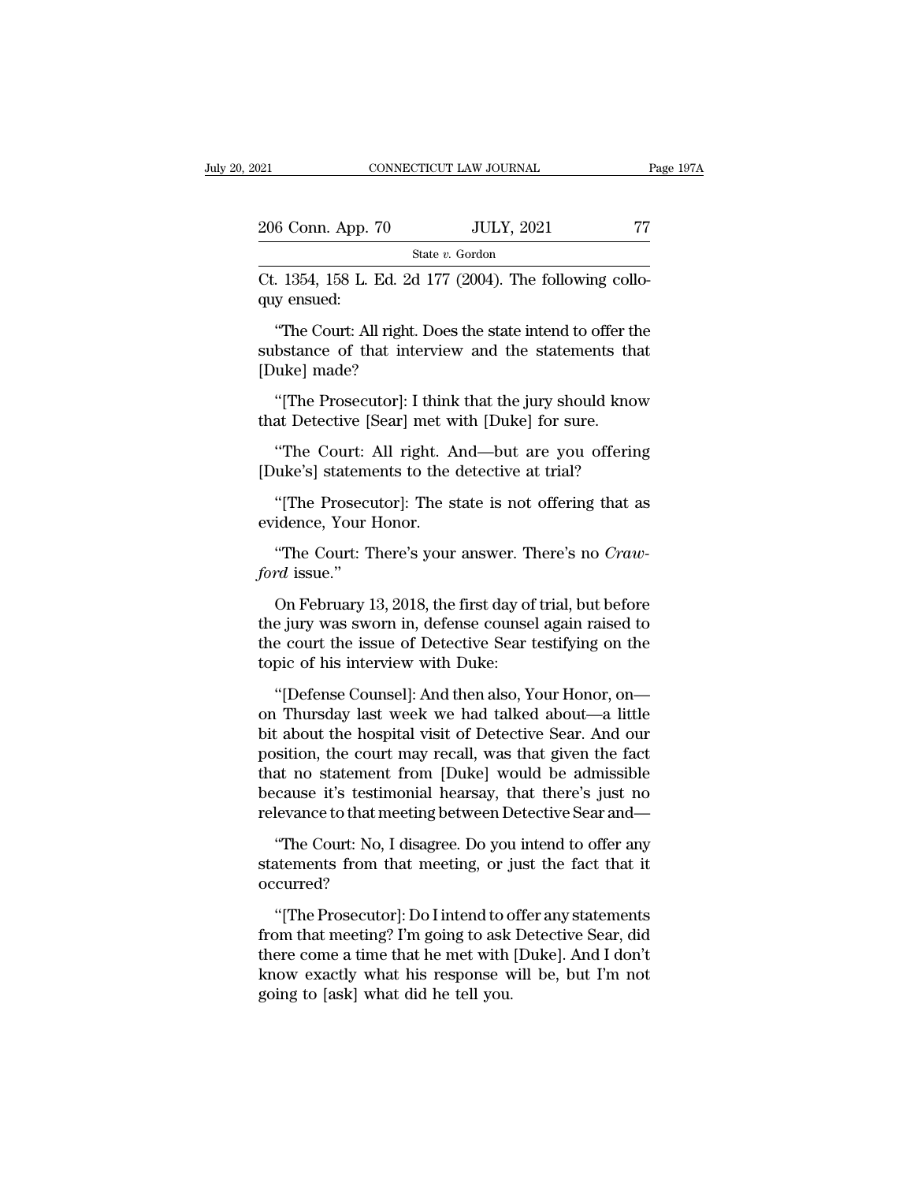Ct. 1354, 158 L. Ed. 2d 177 (2004). The following colloquy ensued:

"The Court: All right. Does the state intend to offer the substance of that interview and the statements that [Duke] made?

"[The Prosecutor]: I think that the jury should know that Detective [Sear] met with [Duke] for sure.

"The Court: All right. And—but are you offering [Duke's] statements to the detective at trial?

"[The Prosecutor]: The state is not offering that as evidence, Your Honor.

"The Court: There's your answer. There's no *Crawford* issue."

On February 13, 2018, the first day of trial, but before the jury was sworn in, defense counsel again raised to the court the issue of Detective Sear testifying on the topic of his interview with Duke:

"[Defense Counsel]: And then also, Your Honor, on—on Thursday last week we had talked about—a little bit about the hospital visit of Detective Sear. And our position, the court may recall, was that given the fact that no statement from [Duke] would be admissible because it's testimonial hearsay, that there's just no relevance to that meeting between Detective Sear and—

"The Court: No, I disagree. Do you intend to offer any statements from that meeting, or just the fact that it occurred?

"[The Prosecutor]: Do I intend to offer any statements from that meeting? I'm going to ask Detective Sear, did there come a time that he met with [Duke]. And I don't know exactly what his response will be, but I'm not going to [ask] what did he tell you.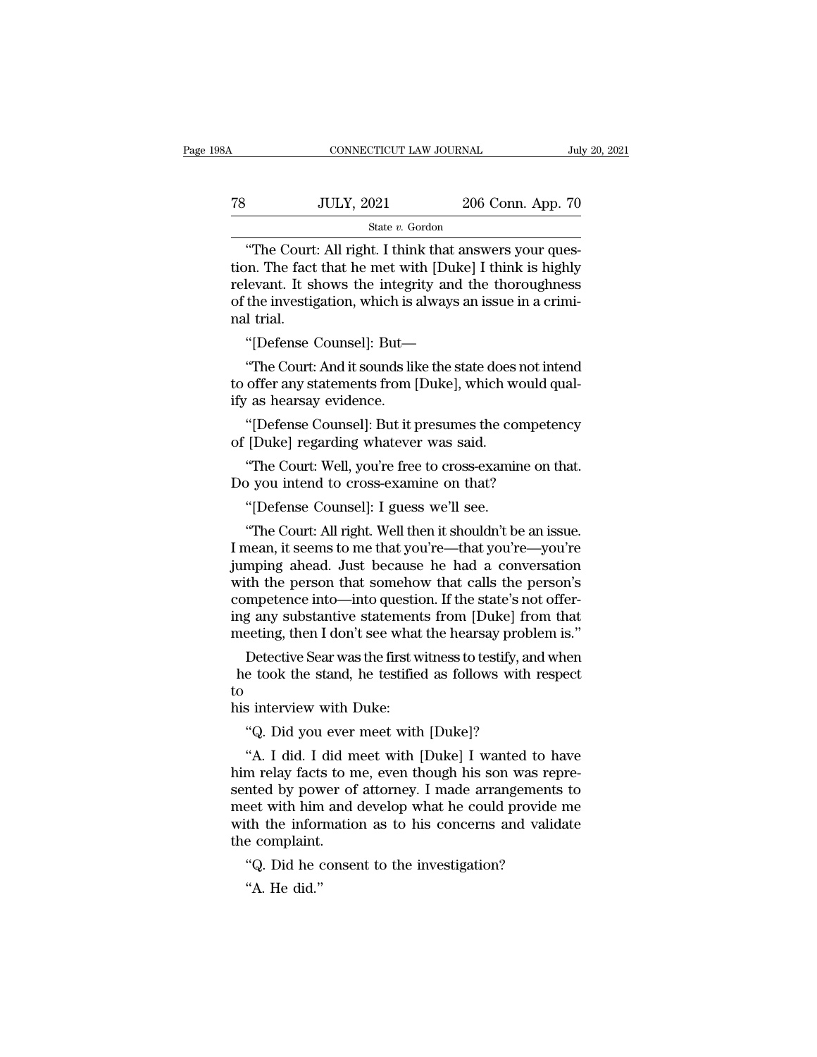"The Court: All right. I think that answers your question. The fact that he met with [Duke] I think is highly relevant. It shows the integrity and the thoroughness of the investigation, which is always an issue in a criminal trial.

"[Defense Counsel]: But—

"The Court: And it sounds like the state does not intend to offer any statements from [Duke], which would qualify as hearsay evidence.

"[Defense Counsel]: But it presumes the competency of [Duke] regarding whatever was said.

"The Court: Well, you're free to cross-examine on that. Do you intend to cross-examine on that?

"[Defense Counsel]: I guess we'll see.

"The Court: All right. Well then it shouldn't be an issue. I mean, it seems to me that you're—that you're—you're jumping ahead. Just because he had a conversation with the person that somehow that calls the person's competence into—into question. If the state's not offering any substantive statements from [Duke] from that meeting, then I don't see what the hearsay problem is."

Detective Sear was the first witness to testify, and when he took the stand, he testified as follows with respect to his interview with Duke:

"Q. Did you ever meet with [Duke]?

"A. I did. I did meet with [Duke] I wanted to have him relay facts to me, even though his son was represented by power of attorney. I made arrangements to meet with him and develop what he could provide me with the information as to his concerns and validate the complaint.

"Q. Did he consent to the investigation?

"A. He did."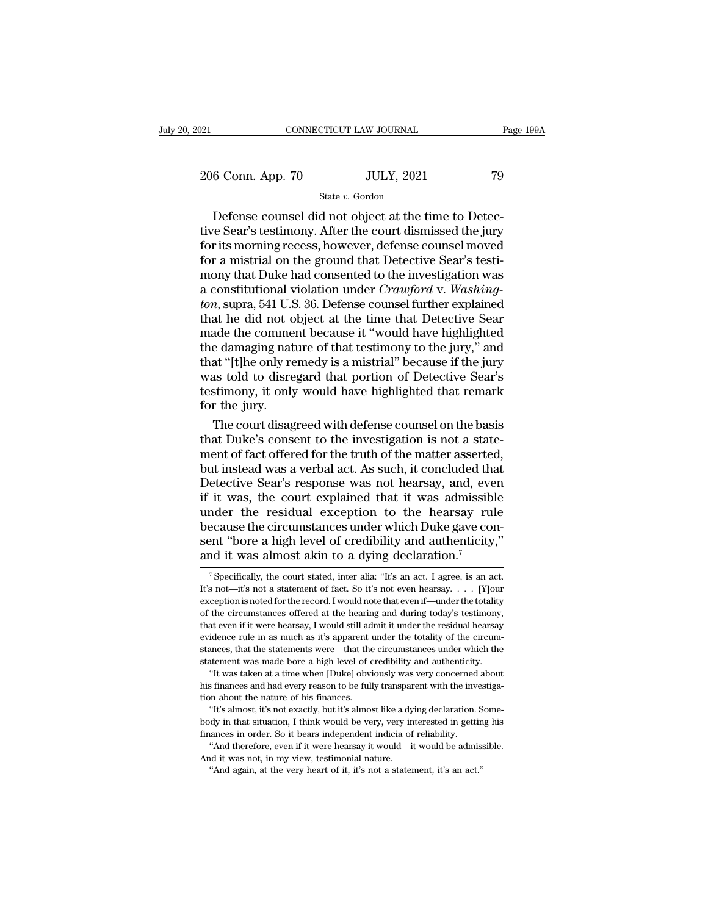Defense counsel did not object at the time to Detective Sear's testimony. After the court dismissed the jury for its morning recess, however, defense counsel moved for a mistrial on the ground that Detective Sear's testimony that Duke had consented to the investigation was a constitutional violation under *Crawford* v. *Washington*, supra, 541 U.S. 36. Defense counsel further explained that he did not object at the time that Detective Sear made the comment because it "would have highlighted the damaging nature of that testimony to the jury," and that "[t]he only remedy is a mistrial" because if the jury was told to disregard that portion of Detective Sear's testimony, it only would have highlighted that remark for the jury.

The court disagreed with defense counsel on the basis that Duke's consent to the investigation is not a statement of fact offered for the truth of the matter asserted, but instead was a verbal act. As such, it concluded that Detective Sear's response was not hearsay, and, even if it was, the court explained that it was admissible under the residual exception to the hearsay rule because the circumstances under which Duke gave consent "bore a high level of credibility and authenticity," and it was almost akin to a dying declaration.[7]

---

[7] Specifically, the court stated, inter alia: "It's an act. I agree, is an act. It's not—it's not a statement of fact. So it's not even hearsay. . . . [Y]our exception is noted for the record. I would note that even if—under the totality of the circumstances offered at the hearing and during today's testimony, that even if it were hearsay, I would still admit it under the residual hearsay evidence rule in as much as it's apparent under the totality of the circumstances, that the statements were—that the circumstances under which the statement was made bore a high level of credibility and authenticity.

"It was taken at a time when [Duke] obviously was very concerned about his finances and had every reason to be fully transparent with the investigation about the nature of his finances.

"It's almost, it's not exactly, but it's almost like a dying declaration. Somebody in that situation, I think would be very, very interested in getting his finances in order. So it bears independent indicia of reliability.

"And therefore, even if it were hearsay it would—it would be admissible. And it was not, in my view, testimonial nature.

"And again, at the very heart of it, it's not a statement, it's an act."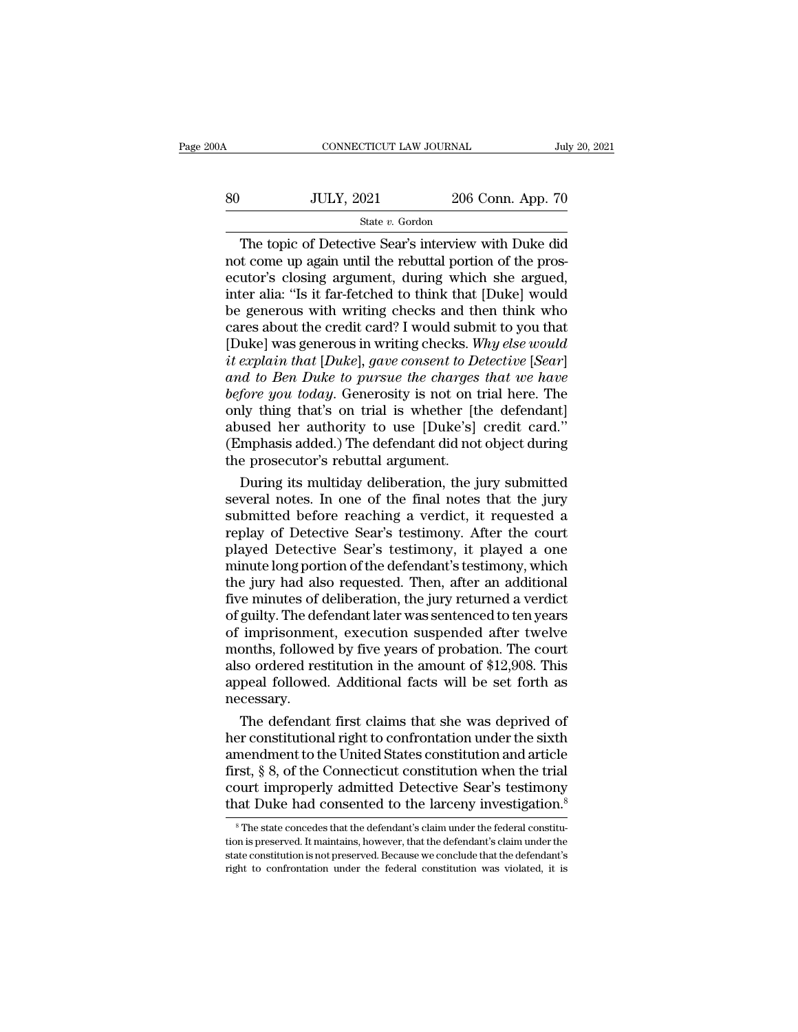The topic of Detective Sear's interview with Duke did not come up again until the rebuttal portion of the prosecutor's closing argument, during which she argued, inter alia: "Is it far-fetched to think that [Duke] would be generous with writing checks and then think who cares about the credit card? I would submit to you that [Duke] was generous in writing checks. *Why else would it explain that [Duke], gave consent to Detective [Sear] and to Ben Duke to pursue the charges that we have before you today*. Generosity is not on trial here. The only thing that's on trial is whether [the defendant] abused her authority to use [Duke's] credit card." (Emphasis added.) The defendant did not object during the prosecutor's rebuttal argument.

During its multiday deliberation, the jury submitted several notes. In one of the final notes that the jury submitted before reaching a verdict, it requested a replay of Detective Sear's testimony. After the court played Detective Sear's testimony, it played a one minute long portion of the defendant's testimony, which the jury had also requested. Then, after an additional five minutes of deliberation, the jury returned a verdict of guilty. The defendant later was sentenced to ten years of imprisonment, execution suspended after twelve months, followed by five years of probation. The court also ordered restitution in the amount of $12,908. This appeal followed. Additional facts will be set forth as necessary.

The defendant first claims that she was deprived of her constitutional right to confrontation under the sixth amendment to the United States constitution and article first, § 8, of the Connecticut constitution when the trial court improperly admitted Detective Sear's testimony that Duke had consented to the larceny investigation.[8]

---

[8] The state concedes that the defendant's claim under the federal constitution is preserved. It maintains, however, that the defendant's claim under the state constitution is not preserved. Because we conclude that the defendant's right to confrontation under the federal constitution was violated, it is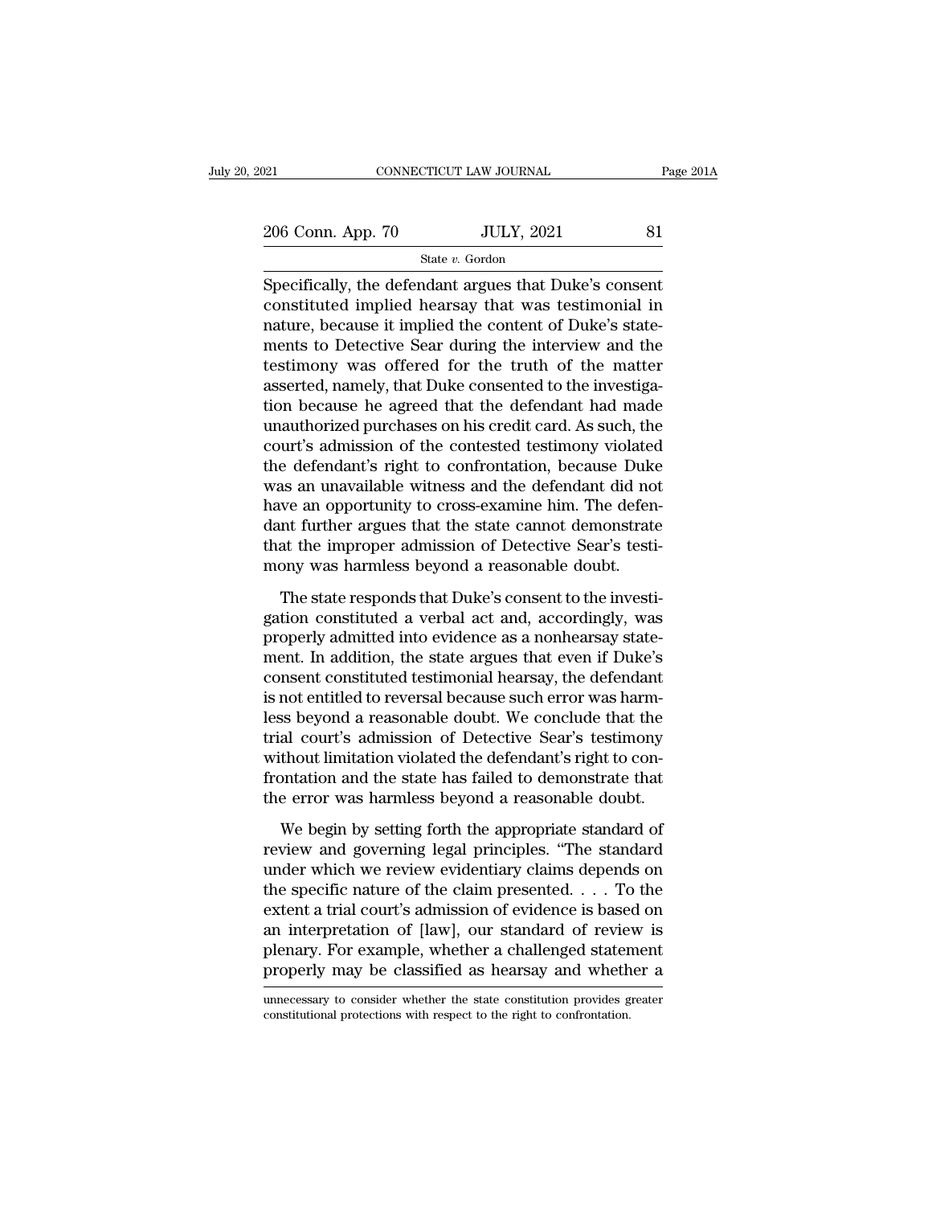Specifically, the defendant argues that Duke's consent constituted implied hearsay that was testimonial in nature, because it implied the content of Duke's statements to Detective Sear during the interview and the testimony was offered for the truth of the matter asserted, namely, that Duke consented to the investigation because he agreed that the defendant had made unauthorized purchases on his credit card. As such, the court's admission of the contested testimony violated the defendant's right to confrontation, because Duke was an unavailable witness and the defendant did not have an opportunity to cross-examine him. The defendant further argues that the state cannot demonstrate that the improper admission of Detective Sear's testimony was harmless beyond a reasonable doubt.

The state responds that Duke's consent to the investigation constituted a verbal act and, accordingly, was properly admitted into evidence as a nonhearsay statement. In addition, the state argues that even if Duke's consent constituted testimonial hearsay, the defendant is not entitled to reversal because such error was harmless beyond a reasonable doubt. We conclude that the trial court's admission of Detective Sear's testimony without limitation violated the defendant's right to confrontation and the state has failed to demonstrate that the error was harmless beyond a reasonable doubt.

We begin by setting forth the appropriate standard of review and governing legal principles. "The standard under which we review evidentiary claims depends on the specific nature of the claim presented. . . . To the extent a trial court's admission of evidence is based on an interpretation of [law], our standard of review is plenary. For example, whether a challenged statement properly may be classified as hearsay and whether a

unnecessary to consider whether the state constitution provides greater constitutional protections with respect to the right to confrontation.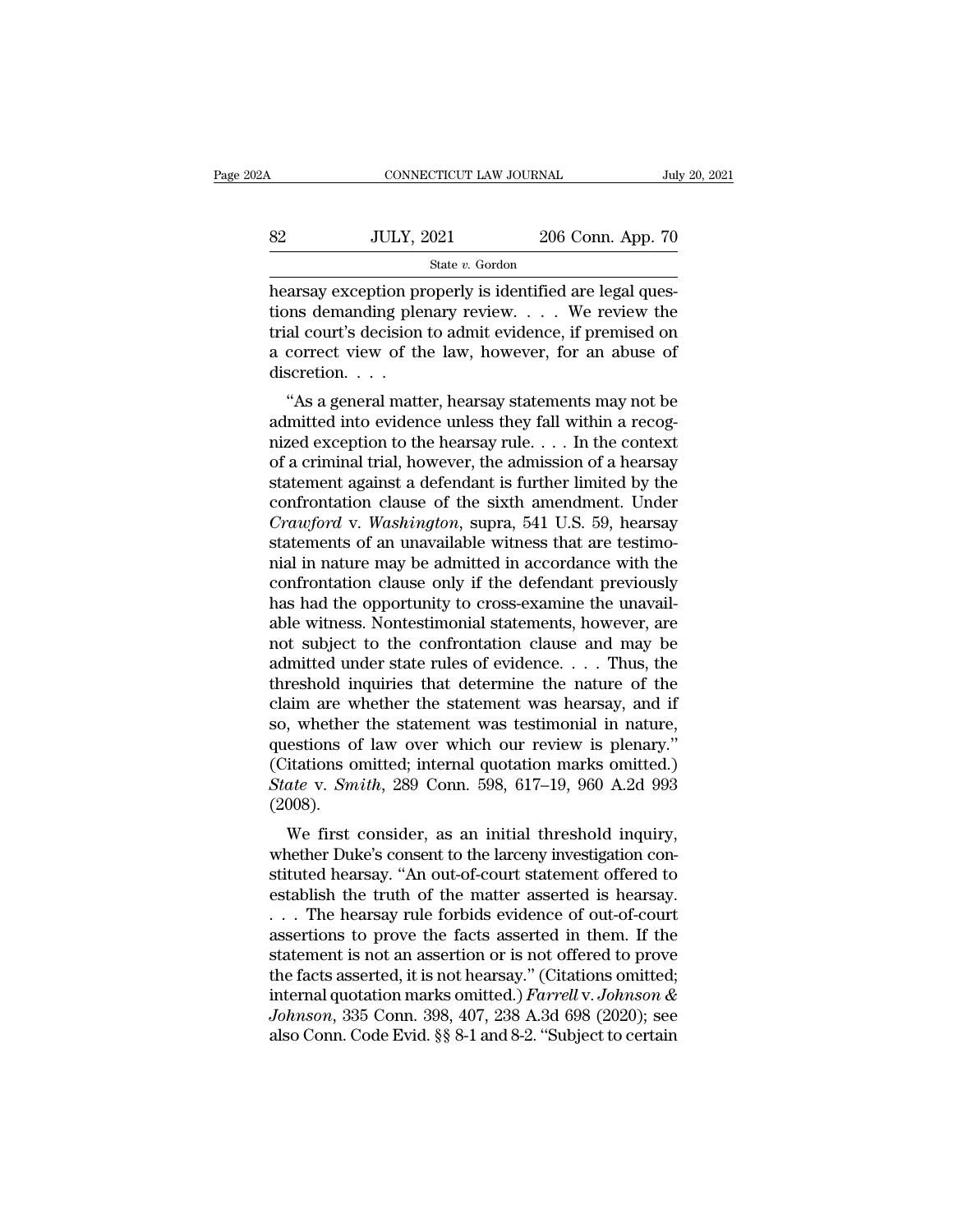hearsay exception properly is identified are legal questions demanding plenary review. . . . We review the trial court's decision to admit evidence, if premised on a correct view of the law, however, for an abuse of discretion. . . .

"As a general matter, hearsay statements may not be admitted into evidence unless they fall within a recognized exception to the hearsay rule. . . . In the context of a criminal trial, however, the admission of a hearsay statement against a defendant is further limited by the confrontation clause of the sixth amendment. Under *Crawford* v. *Washington*, supra, 541 U.S. 59, hearsay statements of an unavailable witness that are testimonial in nature may be admitted in accordance with the confrontation clause only if the defendant previously has had the opportunity to cross-examine the unavailable witness. Nontestimonial statements, however, are not subject to the confrontation clause and may be admitted under state rules of evidence. . . . Thus, the threshold inquiries that determine the nature of the claim are whether the statement was hearsay, and if so, whether the statement was testimonial in nature, questions of law over which our review is plenary." (Citations omitted; internal quotation marks omitted.) *State* v. *Smith*, 289 Conn. 598, 617–19, 960 A.2d 993 (2008).

We first consider, as an initial threshold inquiry, whether Duke's consent to the larceny investigation constituted hearsay. "An out-of-court statement offered to establish the truth of the matter asserted is hearsay. . . . The hearsay rule forbids evidence of out-of-court assertions to prove the facts asserted in them. If the statement is not an assertion or is not offered to prove the facts asserted, it is not hearsay." (Citations omitted; internal quotation marks omitted.) *Farrell* v. *Johnson & Johnson*, 335 Conn. 398, 407, 238 A.3d 698 (2020); see also Conn. Code Evid. §§ 8-1 and 8-2. "Subject to certain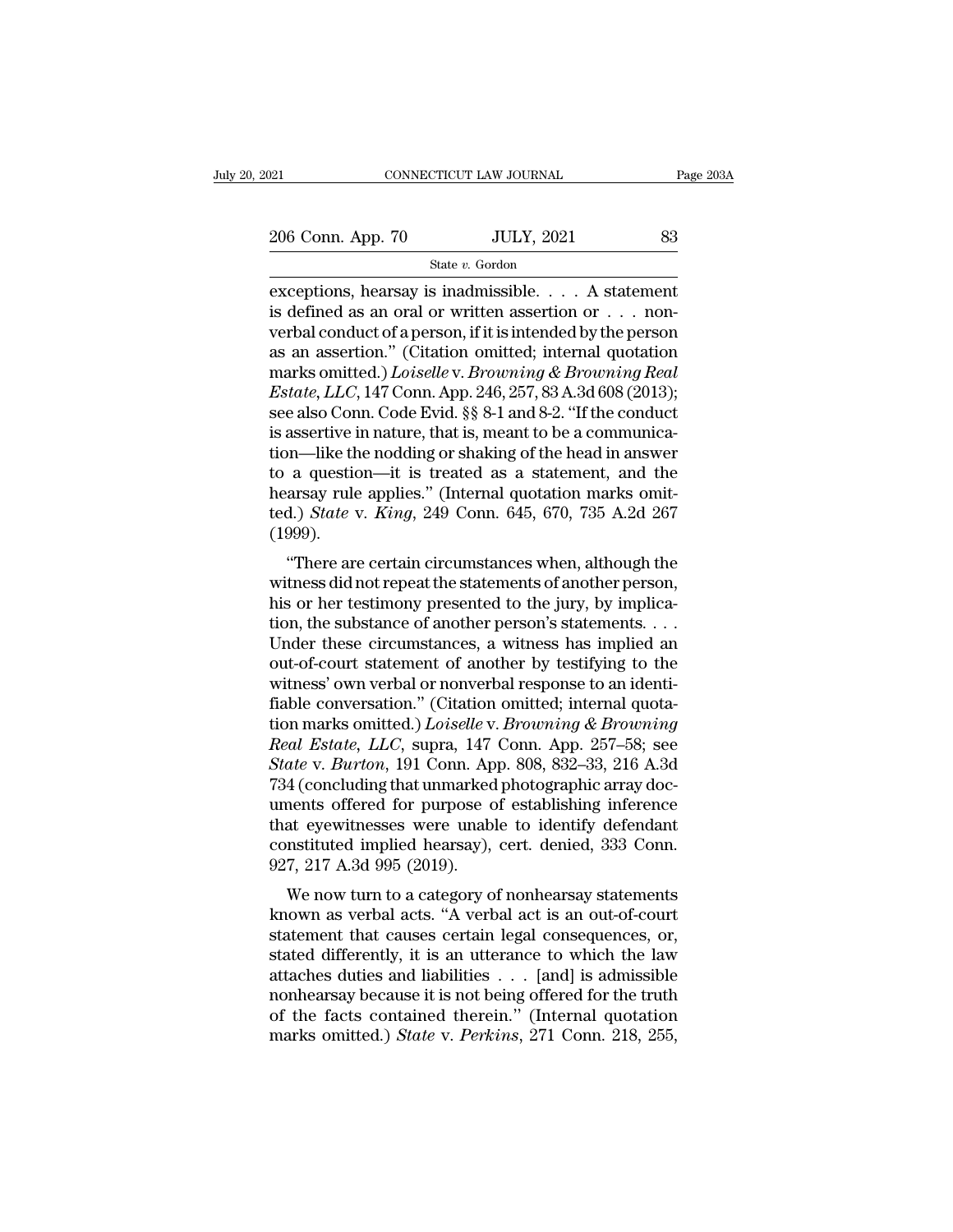exceptions, hearsay is inadmissible. . . . A statement is defined as an oral or written assertion or . . . nonverbal conduct of a person, if it is intended by the person as an assertion." (Citation omitted; internal quotation marks omitted.) *Loiselle* v. *Browning & Browning Real Estate, LLC*, 147 Conn. App. 246, 257, 83 A.3d 608 (2013); see also Conn. Code Evid. §§ 8-1 and 8-2. "If the conduct is assertive in nature, that is, meant to be a communication—like the nodding or shaking of the head in answer to a question—it is treated as a statement, and the hearsay rule applies." (Internal quotation marks omitted.) *State* v. *King*, 249 Conn. 645, 670, 735 A.2d 267 (1999).

"There are certain circumstances when, although the witness did not repeat the statements of another person, his or her testimony presented to the jury, by implication, the substance of another person's statements. . . . Under these circumstances, a witness has implied an out-of-court statement of another by testifying to the witness' own verbal or nonverbal response to an identifiable conversation." (Citation omitted; internal quotation marks omitted.) *Loiselle* v. *Browning & Browning Real Estate, LLC*, supra, 147 Conn. App. 257–58; see *State* v. *Burton*, 191 Conn. App. 808, 832–33, 216 A.3d 734 (concluding that unmarked photographic array documents offered for purpose of establishing inference that eyewitnesses were unable to identify defendant constituted implied hearsay), cert. denied, 333 Conn. 927, 217 A.3d 995 (2019).

We now turn to a category of nonhearsay statements known as verbal acts. "A verbal act is an out-of-court statement that causes certain legal consequences, or, stated differently, it is an utterance to which the law attaches duties and liabilities . . . [and] is admissible nonhearsay because it is not being offered for the truth of the facts contained therein." (Internal quotation marks omitted.) *State* v. *Perkins*, 271 Conn. 218, 255,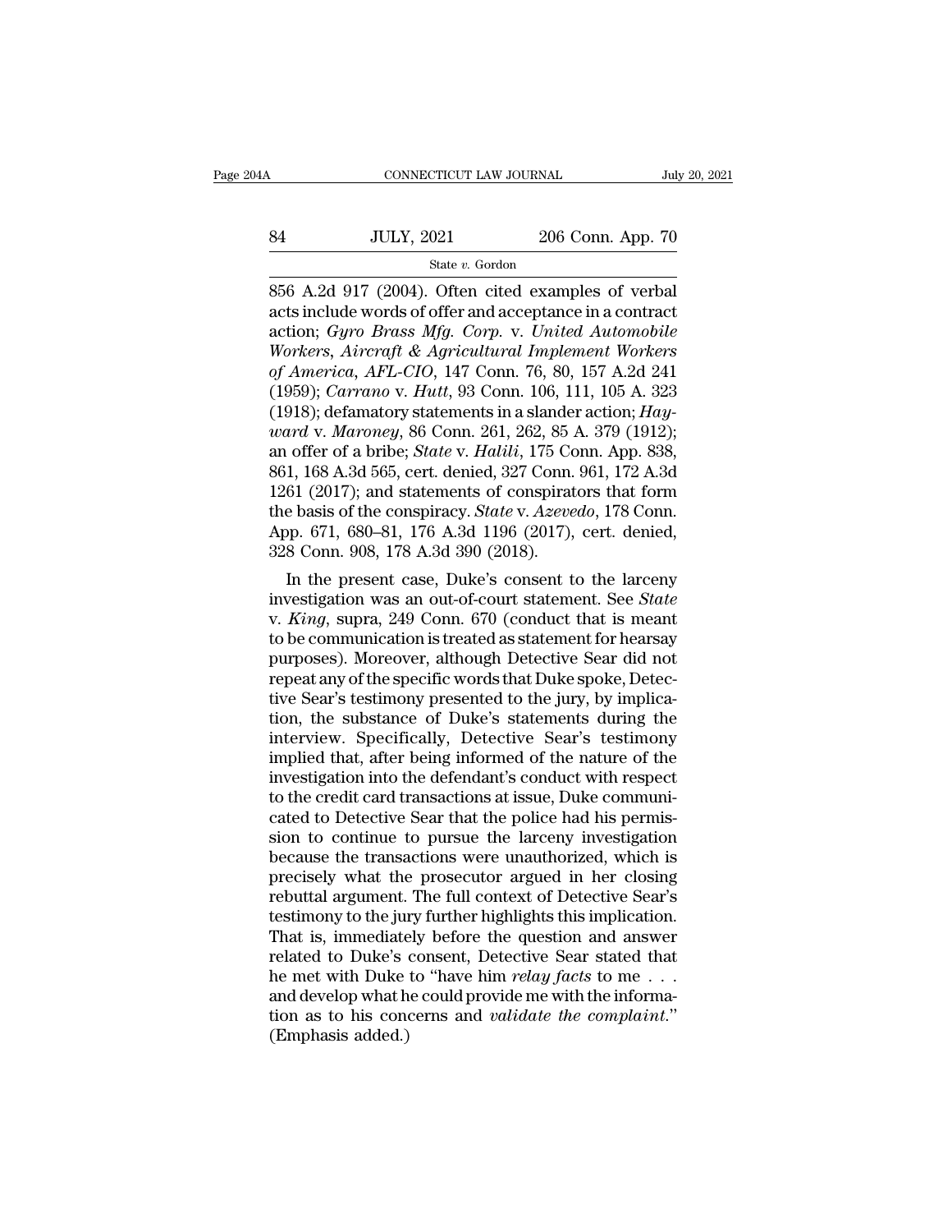856 A.2d 917 (2004). Often cited examples of verbal acts include words of offer and acceptance in a contract action; *Gyro Brass Mfg. Corp.* v. *United Automobile Workers, Aircraft & Agricultural Implement Workers of America, AFL-CIO*, 147 Conn. 76, 80, 157 A.2d 241 (1959); *Carrano* v. *Hutt*, 93 Conn. 106, 111, 105 A. 323 (1918); defamatory statements in a slander action; *Hayward* v. *Maroney*, 86 Conn. 261, 262, 85 A. 379 (1912); an offer of a bribe; *State* v. *Halili*, 175 Conn. App. 838, 861, 168 A.3d 565, cert. denied, 327 Conn. 961, 172 A.3d 1261 (2017); and statements of conspirators that form the basis of the conspiracy. *State* v. *Azevedo*, 178 Conn. App. 671, 680–81, 176 A.3d 1196 (2017), cert. denied, 328 Conn. 908, 178 A.3d 390 (2018).

In the present case, Duke's consent to the larceny investigation was an out-of-court statement. See *State* v. *King*, supra, 249 Conn. 670 (conduct that is meant to be communication is treated as statement for hearsay purposes). Moreover, although Detective Sear did not repeat any of the specific words that Duke spoke, Detective Sear's testimony presented to the jury, by implication, the substance of Duke's statements during the interview. Specifically, Detective Sear's testimony implied that, after being informed of the nature of the investigation into the defendant's conduct with respect to the credit card transactions at issue, Duke communicated to Detective Sear that the police had his permission to continue to pursue the larceny investigation because the transactions were unauthorized, which is precisely what the prosecutor argued in her closing rebuttal argument. The full context of Detective Sear's testimony to the jury further highlights this implication. That is, immediately before the question and answer related to Duke's consent, Detective Sear stated that he met with Duke to "have him *relay facts* to me . . . and develop what he could provide me with the information as to his concerns and *validate the complaint*." (Emphasis added.)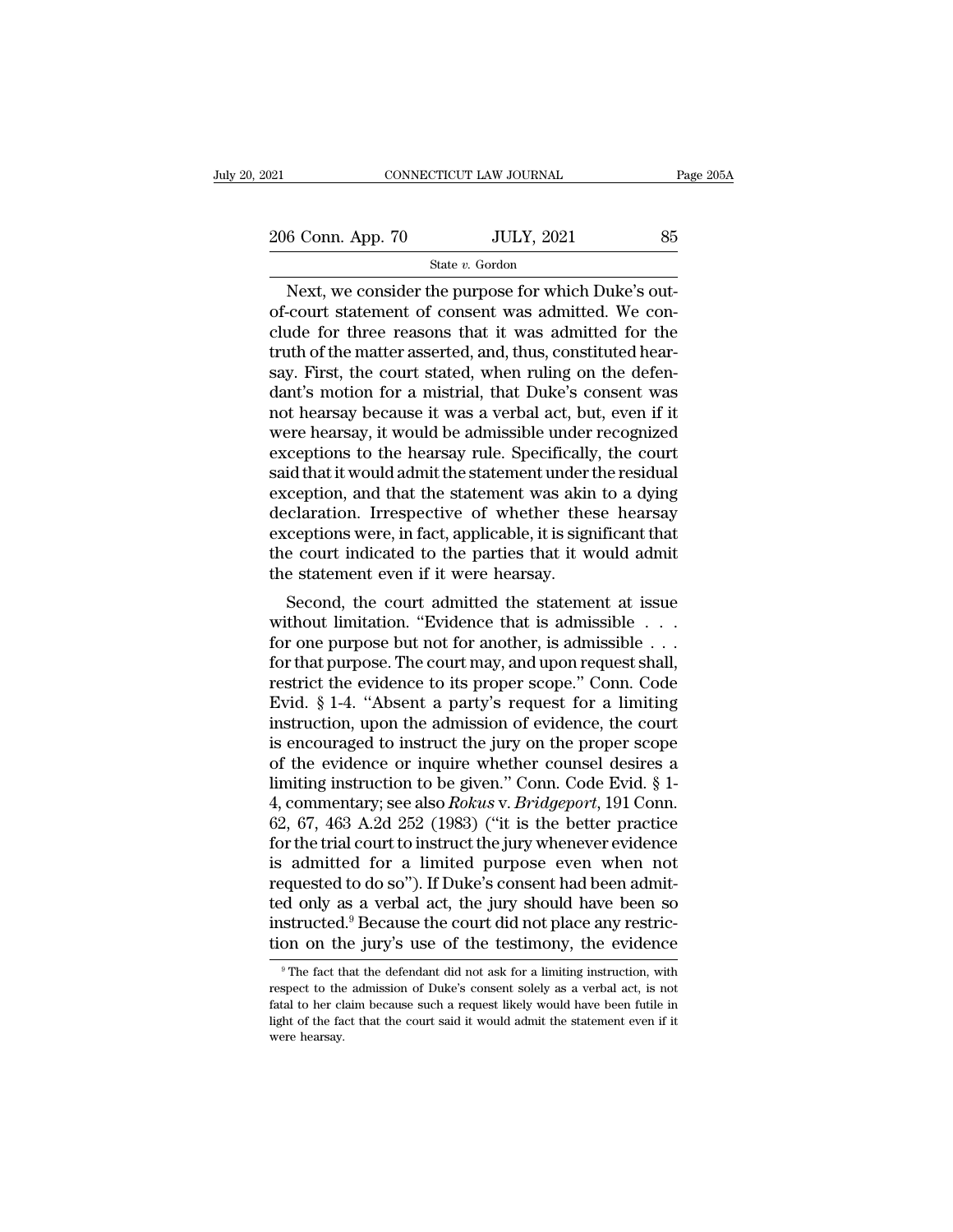Next, we consider the purpose for which Duke's out-of-court statement of consent was admitted. We conclude for three reasons that it was admitted for the truth of the matter asserted, and, thus, constituted hearsay. First, the court stated, when ruling on the defendant's motion for a mistrial, that Duke's consent was not hearsay because it was a verbal act, but, even if it were hearsay, it would be admissible under recognized exceptions to the hearsay rule. Specifically, the court said that it would admit the statement under the residual exception, and that the statement was akin to a dying declaration. Irrespective of whether these hearsay exceptions were, in fact, applicable, it is significant that the court indicated to the parties that it would admit the statement even if it were hearsay.

Second, the court admitted the statement at issue without limitation. "Evidence that is admissible . . . for one purpose but not for another, is admissible . . . for that purpose. The court may, and upon request shall, restrict the evidence to its proper scope." Conn. Code Evid. § 1-4. "Absent a party's request for a limiting instruction, upon the admission of evidence, the court is encouraged to instruct the jury on the proper scope of the evidence or inquire whether counsel desires a limiting instruction to be given." Conn. Code Evid. § 1-4, commentary; see also *Rokus* v. *Bridgeport*, 191 Conn. 62, 67, 463 A.2d 252 (1983) ("it is the better practice for the trial court to instruct the jury whenever evidence is admitted for a limited purpose even when not requested to do so"). If Duke's consent had been admitted only as a verbal act, the jury should have been so instructed.[9] Because the court did not place any restriction on the jury's use of the testimony, the evidence

---

[9] The fact that the defendant did not ask for a limiting instruction, with respect to the admission of Duke's consent solely as a verbal act, is not fatal to her claim because such a request likely would have been futile in light of the fact that the court said it would admit the statement even if it were hearsay.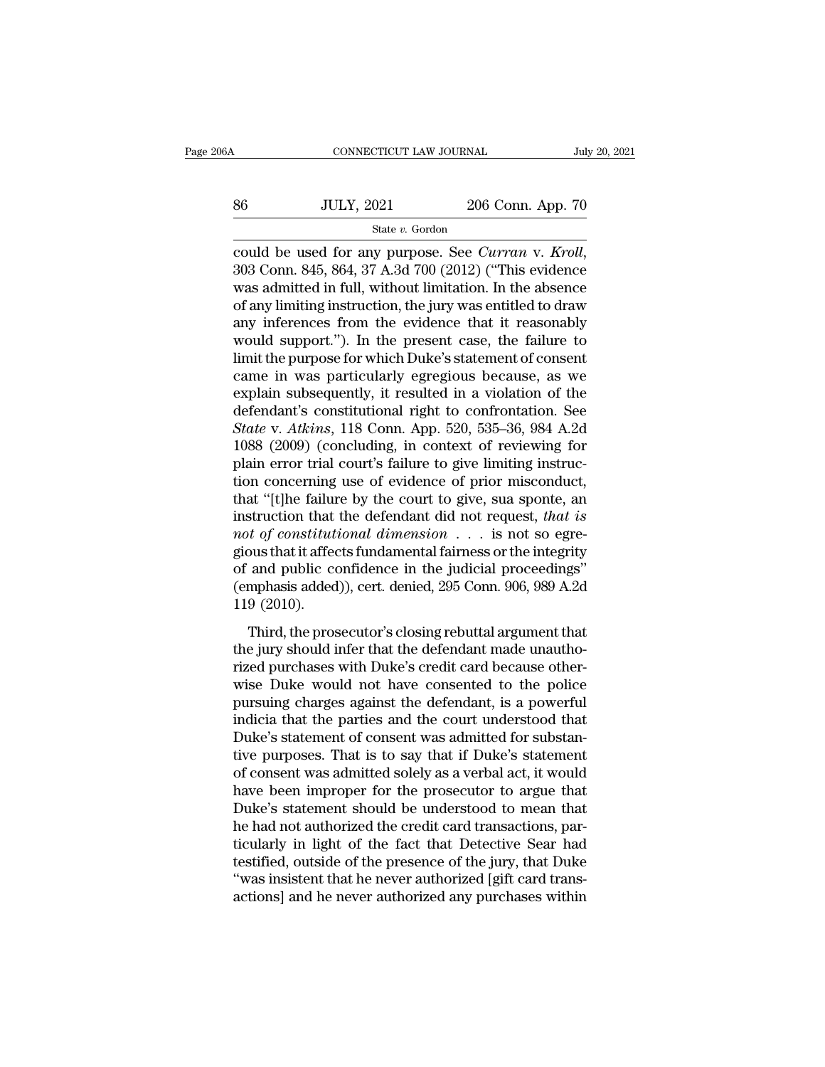could be used for any purpose. See *Curran* v. *Kroll*, 303 Conn. 845, 864, 37 A.3d 700 (2012) ("This evidence was admitted in full, without limitation. In the absence of any limiting instruction, the jury was entitled to draw any inferences from the evidence that it reasonably would support."). In the present case, the failure to limit the purpose for which Duke's statement of consent came in was particularly egregious because, as we explain subsequently, it resulted in a violation of the defendant's constitutional right to confrontation. See *State* v. *Atkins*, 118 Conn. App. 520, 535–36, 984 A.2d 1088 (2009) (concluding, in context of reviewing for plain error trial court's failure to give limiting instruction concerning use of evidence of prior misconduct, that "[t]he failure by the court to give, sua sponte, an instruction that the defendant did not request, *that is not of constitutional dimension* . . . is not so egregious that it affects fundamental fairness or the integrity of and public confidence in the judicial proceedings" (emphasis added)), cert. denied, 295 Conn. 906, 989 A.2d 119 (2010).

Third, the prosecutor's closing rebuttal argument that the jury should infer that the defendant made unauthorized purchases with Duke's credit card because otherwise Duke would not have consented to the police pursuing charges against the defendant, is a powerful indicia that the parties and the court understood that Duke's statement of consent was admitted for substantive purposes. That is to say that if Duke's statement of consent was admitted solely as a verbal act, it would have been improper for the prosecutor to argue that Duke's statement should be understood to mean that he had not authorized the credit card transactions, particularly in light of the fact that Detective Sear had testified, outside of the presence of the jury, that Duke "was insistent that he never authorized [gift card transactions] and he never authorized any purchases within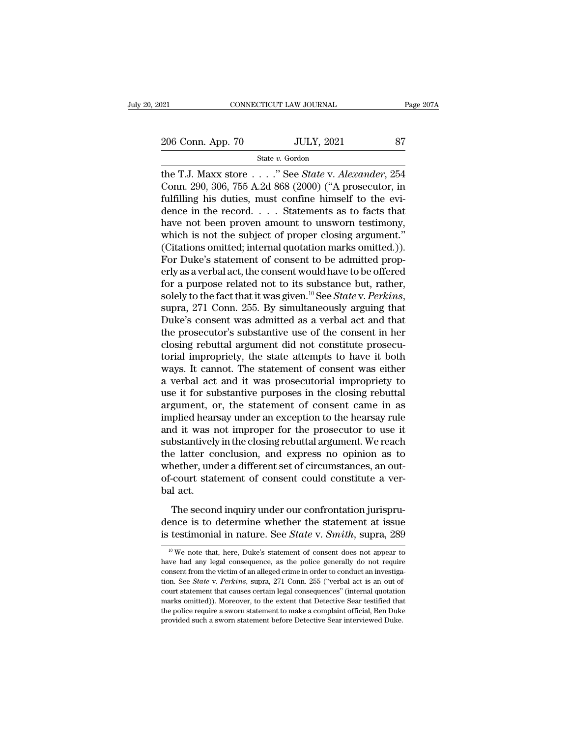the T.J. Maxx store . . . ." See *State* v. *Alexander*, 254 Conn. 290, 306, 755 A.2d 868 (2000) ("A prosecutor, in fulfilling his duties, must confine himself to the evidence in the record. . . . Statements as to facts that have not been proven amount to unsworn testimony, which is not the subject of proper closing argument." (Citations omitted; internal quotation marks omitted.)). For Duke's statement of consent to be admitted properly as a verbal act, the consent would have to be offered for a purpose related not to its substance but, rather, solely to the fact that it was given.[10] See *State* v. *Perkins*, supra, 271 Conn. 255. By simultaneously arguing that Duke's consent was admitted as a verbal act and that the prosecutor's substantive use of the consent in her closing rebuttal argument did not constitute prosecutorial impropriety, the state attempts to have it both ways. It cannot. The statement of consent was either a verbal act and it was prosecutorial impropriety to use it for substantive purposes in the closing rebuttal argument, or, the statement of consent came in as implied hearsay under an exception to the hearsay rule and it was not improper for the prosecutor to use it substantively in the closing rebuttal argument. We reach the latter conclusion, and express no opinion as to whether, under a different set of circumstances, an out-of-court statement of consent could constitute a verbal act.

The second inquiry under our confrontation jurisprudence is to determine whether the statement at issue is testimonial in nature. See *State* v. *Smith*, supra, 289

---

[10] We note that, here, Duke's statement of consent does not appear to have had any legal consequence, as the police generally do not require consent from the victim of an alleged crime in order to conduct an investigation. See *State* v. *Perkins*, supra, 271 Conn. 255 ("verbal act is an out-of-court statement that causes certain legal consequences" (internal quotation marks omitted)). Moreover, to the extent that Detective Sear testified that the police require a sworn statement to make a complaint official, Ben Duke provided such a sworn statement before Detective Sear interviewed Duke.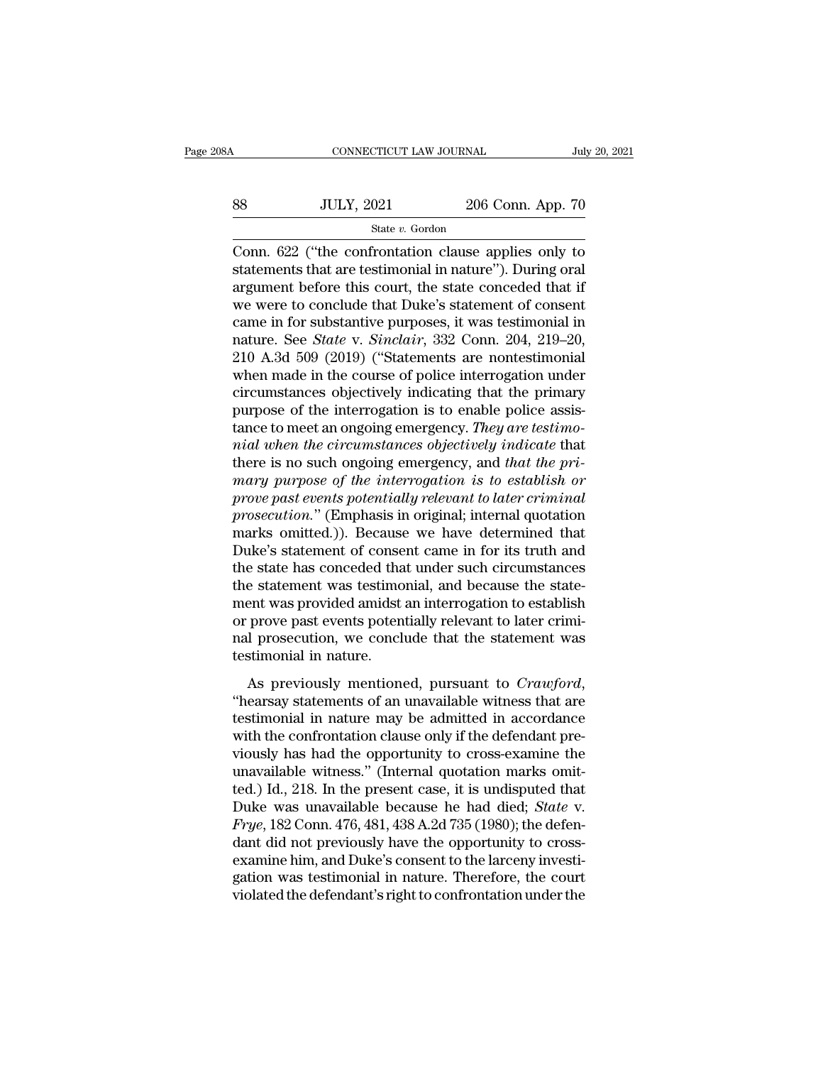Conn. 622 ("the confrontation clause applies only to statements that are testimonial in nature"). During oral argument before this court, the state conceded that if we were to conclude that Duke's statement of consent came in for substantive purposes, it was testimonial in nature. See *State* v. *Sinclair*, 332 Conn. 204, 219–20, 210 A.3d 509 (2019) ("Statements are nontestimonial when made in the course of police interrogation under circumstances objectively indicating that the primary purpose of the interrogation is to enable police assistance to meet an ongoing emergency. *They are testimonial when the circumstances objectively indicate* that there is no such ongoing emergency, and *that the primary purpose of the interrogation is to establish or prove past events potentially relevant to later criminal prosecution*." (Emphasis in original; internal quotation marks omitted.)). Because we have determined that Duke's statement of consent came in for its truth and the state has conceded that under such circumstances the statement was testimonial, and because the statement was provided amidst an interrogation to establish or prove past events potentially relevant to later criminal prosecution, we conclude that the statement was testimonial in nature.

As previously mentioned, pursuant to *Crawford*, "hearsay statements of an unavailable witness that are testimonial in nature may be admitted in accordance with the confrontation clause only if the defendant previously has had the opportunity to cross-examine the unavailable witness." (Internal quotation marks omitted.) Id., 218. In the present case, it is undisputed that Duke was unavailable because he had died; *State* v. *Frye*, 182 Conn. 476, 481, 438 A.2d 735 (1980); the defendant did not previously have the opportunity to cross-examine him, and Duke's consent to the larceny investigation was testimonial in nature. Therefore, the court violated the defendant's right to confrontation under the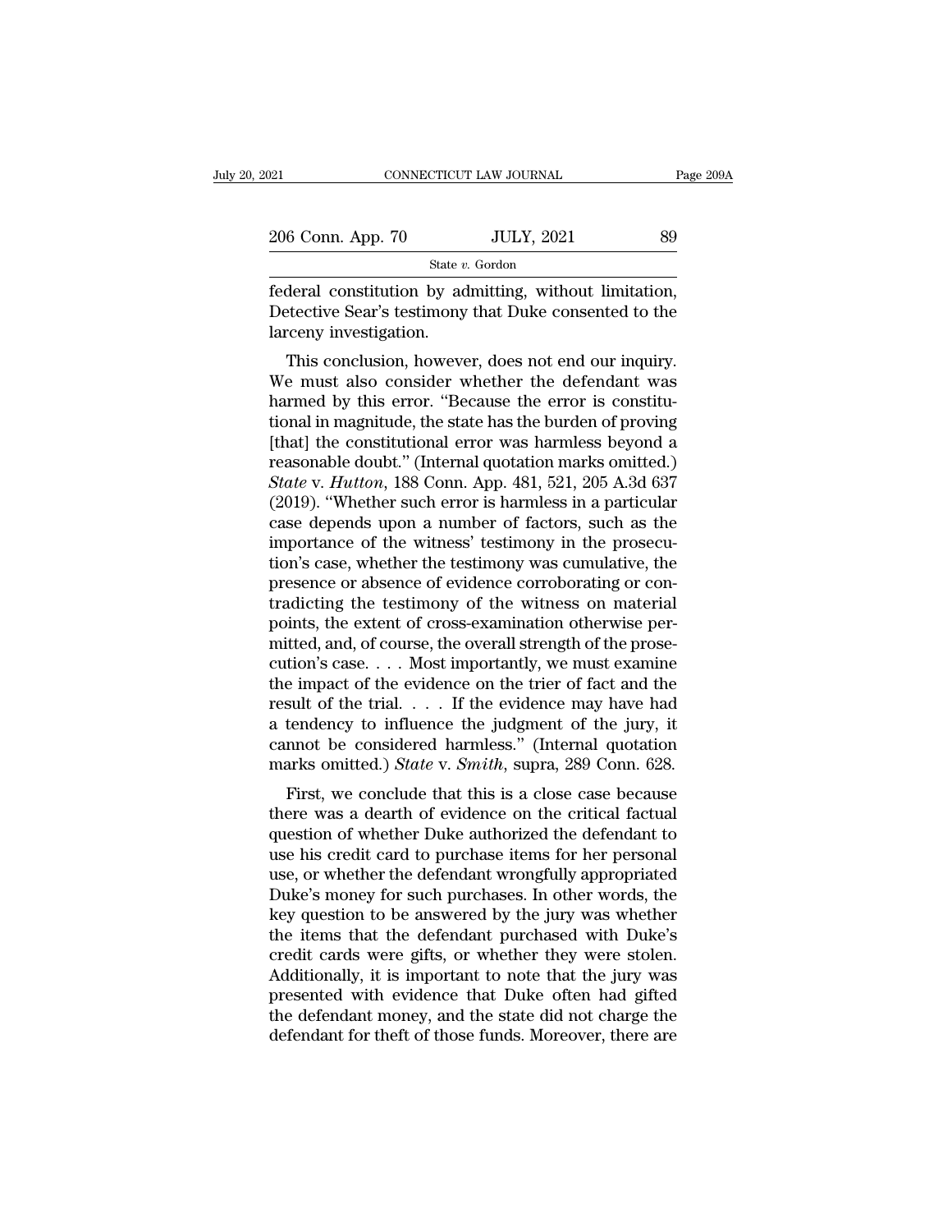federal constitution by admitting, without limitation, Detective Sear's testimony that Duke consented to the larceny investigation.

This conclusion, however, does not end our inquiry. We must also consider whether the defendant was harmed by this error. "Because the error is constitutional in magnitude, the state has the burden of proving [that] the constitutional error was harmless beyond a reasonable doubt." (Internal quotation marks omitted.) *State* v. *Hutton*, 188 Conn. App. 481, 521, 205 A.3d 637 (2019). "Whether such error is harmless in a particular case depends upon a number of factors, such as the importance of the witness' testimony in the prosecution's case, whether the testimony was cumulative, the presence or absence of evidence corroborating or contradicting the testimony of the witness on material points, the extent of cross-examination otherwise permitted, and, of course, the overall strength of the prosecution's case. . . . Most importantly, we must examine the impact of the evidence on the trier of fact and the result of the trial. . . . If the evidence may have had a tendency to influence the judgment of the jury, it cannot be considered harmless." (Internal quotation marks omitted.) *State* v. *Smith*, supra, 289 Conn. 628.

First, we conclude that this is a close case because there was a dearth of evidence on the critical factual question of whether Duke authorized the defendant to use his credit card to purchase items for her personal use, or whether the defendant wrongfully appropriated Duke's money for such purchases. In other words, the key question to be answered by the jury was whether the items that the defendant purchased with Duke's credit cards were gifts, or whether they were stolen. Additionally, it is important to note that the jury was presented with evidence that Duke often had gifted the defendant money, and the state did not charge the defendant for theft of those funds. Moreover, there are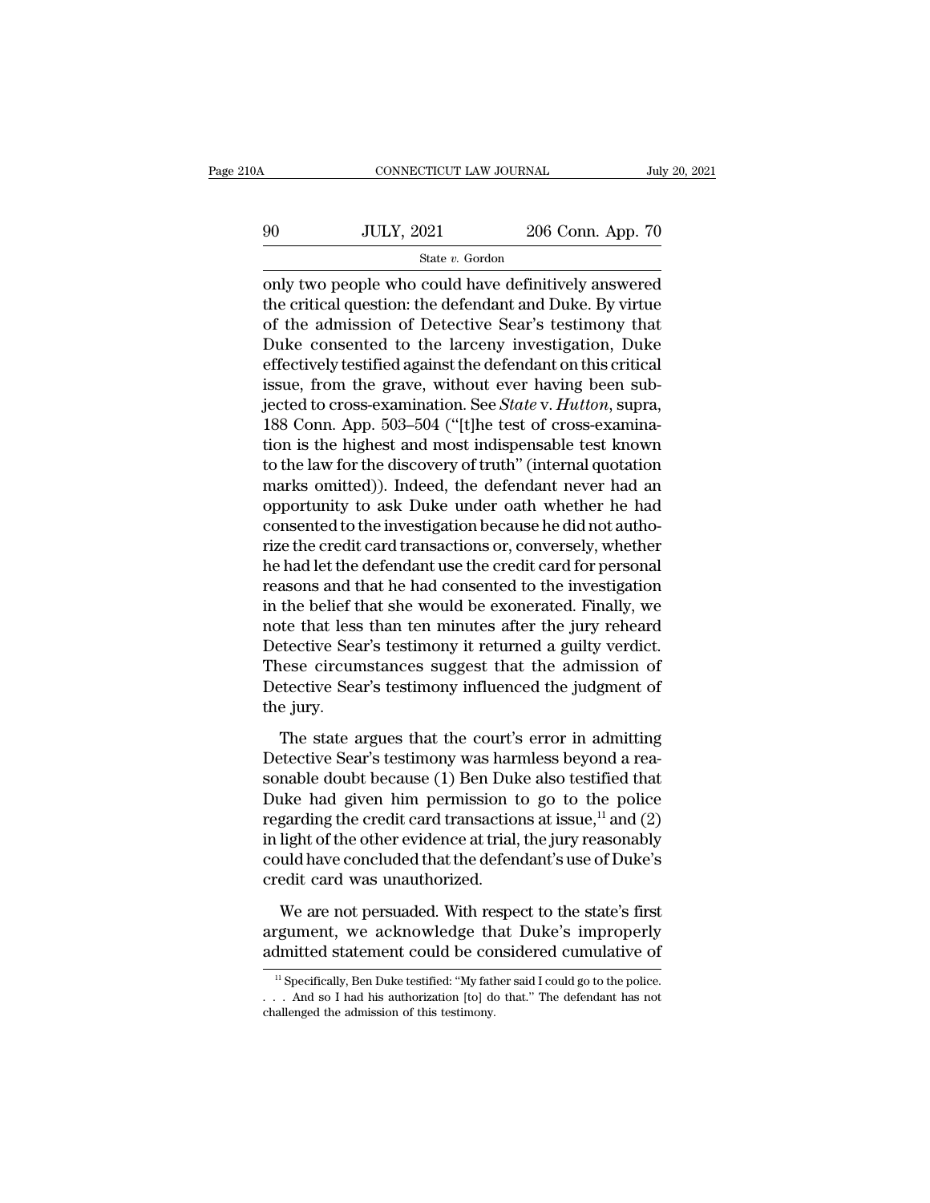only two people who could have definitively answered the critical question: the defendant and Duke. By virtue of the admission of Detective Sear's testimony that Duke consented to the larceny investigation, Duke effectively testified against the defendant on this critical issue, from the grave, without ever having been subjected to cross-examination. See *State* v. *Hutton*, supra, 188 Conn. App. 503–504 ("[t]he test of cross-examination is the highest and most indispensable test known to the law for the discovery of truth" (internal quotation marks omitted)). Indeed, the defendant never had an opportunity to ask Duke under oath whether he had consented to the investigation because he did not authorize the credit card transactions or, conversely, whether he had let the defendant use the credit card for personal reasons and that he had consented to the investigation in the belief that she would be exonerated. Finally, we note that less than ten minutes after the jury reheard Detective Sear's testimony it returned a guilty verdict. These circumstances suggest that the admission of Detective Sear's testimony influenced the judgment of the jury.

The state argues that the court's error in admitting Detective Sear's testimony was harmless beyond a reasonable doubt because (1) Ben Duke also testified that Duke had given him permission to go to the police regarding the credit card transactions at issue,[11] and (2) in light of the other evidence at trial, the jury reasonably could have concluded that the defendant's use of Duke's credit card was unauthorized.

We are not persuaded. With respect to the state's first argument, we acknowledge that Duke's improperly admitted statement could be considered cumulative of

[11] Specifically, Ben Duke testified: "My father said I could go to the police. . . . And so I had his authorization [to] do that." The defendant has not challenged the admission of this testimony.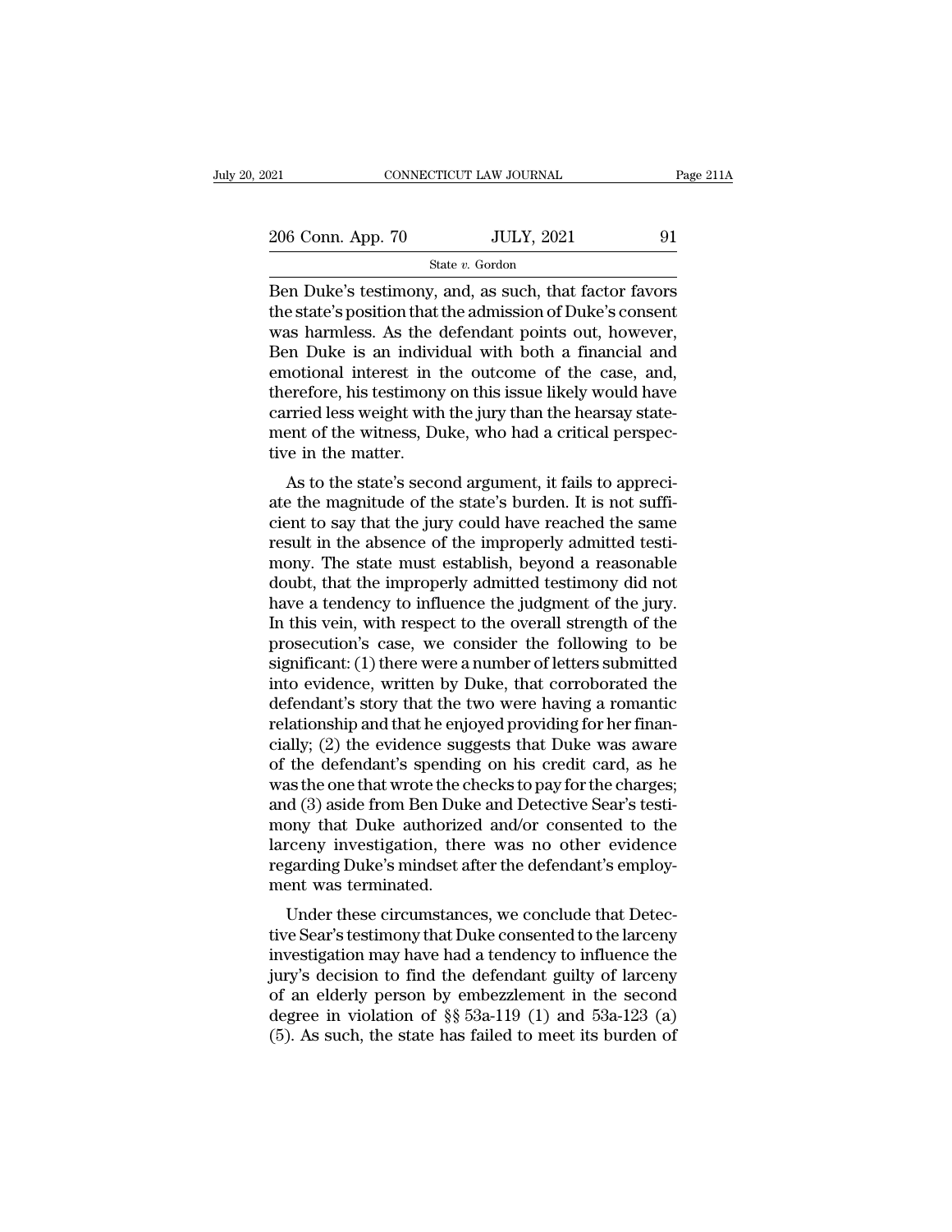Ben Duke's testimony, and, as such, that factor favors the state's position that the admission of Duke's consent was harmless. As the defendant points out, however, Ben Duke is an individual with both a financial and emotional interest in the outcome of the case, and, therefore, his testimony on this issue likely would have carried less weight with the jury than the hearsay statement of the witness, Duke, who had a critical perspective in the matter.

As to the state's second argument, it fails to appreciate the magnitude of the state's burden. It is not sufficient to say that the jury could have reached the same result in the absence of the improperly admitted testimony. The state must establish, beyond a reasonable doubt, that the improperly admitted testimony did not have a tendency to influence the judgment of the jury. In this vein, with respect to the overall strength of the prosecution's case, we consider the following to be significant: (1) there were a number of letters submitted into evidence, written by Duke, that corroborated the defendant's story that the two were having a romantic relationship and that he enjoyed providing for her financially; (2) the evidence suggests that Duke was aware of the defendant's spending on his credit card, as he was the one that wrote the checks to pay for the charges; and (3) aside from Ben Duke and Detective Sear's testimony that Duke authorized and/or consented to the larceny investigation, there was no other evidence regarding Duke's mindset after the defendant's employment was terminated.

Under these circumstances, we conclude that Detective Sear's testimony that Duke consented to the larceny investigation may have had a tendency to influence the jury's decision to find the defendant guilty of larceny of an elderly person by embezzlement in the second degree in violation of §§ 53a-119 (1) and 53a-123 (a) (5). As such, the state has failed to meet its burden of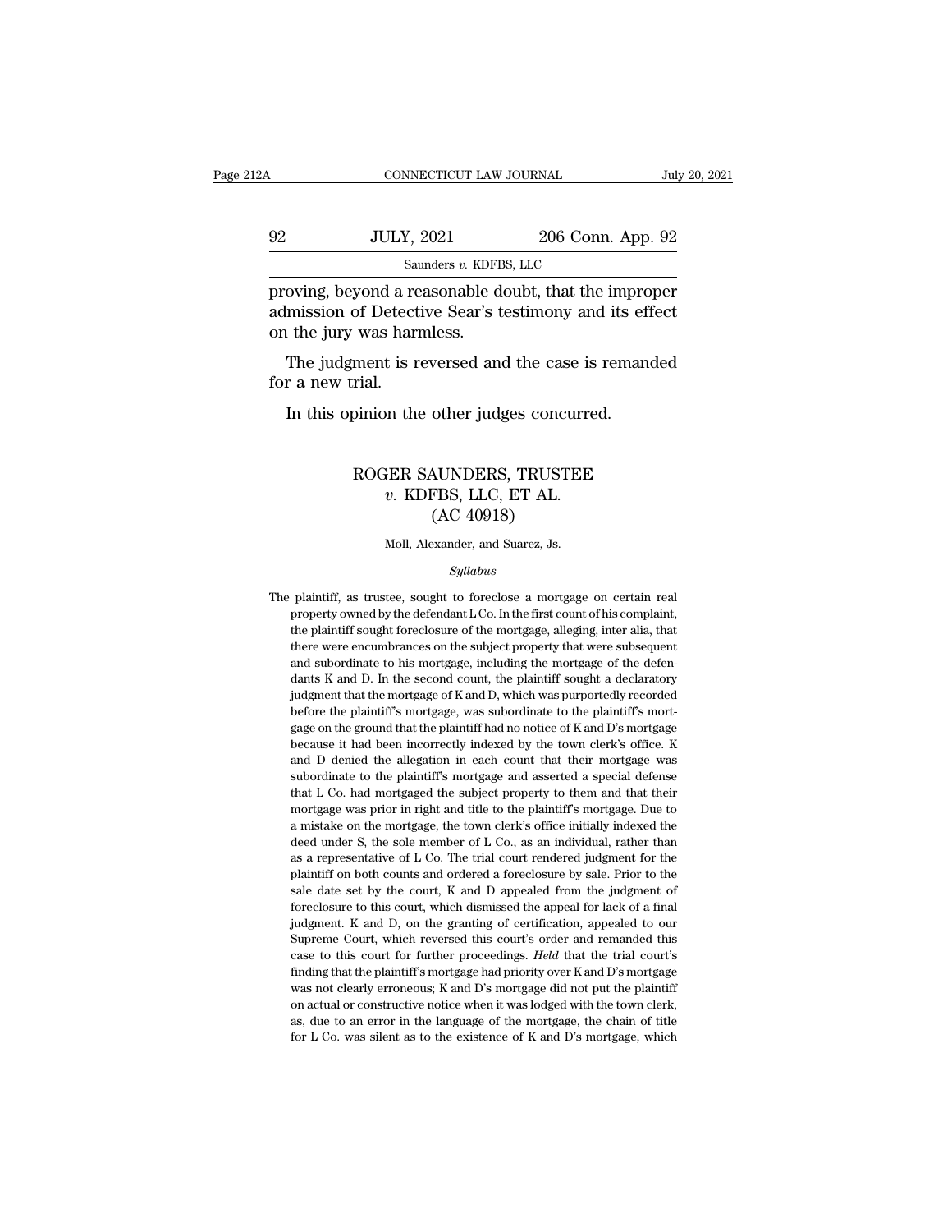proving, beyond a reasonable doubt, that the improper admission of Detective Sear's testimony and its effect on the jury was harmless.

The judgment is reversed and the case is remanded for a new trial.

In this opinion the other judges concurred.

# ROGER SAUNDERS, TRUSTEE *v.* KDFBS, LLC, ET AL. (AC 40918)

Moll, Alexander, and Suarez, Js.

*Syllabus*

The plaintiff, as trustee, sought to foreclose a mortgage on certain real property owned by the defendant L Co. In the first count of his complaint, the plaintiff sought foreclosure of the mortgage, alleging, inter alia, that there were encumbrances on the subject property that were subsequent and subordinate to his mortgage, including the mortgage of the defendants K and D. In the second count, the plaintiff sought a declaratory judgment that the mortgage of K and D, which was purportedly recorded before the plaintiff's mortgage, was subordinate to the plaintiff's mortgage on the ground that the plaintiff had no notice of K and D's mortgage because it had been incorrectly indexed by the town clerk's office. K and D denied the allegation in each count that their mortgage was subordinate to the plaintiff's mortgage and asserted a special defense that L Co. had mortgaged the subject property to them and that their mortgage was prior in right and title to the plaintiff's mortgage. Due to a mistake on the mortgage, the town clerk's office initially indexed the deed under S, the sole member of L Co., as an individual, rather than as a representative of L Co. The trial court rendered judgment for the plaintiff on both counts and ordered a foreclosure by sale. Prior to the sale date set by the court, K and D appealed from the judgment of foreclosure to this court, which dismissed the appeal for lack of a final judgment. K and D, on the granting of certification, appealed to our Supreme Court, which reversed this court's order and remanded this case to this court for further proceedings. *Held* that the trial court's finding that the plaintiff's mortgage had priority over K and D's mortgage was not clearly erroneous; K and D's mortgage did not put the plaintiff on actual or constructive notice when it was lodged with the town clerk, as, due to an error in the language of the mortgage, the chain of title for L Co. was silent as to the existence of K and D's mortgage, which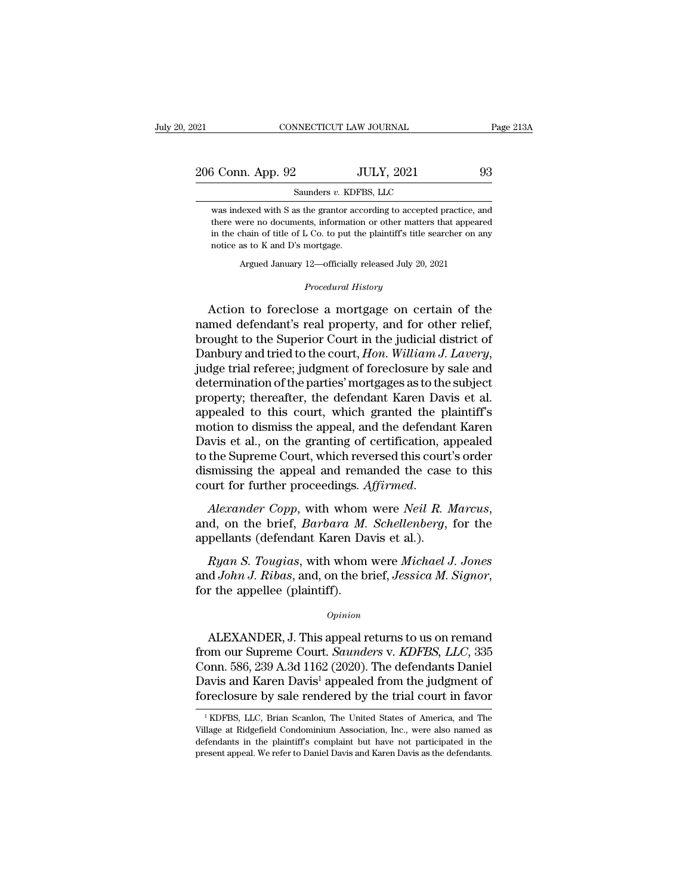was indexed with S as the grantor according to accepted practice, and there were no documents, information or other matters that appeared in the chain of title of L Co. to put the plaintiff's title searcher on any notice as to K and D's mortgage.

Argued January 12—officially released July 20, 2021

*Procedural History*

Action to foreclose a mortgage on certain of the named defendant's real property, and for other relief, brought to the Superior Court in the judicial district of Danbury and tried to the court, *Hon. William J. Lavery*, judge trial referee; judgment of foreclosure by sale and determination of the parties' mortgages as to the subject property; thereafter, the defendant Karen Davis et al. appealed to this court, which granted the plaintiff's motion to dismiss the appeal, and the defendant Karen Davis et al., on the granting of certification, appealed to the Supreme Court, which reversed this court's order dismissing the appeal and remanded the case to this court for further proceedings. *Affirmed.*

*Alexander Copp*, with whom were *Neil R. Marcus*, and, on the brief, *Barbara M. Schellenberg*, for the appellants (defendant Karen Davis et al.).

*Ryan S. Tougias*, with whom were *Michael J. Jones* and *John J. Ribas*, and, on the brief, *Jessica M. Signor*, for the appellee (plaintiff).

*Opinion*

ALEXANDER, J. This appeal returns to us on remand from our Supreme Court. *Saunders* v. *KDFBS, LLC*, 335 Conn. 586, 239 A.3d 1162 (2020). The defendants Daniel Davis and Karen Davis[1] appealed from the judgment of foreclosure by sale rendered by the trial court in favor

[1] KDFBS, LLC, Brian Scanlon, The United States of America, and The Village at Ridgefield Condominium Association, Inc., were also named as defendants in the plaintiff's complaint but have not participated in the present appeal. We refer to Daniel Davis and Karen Davis as the defendants.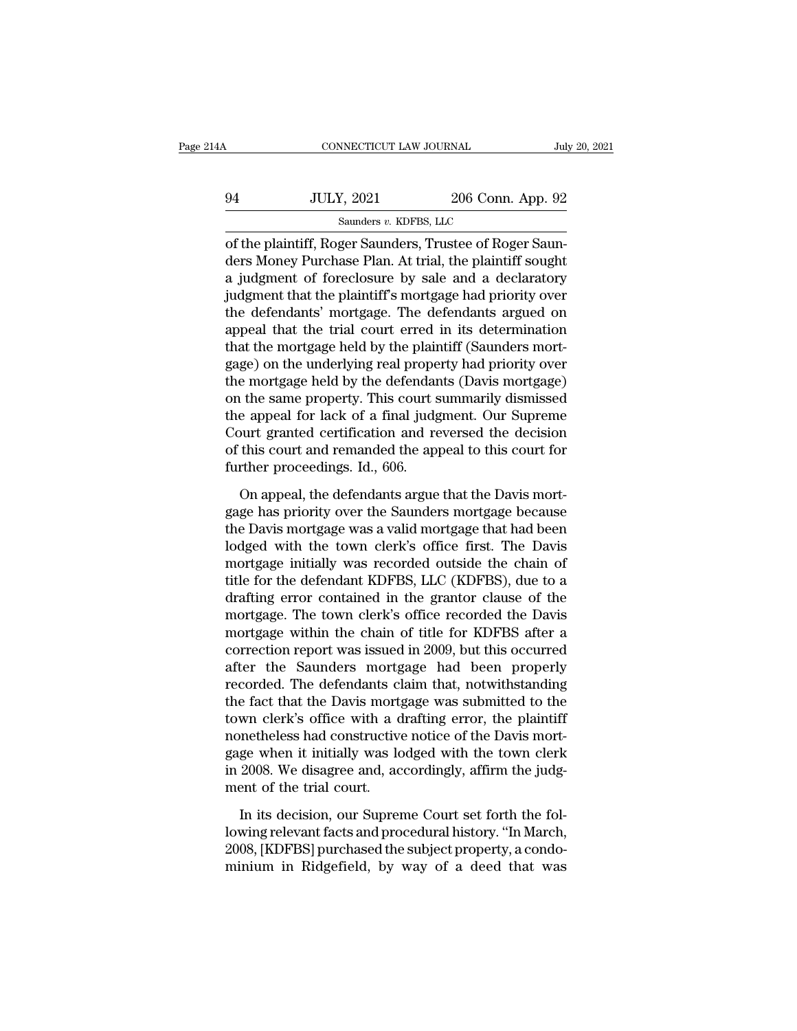of the plaintiff, Roger Saunders, Trustee of Roger Saunders Money Purchase Plan. At trial, the plaintiff sought a judgment of foreclosure by sale and a declaratory judgment that the plaintiff's mortgage had priority over the defendants' mortgage. The defendants argued on appeal that the trial court erred in its determination that the mortgage held by the plaintiff (Saunders mortgage) on the underlying real property had priority over the mortgage held by the defendants (Davis mortgage) on the same property. This court summarily dismissed the appeal for lack of a final judgment. Our Supreme Court granted certification and reversed the decision of this court and remanded the appeal to this court for further proceedings. Id., 606.

On appeal, the defendants argue that the Davis mortgage has priority over the Saunders mortgage because the Davis mortgage was a valid mortgage that had been lodged with the town clerk's office first. The Davis mortgage initially was recorded outside the chain of title for the defendant KDFBS, LLC (KDFBS), due to a drafting error contained in the grantor clause of the mortgage. The town clerk's office recorded the Davis mortgage within the chain of title for KDFBS after a correction report was issued in 2009, but this occurred after the Saunders mortgage had been properly recorded. The defendants claim that, notwithstanding the fact that the Davis mortgage was submitted to the town clerk's office with a drafting error, the plaintiff nonetheless had constructive notice of the Davis mortgage when it initially was lodged with the town clerk in 2008. We disagree and, accordingly, affirm the judgment of the trial court.

In its decision, our Supreme Court set forth the following relevant facts and procedural history. "In March, 2008, [KDFBS] purchased the subject property, a condominium in Ridgefield, by way of a deed that was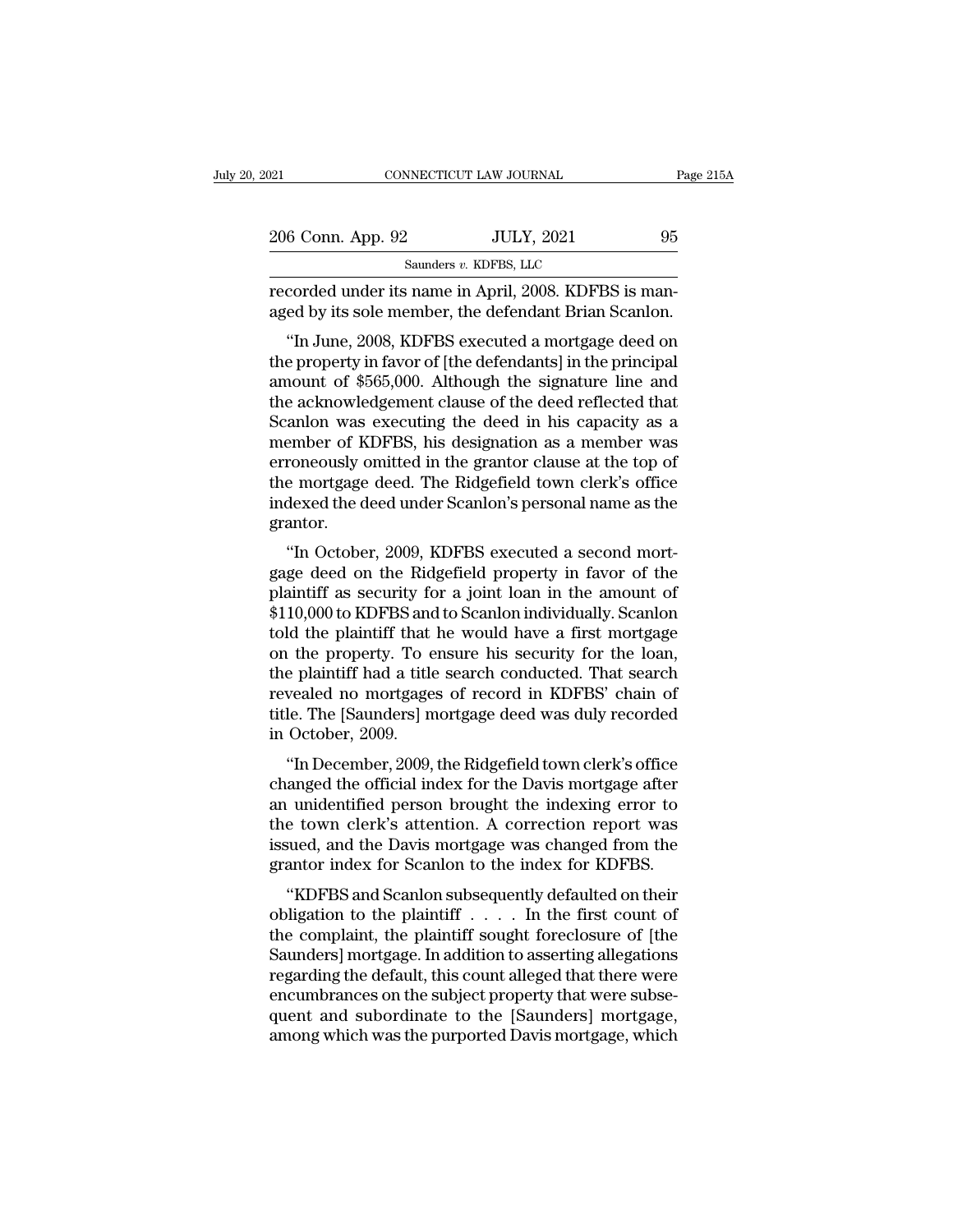recorded under its name in April, 2008. KDFBS is managed by its sole member, the defendant Brian Scanlon.

"In June, 2008, KDFBS executed a mortgage deed on the property in favor of [the defendants] in the principal amount of $565,000. Although the signature line and the acknowledgement clause of the deed reflected that Scanlon was executing the deed in his capacity as a member of KDFBS, his designation as a member was erroneously omitted in the grantor clause at the top of the mortgage deed. The Ridgefield town clerk's office indexed the deed under Scanlon's personal name as the grantor.

"In October, 2009, KDFBS executed a second mortgage deed on the Ridgefield property in favor of the plaintiff as security for a joint loan in the amount of $110,000 to KDFBS and to Scanlon individually. Scanlon told the plaintiff that he would have a first mortgage on the property. To ensure his security for the loan, the plaintiff had a title search conducted. That search revealed no mortgages of record in KDFBS' chain of title. The [Saunders] mortgage deed was duly recorded in October, 2009.

"In December, 2009, the Ridgefield town clerk's office changed the official index for the Davis mortgage after an unidentified person brought the indexing error to the town clerk's attention. A correction report was issued, and the Davis mortgage was changed from the grantor index for Scanlon to the index for KDFBS.

"KDFBS and Scanlon subsequently defaulted on their obligation to the plaintiff . . . . In the first count of the complaint, the plaintiff sought foreclosure of [the Saunders] mortgage. In addition to asserting allegations regarding the default, this count alleged that there were encumbrances on the subject property that were subsequent and subordinate to the [Saunders] mortgage, among which was the purported Davis mortgage, which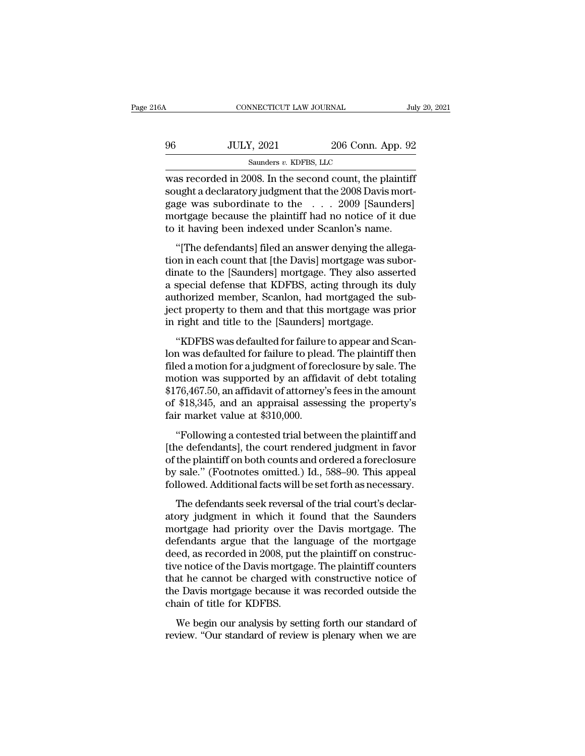was recorded in 2008. In the second count, the plaintiff sought a declaratory judgment that the 2008 Davis mortgage was subordinate to the . . . 2009 [Saunders] mortgage because the plaintiff had no notice of it due to it having been indexed under Scanlon's name.

"[The defendants] filed an answer denying the allegation in each count that [the Davis] mortgage was subordinate to the [Saunders] mortgage. They also asserted a special defense that KDFBS, acting through its duly authorized member, Scanlon, had mortgaged the subject property to them and that this mortgage was prior in right and title to the [Saunders] mortgage.

"KDFBS was defaulted for failure to appear and Scanlon was defaulted for failure to plead. The plaintiff then filed a motion for a judgment of foreclosure by sale. The motion was supported by an affidavit of debt totaling $176,467.50, an affidavit of attorney's fees in the amount of $18,345, and an appraisal assessing the property's fair market value at $310,000.

"Following a contested trial between the plaintiff and [the defendants], the court rendered judgment in favor of the plaintiff on both counts and ordered a foreclosure by sale." (Footnotes omitted.) Id., 588–90. This appeal followed. Additional facts will be set forth as necessary.

The defendants seek reversal of the trial court's declaratory judgment in which it found that the Saunders mortgage had priority over the Davis mortgage. The defendants argue that the language of the mortgage deed, as recorded in 2008, put the plaintiff on constructive notice of the Davis mortgage. The plaintiff counters that he cannot be charged with constructive notice of the Davis mortgage because it was recorded outside the chain of title for KDFBS.

We begin our analysis by setting forth our standard of review. "Our standard of review is plenary when we are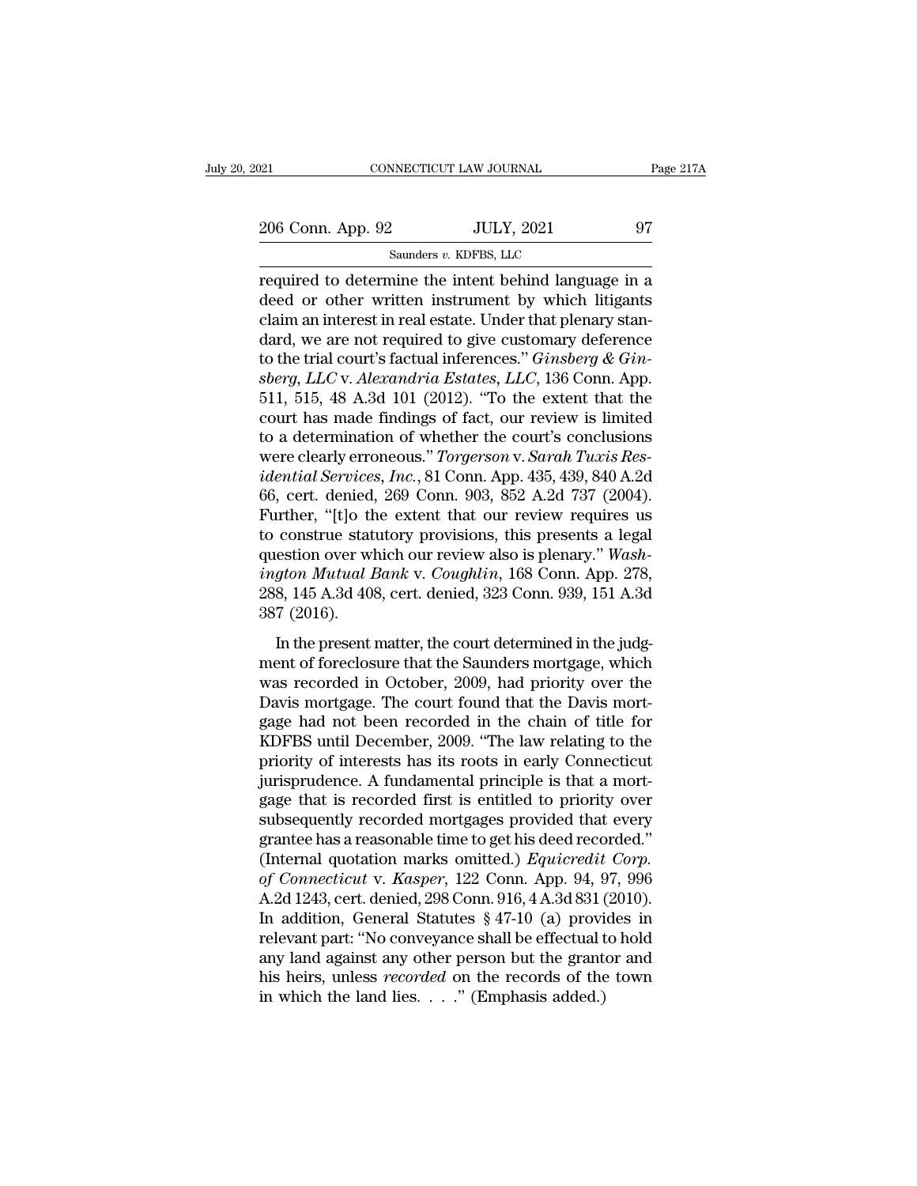required to determine the intent behind language in a deed or other written instrument by which litigants claim an interest in real estate. Under that plenary standard, we are not required to give customary deference to the trial court's factual inferences." *Ginsberg & Ginsberg, LLC* v. *Alexandria Estates, LLC*, 136 Conn. App. 511, 515, 48 A.3d 101 (2012). "To the extent that the court has made findings of fact, our review is limited to a determination of whether the court's conclusions were clearly erroneous." *Torgerson* v. *Sarah Tuxis Residential Services, Inc.*, 81 Conn. App. 435, 439, 840 A.2d 66, cert. denied, 269 Conn. 903, 852 A.2d 737 (2004). Further, "[t]o the extent that our review requires us to construe statutory provisions, this presents a legal question over which our review also is plenary." *Washington Mutual Bank* v. *Coughlin*, 168 Conn. App. 278, 288, 145 A.3d 408, cert. denied, 323 Conn. 939, 151 A.3d 387 (2016).

In the present matter, the court determined in the judgment of foreclosure that the Saunders mortgage, which was recorded in October, 2009, had priority over the Davis mortgage. The court found that the Davis mortgage had not been recorded in the chain of title for KDFBS until December, 2009. "The law relating to the priority of interests has its roots in early Connecticut jurisprudence. A fundamental principle is that a mortgage that is recorded first is entitled to priority over subsequently recorded mortgages provided that every grantee has a reasonable time to get his deed recorded." (Internal quotation marks omitted.) *Equicredit Corp. of Connecticut* v. *Kasper*, 122 Conn. App. 94, 97, 996 A.2d 1243, cert. denied, 298 Conn. 916, 4 A.3d 831 (2010). In addition, General Statutes § 47-10 (a) provides in relevant part: "No conveyance shall be effectual to hold any land against any other person but the grantor and his heirs, unless *recorded* on the records of the town in which the land lies. . . ." (Emphasis added.)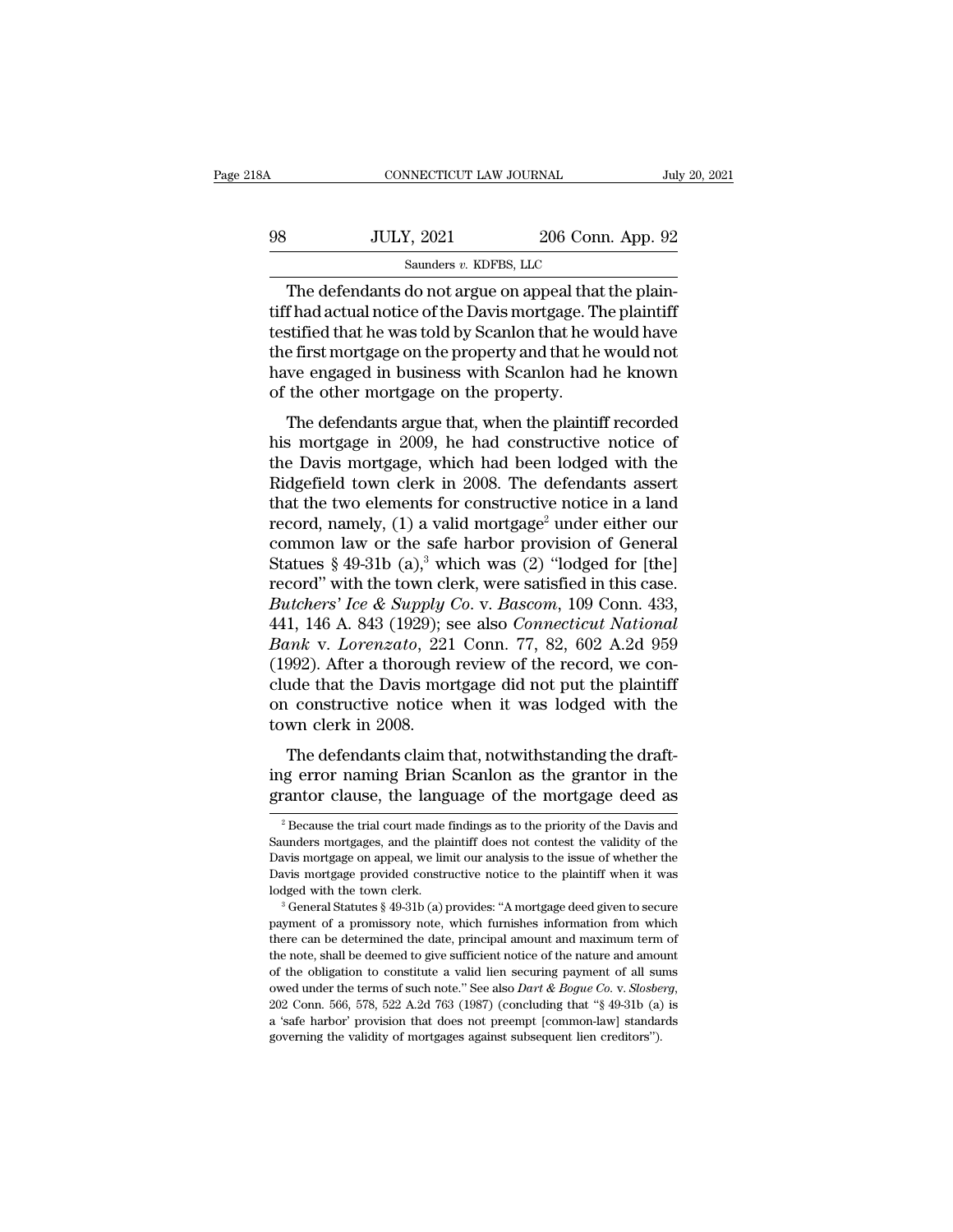The defendants do not argue on appeal that the plaintiff had actual notice of the Davis mortgage. The plaintiff testified that he was told by Scanlon that he would have the first mortgage on the property and that he would not have engaged in business with Scanlon had he known of the other mortgage on the property.

The defendants argue that, when the plaintiff recorded his mortgage in 2009, he had constructive notice of the Davis mortgage, which had been lodged with the Ridgefield town clerk in 2008. The defendants assert that the two elements for constructive notice in a land record, namely, (1) a valid mortgage[2] under either our common law or the safe harbor provision of General Statues § 49-31b (a),[3] which was (2) "lodged for [the] record" with the town clerk, were satisfied in this case. *Butchers' Ice & Supply Co.* v. *Bascom*, 109 Conn. 433, 441, 146 A. 843 (1929); see also *Connecticut National Bank* v. *Lorenzato*, 221 Conn. 77, 82, 602 A.2d 959 (1992). After a thorough review of the record, we conclude that the Davis mortgage did not put the plaintiff on constructive notice when it was lodged with the town clerk in 2008.

The defendants claim that, notwithstanding the drafting error naming Brian Scanlon as the grantor in the grantor clause, the language of the mortgage deed as

---

[2] Because the trial court made findings as to the priority of the Davis and Saunders mortgages, and the plaintiff does not contest the validity of the Davis mortgage on appeal, we limit our analysis to the issue of whether the Davis mortgage provided constructive notice to the plaintiff when it was lodged with the town clerk.

[3] General Statutes § 49-31b (a) provides: "A mortgage deed given to secure payment of a promissory note, which furnishes information from which there can be determined the date, principal amount and maximum term of the note, shall be deemed to give sufficient notice of the nature and amount of the obligation to constitute a valid lien securing payment of all sums owed under the terms of such note." See also *Dart & Bogue Co.* v. *Slosberg*, 202 Conn. 566, 578, 522 A.2d 763 (1987) (concluding that "§ 49-31b (a) is a 'safe harbor' provision that does not preempt [common-law] standards governing the validity of mortgages against subsequent lien creditors").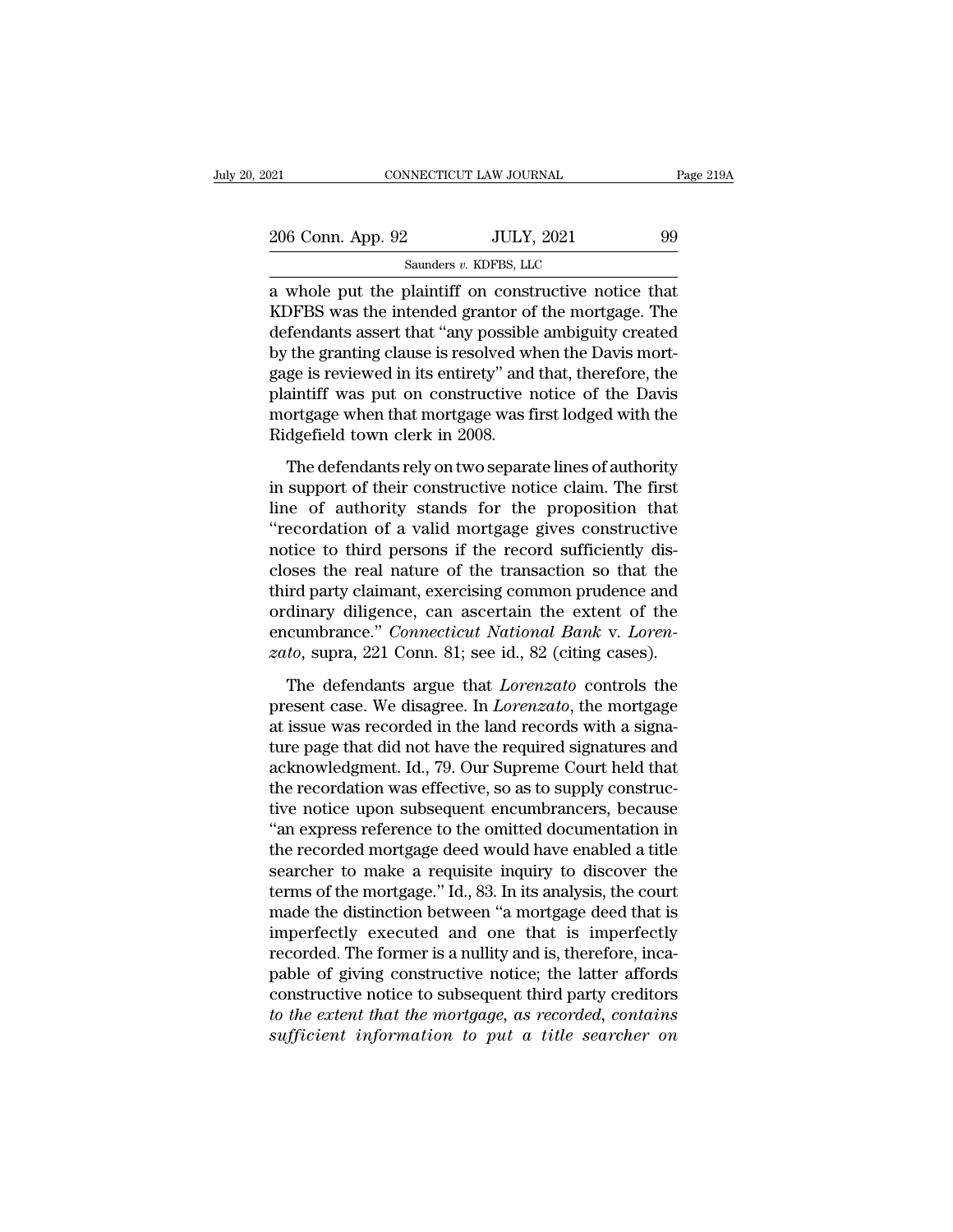a whole put the plaintiff on constructive notice that KDFBS was the intended grantor of the mortgage. The defendants assert that "any possible ambiguity created by the granting clause is resolved when the Davis mortgage is reviewed in its entirety" and that, therefore, the plaintiff was put on constructive notice of the Davis mortgage when that mortgage was first lodged with the Ridgefield town clerk in 2008.

The defendants rely on two separate lines of authority in support of their constructive notice claim. The first line of authority stands for the proposition that "recordation of a valid mortgage gives constructive notice to third persons if the record sufficiently discloses the real nature of the transaction so that the third party claimant, exercising common prudence and ordinary diligence, can ascertain the extent of the encumbrance." *Connecticut National Bank* v. *Lorenzato*, supra, 221 Conn. 81; see id., 82 (citing cases).

The defendants argue that *Lorenzato* controls the present case. We disagree. In *Lorenzato*, the mortgage at issue was recorded in the land records with a signature page that did not have the required signatures and acknowledgment. Id., 79. Our Supreme Court held that the recordation was effective, so as to supply constructive notice upon subsequent encumbrancers, because "an express reference to the omitted documentation in the recorded mortgage deed would have enabled a title searcher to make a requisite inquiry to discover the terms of the mortgage." Id., 83. In its analysis, the court made the distinction between "a mortgage deed that is imperfectly executed and one that is imperfectly recorded. The former is a nullity and is, therefore, incapable of giving constructive notice; the latter affords constructive notice to subsequent third party creditors *to the extent that the mortgage, as recorded, contains sufficient information to put a title searcher on*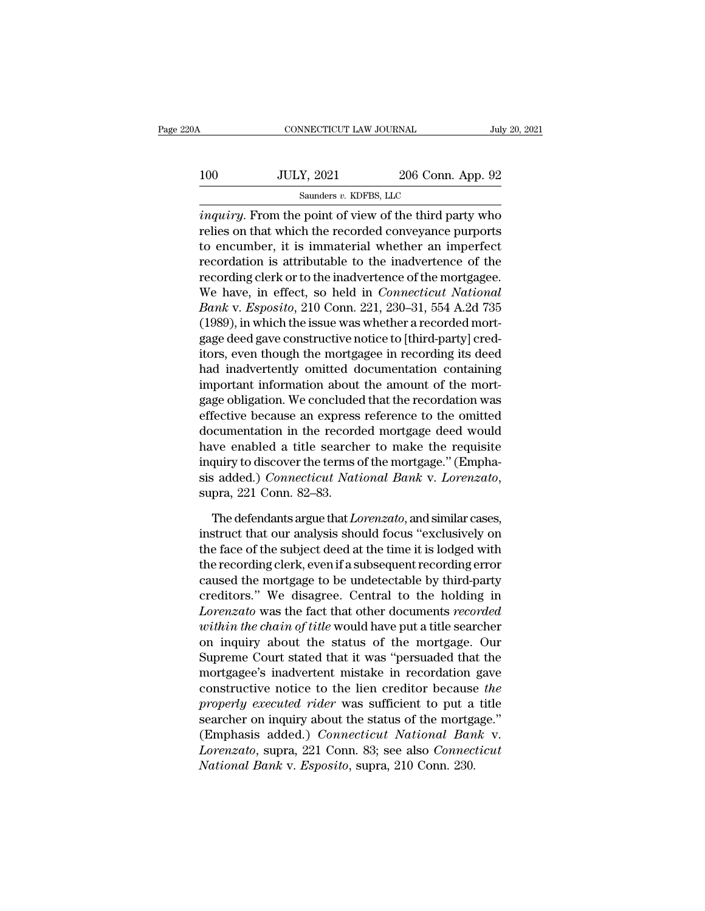*inquiry*. From the point of view of the third party who relies on that which the recorded conveyance purports to encumber, it is immaterial whether an imperfect recordation is attributable to the inadvertence of the recording clerk or to the inadvertence of the mortgagee. We have, in effect, so held in *Connecticut National Bank* v. *Esposito*, 210 Conn. 221, 230–31, 554 A.2d 735 (1989), in which the issue was whether a recorded mortgage deed gave constructive notice to [third-party] creditors, even though the mortgagee in recording its deed had inadvertently omitted documentation containing important information about the amount of the mortgage obligation. We concluded that the recordation was effective because an express reference to the omitted documentation in the recorded mortgage deed would have enabled a title searcher to make the requisite inquiry to discover the terms of the mortgage." (Emphasis added.) *Connecticut National Bank* v. *Lorenzato*, supra, 221 Conn. 82–83.

The defendants argue that *Lorenzato*, and similar cases, instruct that our analysis should focus "exclusively on the face of the subject deed at the time it is lodged with the recording clerk, even if a subsequent recording error caused the mortgage to be undetectable by third-party creditors." We disagree. Central to the holding in *Lorenzato* was the fact that other documents *recorded within the chain of title* would have put a title searcher on inquiry about the status of the mortgage. Our Supreme Court stated that it was "persuaded that the mortgagee's inadvertent mistake in recordation gave constructive notice to the lien creditor because *the properly executed rider* was sufficient to put a title searcher on inquiry about the status of the mortgage." (Emphasis added.) *Connecticut National Bank* v. *Lorenzato*, supra, 221 Conn. 83; see also *Connecticut National Bank* v. *Esposito*, supra, 210 Conn. 230.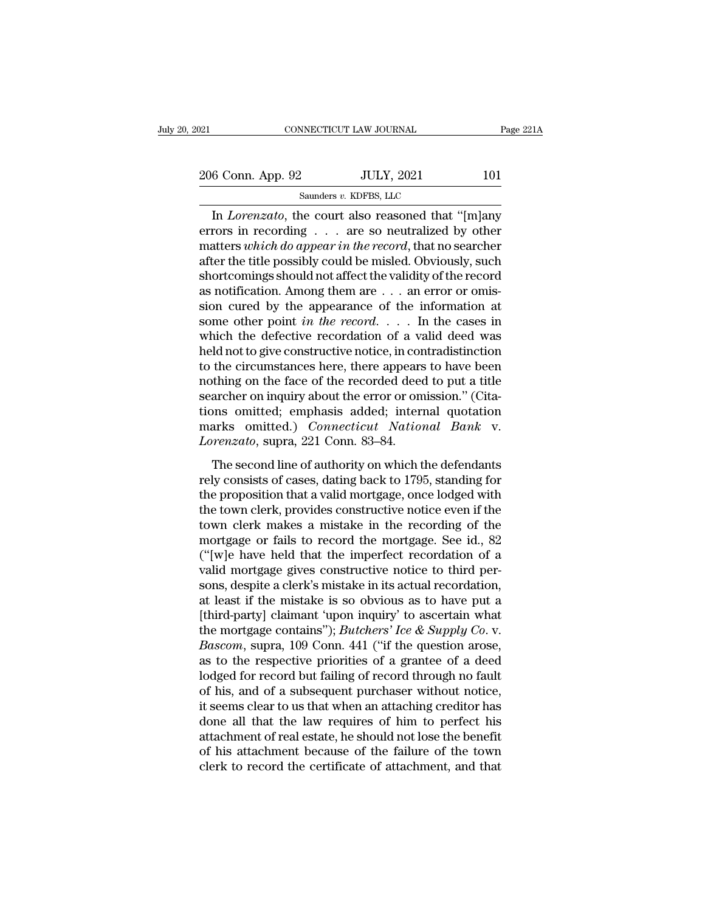In *Lorenzato*, the court also reasoned that "[m]any errors in recording . . . are so neutralized by other matters *which do appear in the record*, that no searcher after the title possibly could be misled. Obviously, such shortcomings should not affect the validity of the record as notification. Among them are . . . an error or omission cured by the appearance of the information at some other point *in the record*. . . . In the cases in which the defective recordation of a valid deed was held not to give constructive notice, in contradistinction to the circumstances here, there appears to have been nothing on the face of the recorded deed to put a title searcher on inquiry about the error or omission." (Citations omitted; emphasis added; internal quotation marks omitted.) *Connecticut National Bank* v. *Lorenzato*, supra, 221 Conn. 83–84.

The second line of authority on which the defendants rely consists of cases, dating back to 1795, standing for the proposition that a valid mortgage, once lodged with the town clerk, provides constructive notice even if the town clerk makes a mistake in the recording of the mortgage or fails to record the mortgage. See id., 82 ("[w]e have held that the imperfect recordation of a valid mortgage gives constructive notice to third persons, despite a clerk's mistake in its actual recordation, at least if the mistake is so obvious as to have put a [third-party] claimant 'upon inquiry' to ascertain what the mortgage contains"); *Butchers' Ice & Supply Co.* v. *Bascom*, supra, 109 Conn. 441 ("if the question arose, as to the respective priorities of a grantee of a deed lodged for record but failing of record through no fault of his, and of a subsequent purchaser without notice, it seems clear to us that when an attaching creditor has done all that the law requires of him to perfect his attachment of real estate, he should not lose the benefit of his attachment because of the failure of the town clerk to record the certificate of attachment, and that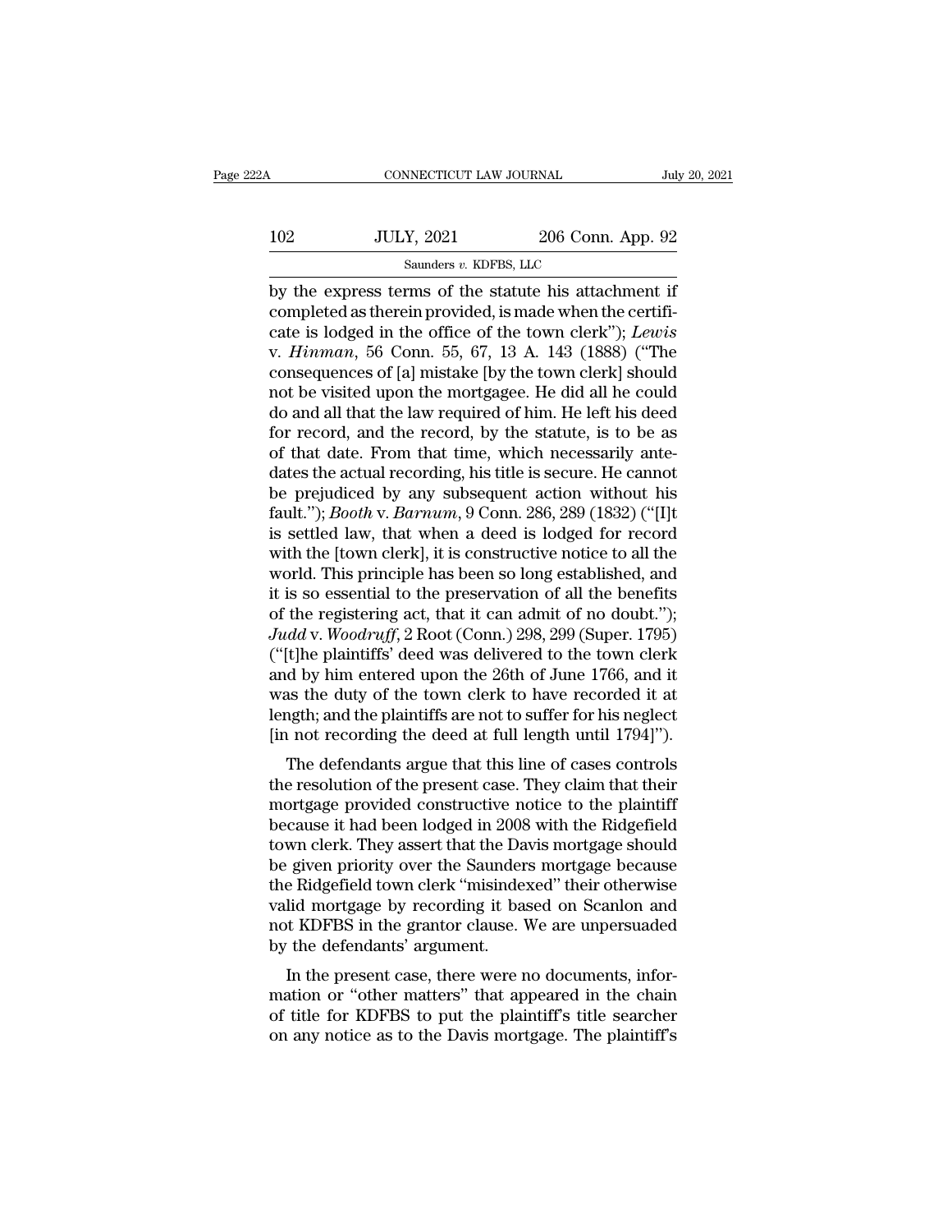by the express terms of the statute his attachment if completed as therein provided, is made when the certificate is lodged in the office of the town clerk"); *Lewis* v. *Hinman*, 56 Conn. 55, 67, 13 A. 143 (1888) ("The consequences of [a] mistake [by the town clerk] should not be visited upon the mortgagee. He did all he could do and all that the law required of him. He left his deed for record, and the record, by the statute, is to be as of that date. From that time, which necessarily antedates the actual recording, his title is secure. He cannot be prejudiced by any subsequent action without his fault."); *Booth* v. *Barnum*, 9 Conn. 286, 289 (1832) ("[I]t is settled law, that when a deed is lodged for record with the [town clerk], it is constructive notice to all the world. This principle has been so long established, and it is so essential to the preservation of all the benefits of the registering act, that it can admit of no doubt."); *Judd* v. *Woodruff*, 2 Root (Conn.) 298, 299 (Super. 1795) ("[t]he plaintiffs' deed was delivered to the town clerk and by him entered upon the 26th of June 1766, and it was the duty of the town clerk to have recorded it at length; and the plaintiffs are not to suffer for his neglect [in not recording the deed at full length until 1794]").

The defendants argue that this line of cases controls the resolution of the present case. They claim that their mortgage provided constructive notice to the plaintiff because it had been lodged in 2008 with the Ridgefield town clerk. They assert that the Davis mortgage should be given priority over the Saunders mortgage because the Ridgefield town clerk "misindexed" their otherwise valid mortgage by recording it based on Scanlon and not KDFBS in the grantor clause. We are unpersuaded by the defendants' argument.

In the present case, there were no documents, information or "other matters" that appeared in the chain of title for KDFBS to put the plaintiff's title searcher on any notice as to the Davis mortgage. The plaintiff's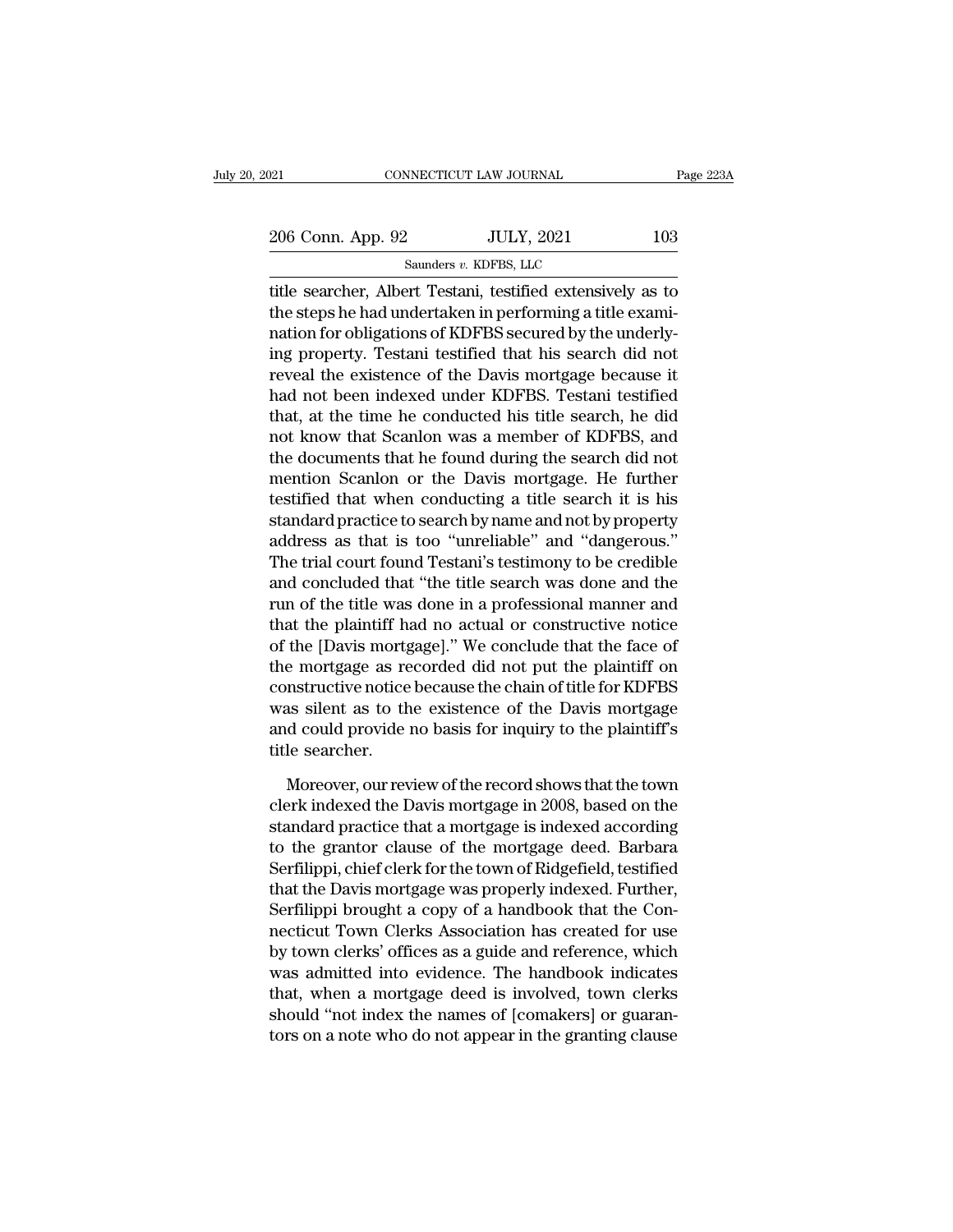title searcher, Albert Testani, testified extensively as to the steps he had undertaken in performing a title examination for obligations of KDFBS secured by the underlying property. Testani testified that his search did not reveal the existence of the Davis mortgage because it had not been indexed under KDFBS. Testani testified that, at the time he conducted his title search, he did not know that Scanlon was a member of KDFBS, and the documents that he found during the search did not mention Scanlon or the Davis mortgage. He further testified that when conducting a title search it is his standard practice to search by name and not by property address as that is too "unreliable" and "dangerous." The trial court found Testani's testimony to be credible and concluded that "the title search was done and the run of the title was done in a professional manner and that the plaintiff had no actual or constructive notice of the [Davis mortgage]." We conclude that the face of the mortgage as recorded did not put the plaintiff on constructive notice because the chain of title for KDFBS was silent as to the existence of the Davis mortgage and could provide no basis for inquiry to the plaintiff's title searcher.

Moreover, our review of the record shows that the town clerk indexed the Davis mortgage in 2008, based on the standard practice that a mortgage is indexed according to the grantor clause of the mortgage deed. Barbara Serfilippi, chief clerk for the town of Ridgefield, testified that the Davis mortgage was properly indexed. Further, Serfilippi brought a copy of a handbook that the Connecticut Town Clerks Association has created for use by town clerks' offices as a guide and reference, which was admitted into evidence. The handbook indicates that, when a mortgage deed is involved, town clerks should "not index the names of [comakers] or guarantors on a note who do not appear in the granting clause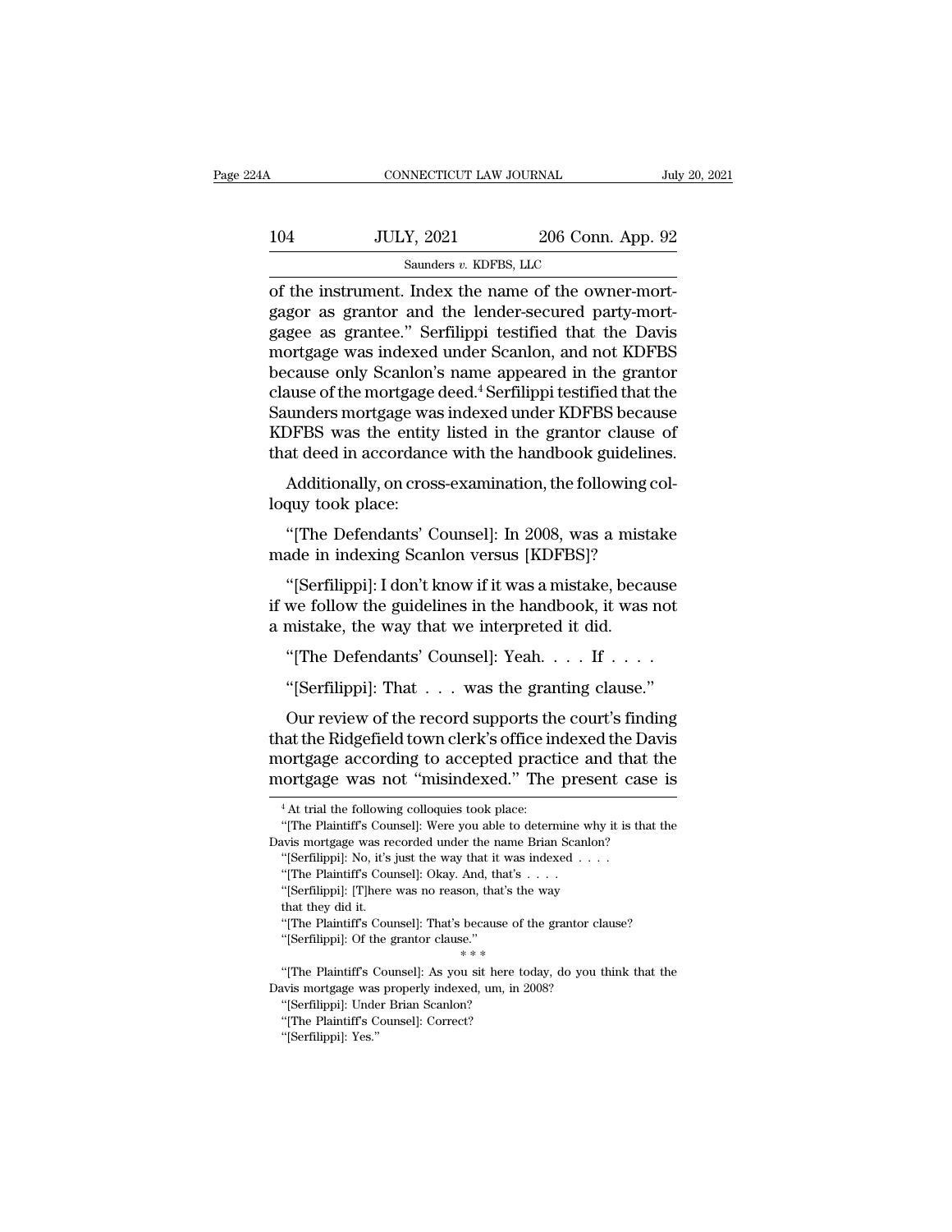of the instrument. Index the name of the owner-mortgagor as grantor and the lender-secured party-mortgagee as grantee." Serfilippi testified that the Davis mortgage was indexed under Scanlon, and not KDFBS because only Scanlon's name appeared in the grantor clause of the mortgage deed.[4] Serfilippi testified that the Saunders mortgage was indexed under KDFBS because KDFBS was the entity listed in the grantor clause of that deed in accordance with the handbook guidelines.

Additionally, on cross-examination, the following colloquy took place:

"[The Defendants' Counsel]: In 2008, was a mistake made in indexing Scanlon versus [KDFBS]?

"[Serfilippi]: I don't know if it was a mistake, because if we follow the guidelines in the handbook, it was not a mistake, the way that we interpreted it did.

"[The Defendants' Counsel]: Yeah. . . . If . . . .

"[Serfilippi]: That . . . was the granting clause."

Our review of the record supports the court's finding that the Ridgefield town clerk's office indexed the Davis mortgage according to accepted practice and that the mortgage was not "misindexed." The present case is

---

[4] At trial the following colloquies took place:

"[The Plaintiff's Counsel]: Were you able to determine why it is that the Davis mortgage was recorded under the name Brian Scanlon?

"[Serfilippi]: No, it's just the way that it was indexed . . . .

"[The Plaintiff's Counsel]: Okay. And, that's . . . .

"[Serfilippi]: [T]here was no reason, that's the way that they did it.

"[The Plaintiff's Counsel]: That's because of the grantor clause?

"[Serfilippi]: Of the grantor clause."

\* \* \*

"[The Plaintiff's Counsel]: As you sit here today, do you think that the Davis mortgage was properly indexed, um, in 2008?

"[Serfilippi]: Under Brian Scanlon?

"[The Plaintiff's Counsel]: Correct?

"[Serfilippi]: Yes."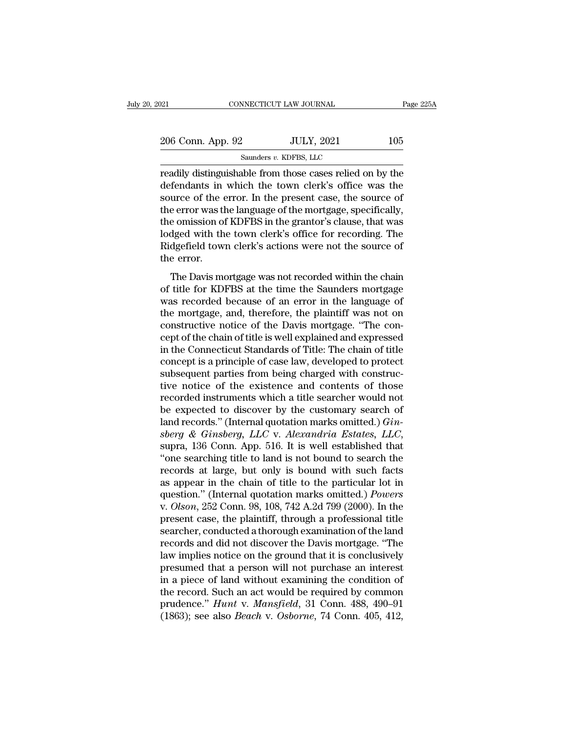readily distinguishable from those cases relied on by the defendants in which the town clerk's office was the source of the error. In the present case, the source of the error was the language of the mortgage, specifically, the omission of KDFBS in the grantor's clause, that was lodged with the town clerk's office for recording. The Ridgefield town clerk's actions were not the source of the error.

The Davis mortgage was not recorded within the chain of title for KDFBS at the time the Saunders mortgage was recorded because of an error in the language of the mortgage, and, therefore, the plaintiff was not on constructive notice of the Davis mortgage. "The concept of the chain of title is well explained and expressed in the Connecticut Standards of Title: The chain of title concept is a principle of case law, developed to protect subsequent parties from being charged with constructive notice of the existence and contents of those recorded instruments which a title searcher would not be expected to discover by the customary search of land records." (Internal quotation marks omitted.) *Ginsberg & Ginsberg, LLC* v. *Alexandria Estates, LLC*, supra, 136 Conn. App. 516. It is well established that "one searching title to land is not bound to search the records at large, but only is bound with such facts as appear in the chain of title to the particular lot in question." (Internal quotation marks omitted.) *Powers* v. *Olson*, 252 Conn. 98, 108, 742 A.2d 799 (2000). In the present case, the plaintiff, through a professional title searcher, conducted a thorough examination of the land records and did not discover the Davis mortgage. "The law implies notice on the ground that it is conclusively presumed that a person will not purchase an interest in a piece of land without examining the condition of the record. Such an act would be required by common prudence." *Hunt* v. *Mansfield*, 31 Conn. 488, 490–91 (1863); see also *Beach* v. *Osborne*, 74 Conn. 405, 412,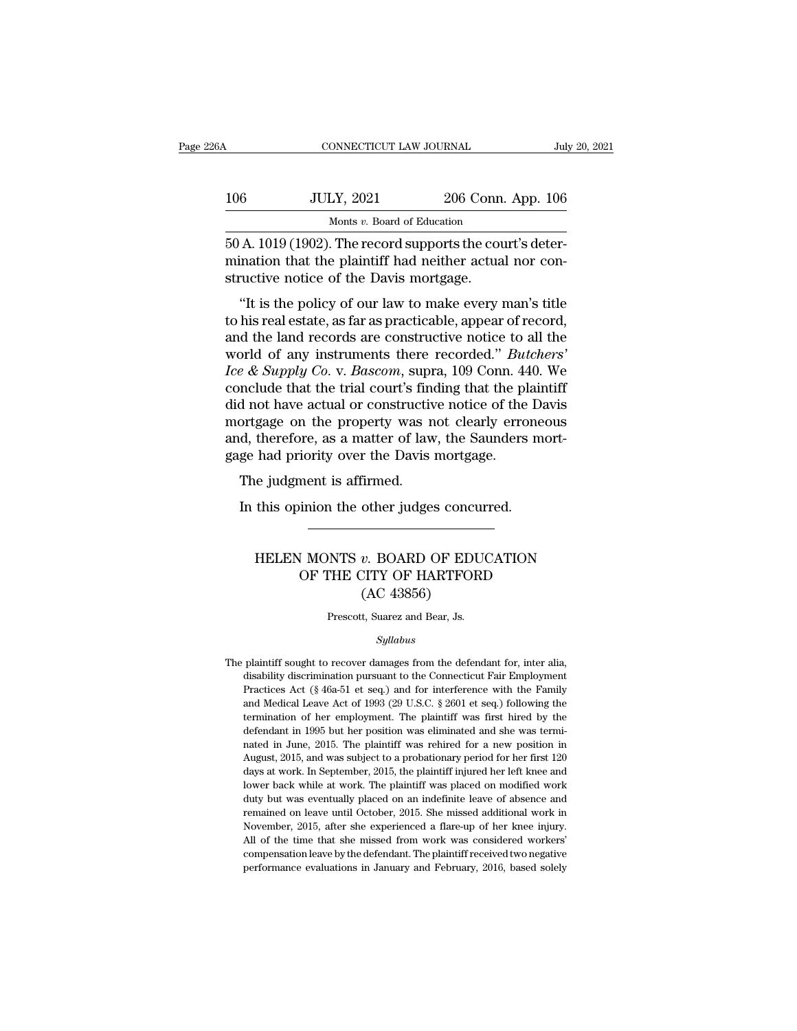50 A. 1019 (1902). The record supports the court's determination that the plaintiff had neither actual nor constructive notice of the Davis mortgage.

"It is the policy of our law to make every man's title to his real estate, as far as practicable, appear of record, and the land records are constructive notice to all the world of any instruments there recorded." *Butchers' Ice & Supply Co.* v. *Bascom*, supra, 109 Conn. 440. We conclude that the trial court's finding that the plaintiff did not have actual or constructive notice of the Davis mortgage on the property was not clearly erroneous and, therefore, as a matter of law, the Saunders mortgage had priority over the Davis mortgage.

The judgment is affirmed.

In this opinion the other judges concurred.

---

# HELEN MONTS *v.* BOARD OF EDUCATION OF THE CITY OF HARTFORD (AC 43856)

Prescott, Suarez and Bear, Js.

*Syllabus*

The plaintiff sought to recover damages from the defendant for, inter alia, disability discrimination pursuant to the Connecticut Fair Employment Practices Act (§ 46a-51 et seq.) and for interference with the Family and Medical Leave Act of 1993 (29 U.S.C. § 2601 et seq.) following the termination of her employment. The plaintiff was first hired by the defendant in 1995 but her position was eliminated and she was terminated in June, 2015. The plaintiff was rehired for a new position in August, 2015, and was subject to a probationary period for her first 120 days at work. In September, 2015, the plaintiff injured her left knee and lower back while at work. The plaintiff was placed on modified work duty but was eventually placed on an indefinite leave of absence and remained on leave until October, 2015. She missed additional work in November, 2015, after she experienced a flare-up of her knee injury. All of the time that she missed from work was considered workers' compensation leave by the defendant. The plaintiff received two negative performance evaluations in January and February, 2016, based solely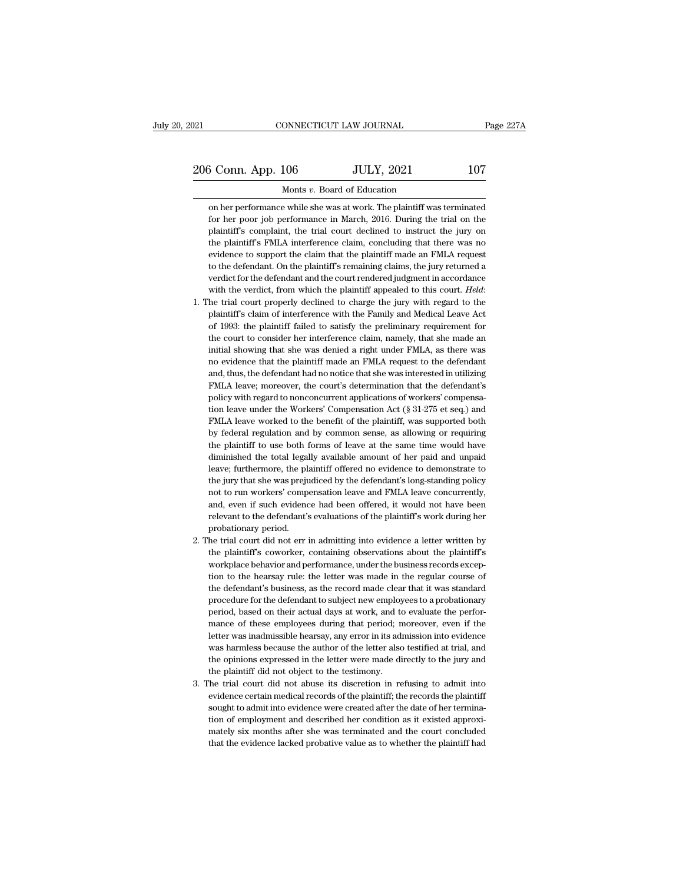on her performance while she was at work. The plaintiff was terminated for her poor job performance in March, 2016. During the trial on the plaintiff's complaint, the trial court declined to instruct the jury on the plaintiff's FMLA interference claim, concluding that there was no evidence to support the claim that the plaintiff made an FMLA request to the defendant. On the plaintiff's remaining claims, the jury returned a verdict for the defendant and the court rendered judgment in accordance with the verdict, from which the plaintiff appealed to this court. *Held*:

1. The trial court properly declined to charge the jury with regard to the plaintiff's claim of interference with the Family and Medical Leave Act of 1993: the plaintiff failed to satisfy the preliminary requirement for the court to consider her interference claim, namely, that she made an initial showing that she was denied a right under FMLA, as there was no evidence that the plaintiff made an FMLA request to the defendant and, thus, the defendant had no notice that she was interested in utilizing FMLA leave; moreover, the court's determination that the defendant's policy with regard to nonconcurrent applications of workers' compensation leave under the Workers' Compensation Act (§ 31-275 et seq.) and FMLA leave worked to the benefit of the plaintiff, was supported both by federal regulation and by common sense, as allowing or requiring the plaintiff to use both forms of leave at the same time would have diminished the total legally available amount of her paid and unpaid leave; furthermore, the plaintiff offered no evidence to demonstrate to the jury that she was prejudiced by the defendant's long-standing policy not to run workers' compensation leave and FMLA leave concurrently, and, even if such evidence had been offered, it would not have been relevant to the defendant's evaluations of the plaintiff's work during her probationary period.
2. The trial court did not err in admitting into evidence a letter written by the plaintiff's coworker, containing observations about the plaintiff's workplace behavior and performance, under the business records exception to the hearsay rule: the letter was made in the regular course of the defendant's business, as the record made clear that it was standard procedure for the defendant to subject new employees to a probationary period, based on their actual days at work, and to evaluate the performance of these employees during that period; moreover, even if the letter was inadmissible hearsay, any error in its admission into evidence was harmless because the author of the letter also testified at trial, and the opinions expressed in the letter were made directly to the jury and the plaintiff did not object to the testimony.
3. The trial court did not abuse its discretion in refusing to admit into evidence certain medical records of the plaintiff; the records the plaintiff sought to admit into evidence were created after the date of her termination of employment and described her condition as it existed approximately six months after she was terminated and the court concluded that the evidence lacked probative value as to whether the plaintiff had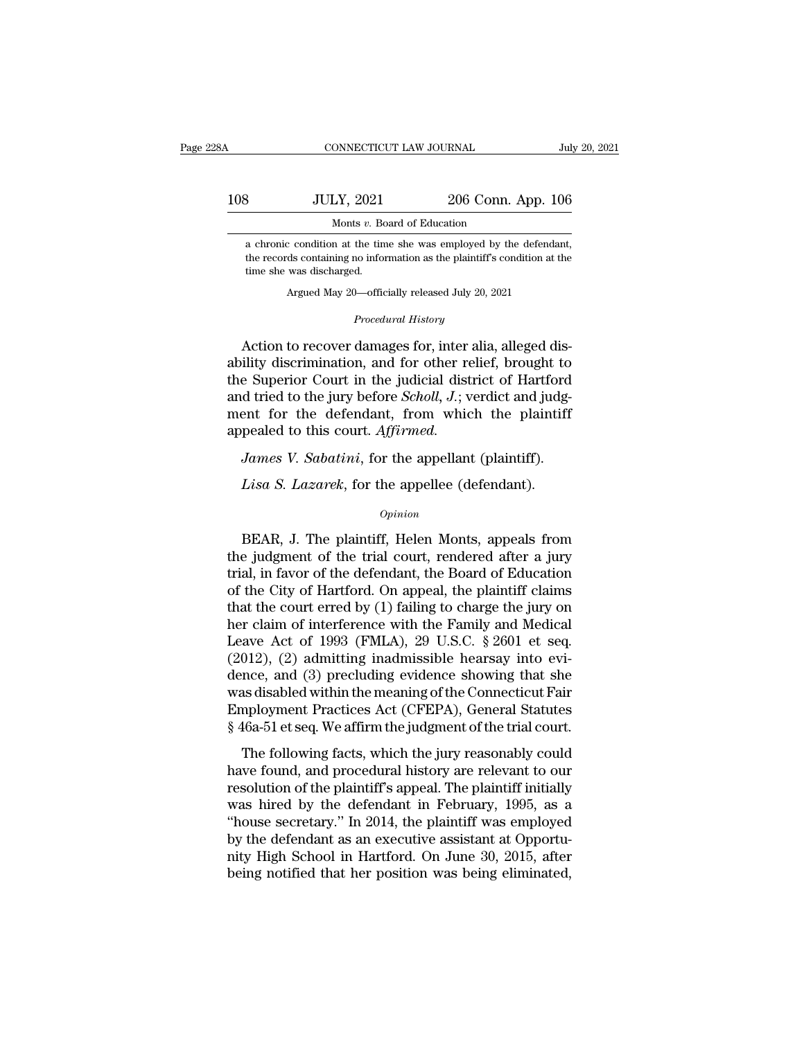a chronic condition at the time she was employed by the defendant, the records containing no information as the plaintiff's condition at the time she was discharged.

Argued May 20—officially released July 20, 2021

*Procedural History*

Action to recover damages for, inter alia, alleged disability discrimination, and for other relief, brought to the Superior Court in the judicial district of Hartford and tried to the jury before *Scholl, J.*; verdict and judgment for the defendant, from which the plaintiff appealed to this court. *Affirmed.*

*James V. Sabatini*, for the appellant (plaintiff).

*Lisa S. Lazarek*, for the appellee (defendant).

*Opinion*

BEAR, J. The plaintiff, Helen Monts, appeals from the judgment of the trial court, rendered after a jury trial, in favor of the defendant, the Board of Education of the City of Hartford. On appeal, the plaintiff claims that the court erred by (1) failing to charge the jury on her claim of interference with the Family and Medical Leave Act of 1993 (FMLA), 29 U.S.C. § 2601 et seq. (2012), (2) admitting inadmissible hearsay into evidence, and (3) precluding evidence showing that she was disabled within the meaning of the Connecticut Fair Employment Practices Act (CFEPA), General Statutes § 46a-51 et seq. We affirm the judgment of the trial court.

The following facts, which the jury reasonably could have found, and procedural history are relevant to our resolution of the plaintiff's appeal. The plaintiff initially was hired by the defendant in February, 1995, as a "house secretary." In 2014, the plaintiff was employed by the defendant as an executive assistant at Opportunity High School in Hartford. On June 30, 2015, after being notified that her position was being eliminated,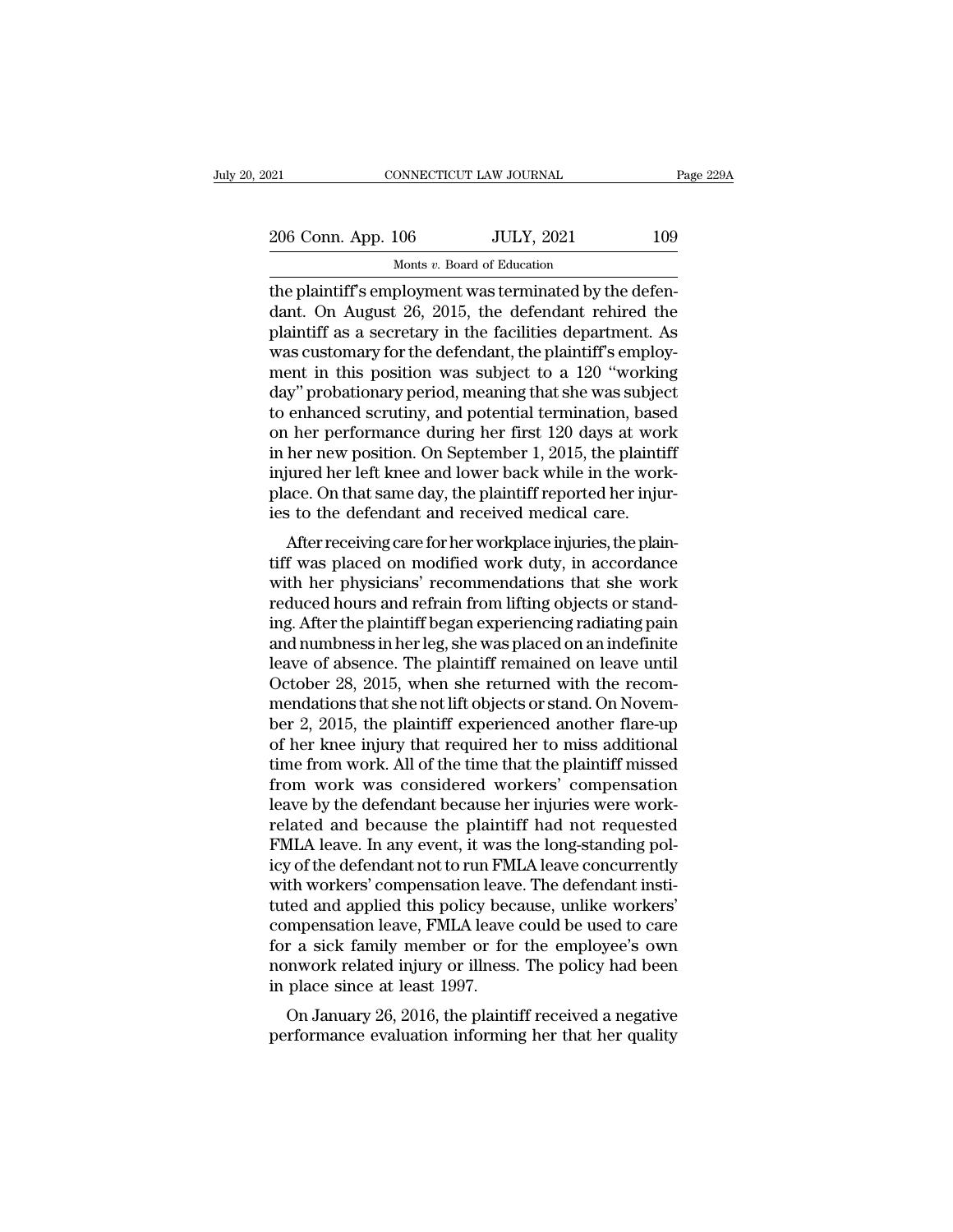the plaintiff's employment was terminated by the defendant. On August 26, 2015, the defendant rehired the plaintiff as a secretary in the facilities department. As was customary for the defendant, the plaintiff's employment in this position was subject to a 120 "working day" probationary period, meaning that she was subject to enhanced scrutiny, and potential termination, based on her performance during her first 120 days at work in her new position. On September 1, 2015, the plaintiff injured her left knee and lower back while in the workplace. On that same day, the plaintiff reported her injuries to the defendant and received medical care.

After receiving care for her workplace injuries, the plaintiff was placed on modified work duty, in accordance with her physicians' recommendations that she work reduced hours and refrain from lifting objects or standing. After the plaintiff began experiencing radiating pain and numbness in her leg, she was placed on an indefinite leave of absence. The plaintiff remained on leave until October 28, 2015, when she returned with the recommendations that she not lift objects or stand. On November 2, 2015, the plaintiff experienced another flare-up of her knee injury that required her to miss additional time from work. All of the time that the plaintiff missed from work was considered workers' compensation leave by the defendant because her injuries were work-related and because the plaintiff had not requested FMLA leave. In any event, it was the long-standing policy of the defendant not to run FMLA leave concurrently with workers' compensation leave. The defendant instituted and applied this policy because, unlike workers' compensation leave, FMLA leave could be used to care for a sick family member or for the employee's own nonwork related injury or illness. The policy had been in place since at least 1997.

On January 26, 2016, the plaintiff received a negative performance evaluation informing her that her quality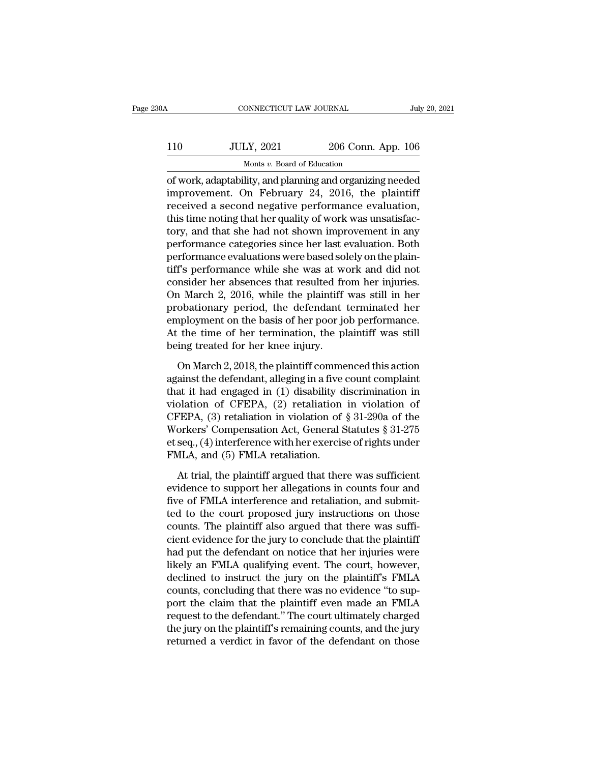of work, adaptability, and planning and organizing needed improvement. On February 24, 2016, the plaintiff received a second negative performance evaluation, this time noting that her quality of work was unsatisfactory, and that she had not shown improvement in any performance categories since her last evaluation. Both performance evaluations were based solely on the plaintiff's performance while she was at work and did not consider her absences that resulted from her injuries. On March 2, 2016, while the plaintiff was still in her probationary period, the defendant terminated her employment on the basis of her poor job performance. At the time of her termination, the plaintiff was still being treated for her knee injury.

On March 2, 2018, the plaintiff commenced this action against the defendant, alleging in a five count complaint that it had engaged in (1) disability discrimination in violation of CFEPA, (2) retaliation in violation of CFEPA, (3) retaliation in violation of § 31-290a of the Workers' Compensation Act, General Statutes § 31-275 et seq., (4) interference with her exercise of rights under FMLA, and (5) FMLA retaliation.

At trial, the plaintiff argued that there was sufficient evidence to support her allegations in counts four and five of FMLA interference and retaliation, and submitted to the court proposed jury instructions on those counts. The plaintiff also argued that there was sufficient evidence for the jury to conclude that the plaintiff had put the defendant on notice that her injuries were likely an FMLA qualifying event. The court, however, declined to instruct the jury on the plaintiff's FMLA counts, concluding that there was no evidence "to support the claim that the plaintiff even made an FMLA request to the defendant." The court ultimately charged the jury on the plaintiff's remaining counts, and the jury returned a verdict in favor of the defendant on those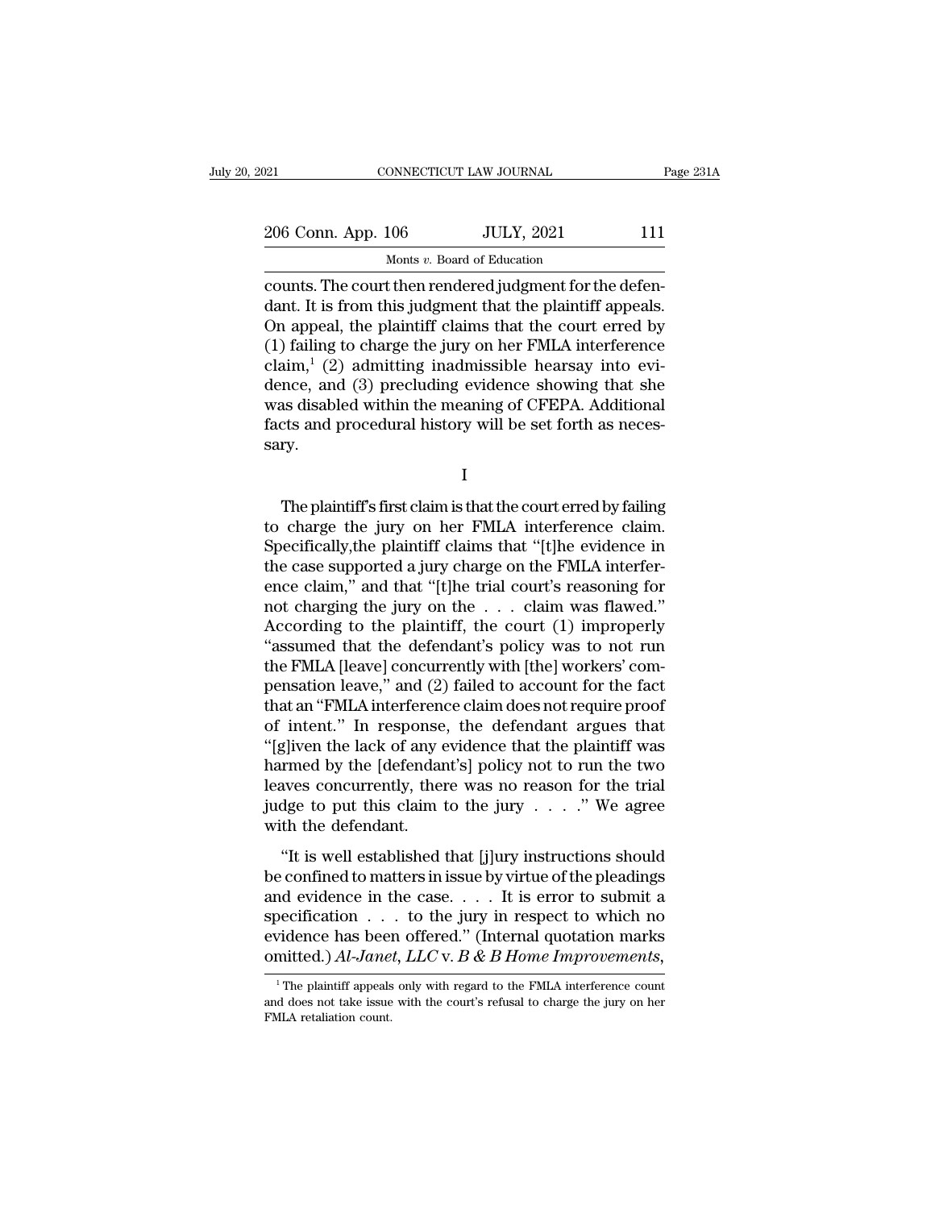counts. The court then rendered judgment for the defendant. It is from this judgment that the plaintiff appeals. On appeal, the plaintiff claims that the court erred by (1) failing to charge the jury on her FMLA interference claim,[1] (2) admitting inadmissible hearsay into evidence, and (3) precluding evidence showing that she was disabled within the meaning of CFEPA. Additional facts and procedural history will be set forth as necessary.

I

The plaintiff's first claim is that the court erred by failing to charge the jury on her FMLA interference claim. Specifically,the plaintiff claims that "[t]he evidence in the case supported a jury charge on the FMLA interference claim," and that "[t]he trial court's reasoning for not charging the jury on the . . . claim was flawed." According to the plaintiff, the court (1) improperly "assumed that the defendant's policy was to not run the FMLA [leave] concurrently with [the] workers' compensation leave," and (2) failed to account for the fact that an "FMLA interference claim does not require proof of intent." In response, the defendant argues that "[g]iven the lack of any evidence that the plaintiff was harmed by the [defendant's] policy not to run the two leaves concurrently, there was no reason for the trial judge to put this claim to the jury . . . ." We agree with the defendant.

"It is well established that [j]ury instructions should be confined to matters in issue by virtue of the pleadings and evidence in the case. . . . It is error to submit a specification . . . to the jury in respect to which no evidence has been offered." (Internal quotation marks omitted.) *Al-Janet, LLC* v. *B & B Home Improvements*,

[1] The plaintiff appeals only with regard to the FMLA interference count and does not take issue with the court's refusal to charge the jury on her FMLA retaliation count.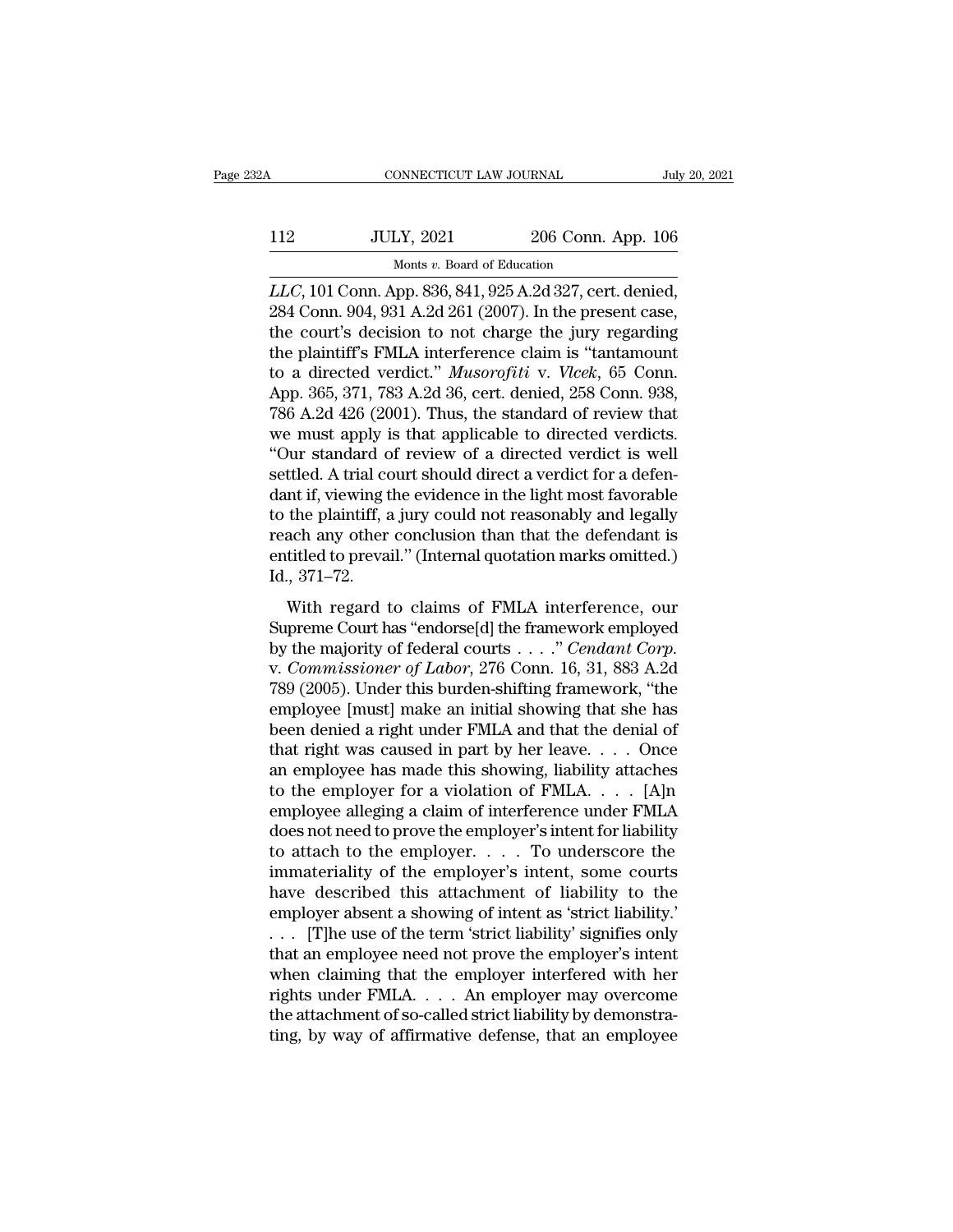*LLC*, 101 Conn. App. 836, 841, 925 A.2d 327, cert. denied, 284 Conn. 904, 931 A.2d 261 (2007). In the present case, the court's decision to not charge the jury regarding the plaintiff's FMLA interference claim is "tantamount to a directed verdict." *Musorofiti* v. *Vlcek*, 65 Conn. App. 365, 371, 783 A.2d 36, cert. denied, 258 Conn. 938, 786 A.2d 426 (2001). Thus, the standard of review that we must apply is that applicable to directed verdicts. "Our standard of review of a directed verdict is well settled. A trial court should direct a verdict for a defendant if, viewing the evidence in the light most favorable to the plaintiff, a jury could not reasonably and legally reach any other conclusion than that the defendant is entitled to prevail." (Internal quotation marks omitted.) Id., 371–72.

With regard to claims of FMLA interference, our Supreme Court has "endorse[d] the framework employed by the majority of federal courts . . . ." *Cendant Corp.* v. *Commissioner of Labor*, 276 Conn. 16, 31, 883 A.2d 789 (2005). Under this burden-shifting framework, "the employee [must] make an initial showing that she has been denied a right under FMLA and that the denial of that right was caused in part by her leave. . . . Once an employee has made this showing, liability attaches to the employer for a violation of FMLA. . . . [A]n employee alleging a claim of interference under FMLA does not need to prove the employer's intent for liability to attach to the employer. . . . To underscore the immateriality of the employer's intent, some courts have described this attachment of liability to the employer absent a showing of intent as 'strict liability.' . . . [T]he use of the term 'strict liability' signifies only that an employee need not prove the employer's intent when claiming that the employer interfered with her rights under FMLA. . . . An employer may overcome the attachment of so-called strict liability by demonstrating, by way of affirmative defense, that an employee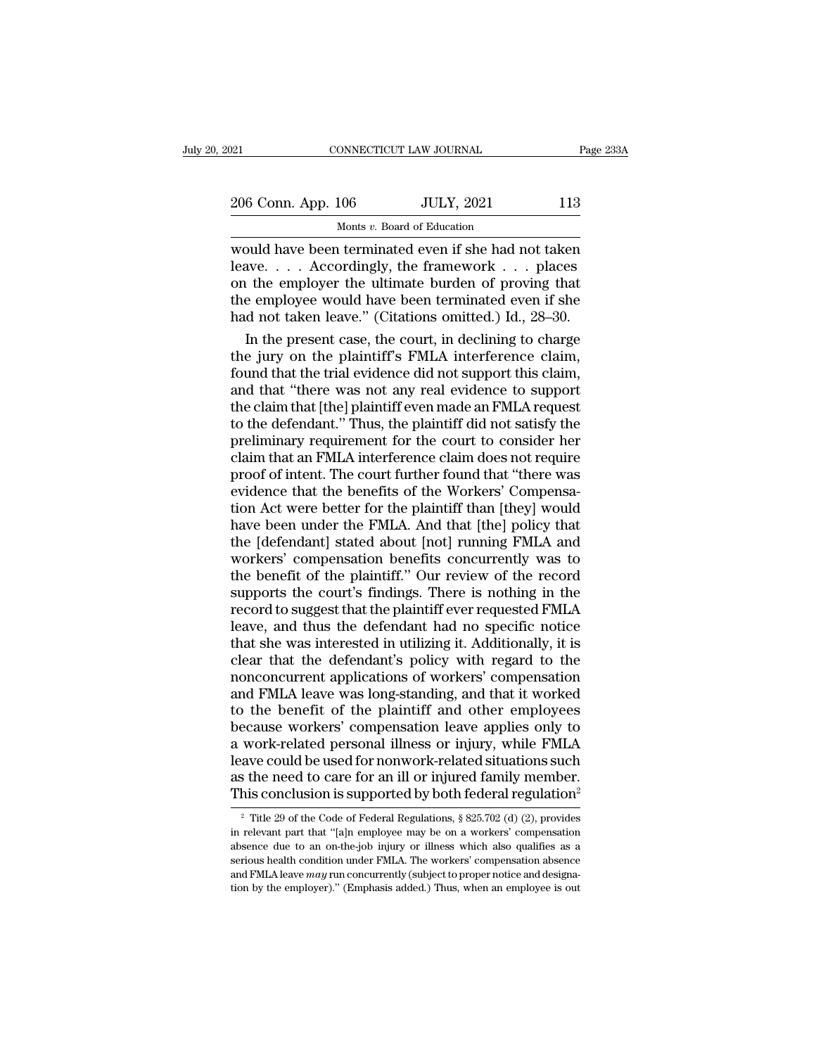would have been terminated even if she had not taken leave. . . . Accordingly, the framework . . . places on the employer the ultimate burden of proving that the employee would have been terminated even if she had not taken leave." (Citations omitted.) Id., 28–30.

In the present case, the court, in declining to charge the jury on the plaintiff's FMLA interference claim, found that the trial evidence did not support this claim, and that "there was not any real evidence to support the claim that [the] plaintiff even made an FMLA request to the defendant." Thus, the plaintiff did not satisfy the preliminary requirement for the court to consider her claim that an FMLA interference claim does not require proof of intent. The court further found that "there was evidence that the benefits of the Workers' Compensation Act were better for the plaintiff than [they] would have been under the FMLA. And that [the] policy that the [defendant] stated about [not] running FMLA and workers' compensation benefits concurrently was to the benefit of the plaintiff." Our review of the record supports the court's findings. There is nothing in the record to suggest that the plaintiff ever requested FMLA leave, and thus the defendant had no specific notice that she was interested in utilizing it. Additionally, it is clear that the defendant's policy with regard to the nonconcurrent applications of workers' compensation and FMLA leave was long-standing, and that it worked to the benefit of the plaintiff and other employees because workers' compensation leave applies only to a work-related personal illness or injury, while FMLA leave could be used for nonwork-related situations such as the need to care for an ill or injured family member. This conclusion is supported by both federal regulation[2]

[2] Title 29 of the Code of Federal Regulations, § 825.702 (d) (2), provides in relevant part that "[a]n employee may be on a workers' compensation absence due to an on-the-job injury or illness which also qualifies as a serious health condition under FMLA. The workers' compensation absence and FMLA leave *may* run concurrently (subject to proper notice and designation by the employer)." (Emphasis added.) Thus, when an employee is out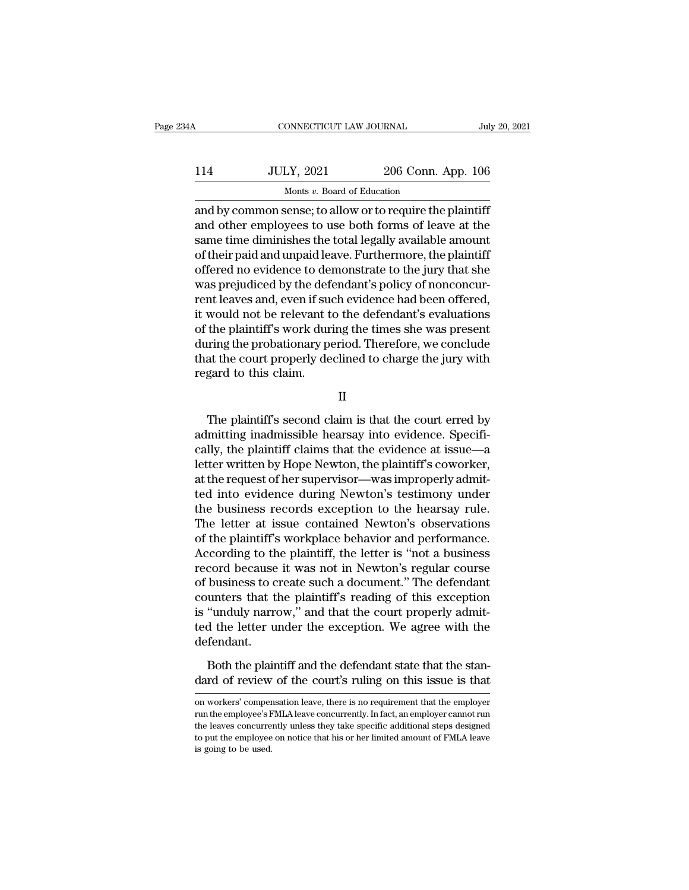and by common sense; to allow or to require the plaintiff and other employees to use both forms of leave at the same time diminishes the total legally available amount of their paid and unpaid leave. Furthermore, the plaintiff offered no evidence to demonstrate to the jury that she was prejudiced by the defendant's policy of nonconcurrent leaves and, even if such evidence had been offered, it would not be relevant to the defendant's evaluations of the plaintiff's work during the times she was present during the probationary period. Therefore, we conclude that the court properly declined to charge the jury with regard to this claim.

II

The plaintiff's second claim is that the court erred by admitting inadmissible hearsay into evidence. Specifically, the plaintiff claims that the evidence at issue—a letter written by Hope Newton, the plaintiff's coworker, at the request of her supervisor—was improperly admitted into evidence during Newton's testimony under the business records exception to the hearsay rule. The letter at issue contained Newton's observations of the plaintiff's workplace behavior and performance. According to the plaintiff, the letter is "not a business record because it was not in Newton's regular course of business to create such a document." The defendant counters that the plaintiff's reading of this exception is "unduly narrow," and that the court properly admitted the letter under the exception. We agree with the defendant.

Both the plaintiff and the defendant state that the standard of review of the court's ruling on this issue is that

on workers' compensation leave, there is no requirement that the employer run the employee's FMLA leave concurrently. In fact, an employer cannot run the leaves concurrently unless they take specific additional steps designed to put the employee on notice that his or her limited amount of FMLA leave is going to be used.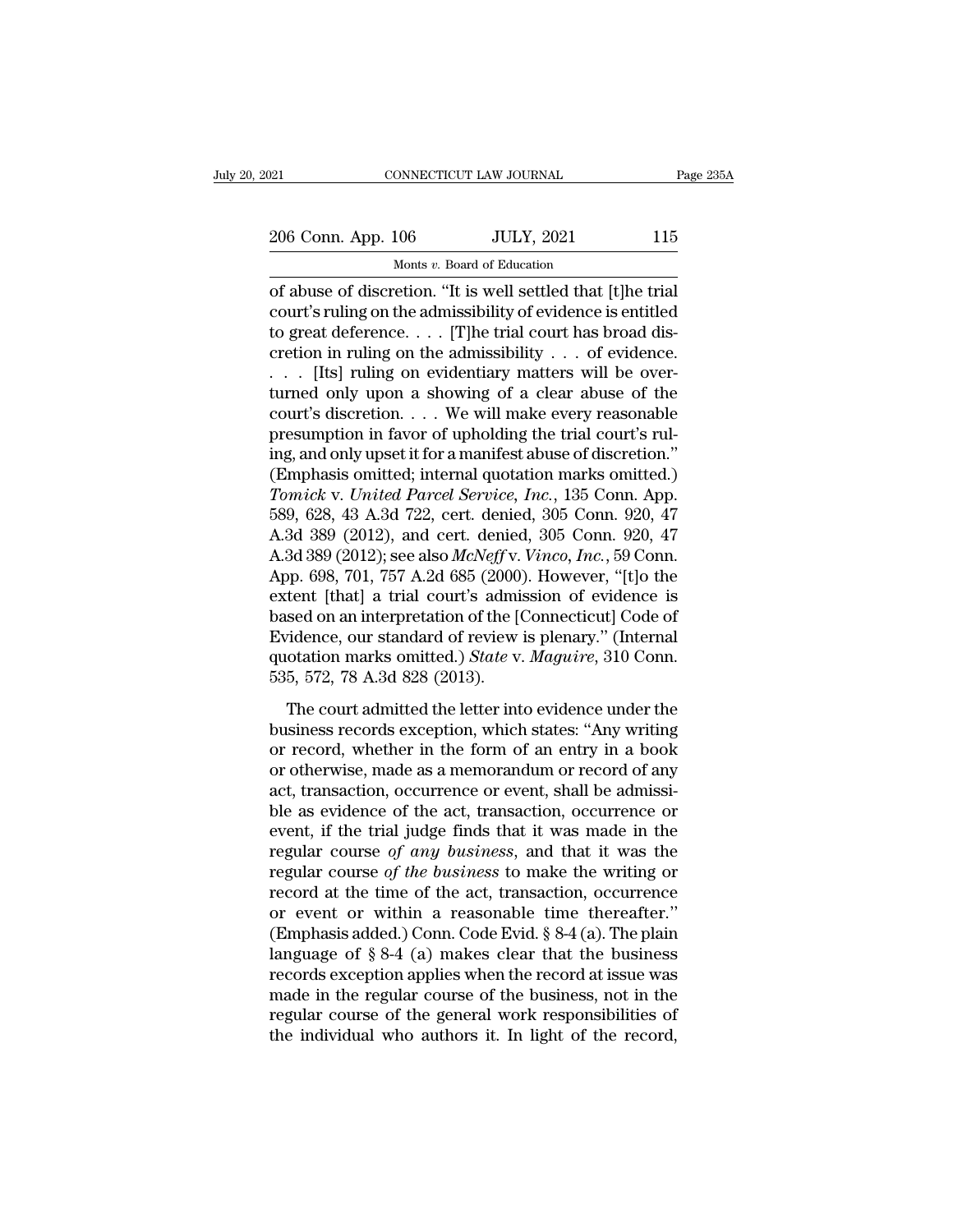of abuse of discretion. "It is well settled that [t]he trial court's ruling on the admissibility of evidence is entitled to great deference. . . . [T]he trial court has broad discretion in ruling on the admissibility . . . of evidence. . . . [Its] ruling on evidentiary matters will be overturned only upon a showing of a clear abuse of the court's discretion. . . . We will make every reasonable presumption in favor of upholding the trial court's ruling, and only upset it for a manifest abuse of discretion." (Emphasis omitted; internal quotation marks omitted.) *Tomick* v. *United Parcel Service, Inc.*, 135 Conn. App. 589, 628, 43 A.3d 722, cert. denied, 305 Conn. 920, 47 A.3d 389 (2012), and cert. denied, 305 Conn. 920, 47 A.3d 389 (2012); see also *McNeff* v. *Vinco, Inc.*, 59 Conn. App. 698, 701, 757 A.2d 685 (2000). However, "[t]o the extent [that] a trial court's admission of evidence is based on an interpretation of the [Connecticut] Code of Evidence, our standard of review is plenary." (Internal quotation marks omitted.) *State* v. *Maguire*, 310 Conn. 535, 572, 78 A.3d 828 (2013).

The court admitted the letter into evidence under the business records exception, which states: "Any writing or record, whether in the form of an entry in a book or otherwise, made as a memorandum or record of any act, transaction, occurrence or event, shall be admissible as evidence of the act, transaction, occurrence or event, if the trial judge finds that it was made in the regular course *of any business*, and that it was the regular course *of the business* to make the writing or record at the time of the act, transaction, occurrence or event or within a reasonable time thereafter." (Emphasis added.) Conn. Code Evid. § 8-4 (a). The plain language of § 8-4 (a) makes clear that the business records exception applies when the record at issue was made in the regular course of the business, not in the regular course of the general work responsibilities of the individual who authors it. In light of the record,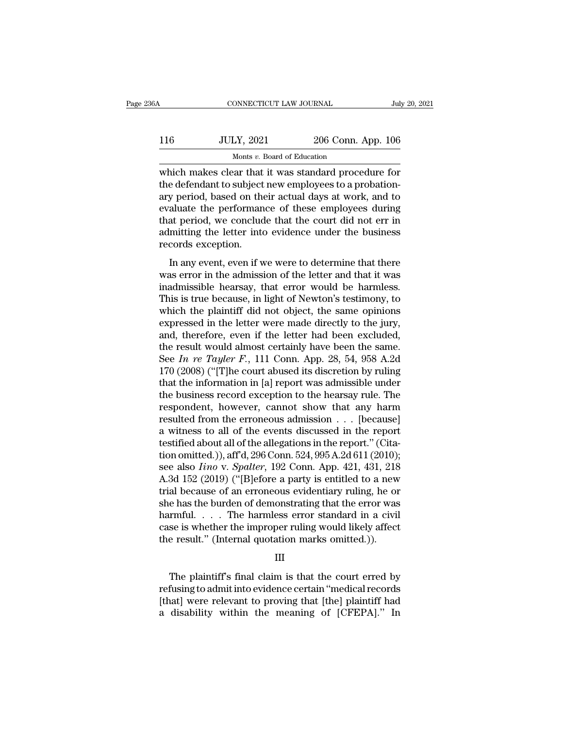which makes clear that it was standard procedure for the defendant to subject new employees to a probationary period, based on their actual days at work, and to evaluate the performance of these employees during that period, we conclude that the court did not err in admitting the letter into evidence under the business records exception.

In any event, even if we were to determine that there was error in the admission of the letter and that it was inadmissible hearsay, that error would be harmless. This is true because, in light of Newton's testimony, to which the plaintiff did not object, the same opinions expressed in the letter were made directly to the jury, and, therefore, even if the letter had been excluded, the result would almost certainly have been the same. See *In re Tayler F.*, 111 Conn. App. 28, 54, 958 A.2d 170 (2008) ("[T]he court abused its discretion by ruling that the information in [a] report was admissible under the business record exception to the hearsay rule. The respondent, however, cannot show that any harm resulted from the erroneous admission . . . [because] a witness to all of the events discussed in the report testified about all of the allegations in the report." (Citation omitted.)), aff'd, 296 Conn. 524, 995 A.2d 611 (2010); see also *Iino* v. *Spalter*, 192 Conn. App. 421, 431, 218 A.3d 152 (2019) ("[B]efore a party is entitled to a new trial because of an erroneous evidentiary ruling, he or she has the burden of demonstrating that the error was harmful. . . . The harmless error standard in a civil case is whether the improper ruling would likely affect the result." (Internal quotation marks omitted.)).

III

The plaintiff's final claim is that the court erred by refusing to admit into evidence certain "medical records [that] were relevant to proving that [the] plaintiff had a disability within the meaning of [CFEPA]." In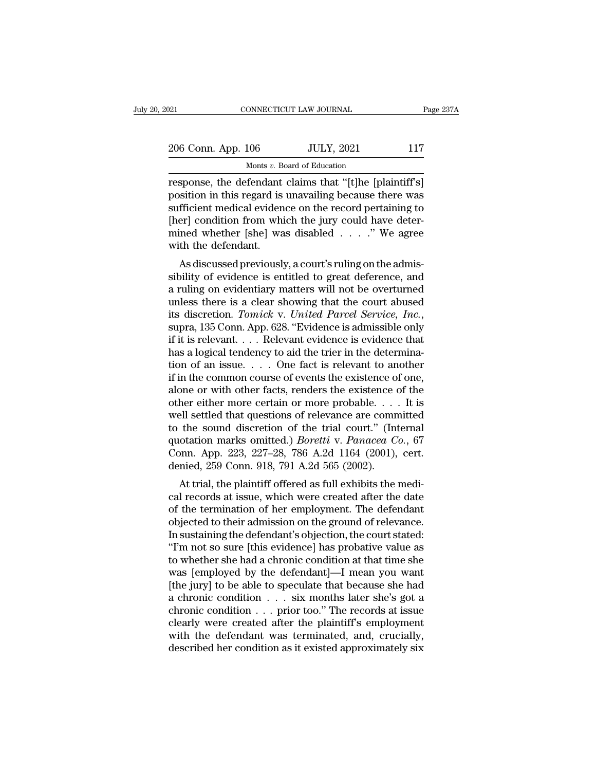response, the defendant claims that "[t]he [plaintiff's] position in this regard is unavailing because there was sufficient medical evidence on the record pertaining to [her] condition from which the jury could have determined whether [she] was disabled . . . ." We agree with the defendant.

As discussed previously, a court's ruling on the admissibility of evidence is entitled to great deference, and a ruling on evidentiary matters will not be overturned unless there is a clear showing that the court abused its discretion. *Tomick* v. *United Parcel Service, Inc.*, supra, 135 Conn. App. 628. "Evidence is admissible only if it is relevant. . . . Relevant evidence is evidence that has a logical tendency to aid the trier in the determination of an issue. . . . One fact is relevant to another if in the common course of events the existence of one, alone or with other facts, renders the existence of the other either more certain or more probable. . . . It is well settled that questions of relevance are committed to the sound discretion of the trial court." (Internal quotation marks omitted.) *Boretti* v. *Panacea Co.*, 67 Conn. App. 223, 227–28, 786 A.2d 1164 (2001), cert. denied, 259 Conn. 918, 791 A.2d 565 (2002).

At trial, the plaintiff offered as full exhibits the medical records at issue, which were created after the date of the termination of her employment. The defendant objected to their admission on the ground of relevance. In sustaining the defendant's objection, the court stated: "I'm not so sure [this evidence] has probative value as to whether she had a chronic condition at that time she was [employed by the defendant]—I mean you want [the jury] to be able to speculate that because she had a chronic condition . . . six months later she's got a chronic condition . . . prior too." The records at issue clearly were created after the plaintiff's employment with the defendant was terminated, and, crucially, described her condition as it existed approximately six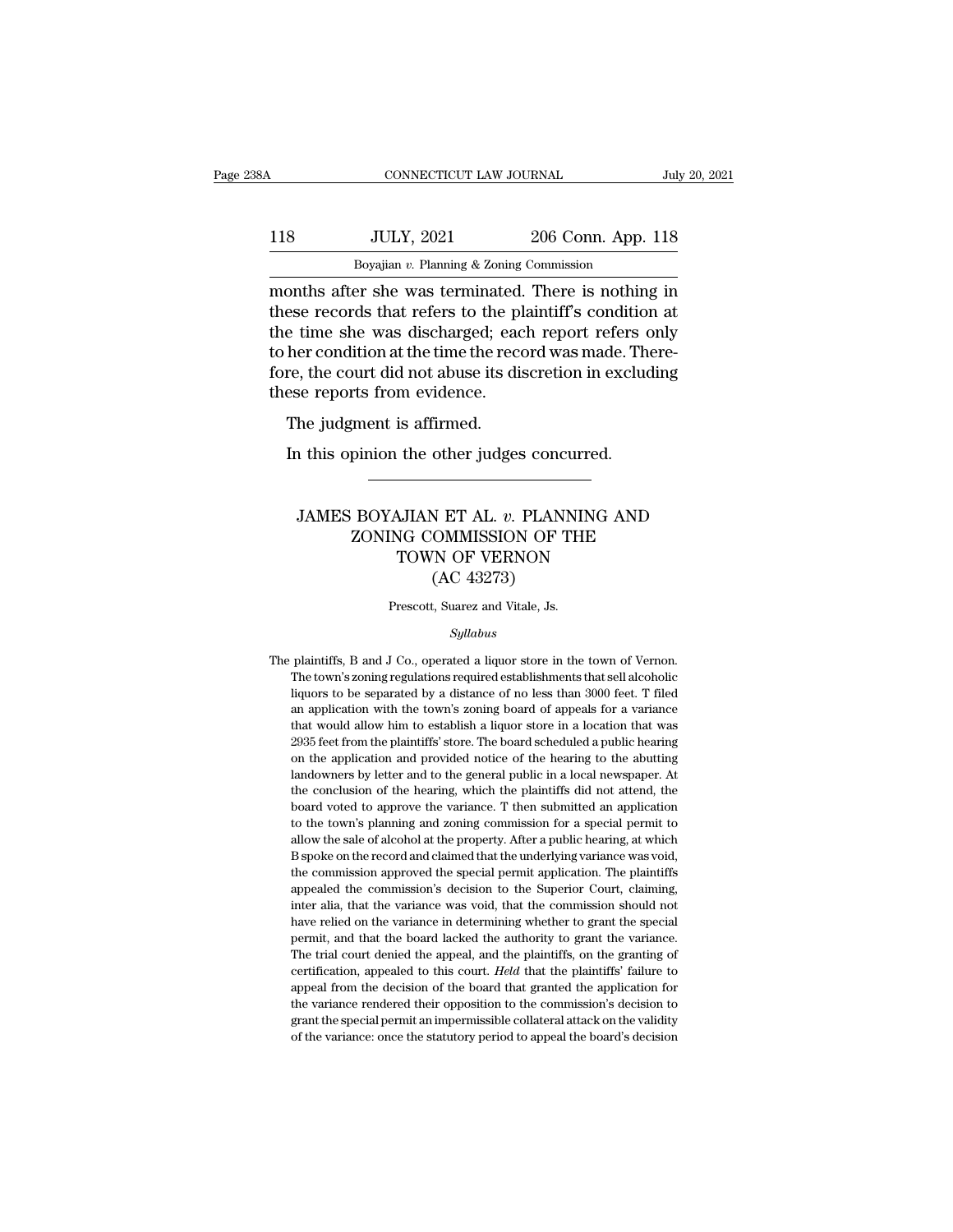months after she was terminated. There is nothing in these records that refers to the plaintiff's condition at the time she was discharged; each report refers only to her condition at the time the record was made. Therefore, the court did not abuse its discretion in excluding these reports from evidence.

The judgment is affirmed.

In this opinion the other judges concurred.

---

# JAMES BOYAJIAN ET AL. *v.* PLANNING AND ZONING COMMISSION OF THE TOWN OF VERNON (AC 43273)

Prescott, Suarez and Vitale, Js.

*Syllabus*

The plaintiffs, B and J Co., operated a liquor store in the town of Vernon. The town's zoning regulations required establishments that sell alcoholic liquors to be separated by a distance of no less than 3000 feet. T filed an application with the town's zoning board of appeals for a variance that would allow him to establish a liquor store in a location that was 2935 feet from the plaintiffs' store. The board scheduled a public hearing on the application and provided notice of the hearing to the abutting landowners by letter and to the general public in a local newspaper. At the conclusion of the hearing, which the plaintiffs did not attend, the board voted to approve the variance. T then submitted an application to the town's planning and zoning commission for a special permit to allow the sale of alcohol at the property. After a public hearing, at which B spoke on the record and claimed that the underlying variance was void, the commission approved the special permit application. The plaintiffs appealed the commission's decision to the Superior Court, claiming, inter alia, that the variance was void, that the commission should not have relied on the variance in determining whether to grant the special permit, and that the board lacked the authority to grant the variance. The trial court denied the appeal, and the plaintiffs, on the granting of certification, appealed to this court. *Held* that the plaintiffs' failure to appeal from the decision of the board that granted the application for the variance rendered their opposition to the commission's decision to grant the special permit an impermissible collateral attack on the validity of the variance: once the statutory period to appeal the board's decision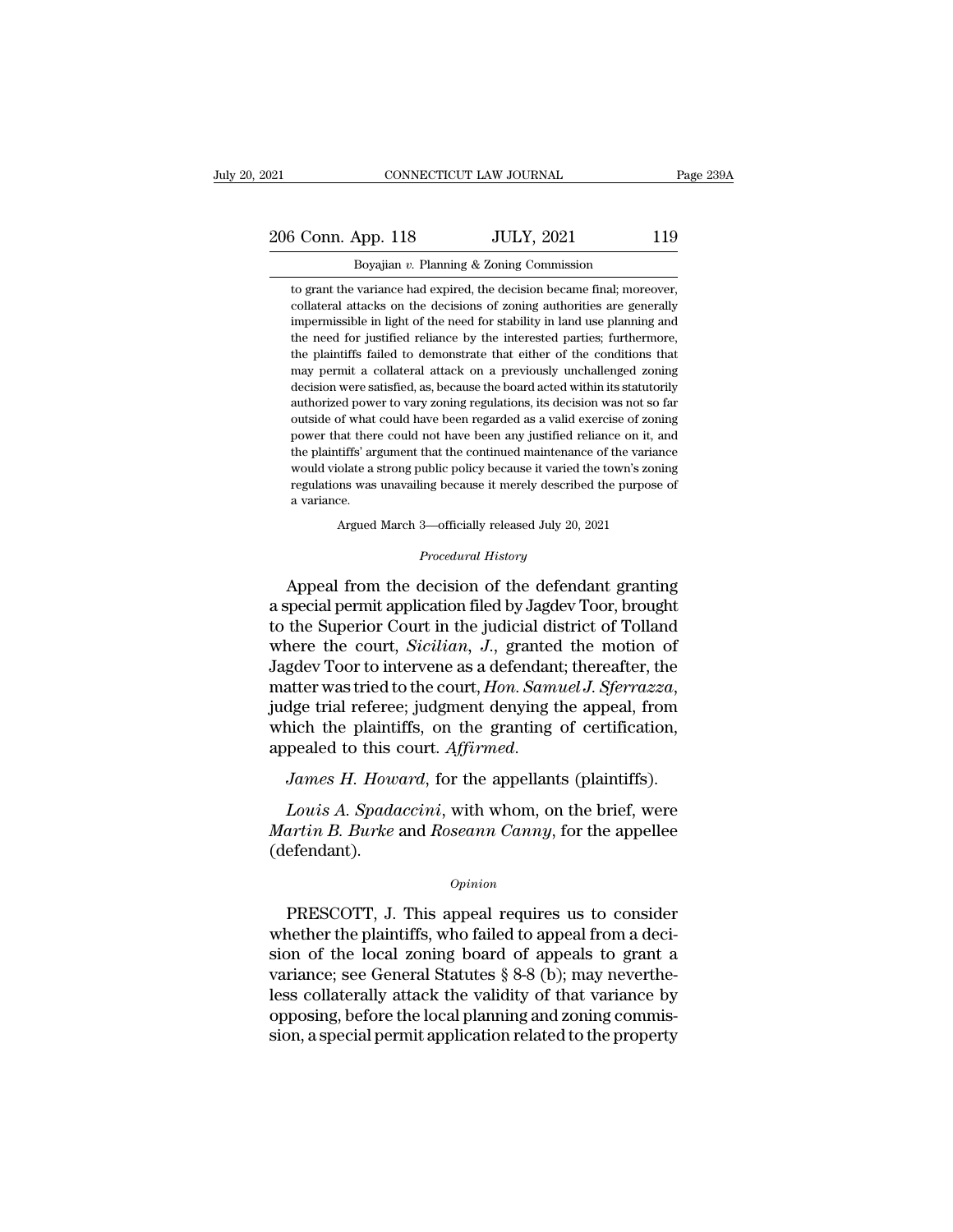to grant the variance had expired, the decision became final; moreover, collateral attacks on the decisions of zoning authorities are generally impermissible in light of the need for stability in land use planning and the need for justified reliance by the interested parties; furthermore, the plaintiffs failed to demonstrate that either of the conditions that may permit a collateral attack on a previously unchallenged zoning decision were satisfied, as, because the board acted within its statutorily authorized power to vary zoning regulations, its decision was not so far outside of what could have been regarded as a valid exercise of zoning power that there could not have been any justified reliance on it, and the plaintiffs' argument that the continued maintenance of the variance would violate a strong public policy because it varied the town's zoning regulations was unavailing because it merely described the purpose of a variance.

Argued March 3—officially released July 20, 2021

*Procedural History*

Appeal from the decision of the defendant granting a special permit application filed by Jagdev Toor, brought to the Superior Court in the judicial district of Tolland where the court, *Sicilian, J.*, granted the motion of Jagdev Toor to intervene as a defendant; thereafter, the matter was tried to the court, *Hon. Samuel J. Sferrazza*, judge trial referee; judgment denying the appeal, from which the plaintiffs, on the granting of certification, appealed to this court. *Affirmed.*

*James H. Howard*, for the appellants (plaintiffs).

*Louis A. Spadaccini*, with whom, on the brief, were *Martin B. Burke* and *Roseann Canny*, for the appellee (defendant).

*Opinion*

PRESCOTT, J. This appeal requires us to consider whether the plaintiffs, who failed to appeal from a decision of the local zoning board of appeals to grant a variance; see General Statutes § 8-8 (b); may nevertheless collaterally attack the validity of that variance by opposing, before the local planning and zoning commission, a special permit application related to the property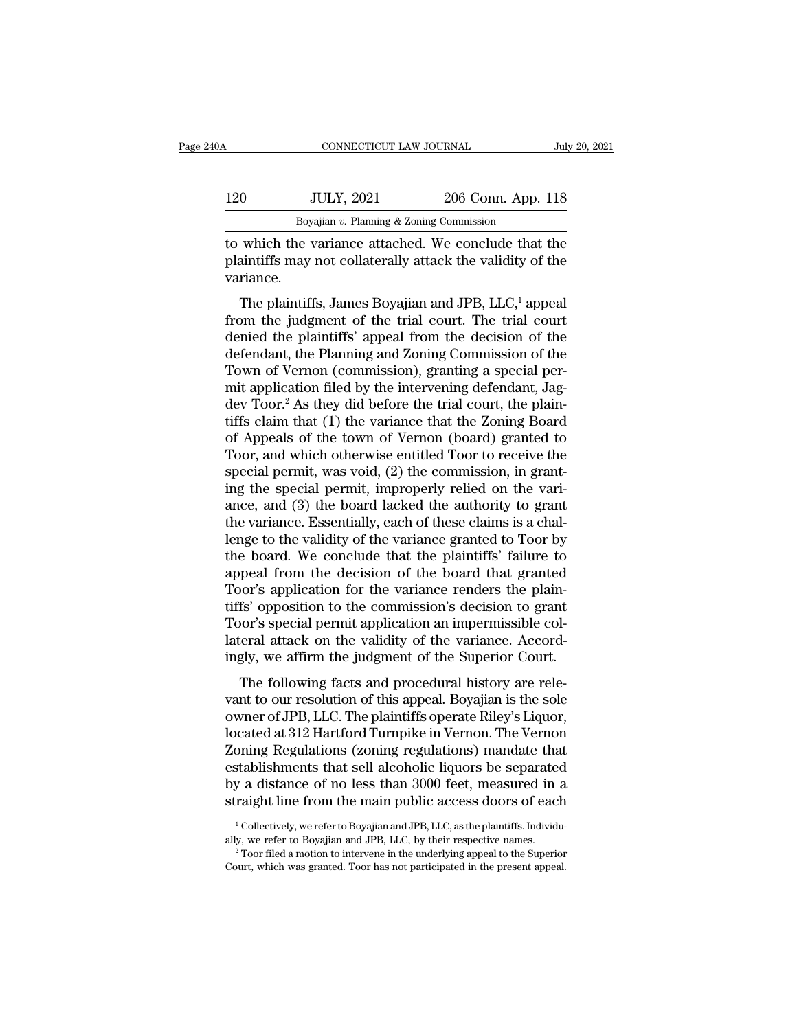to which the variance attached. We conclude that the plaintiffs may not collaterally attack the validity of the variance.

The plaintiffs, James Boyajian and JPB, LLC,[1] appeal from the judgment of the trial court. The trial court denied the plaintiffs' appeal from the decision of the defendant, the Planning and Zoning Commission of the Town of Vernon (commission), granting a special permit application filed by the intervening defendant, Jagdev Toor.[2] As they did before the trial court, the plaintiffs claim that (1) the variance that the Zoning Board of Appeals of the town of Vernon (board) granted to Toor, and which otherwise entitled Toor to receive the special permit, was void, (2) the commission, in granting the special permit, improperly relied on the variance, and (3) the board lacked the authority to grant the variance. Essentially, each of these claims is a challenge to the validity of the variance granted to Toor by the board. We conclude that the plaintiffs' failure to appeal from the decision of the board that granted Toor's application for the variance renders the plaintiffs' opposition to the commission's decision to grant Toor's special permit application an impermissible collateral attack on the validity of the variance. Accordingly, we affirm the judgment of the Superior Court.

The following facts and procedural history are relevant to our resolution of this appeal. Boyajian is the sole owner of JPB, LLC. The plaintiffs operate Riley's Liquor, located at 312 Hartford Turnpike in Vernon. The Vernon Zoning Regulations (zoning regulations) mandate that establishments that sell alcoholic liquors be separated by a distance of no less than 3000 feet, measured in a straight line from the main public access doors of each

[1] Collectively, we refer to Boyajian and JPB, LLC, as the plaintiffs. Individually, we refer to Boyajian and JPB, LLC, by their respective names.

[2] Toor filed a motion to intervene in the underlying appeal to the Superior Court, which was granted. Toor has not participated in the present appeal.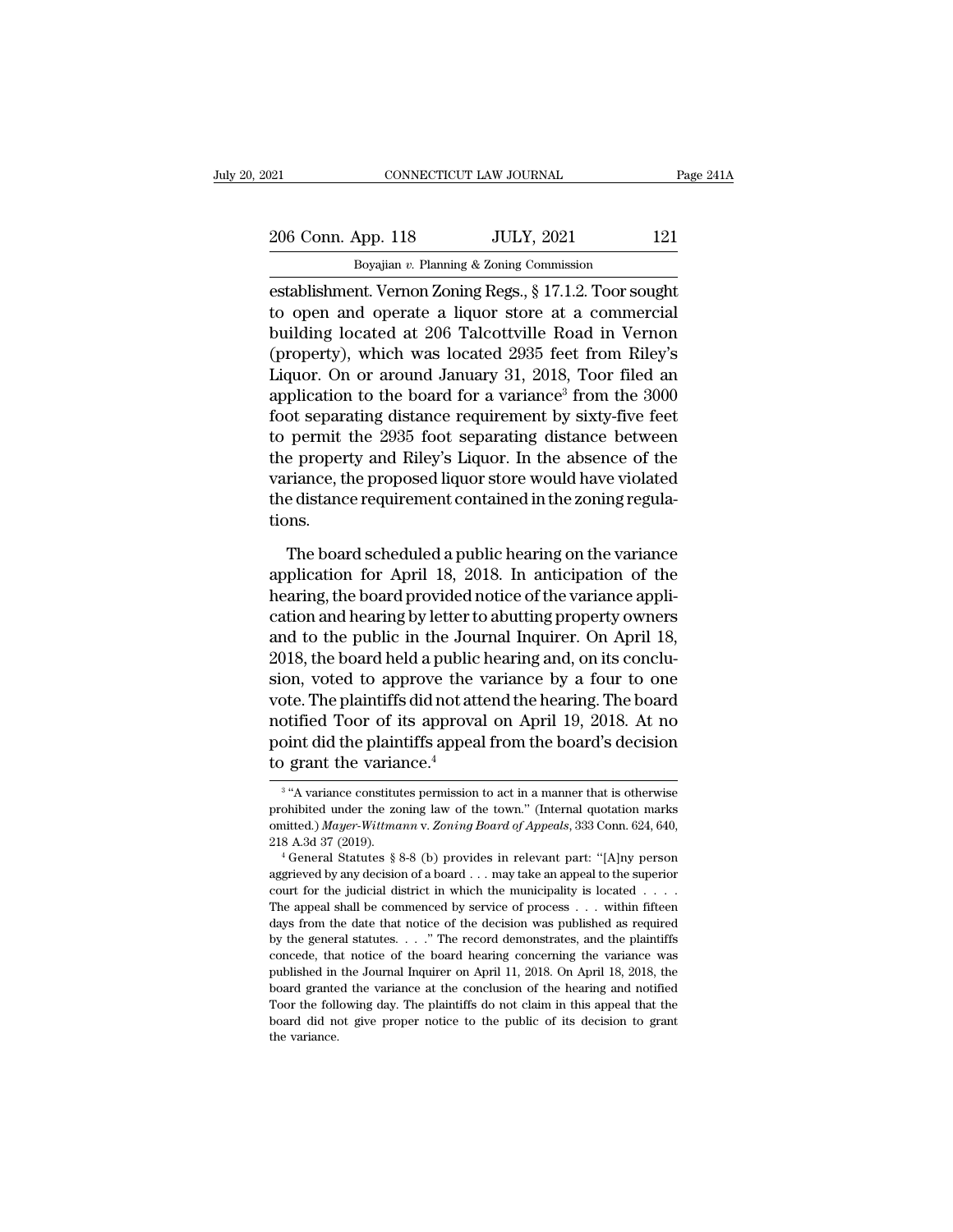establishment. Vernon Zoning Regs., § 17.1.2. Toor sought to open and operate a liquor store at a commercial building located at 206 Talcottville Road in Vernon (property), which was located 2935 feet from Riley's Liquor. On or around January 31, 2018, Toor filed an application to the board for a variance[3] from the 3000 foot separating distance requirement by sixty-five feet to permit the 2935 foot separating distance between the property and Riley's Liquor. In the absence of the variance, the proposed liquor store would have violated the distance requirement contained in the zoning regulations.

The board scheduled a public hearing on the variance application for April 18, 2018. In anticipation of the hearing, the board provided notice of the variance application and hearing by letter to abutting property owners and to the public in the Journal Inquirer. On April 18, 2018, the board held a public hearing and, on its conclusion, voted to approve the variance by a four to one vote. The plaintiffs did not attend the hearing. The board notified Toor of its approval on April 19, 2018. At no point did the plaintiffs appeal from the board's decision to grant the variance.[4]

---

[3] "A variance constitutes permission to act in a manner that is otherwise prohibited under the zoning law of the town." (Internal quotation marks omitted.) *Mayer-Wittmann* v. *Zoning Board of Appeals*, 333 Conn. 624, 640, 218 A.3d 37 (2019).

[4] General Statutes § 8-8 (b) provides in relevant part: "[A]ny person aggrieved by any decision of a board . . . may take an appeal to the superior court for the judicial district in which the municipality is located . . . . The appeal shall be commenced by service of process . . . within fifteen days from the date that notice of the decision was published as required by the general statutes. . . ." The record demonstrates, and the plaintiffs concede, that notice of the board hearing concerning the variance was published in the Journal Inquirer on April 11, 2018. On April 18, 2018, the board granted the variance at the conclusion of the hearing and notified Toor the following day. The plaintiffs do not claim in this appeal that the board did not give proper notice to the public of its decision to grant the variance.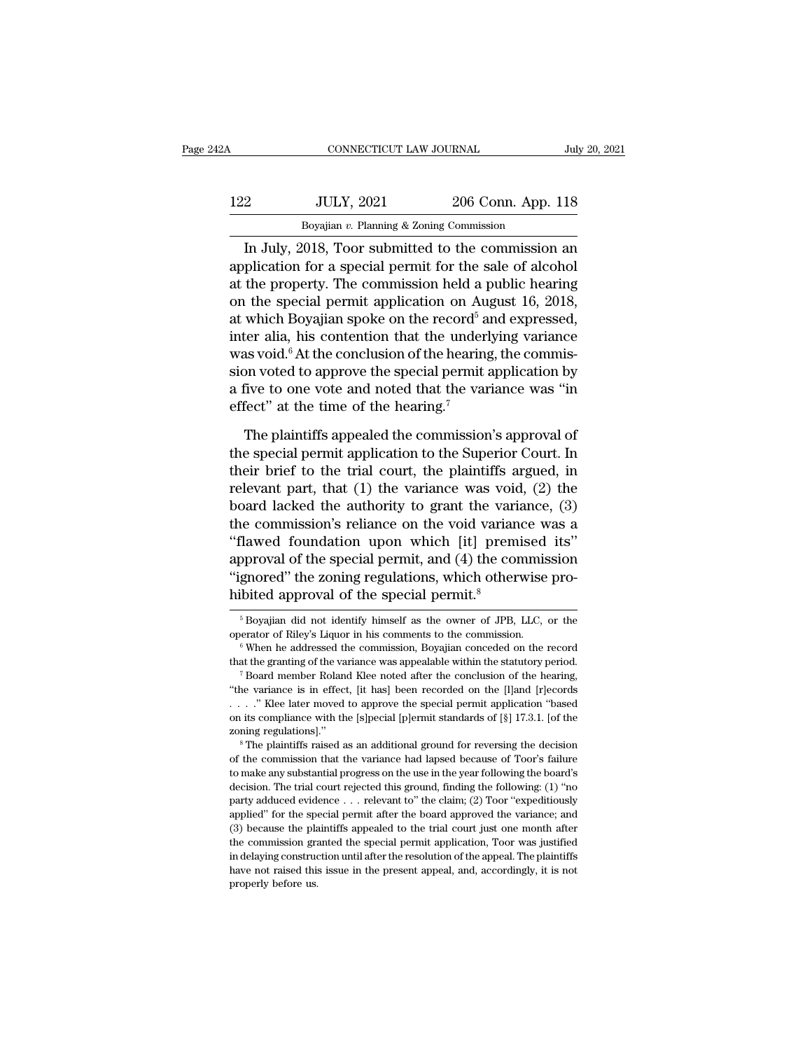In July, 2018, Toor submitted to the commission an application for a special permit for the sale of alcohol at the property. The commission held a public hearing on the special permit application on August 16, 2018, at which Boyajian spoke on the record[5] and expressed, inter alia, his contention that the underlying variance was void.[6] At the conclusion of the hearing, the commission voted to approve the special permit application by a five to one vote and noted that the variance was "in effect" at the time of the hearing.[7]

The plaintiffs appealed the commission's approval of the special permit application to the Superior Court. In their brief to the trial court, the plaintiffs argued, in relevant part, that (1) the variance was void, (2) the board lacked the authority to grant the variance, (3) the commission's reliance on the void variance was a "flawed foundation upon which [it] premised its" approval of the special permit, and (4) the commission "ignored" the zoning regulations, which otherwise prohibited approval of the special permit.[8]

[5] Boyajian did not identify himself as the owner of JPB, LLC, or the operator of Riley's Liquor in his comments to the commission.

[6] When he addressed the commission, Boyajian conceded on the record that the granting of the variance was appealable within the statutory period.

[7] Board member Roland Klee noted after the conclusion of the hearing, "the variance is in effect, [it has] been recorded on the [l]and [r]ecords . . . ." Klee later moved to approve the special permit application "based on its compliance with the [s]pecial [p]ermit standards of [§] 17.3.1. [of the zoning regulations]."

[8] The plaintiffs raised as an additional ground for reversing the decision of the commission that the variance had lapsed because of Toor's failure to make any substantial progress on the use in the year following the board's decision. The trial court rejected this ground, finding the following: (1) "no party adduced evidence . . . relevant to" the claim; (2) Toor "expeditiously applied" for the special permit after the board approved the variance; and (3) because the plaintiffs appealed to the trial court just one month after the commission granted the special permit application, Toor was justified in delaying construction until after the resolution of the appeal. The plaintiffs have not raised this issue in the present appeal, and, accordingly, it is not properly before us.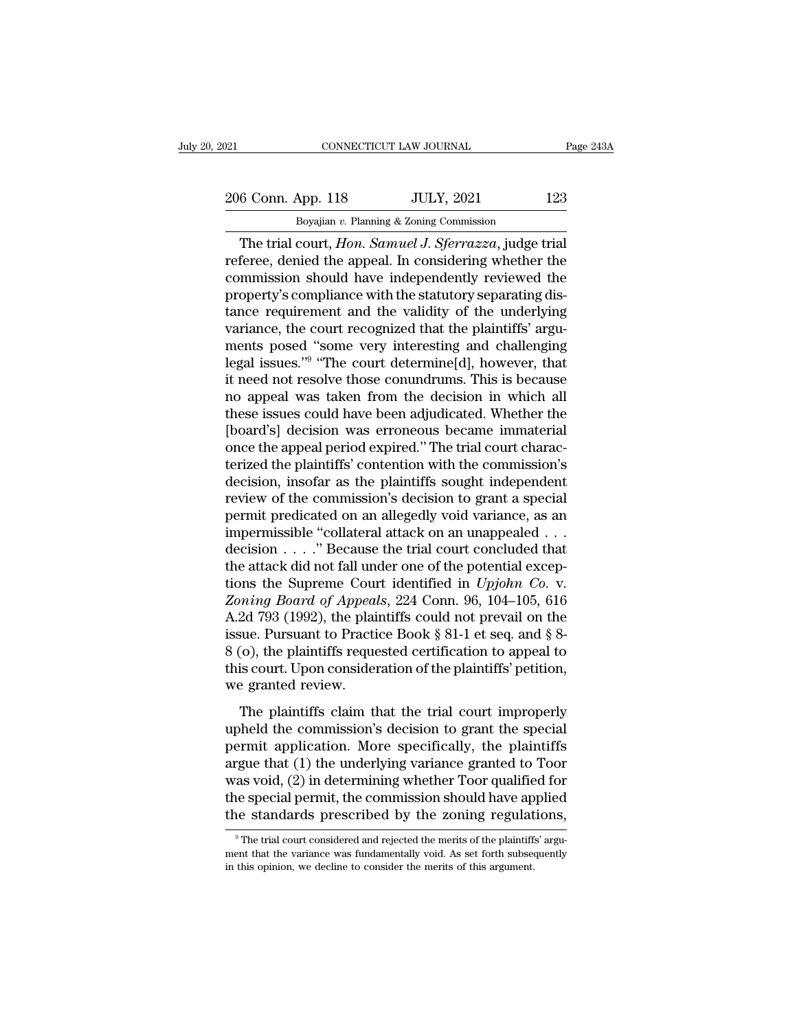The trial court, *Hon. Samuel J. Sferrazza*, judge trial referee, denied the appeal. In considering whether the commission should have independently reviewed the property's compliance with the statutory separating distance requirement and the validity of the underlying variance, the court recognized that the plaintiffs' arguments posed "some very interesting and challenging legal issues."[9] "The court determine[d], however, that it need not resolve those conundrums. This is because no appeal was taken from the decision in which all these issues could have been adjudicated. Whether the [board's] decision was erroneous became immaterial once the appeal period expired." The trial court characterized the plaintiffs' contention with the commission's decision, insofar as the plaintiffs sought independent review of the commission's decision to grant a special permit predicated on an allegedly void variance, as an impermissible "collateral attack on an unappealed . . . decision . . . ." Because the trial court concluded that the attack did not fall under one of the potential exceptions the Supreme Court identified in *Upjohn Co.* v. *Zoning Board of Appeals*, 224 Conn. 96, 104–105, 616 A.2d 793 (1992), the plaintiffs could not prevail on the issue. Pursuant to Practice Book § 81-1 et seq. and § 8-8 (o), the plaintiffs requested certification to appeal to this court. Upon consideration of the plaintiffs' petition, we granted review.

The plaintiffs claim that the trial court improperly upheld the commission's decision to grant the special permit application. More specifically, the plaintiffs argue that (1) the underlying variance granted to Toor was void, (2) in determining whether Toor qualified for the special permit, the commission should have applied the standards prescribed by the zoning regulations,

[9] The trial court considered and rejected the merits of the plaintiffs' argument that the variance was fundamentally void. As set forth subsequently in this opinion, we decline to consider the merits of this argument.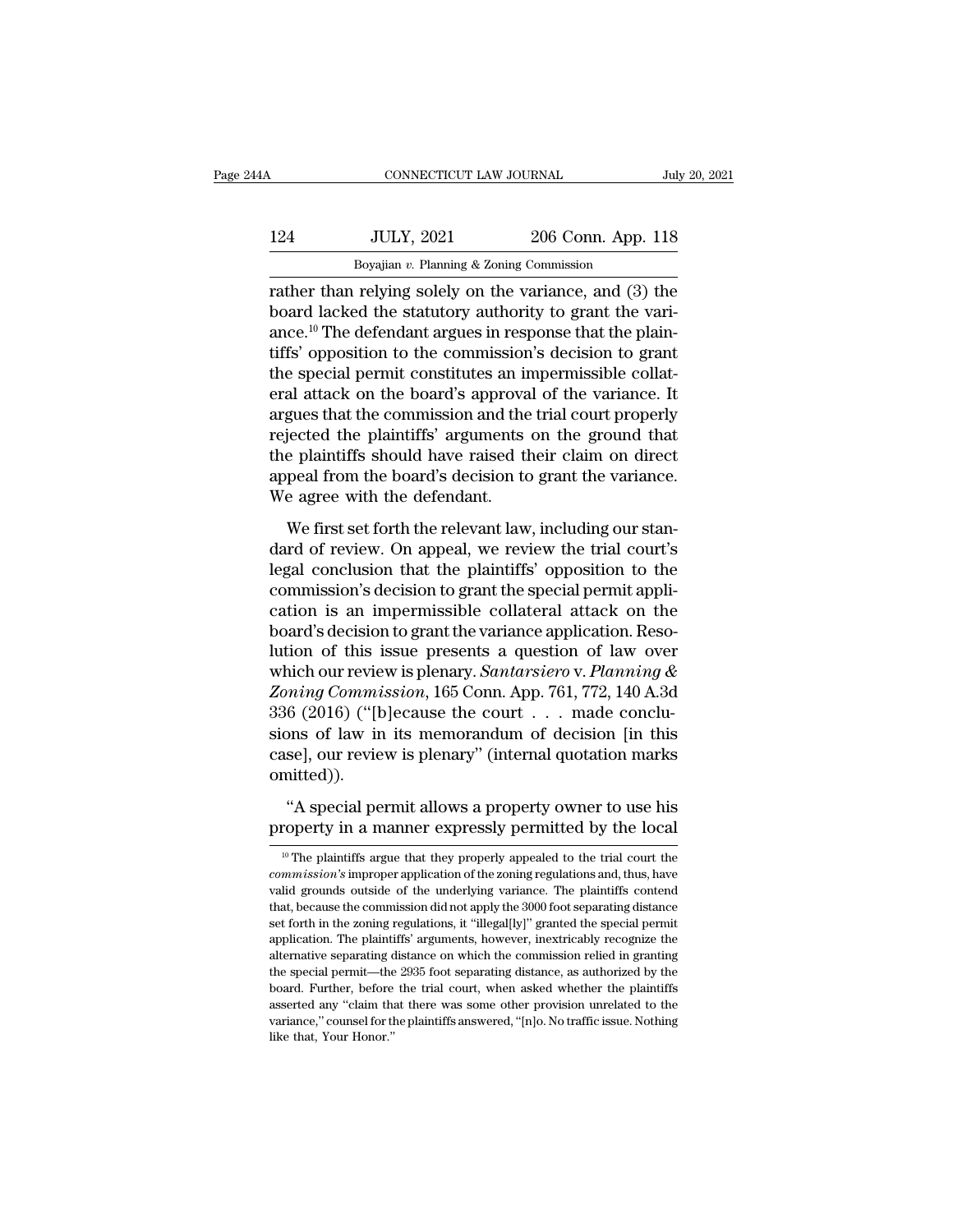rather than relying solely on the variance, and (3) the board lacked the statutory authority to grant the variance.[10] The defendant argues in response that the plaintiffs' opposition to the commission's decision to grant the special permit constitutes an impermissible collateral attack on the board's approval of the variance. It argues that the commission and the trial court properly rejected the plaintiffs' arguments on the ground that the plaintiffs should have raised their claim on direct appeal from the board's decision to grant the variance. We agree with the defendant.

We first set forth the relevant law, including our standard of review. On appeal, we review the trial court's legal conclusion that the plaintiffs' opposition to the commission's decision to grant the special permit application is an impermissible collateral attack on the board's decision to grant the variance application. Resolution of this issue presents a question of law over which our review is plenary. *Santarsiero* v. *Planning & Zoning Commission*, 165 Conn. App. 761, 772, 140 A.3d 336 (2016) ("[b]ecause the court . . . made conclusions of law in its memorandum of decision [in this case], our review is plenary" (internal quotation marks omitted)).

"A special permit allows a property owner to use his property in a manner expressly permitted by the local

[10] The plaintiffs argue that they properly appealed to the trial court the *commission's* improper application of the zoning regulations and, thus, have valid grounds outside of the underlying variance. The plaintiffs contend that, because the commission did not apply the 3000 foot separating distance set forth in the zoning regulations, it "illegal[ly]" granted the special permit application. The plaintiffs' arguments, however, inextricably recognize the alternative separating distance on which the commission relied in granting the special permit—the 2935 foot separating distance, as authorized by the board. Further, before the trial court, when asked whether the plaintiffs asserted any "claim that there was some other provision unrelated to the variance," counsel for the plaintiffs answered, "[n]o. No traffic issue. Nothing like that, Your Honor."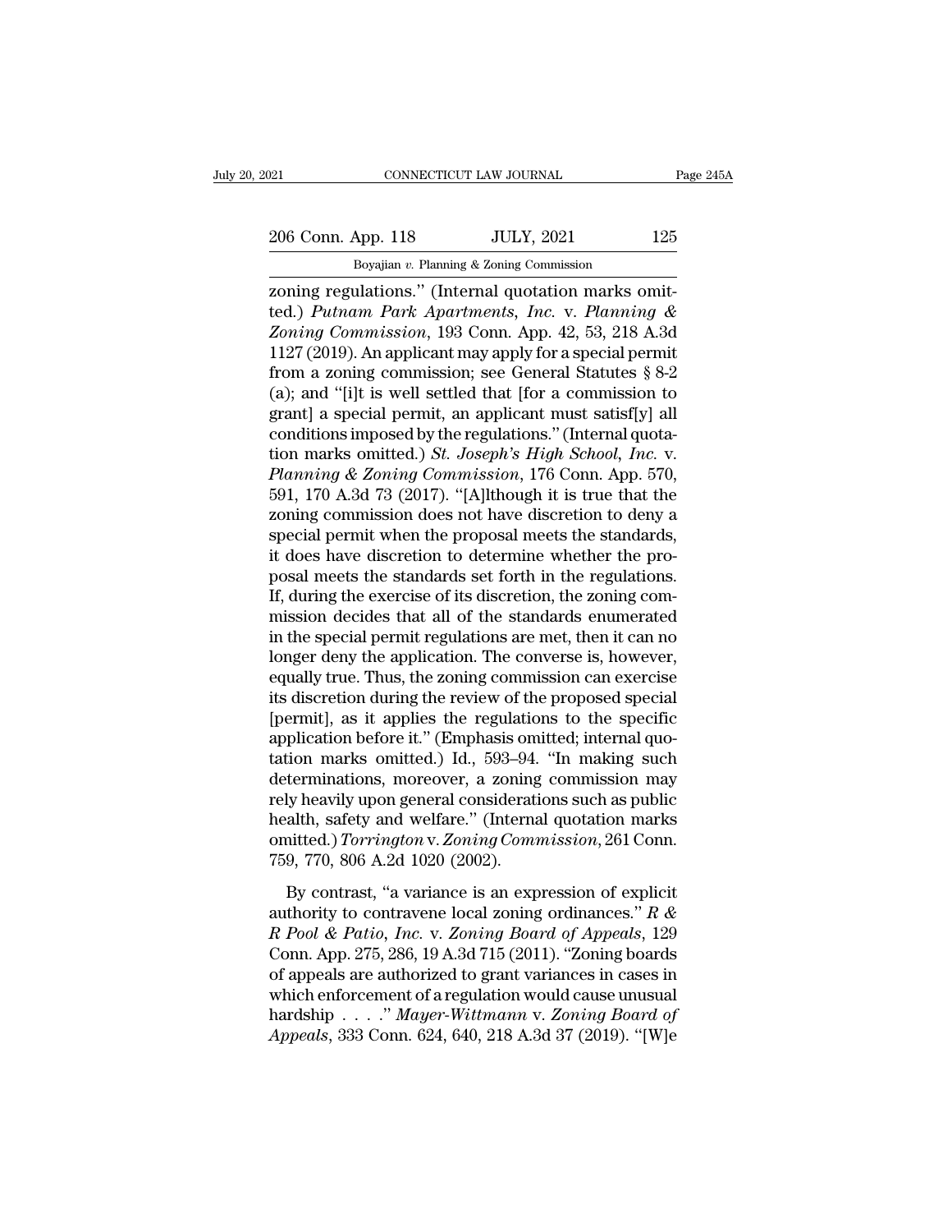zoning regulations." (Internal quotation marks omitted.) *Putnam Park Apartments, Inc.* v. *Planning & Zoning Commission*, 193 Conn. App. 42, 53, 218 A.3d 1127 (2019). An applicant may apply for a special permit from a zoning commission; see General Statutes § 8-2 (a); and "[i]t is well settled that [for a commission to grant] a special permit, an applicant must satisf[y] all conditions imposed by the regulations." (Internal quotation marks omitted.) *St. Joseph's High School, Inc.* v. *Planning & Zoning Commission*, 176 Conn. App. 570, 591, 170 A.3d 73 (2017). "[A]lthough it is true that the zoning commission does not have discretion to deny a special permit when the proposal meets the standards, it does have discretion to determine whether the proposal meets the standards set forth in the regulations. If, during the exercise of its discretion, the zoning commission decides that all of the standards enumerated in the special permit regulations are met, then it can no longer deny the application. The converse is, however, equally true. Thus, the zoning commission can exercise its discretion during the review of the proposed special [permit], as it applies the regulations to the specific application before it." (Emphasis omitted; internal quotation marks omitted.) Id., 593–94. "In making such determinations, moreover, a zoning commission may rely heavily upon general considerations such as public health, safety and welfare." (Internal quotation marks omitted.) *Torrington* v. *Zoning Commission*, 261 Conn. 759, 770, 806 A.2d 1020 (2002).

By contrast, "a variance is an expression of explicit authority to contravene local zoning ordinances." *R & R Pool & Patio, Inc.* v. *Zoning Board of Appeals*, 129 Conn. App. 275, 286, 19 A.3d 715 (2011). "Zoning boards of appeals are authorized to grant variances in cases in which enforcement of a regulation would cause unusual hardship . . . ." *Mayer-Wittmann* v. *Zoning Board of Appeals*, 333 Conn. 624, 640, 218 A.3d 37 (2019). "[W]e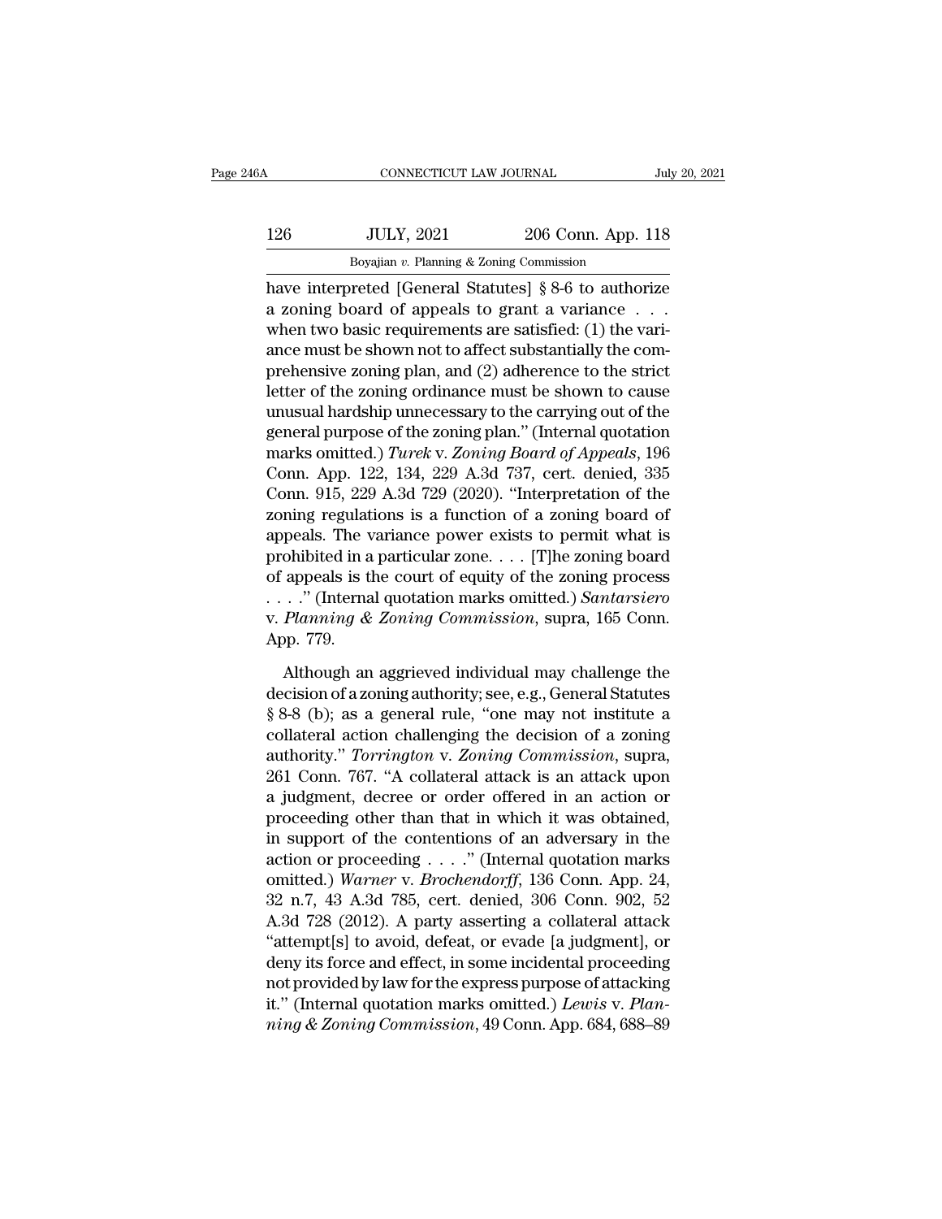have interpreted [General Statutes] § 8-6 to authorize a zoning board of appeals to grant a variance . . . when two basic requirements are satisfied: (1) the variance must be shown not to affect substantially the comprehensive zoning plan, and (2) adherence to the strict letter of the zoning ordinance must be shown to cause unusual hardship unnecessary to the carrying out of the general purpose of the zoning plan." (Internal quotation marks omitted.) *Turek* v. *Zoning Board of Appeals*, 196 Conn. App. 122, 134, 229 A.3d 737, cert. denied, 335 Conn. 915, 229 A.3d 729 (2020). "Interpretation of the zoning regulations is a function of a zoning board of appeals. The variance power exists to permit what is prohibited in a particular zone. . . . [T]he zoning board of appeals is the court of equity of the zoning process . . . ." (Internal quotation marks omitted.) *Santarsiero* v. *Planning & Zoning Commission*, supra, 165 Conn. App. 779.

Although an aggrieved individual may challenge the decision of a zoning authority; see, e.g., General Statutes § 8-8 (b); as a general rule, "one may not institute a collateral action challenging the decision of a zoning authority." *Torrington* v. *Zoning Commission*, supra, 261 Conn. 767. "A collateral attack is an attack upon a judgment, decree or order offered in an action or proceeding other than that in which it was obtained, in support of the contentions of an adversary in the action or proceeding . . . ." (Internal quotation marks omitted.) *Warner* v. *Brochendorff*, 136 Conn. App. 24, 32 n.7, 43 A.3d 785, cert. denied, 306 Conn. 902, 52 A.3d 728 (2012). A party asserting a collateral attack "attempt[s] to avoid, defeat, or evade [a judgment], or deny its force and effect, in some incidental proceeding not provided by law for the express purpose of attacking it." (Internal quotation marks omitted.) *Lewis* v. *Planning & Zoning Commission*, 49 Conn. App. 684, 688–89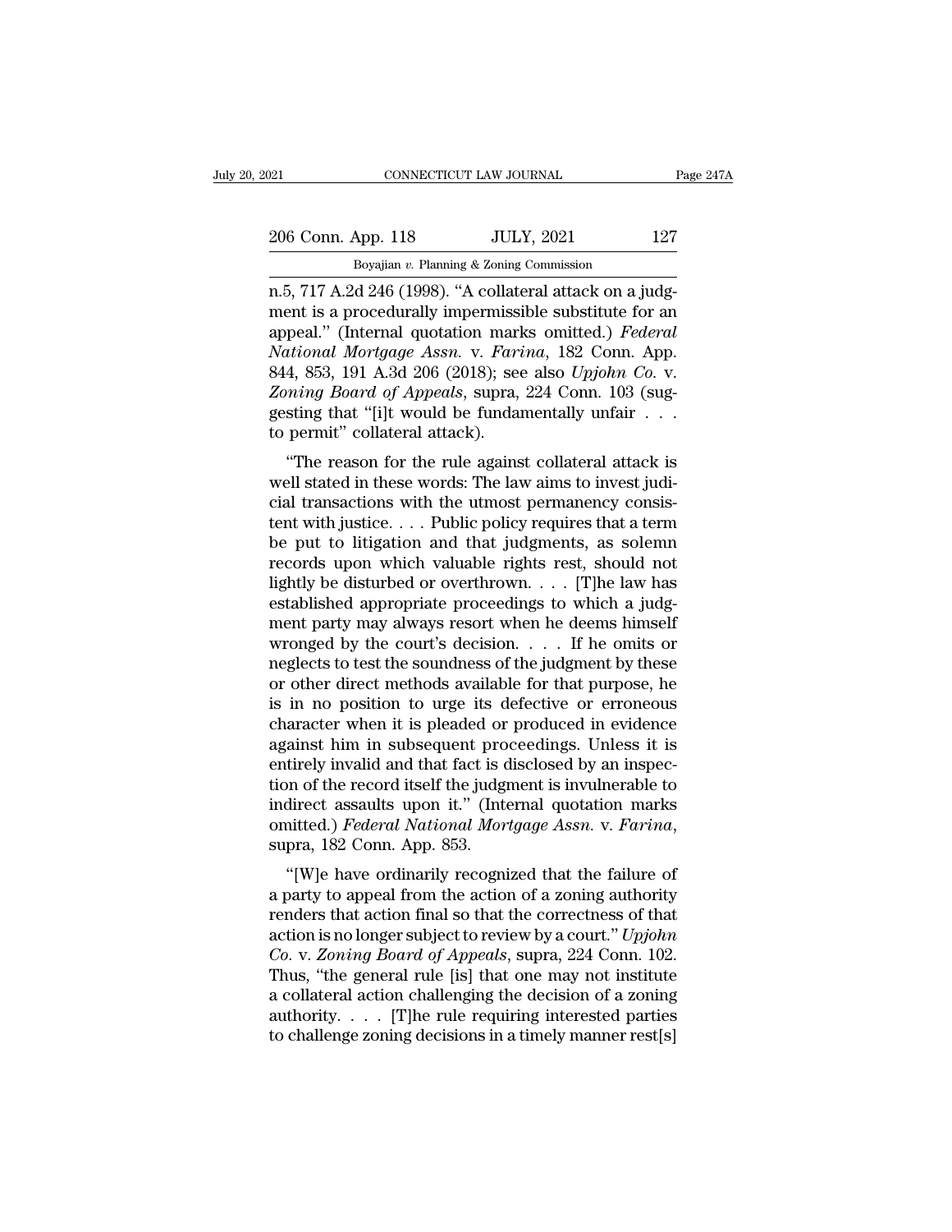n.5, 717 A.2d 246 (1998). "A collateral attack on a judgment is a procedurally impermissible substitute for an appeal." (Internal quotation marks omitted.) *Federal National Mortgage Assn.* v. *Farina*, 182 Conn. App. 844, 853, 191 A.3d 206 (2018); see also *Upjohn Co.* v. *Zoning Board of Appeals*, supra, 224 Conn. 103 (suggesting that "[i]t would be fundamentally unfair . . . to permit" collateral attack).

"The reason for the rule against collateral attack is well stated in these words: The law aims to invest judicial transactions with the utmost permanency consistent with justice. . . . Public policy requires that a term be put to litigation and that judgments, as solemn records upon which valuable rights rest, should not lightly be disturbed or overthrown. . . . [T]he law has established appropriate proceedings to which a judgment party may always resort when he deems himself wronged by the court's decision. . . . If he omits or neglects to test the soundness of the judgment by these or other direct methods available for that purpose, he is in no position to urge its defective or erroneous character when it is pleaded or produced in evidence against him in subsequent proceedings. Unless it is entirely invalid and that fact is disclosed by an inspection of the record itself the judgment is invulnerable to indirect assaults upon it." (Internal quotation marks omitted.) *Federal National Mortgage Assn.* v. *Farina*, supra, 182 Conn. App. 853.

"[W]e have ordinarily recognized that the failure of a party to appeal from the action of a zoning authority renders that action final so that the correctness of that action is no longer subject to review by a court." *Upjohn Co.* v. *Zoning Board of Appeals*, supra, 224 Conn. 102. Thus, "the general rule [is] that one may not institute a collateral action challenging the decision of a zoning authority. . . . [T]he rule requiring interested parties to challenge zoning decisions in a timely manner rest[s]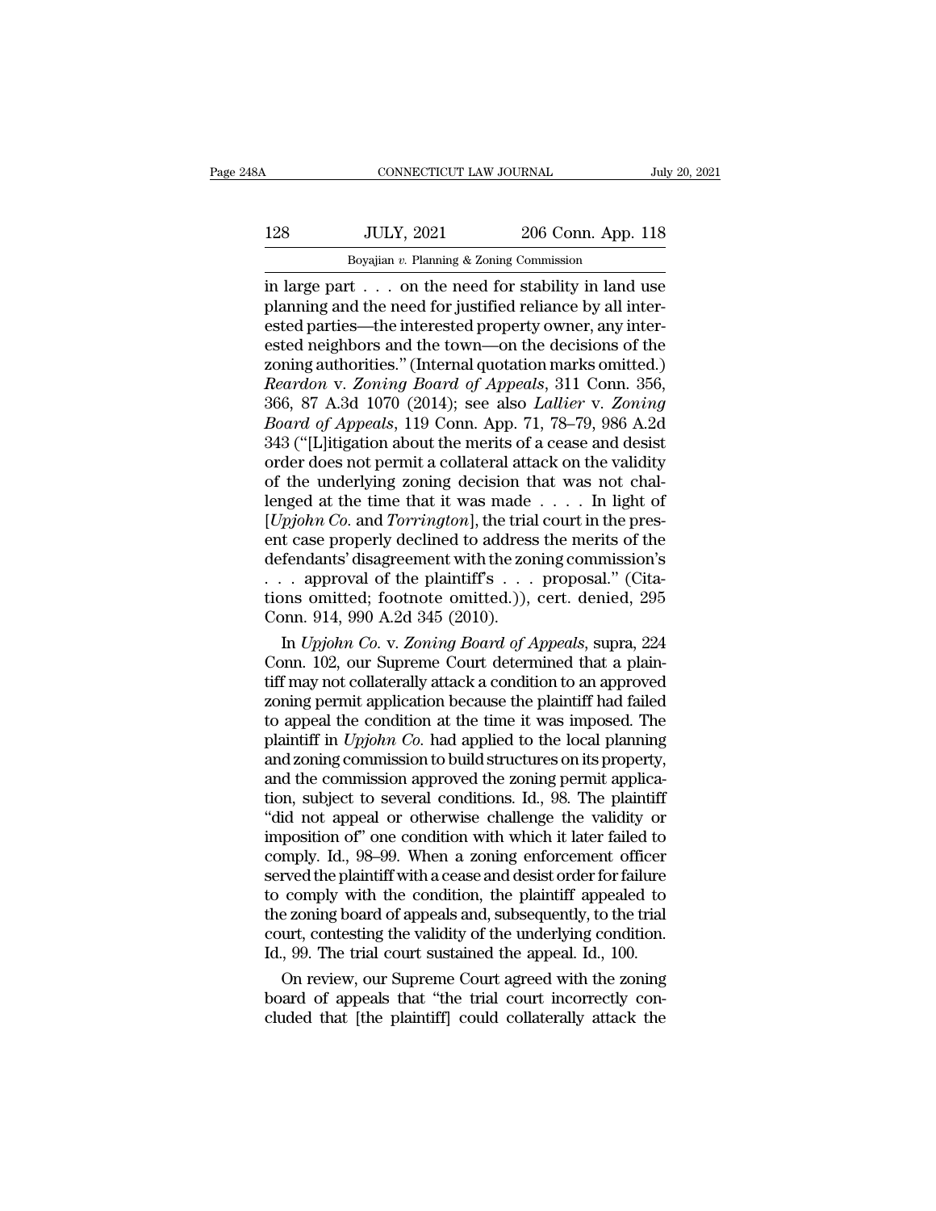in large part . . . on the need for stability in land use planning and the need for justified reliance by all interested parties—the interested property owner, any interested neighbors and the town—on the decisions of the zoning authorities." (Internal quotation marks omitted.) *Reardon* v. *Zoning Board of Appeals*, 311 Conn. 356, 366, 87 A.3d 1070 (2014); see also *Lallier* v. *Zoning Board of Appeals*, 119 Conn. App. 71, 78–79, 986 A.2d 343 ("[L]itigation about the merits of a cease and desist order does not permit a collateral attack on the validity of the underlying zoning decision that was not challenged at the time that it was made . . . . In light of [*Upjohn Co.* and *Torrington*], the trial court in the present case properly declined to address the merits of the defendants' disagreement with the zoning commission's . . . approval of the plaintiff's . . . proposal." (Citations omitted; footnote omitted.)), cert. denied, 295 Conn. 914, 990 A.2d 345 (2010).

In *Upjohn Co.* v. *Zoning Board of Appeals*, supra, 224 Conn. 102, our Supreme Court determined that a plaintiff may not collaterally attack a condition to an approved zoning permit application because the plaintiff had failed to appeal the condition at the time it was imposed. The plaintiff in *Upjohn Co.* had applied to the local planning and zoning commission to build structures on its property, and the commission approved the zoning permit application, subject to several conditions. Id., 98. The plaintiff "did not appeal or otherwise challenge the validity or imposition of" one condition with which it later failed to comply. Id., 98–99. When a zoning enforcement officer served the plaintiff with a cease and desist order for failure to comply with the condition, the plaintiff appealed to the zoning board of appeals and, subsequently, to the trial court, contesting the validity of the underlying condition. Id., 99. The trial court sustained the appeal. Id., 100.

On review, our Supreme Court agreed with the zoning board of appeals that "the trial court incorrectly concluded that [the plaintiff] could collaterally attack the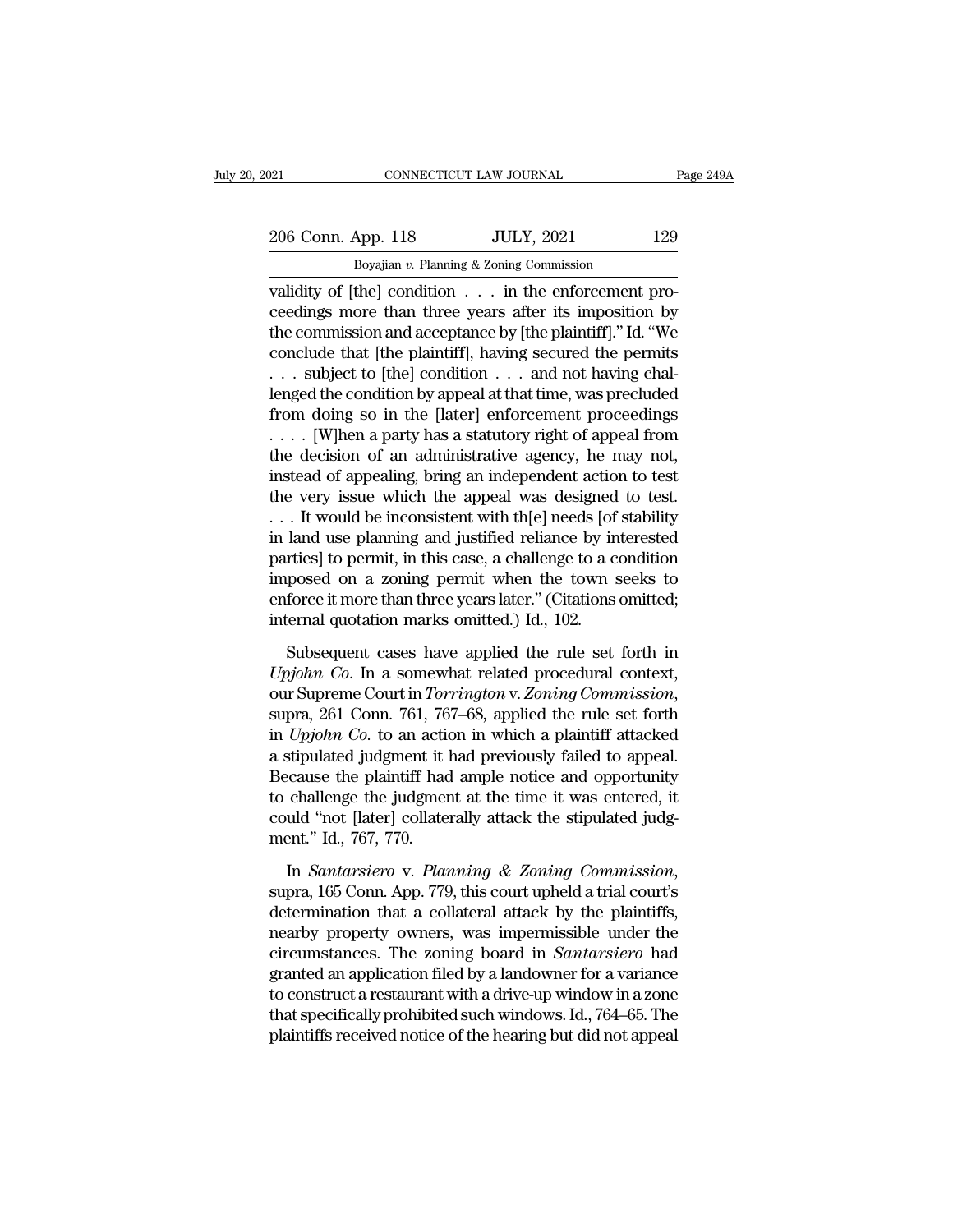validity of [the] condition . . . in the enforcement proceedings more than three years after its imposition by the commission and acceptance by [the plaintiff]." Id. "We conclude that [the plaintiff], having secured the permits . . . subject to [the] condition . . . and not having challenged the condition by appeal at that time, was precluded from doing so in the [later] enforcement proceedings . . . . [W]hen a party has a statutory right of appeal from the decision of an administrative agency, he may not, instead of appealing, bring an independent action to test the very issue which the appeal was designed to test. . . . It would be inconsistent with th[e] needs [of stability in land use planning and justified reliance by interested parties] to permit, in this case, a challenge to a condition imposed on a zoning permit when the town seeks to enforce it more than three years later." (Citations omitted; internal quotation marks omitted.) Id., 102.

Subsequent cases have applied the rule set forth in *Upjohn Co*. In a somewhat related procedural context, our Supreme Court in *Torrington* v. *Zoning Commission*, supra, 261 Conn. 761, 767–68, applied the rule set forth in *Upjohn Co.* to an action in which a plaintiff attacked a stipulated judgment it had previously failed to appeal. Because the plaintiff had ample notice and opportunity to challenge the judgment at the time it was entered, it could "not [later] collaterally attack the stipulated judgment." Id., 767, 770.

In *Santarsiero* v. *Planning & Zoning Commission*, supra, 165 Conn. App. 779, this court upheld a trial court's determination that a collateral attack by the plaintiffs, nearby property owners, was impermissible under the circumstances. The zoning board in *Santarsiero* had granted an application filed by a landowner for a variance to construct a restaurant with a drive-up window in a zone that specifically prohibited such windows. Id., 764–65. The plaintiffs received notice of the hearing but did not appeal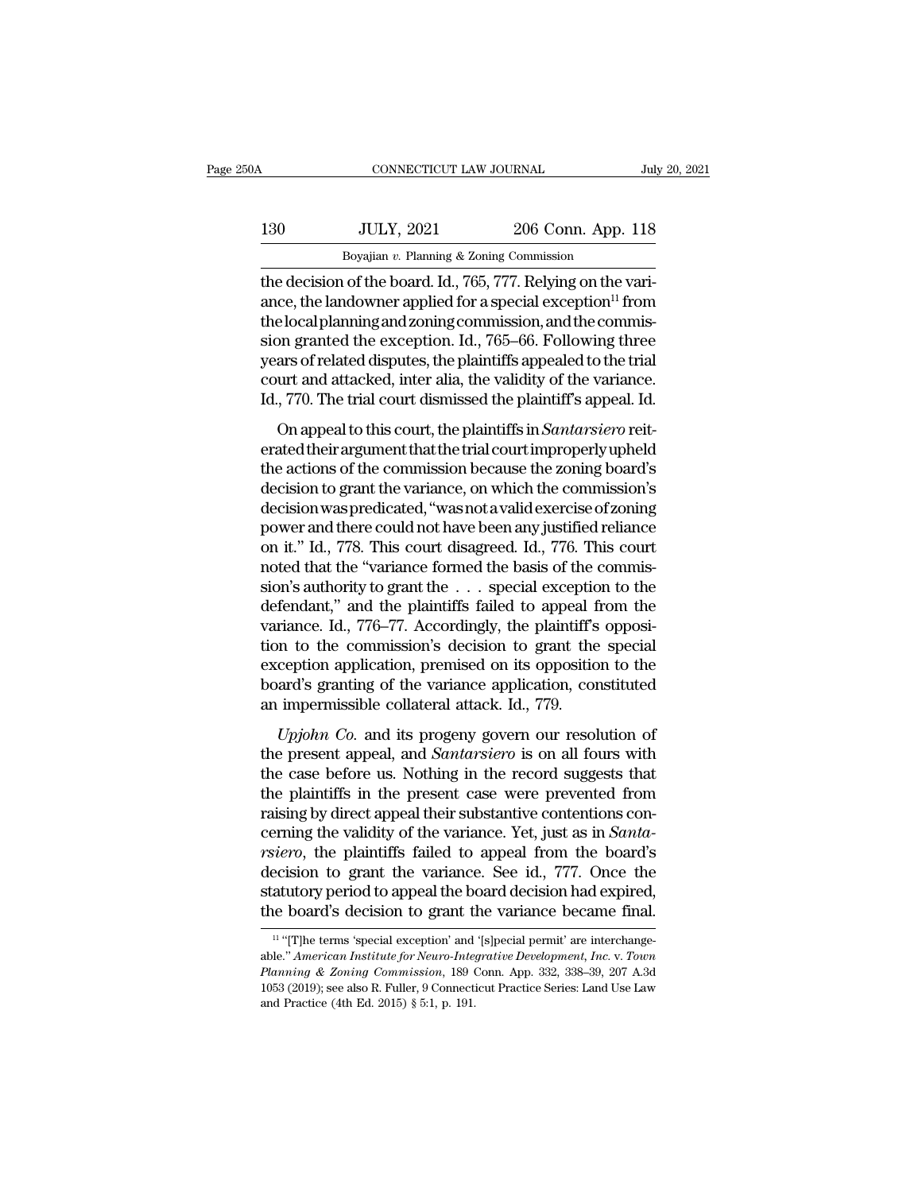the decision of the board. Id., 765, 777. Relying on the variance, the landowner applied for a special exception[11] from the local planning and zoning commission, and the commission granted the exception. Id., 765–66. Following three years of related disputes, the plaintiffs appealed to the trial court and attacked, inter alia, the validity of the variance. Id., 770. The trial court dismissed the plaintiff's appeal. Id.

On appeal to this court, the plaintiffs in *Santarsiero* reiterated their argument that the trial court improperly upheld the actions of the commission because the zoning board's decision to grant the variance, on which the commission's decision was predicated, "was not a valid exercise of zoning power and there could not have been any justified reliance on it." Id., 778. This court disagreed. Id., 776. This court noted that the "variance formed the basis of the commission's authority to grant the . . . special exception to the defendant," and the plaintiffs failed to appeal from the variance. Id., 776–77. Accordingly, the plaintiff's opposition to the commission's decision to grant the special exception application, premised on its opposition to the board's granting of the variance application, constituted an impermissible collateral attack. Id., 779.

*Upjohn Co.* and its progeny govern our resolution of the present appeal, and *Santarsiero* is on all fours with the case before us. Nothing in the record suggests that the plaintiffs in the present case were prevented from raising by direct appeal their substantive contentions concerning the validity of the variance. Yet, just as in *Santarsiero*, the plaintiffs failed to appeal from the board's decision to grant the variance. See id., 777. Once the statutory period to appeal the board decision had expired, the board's decision to grant the variance became final.

[11] "[T]he terms 'special exception' and '[s]pecial permit' are interchangeable." *American Institute for Neuro-Integrative Development, Inc.* v. *Town Planning & Zoning Commission*, 189 Conn. App. 332, 338–39, 207 A.3d 1053 (2019); see also R. Fuller, 9 Connecticut Practice Series: Land Use Law and Practice (4th Ed. 2015) § 5:1, p. 191.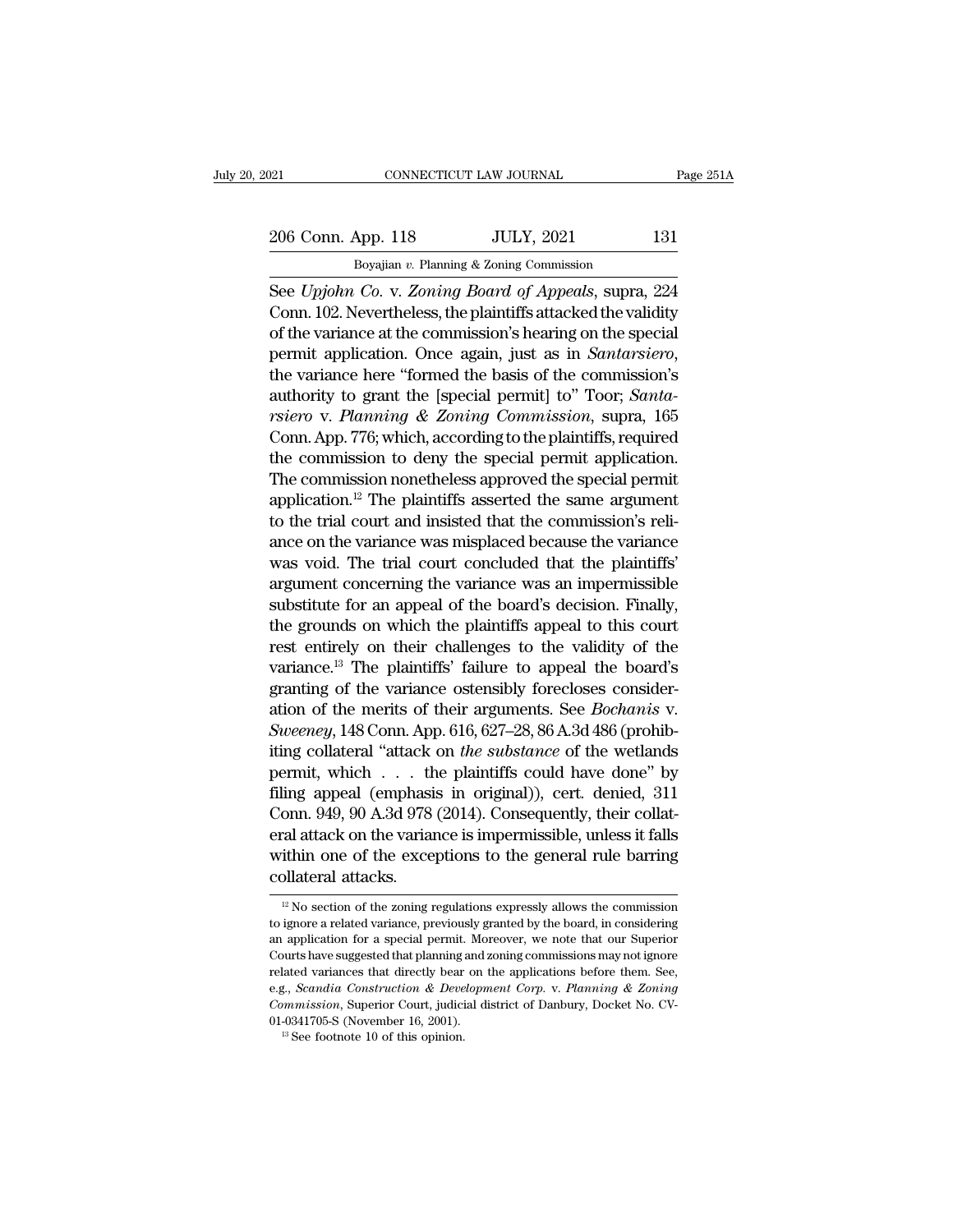See *Upjohn Co.* v. *Zoning Board of Appeals*, supra, 224 Conn. 102. Nevertheless, the plaintiffs attacked the validity of the variance at the commission's hearing on the special permit application. Once again, just as in *Santarsiero*, the variance here "formed the basis of the commission's authority to grant the [special permit] to" Toor; *Santarsiero* v. *Planning & Zoning Commission*, supra, 165 Conn. App. 776; which, according to the plaintiffs, required the commission to deny the special permit application. The commission nonetheless approved the special permit application.[12] The plaintiffs asserted the same argument to the trial court and insisted that the commission's reliance on the variance was misplaced because the variance was void. The trial court concluded that the plaintiffs' argument concerning the variance was an impermissible substitute for an appeal of the board's decision. Finally, the grounds on which the plaintiffs appeal to this court rest entirely on their challenges to the validity of the variance.[13] The plaintiffs' failure to appeal the board's granting of the variance ostensibly forecloses consideration of the merits of their arguments. See *Bochanis* v. *Sweeney*, 148 Conn. App. 616, 627–28, 86 A.3d 486 (prohibiting collateral "attack on *the substance* of the wetlands permit, which . . . the plaintiffs could have done" by filing appeal (emphasis in original)), cert. denied, 311 Conn. 949, 90 A.3d 978 (2014). Consequently, their collateral attack on the variance is impermissible, unless it falls within one of the exceptions to the general rule barring collateral attacks.

[12] No section of the zoning regulations expressly allows the commission to ignore a related variance, previously granted by the board, in considering an application for a special permit. Moreover, we note that our Superior Courts have suggested that planning and zoning commissions may not ignore related variances that directly bear on the applications before them. See, e.g., *Scandia Construction & Development Corp.* v. *Planning & Zoning Commission*, Superior Court, judicial district of Danbury, Docket No. CV-01-0341705-S (November 16, 2001).

[13] See footnote 10 of this opinion.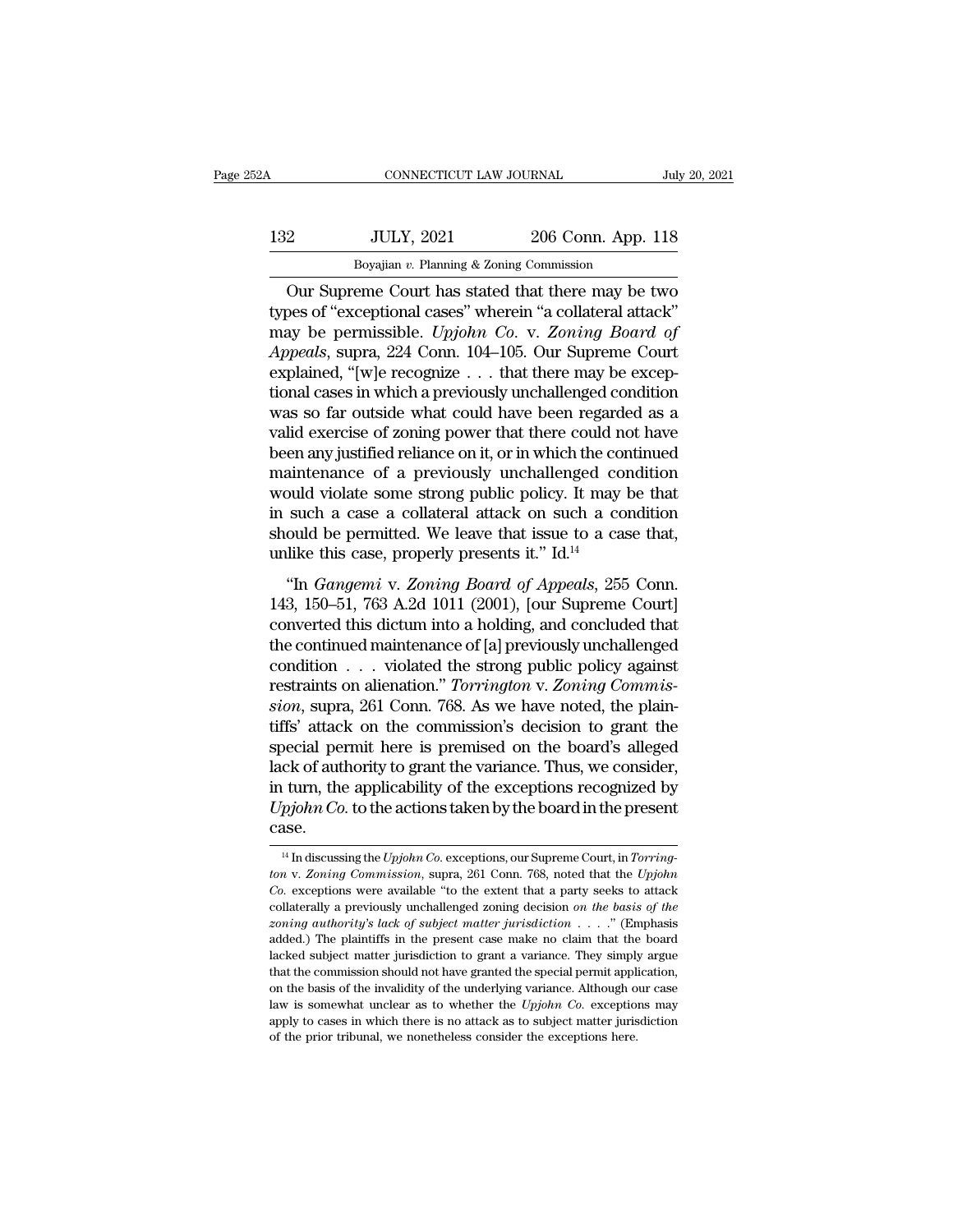Our Supreme Court has stated that there may be two types of "exceptional cases" wherein "a collateral attack" may be permissible. *Upjohn Co.* v. *Zoning Board of Appeals*, supra, 224 Conn. 104–105. Our Supreme Court explained, "[w]e recognize . . . that there may be exceptional cases in which a previously unchallenged condition was so far outside what could have been regarded as a valid exercise of zoning power that there could not have been any justified reliance on it, or in which the continued maintenance of a previously unchallenged condition would violate some strong public policy. It may be that in such a case a collateral attack on such a condition should be permitted. We leave that issue to a case that, unlike this case, properly presents it." Id.[14]

"In *Gangemi* v. *Zoning Board of Appeals*, 255 Conn. 143, 150–51, 763 A.2d 1011 (2001), [our Supreme Court] converted this dictum into a holding, and concluded that the continued maintenance of [a] previously unchallenged condition . . . violated the strong public policy against restraints on alienation." *Torrington* v. *Zoning Commission*, supra, 261 Conn. 768. As we have noted, the plaintiffs' attack on the commission's decision to grant the special permit here is premised on the board's alleged lack of authority to grant the variance. Thus, we consider, in turn, the applicability of the exceptions recognized by *Upjohn Co.* to the actions taken by the board in the present case.

[14] In discussing the *Upjohn Co.* exceptions, our Supreme Court, in *Torrington* v. *Zoning Commission*, supra, 261 Conn. 768, noted that the *Upjohn Co.* exceptions were available "to the extent that a party seeks to attack collaterally a previously unchallenged zoning decision *on the basis of the zoning authority's lack of subject matter jurisdiction* . . . ." (Emphasis added.) The plaintiffs in the present case make no claim that the board lacked subject matter jurisdiction to grant a variance. They simply argue that the commission should not have granted the special permit application, on the basis of the invalidity of the underlying variance. Although our case law is somewhat unclear as to whether the *Upjohn Co.* exceptions may apply to cases in which there is no attack as to subject matter jurisdiction of the prior tribunal, we nonetheless consider the exceptions here.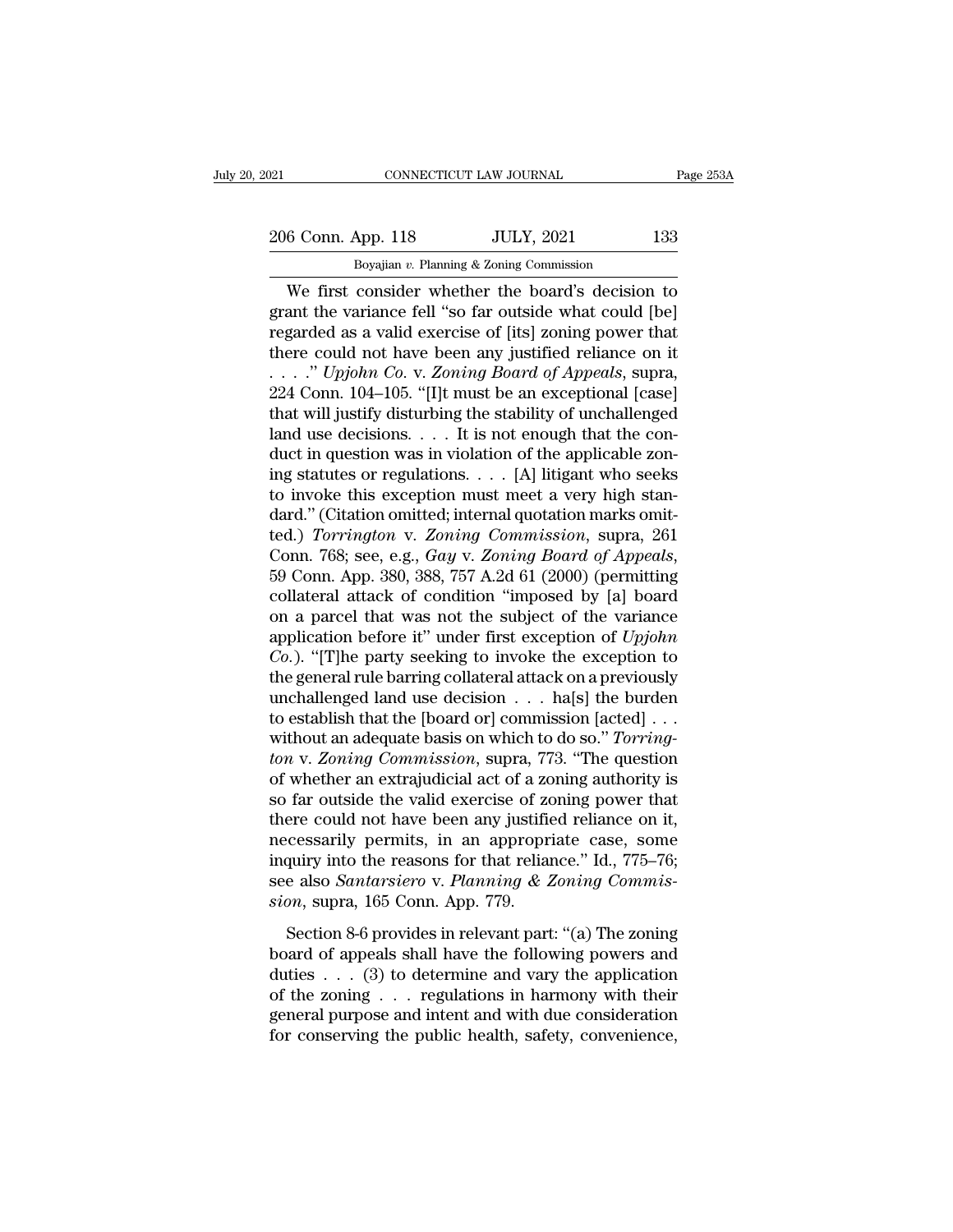We first consider whether the board's decision to grant the variance fell "so far outside what could [be] regarded as a valid exercise of [its] zoning power that there could not have been any justified reliance on it . . . ." *Upjohn Co.* v. *Zoning Board of Appeals*, supra, 224 Conn. 104–105. "[I]t must be an exceptional [case] that will justify disturbing the stability of unchallenged land use decisions. . . . It is not enough that the conduct in question was in violation of the applicable zoning statutes or regulations. . . . [A] litigant who seeks to invoke this exception must meet a very high standard." (Citation omitted; internal quotation marks omitted.) *Torrington* v. *Zoning Commission*, supra, 261 Conn. 768; see, e.g., *Gay* v. *Zoning Board of Appeals*, 59 Conn. App. 380, 388, 757 A.2d 61 (2000) (permitting collateral attack of condition "imposed by [a] board on a parcel that was not the subject of the variance application before it" under first exception of *Upjohn Co.*). "[T]he party seeking to invoke the exception to the general rule barring collateral attack on a previously unchallenged land use decision . . . ha[s] the burden to establish that the [board or] commission [acted] . . . without an adequate basis on which to do so." *Torrington* v. *Zoning Commission*, supra, 773. "The question of whether an extrajudicial act of a zoning authority is so far outside the valid exercise of zoning power that there could not have been any justified reliance on it, necessarily permits, in an appropriate case, some inquiry into the reasons for that reliance." Id., 775–76; see also *Santarsiero* v. *Planning & Zoning Commission*, supra, 165 Conn. App. 779.

Section 8-6 provides in relevant part: "(a) The zoning board of appeals shall have the following powers and duties . . . (3) to determine and vary the application of the zoning . . . regulations in harmony with their general purpose and intent and with due consideration for conserving the public health, safety, convenience,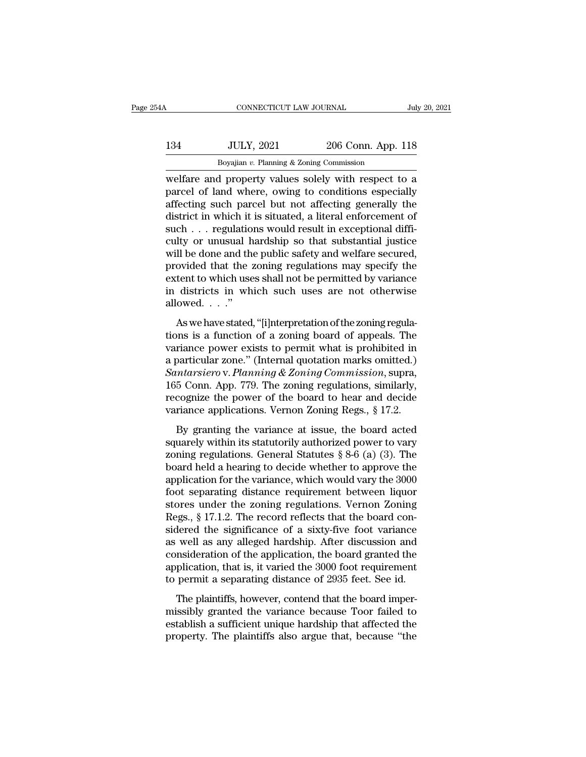welfare and property values solely with respect to a parcel of land where, owing to conditions especially affecting such parcel but not affecting generally the district in which it is situated, a literal enforcement of such . . . regulations would result in exceptional difficulty or unusual hardship so that substantial justice will be done and the public safety and welfare secured, provided that the zoning regulations may specify the extent to which uses shall not be permitted by variance in districts in which such uses are not otherwise allowed. . . ."

As we have stated, "[i]nterpretation of the zoning regulations is a function of a zoning board of appeals. The variance power exists to permit what is prohibited in a particular zone." (Internal quotation marks omitted.) *Santarsiero* v. *Planning & Zoning Commission*, supra, 165 Conn. App. 779. The zoning regulations, similarly, recognize the power of the board to hear and decide variance applications. Vernon Zoning Regs., § 17.2.

By granting the variance at issue, the board acted squarely within its statutorily authorized power to vary zoning regulations. General Statutes § 8-6 (a) (3). The board held a hearing to decide whether to approve the application for the variance, which would vary the 3000 foot separating distance requirement between liquor stores under the zoning regulations. Vernon Zoning Regs., § 17.1.2. The record reflects that the board considered the significance of a sixty-five foot variance as well as any alleged hardship. After discussion and consideration of the application, the board granted the application, that is, it varied the 3000 foot requirement to permit a separating distance of 2935 feet. See id.

The plaintiffs, however, contend that the board impermissibly granted the variance because Toor failed to establish a sufficient unique hardship that affected the property. The plaintiffs also argue that, because "the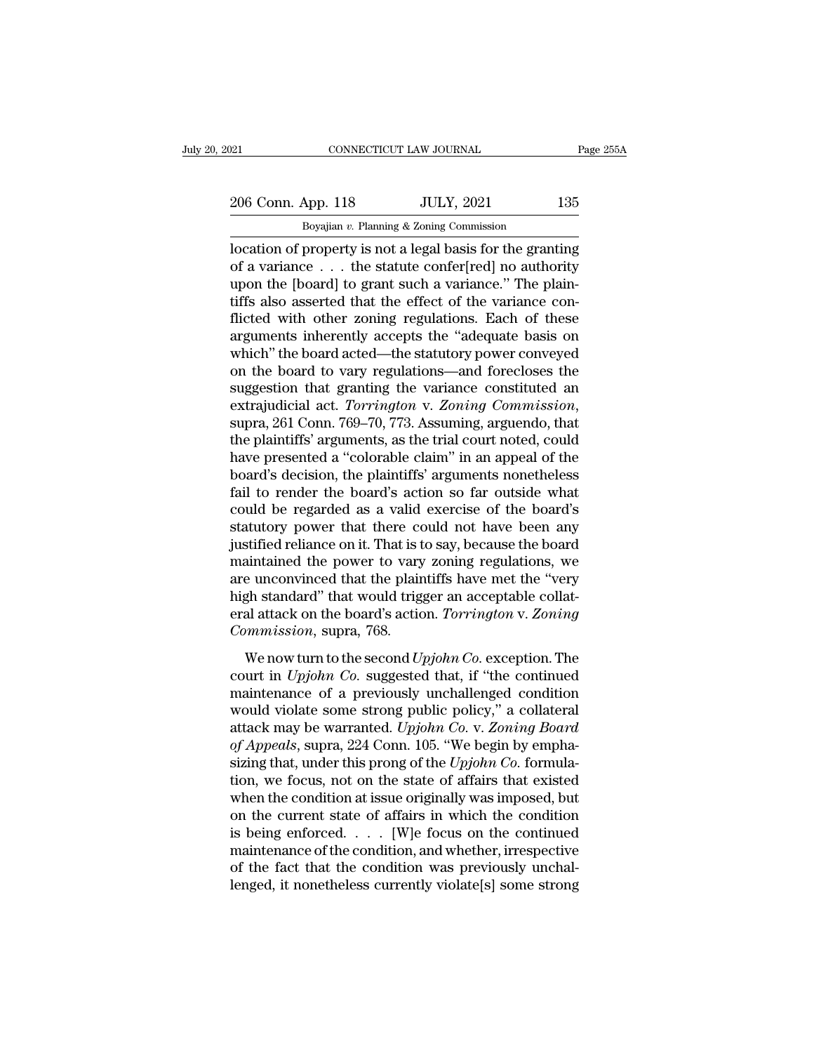location of property is not a legal basis for the granting of a variance . . . the statute confer[red] no authority upon the [board] to grant such a variance." The plaintiffs also asserted that the effect of the variance conflicted with other zoning regulations. Each of these arguments inherently accepts the "adequate basis on which" the board acted—the statutory power conveyed on the board to vary regulations—and forecloses the suggestion that granting the variance constituted an extrajudicial act. *Torrington* v. *Zoning Commission*, supra, 261 Conn. 769–70, 773. Assuming, arguendo, that the plaintiffs' arguments, as the trial court noted, could have presented a "colorable claim" in an appeal of the board's decision, the plaintiffs' arguments nonetheless fail to render the board's action so far outside what could be regarded as a valid exercise of the board's statutory power that there could not have been any justified reliance on it. That is to say, because the board maintained the power to vary zoning regulations, we are unconvinced that the plaintiffs have met the "very high standard" that would trigger an acceptable collateral attack on the board's action. *Torrington* v. *Zoning Commission*, supra, 768.

We now turn to the second *Upjohn Co.* exception. The court in *Upjohn Co.* suggested that, if "the continued maintenance of a previously unchallenged condition would violate some strong public policy," a collateral attack may be warranted. *Upjohn Co.* v. *Zoning Board of Appeals*, supra, 224 Conn. 105. "We begin by emphasizing that, under this prong of the *Upjohn Co.* formulation, we focus, not on the state of affairs that existed when the condition at issue originally was imposed, but on the current state of affairs in which the condition is being enforced. . . . [W]e focus on the continued maintenance of the condition, and whether, irrespective of the fact that the condition was previously unchallenged, it nonetheless currently violate[s] some strong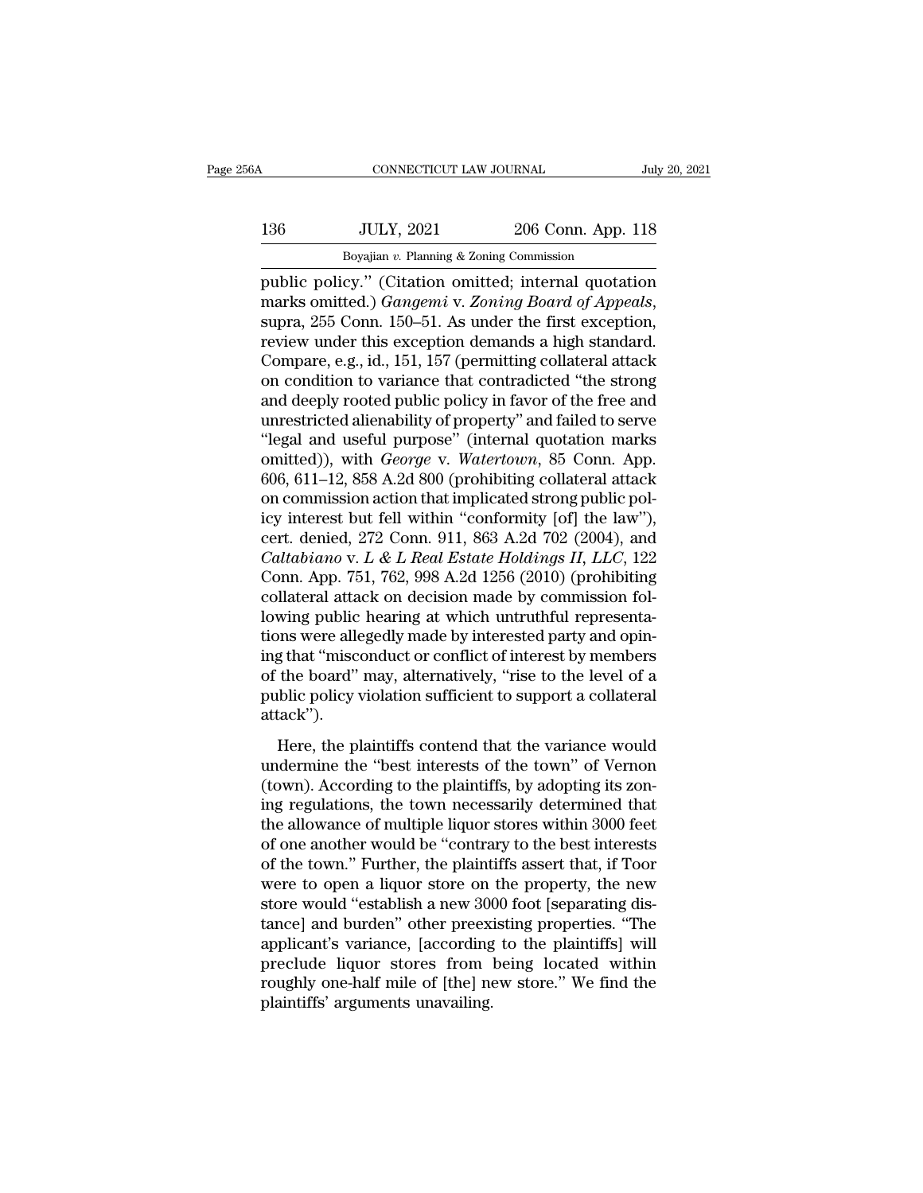public policy." (Citation omitted; internal quotation marks omitted.) *Gangemi* v. *Zoning Board of Appeals*, supra, 255 Conn. 150–51. As under the first exception, review under this exception demands a high standard. Compare, e.g., id., 151, 157 (permitting collateral attack on condition to variance that contradicted "the strong and deeply rooted public policy in favor of the free and unrestricted alienability of property" and failed to serve "legal and useful purpose" (internal quotation marks omitted)), with *George* v. *Watertown*, 85 Conn. App. 606, 611–12, 858 A.2d 800 (prohibiting collateral attack on commission action that implicated strong public policy interest but fell within "conformity [of] the law"), cert. denied, 272 Conn. 911, 863 A.2d 702 (2004), and *Caltabiano* v. *L & L Real Estate Holdings II, LLC*, 122 Conn. App. 751, 762, 998 A.2d 1256 (2010) (prohibiting collateral attack on decision made by commission following public hearing at which untruthful representations were allegedly made by interested party and opining that "misconduct or conflict of interest by members of the board" may, alternatively, "rise to the level of a public policy violation sufficient to support a collateral attack").

Here, the plaintiffs contend that the variance would undermine the "best interests of the town" of Vernon (town). According to the plaintiffs, by adopting its zoning regulations, the town necessarily determined that the allowance of multiple liquor stores within 3000 feet of one another would be "contrary to the best interests of the town." Further, the plaintiffs assert that, if Toor were to open a liquor store on the property, the new store would "establish a new 3000 foot [separating distance] and burden" other preexisting properties. "The applicant's variance, [according to the plaintiffs] will preclude liquor stores from being located within roughly one-half mile of [the] new store." We find the plaintiffs' arguments unavailing.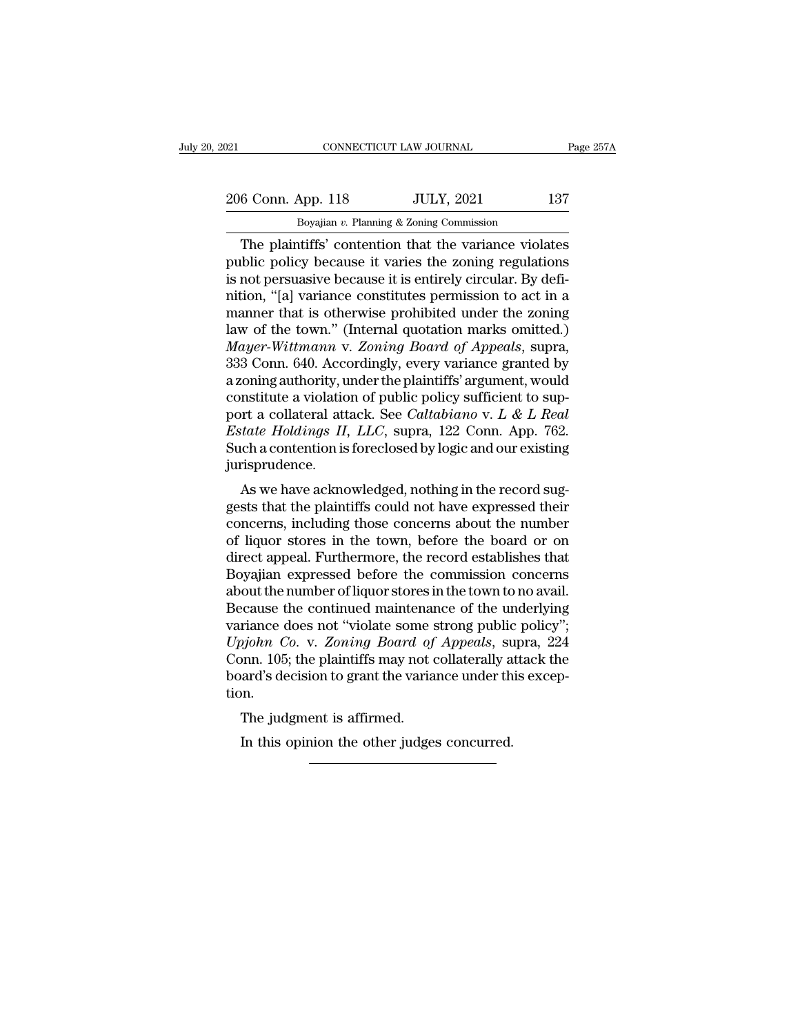The plaintiffs' contention that the variance violates public policy because it varies the zoning regulations is not persuasive because it is entirely circular. By definition, "[a] variance constitutes permission to act in a manner that is otherwise prohibited under the zoning law of the town." (Internal quotation marks omitted.) *Mayer-Wittmann* v. *Zoning Board of Appeals*, supra, 333 Conn. 640. Accordingly, every variance granted by a zoning authority, under the plaintiffs' argument, would constitute a violation of public policy sufficient to support a collateral attack. See *Caltabiano* v. *L & L Real Estate Holdings II, LLC*, supra, 122 Conn. App. 762. Such a contention is foreclosed by logic and our existing jurisprudence.

As we have acknowledged, nothing in the record suggests that the plaintiffs could not have expressed their concerns, including those concerns about the number of liquor stores in the town, before the board or on direct appeal. Furthermore, the record establishes that Boyajian expressed before the commission concerns about the number of liquor stores in the town to no avail. Because the continued maintenance of the underlying variance does not "violate some strong public policy"; *Upjohn Co.* v. *Zoning Board of Appeals*, supra, 224 Conn. 105; the plaintiffs may not collaterally attack the board's decision to grant the variance under this exception.

The judgment is affirmed.

In this opinion the other judges concurred.